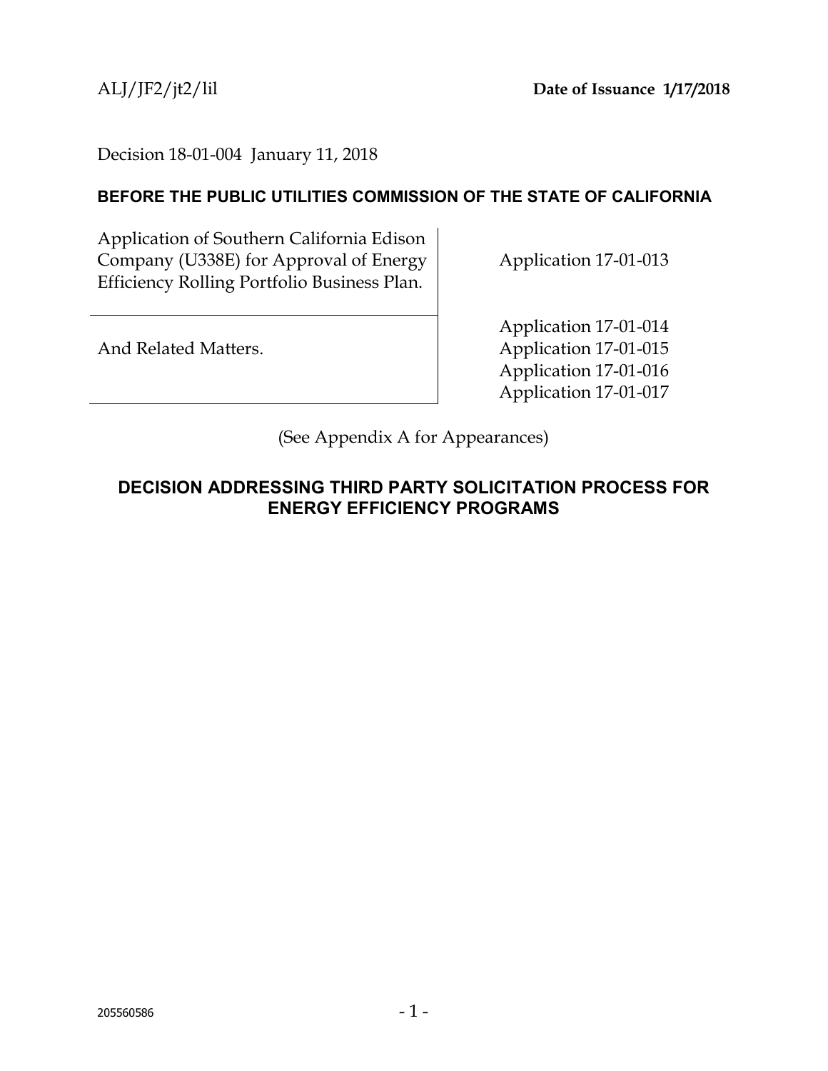ALJ/JF2/jt2/lil **Date of Issuance 1/17/2018**

Decision 18-01-004 January 11, 2018

**BEFORE THE PUBLIC UTILITIES COMMISSION OF THE STATE OF CALIFORNIA**

| | |
|---|---|
| Application of Southern California Edison Company (U338E) for Approval of Energy Efficiency Rolling Portfolio Business Plan. | Application 17-01-013 |
| And Related Matters. | Application 17-01-014<br>Application 17-01-015<br>Application 17-01-016<br>Application 17-01-017 |

(See Appendix A for Appearances)

# DECISION ADDRESSING THIRD PARTY SOLICITATION PROCESS FOR ENERGY EFFICIENCY PROGRAMS

205560586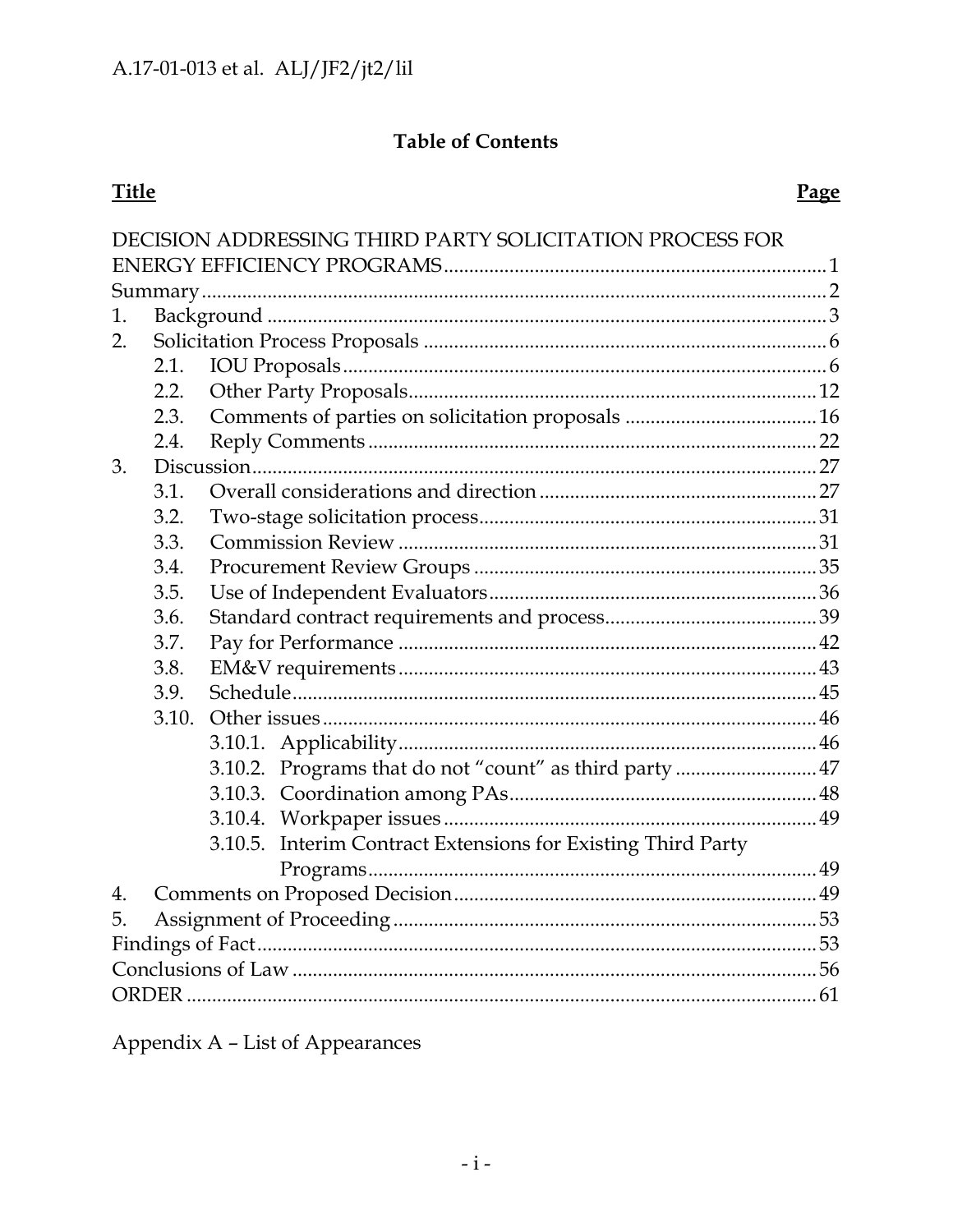## Table of Contents

| Title | Page |
|---|---|
| DECISION ADDRESSING THIRD PARTY SOLICITATION PROCESS FOR ENERGY EFFICIENCY PROGRAMS | 1 |
| Summary | 2 |
| 1. Background | 3 |
| 2. Solicitation Process Proposals | 6 |
| 2.1. IOU Proposals | 6 |
| 2.2. Other Party Proposals | 12 |
| 2.3. Comments of parties on solicitation proposals | 16 |
| 2.4. Reply Comments | 22 |
| 3. Discussion | 27 |
| 3.1. Overall considerations and direction | 27 |
| 3.2. Two-stage solicitation process | 31 |
| 3.3. Commission Review | 31 |
| 3.4. Procurement Review Groups | 35 |
| 3.5. Use of Independent Evaluators | 36 |
| 3.6. Standard contract requirements and process | 39 |
| 3.7. Pay for Performance | 42 |
| 3.8. EM&V requirements | 43 |
| 3.9. Schedule | 45 |
| 3.10. Other issues | 46 |
| 3.10.1. Applicability | 46 |
| 3.10.2. Programs that do not "count" as third party | 47 |
| 3.10.3. Coordination among PAs | 48 |
| 3.10.4. Workpaper issues | 49 |
| 3.10.5. Interim Contract Extensions for Existing Third Party Programs | 49 |
| 4. Comments on Proposed Decision | 49 |
| 5. Assignment of Proceeding | 53 |
| Findings of Fact | 53 |
| Conclusions of Law | 56 |
| ORDER | 61 |

Appendix A – List of Appearances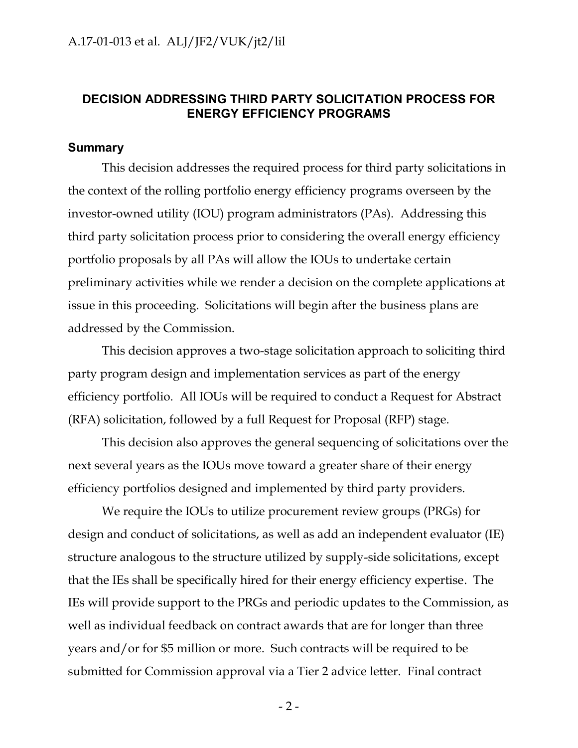# DECISION ADDRESSING THIRD PARTY SOLICITATION PROCESS FOR ENERGY EFFICIENCY PROGRAMS

## Summary

This decision addresses the required process for third party solicitations in the context of the rolling portfolio energy efficiency programs overseen by the investor-owned utility (IOU) program administrators (PAs). Addressing this third party solicitation process prior to considering the overall energy efficiency portfolio proposals by all PAs will allow the IOUs to undertake certain preliminary activities while we render a decision on the complete applications at issue in this proceeding. Solicitations will begin after the business plans are addressed by the Commission.

This decision approves a two-stage solicitation approach to soliciting third party program design and implementation services as part of the energy efficiency portfolio. All IOUs will be required to conduct a Request for Abstract (RFA) solicitation, followed by a full Request for Proposal (RFP) stage.

This decision also approves the general sequencing of solicitations over the next several years as the IOUs move toward a greater share of their energy efficiency portfolios designed and implemented by third party providers.

We require the IOUs to utilize procurement review groups (PRGs) for design and conduct of solicitations, as well as add an independent evaluator (IE) structure analogous to the structure utilized by supply-side solicitations, except that the IEs shall be specifically hired for their energy efficiency expertise. The IEs will provide support to the PRGs and periodic updates to the Commission, as well as individual feedback on contract awards that are for longer than three years and/or for $5 million or more. Such contracts will be required to be submitted for Commission approval via a Tier 2 advice letter. Final contract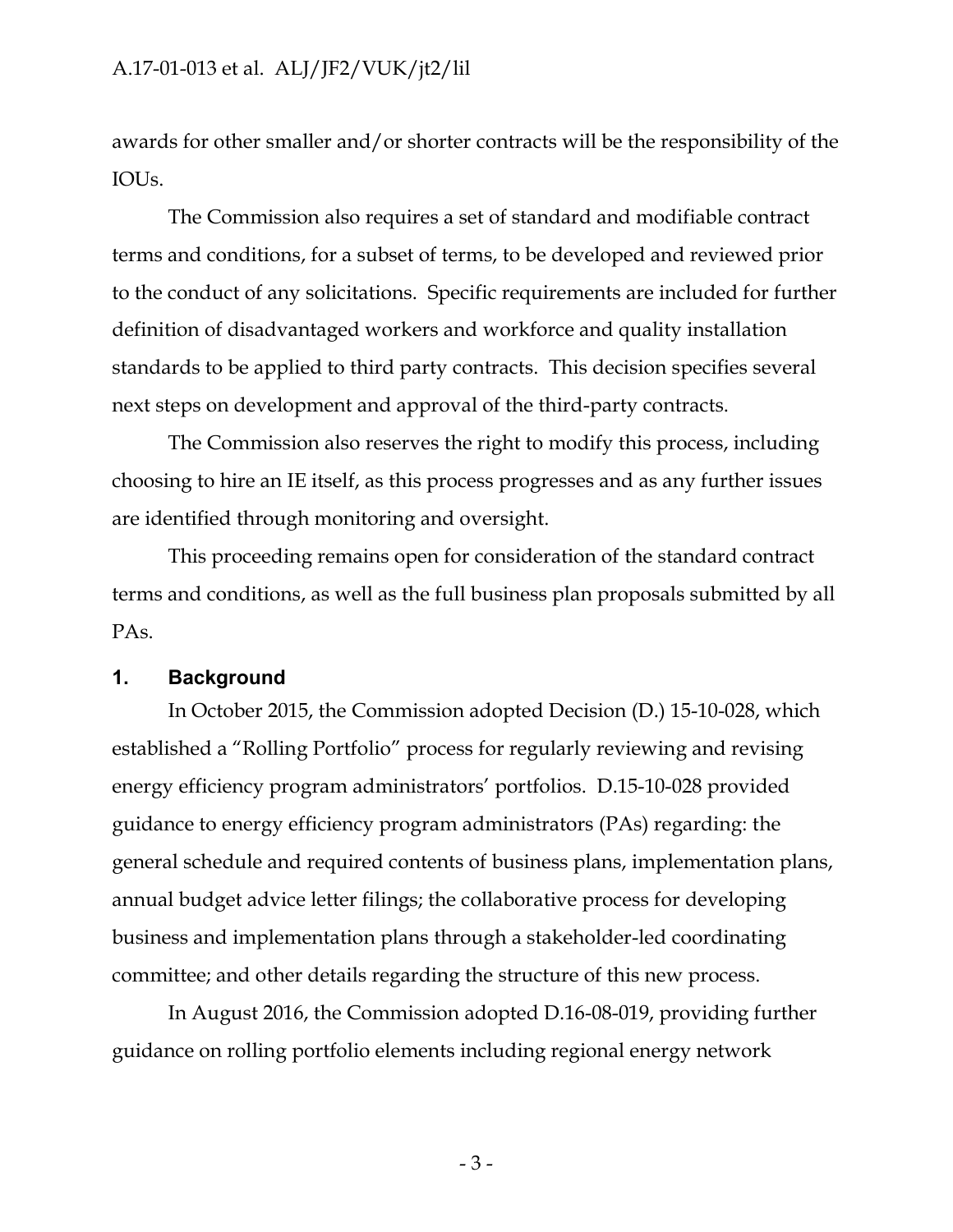awards for other smaller and/or shorter contracts will be the responsibility of the IOUs.

The Commission also requires a set of standard and modifiable contract terms and conditions, for a subset of terms, to be developed and reviewed prior to the conduct of any solicitations. Specific requirements are included for further definition of disadvantaged workers and workforce and quality installation standards to be applied to third party contracts. This decision specifies several next steps on development and approval of the third-party contracts.

The Commission also reserves the right to modify this process, including choosing to hire an IE itself, as this process progresses and as any further issues are identified through monitoring and oversight.

This proceeding remains open for consideration of the standard contract terms and conditions, as well as the full business plan proposals submitted by all PAs.

## 1. Background

In October 2015, the Commission adopted Decision (D.) 15-10-028, which established a "Rolling Portfolio" process for regularly reviewing and revising energy efficiency program administrators' portfolios. D.15-10-028 provided guidance to energy efficiency program administrators (PAs) regarding: the general schedule and required contents of business plans, implementation plans, annual budget advice letter filings; the collaborative process for developing business and implementation plans through a stakeholder-led coordinating committee; and other details regarding the structure of this new process.

In August 2016, the Commission adopted D.16-08-019, providing further guidance on rolling portfolio elements including regional energy network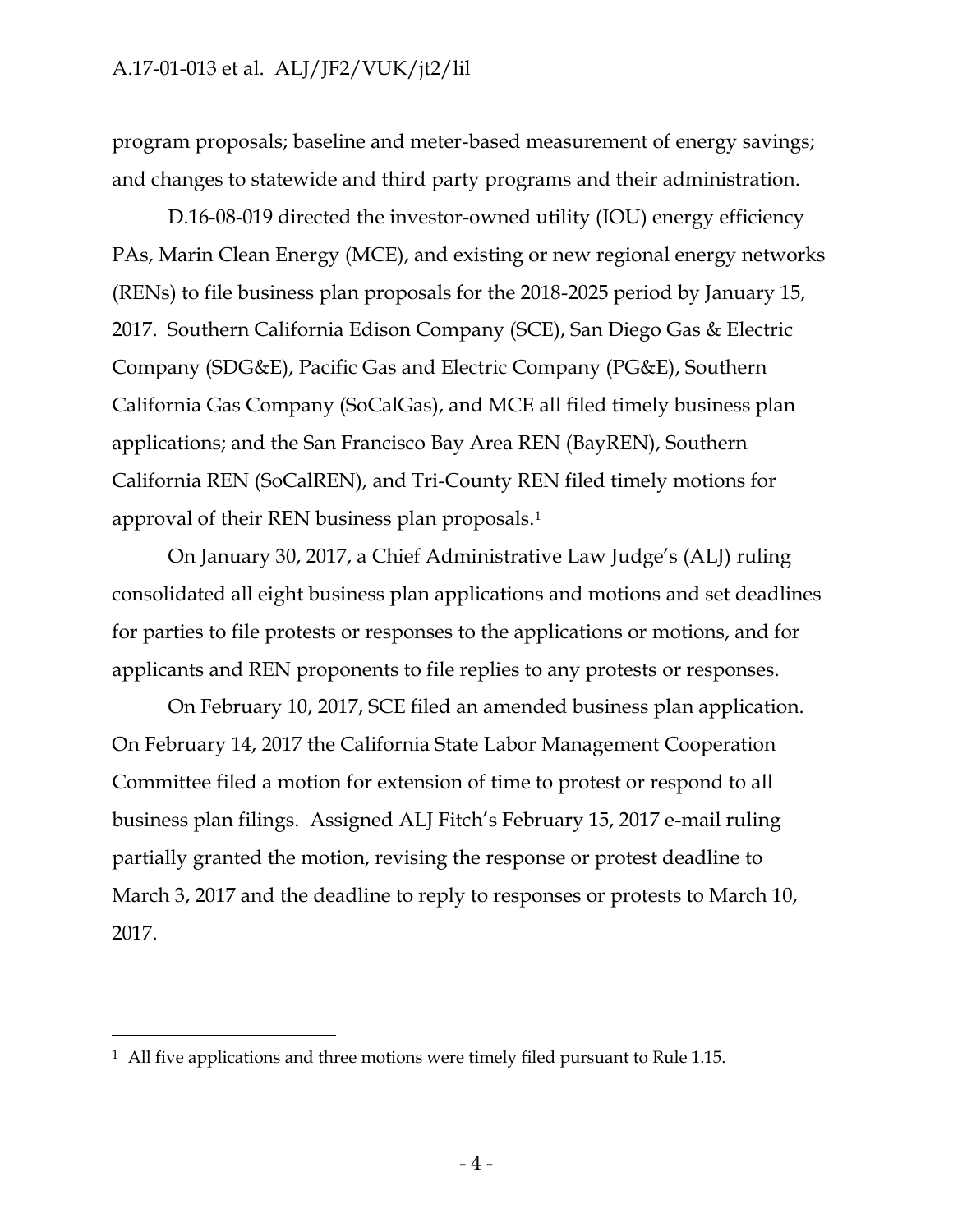program proposals; baseline and meter-based measurement of energy savings; and changes to statewide and third party programs and their administration.

D.16-08-019 directed the investor-owned utility (IOU) energy efficiency PAs, Marin Clean Energy (MCE), and existing or new regional energy networks (RENs) to file business plan proposals for the 2018-2025 period by January 15, 2017. Southern California Edison Company (SCE), San Diego Gas & Electric Company (SDG&E), Pacific Gas and Electric Company (PG&E), Southern California Gas Company (SoCalGas), and MCE all filed timely business plan applications; and the San Francisco Bay Area REN (BayREN), Southern California REN (SoCalREN), and Tri-County REN filed timely motions for approval of their REN business plan proposals.[1]

On January 30, 2017, a Chief Administrative Law Judge's (ALJ) ruling consolidated all eight business plan applications and motions and set deadlines for parties to file protests or responses to the applications or motions, and for applicants and REN proponents to file replies to any protests or responses.

On February 10, 2017, SCE filed an amended business plan application. On February 14, 2017 the California State Labor Management Cooperation Committee filed a motion for extension of time to protest or respond to all business plan filings. Assigned ALJ Fitch's February 15, 2017 e-mail ruling partially granted the motion, revising the response or protest deadline to March 3, 2017 and the deadline to reply to responses or protests to March 10, 2017.

---

[1] All five applications and three motions were timely filed pursuant to Rule 1.15.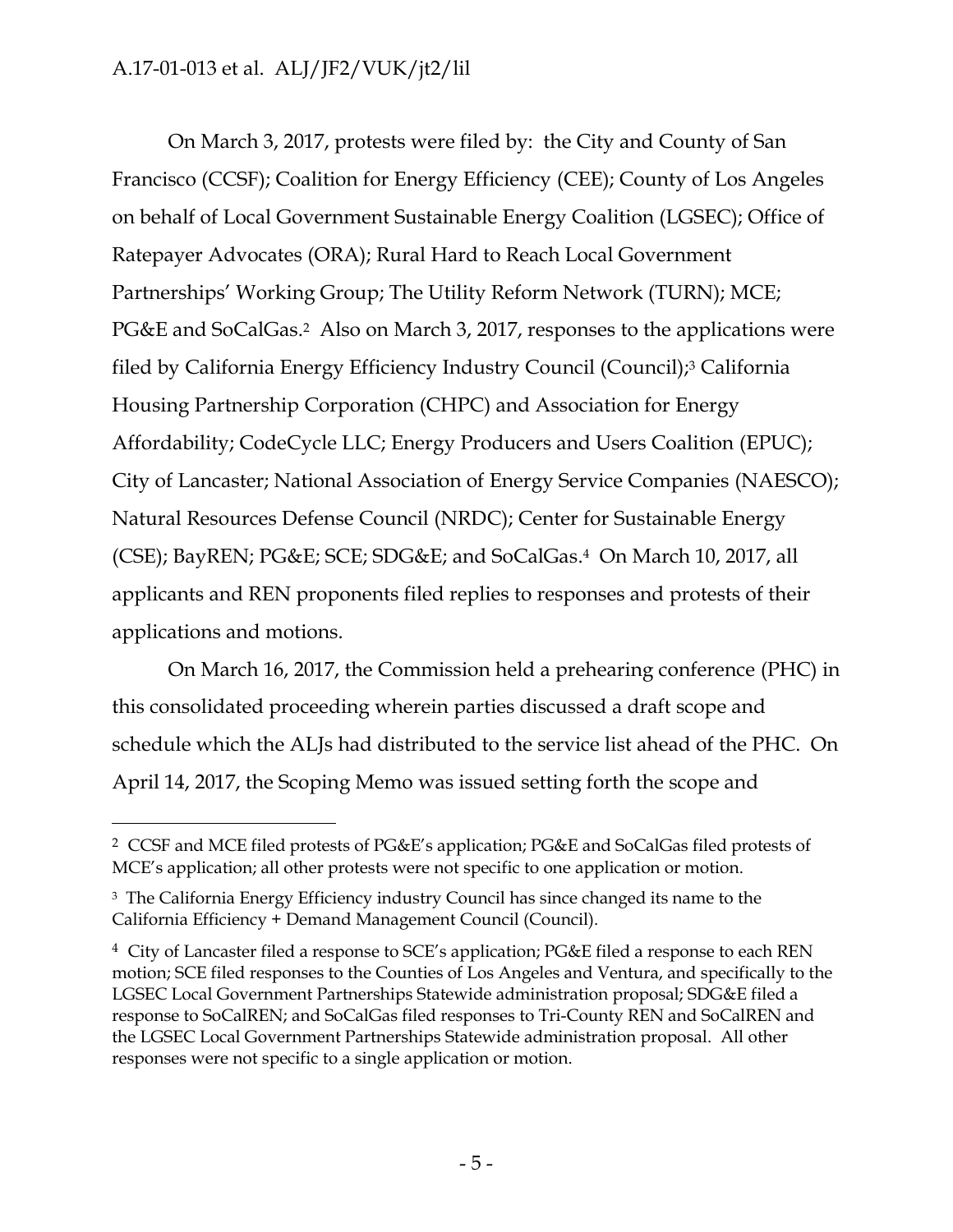On March 3, 2017, protests were filed by: the City and County of San Francisco (CCSF); Coalition for Energy Efficiency (CEE); County of Los Angeles on behalf of Local Government Sustainable Energy Coalition (LGSEC); Office of Ratepayer Advocates (ORA); Rural Hard to Reach Local Government Partnerships' Working Group; The Utility Reform Network (TURN); MCE; PG&E and SoCalGas.[2] Also on March 3, 2017, responses to the applications were filed by California Energy Efficiency Industry Council (Council);[3] California Housing Partnership Corporation (CHPC) and Association for Energy Affordability; CodeCycle LLC; Energy Producers and Users Coalition (EPUC); City of Lancaster; National Association of Energy Service Companies (NAESCO); Natural Resources Defense Council (NRDC); Center for Sustainable Energy (CSE); BayREN; PG&E; SCE; SDG&E; and SoCalGas.[4] On March 10, 2017, all applicants and REN proponents filed replies to responses and protests of their applications and motions.

On March 16, 2017, the Commission held a prehearing conference (PHC) in this consolidated proceeding wherein parties discussed a draft scope and schedule which the ALJs had distributed to the service list ahead of the PHC. On April 14, 2017, the Scoping Memo was issued setting forth the scope and

---

[2] CCSF and MCE filed protests of PG&E's application; PG&E and SoCalGas filed protests of MCE's application; all other protests were not specific to one application or motion.

[3] The California Energy Efficiency industry Council has since changed its name to the California Efficiency + Demand Management Council (Council).

[4] City of Lancaster filed a response to SCE's application; PG&E filed a response to each REN motion; SCE filed responses to the Counties of Los Angeles and Ventura, and specifically to the LGSEC Local Government Partnerships Statewide administration proposal; SDG&E filed a response to SoCalREN; and SoCalGas filed responses to Tri-County REN and SoCalREN and the LGSEC Local Government Partnerships Statewide administration proposal. All other responses were not specific to a single application or motion.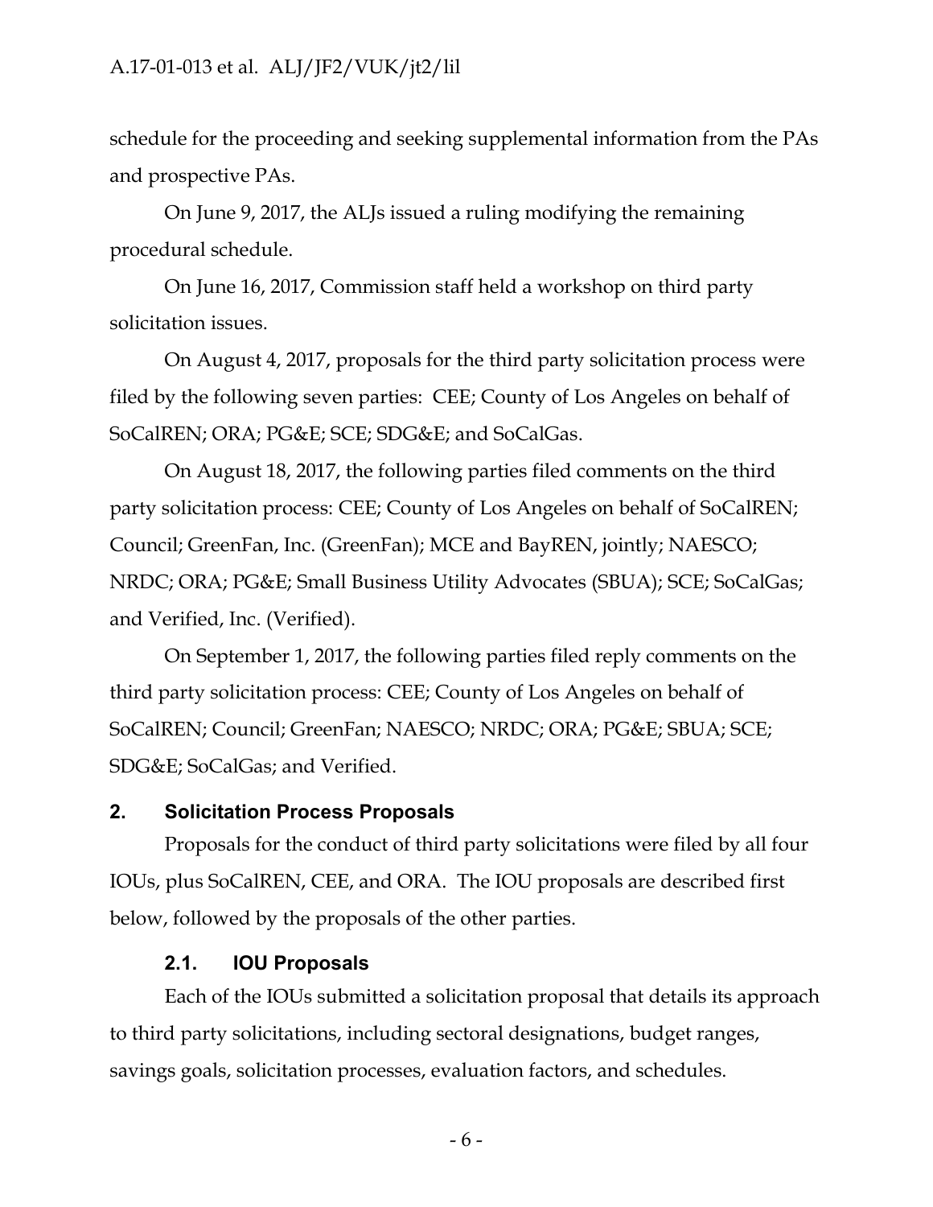schedule for the proceeding and seeking supplemental information from the PAs and prospective PAs.

On June 9, 2017, the ALJs issued a ruling modifying the remaining procedural schedule.

On June 16, 2017, Commission staff held a workshop on third party solicitation issues.

On August 4, 2017, proposals for the third party solicitation process were filed by the following seven parties: CEE; County of Los Angeles on behalf of SoCalREN; ORA; PG&E; SCE; SDG&E; and SoCalGas.

On August 18, 2017, the following parties filed comments on the third party solicitation process: CEE; County of Los Angeles on behalf of SoCalREN; Council; GreenFan, Inc. (GreenFan); MCE and BayREN, jointly; NAESCO; NRDC; ORA; PG&E; Small Business Utility Advocates (SBUA); SCE; SoCalGas; and Verified, Inc. (Verified).

On September 1, 2017, the following parties filed reply comments on the third party solicitation process: CEE; County of Los Angeles on behalf of SoCalREN; Council; GreenFan; NAESCO; NRDC; ORA; PG&E; SBUA; SCE; SDG&E; SoCalGas; and Verified.

## 2. Solicitation Process Proposals

Proposals for the conduct of third party solicitations were filed by all four IOUs, plus SoCalREN, CEE, and ORA. The IOU proposals are described first below, followed by the proposals of the other parties.

### 2.1. IOU Proposals

Each of the IOUs submitted a solicitation proposal that details its approach to third party solicitations, including sectoral designations, budget ranges, savings goals, solicitation processes, evaluation factors, and schedules.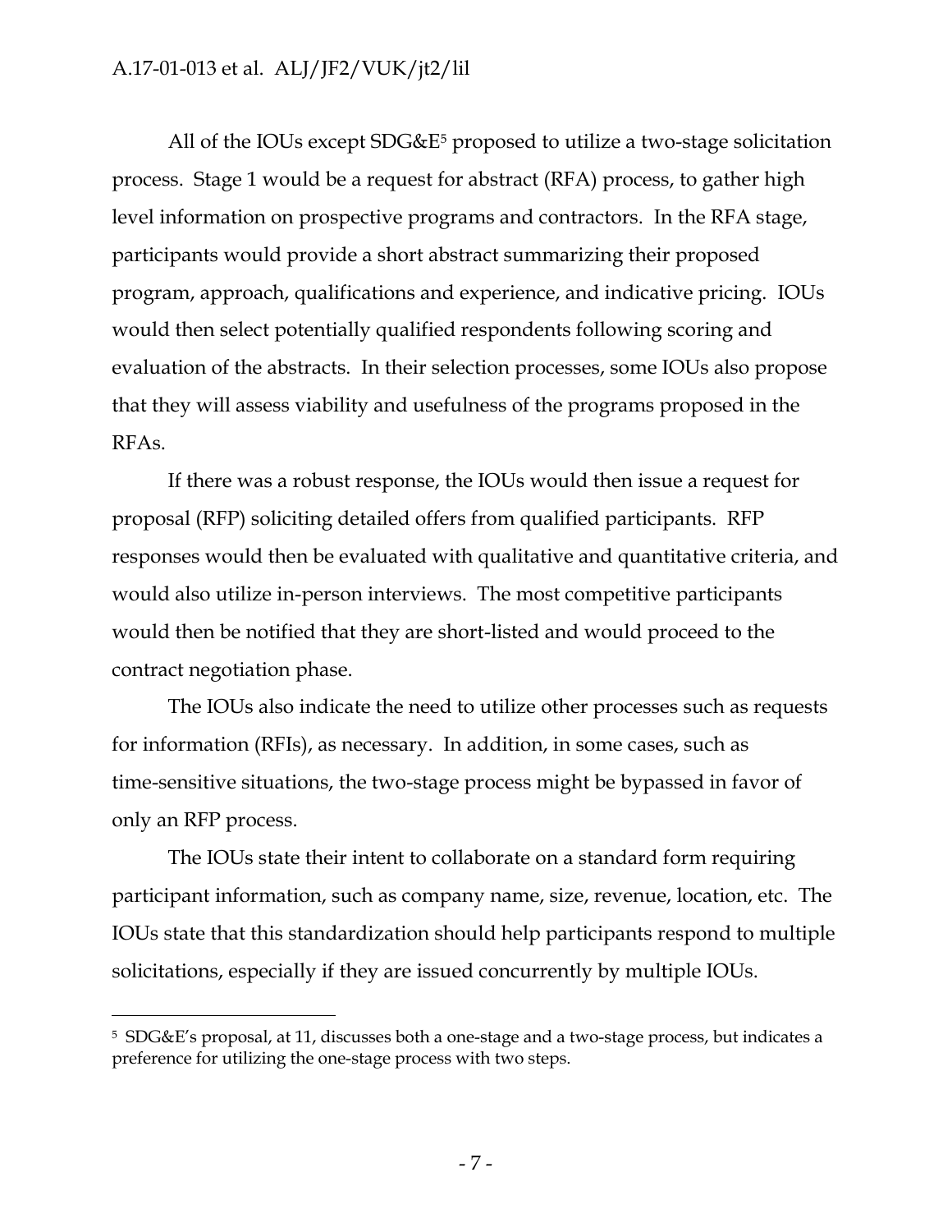All of the IOUs except SDG&E[5] proposed to utilize a two-stage solicitation process. Stage 1 would be a request for abstract (RFA) process, to gather high level information on prospective programs and contractors. In the RFA stage, participants would provide a short abstract summarizing their proposed program, approach, qualifications and experience, and indicative pricing. IOUs would then select potentially qualified respondents following scoring and evaluation of the abstracts. In their selection processes, some IOUs also propose that they will assess viability and usefulness of the programs proposed in the RFAs.

If there was a robust response, the IOUs would then issue a request for proposal (RFP) soliciting detailed offers from qualified participants. RFP responses would then be evaluated with qualitative and quantitative criteria, and would also utilize in-person interviews. The most competitive participants would then be notified that they are short-listed and would proceed to the contract negotiation phase.

The IOUs also indicate the need to utilize other processes such as requests for information (RFIs), as necessary. In addition, in some cases, such as time-sensitive situations, the two-stage process might be bypassed in favor of only an RFP process.

The IOUs state their intent to collaborate on a standard form requiring participant information, such as company name, size, revenue, location, etc. The IOUs state that this standardization should help participants respond to multiple solicitations, especially if they are issued concurrently by multiple IOUs.

---

[5] SDG&E's proposal, at 11, discusses both a one-stage and a two-stage process, but indicates a preference for utilizing the one-stage process with two steps.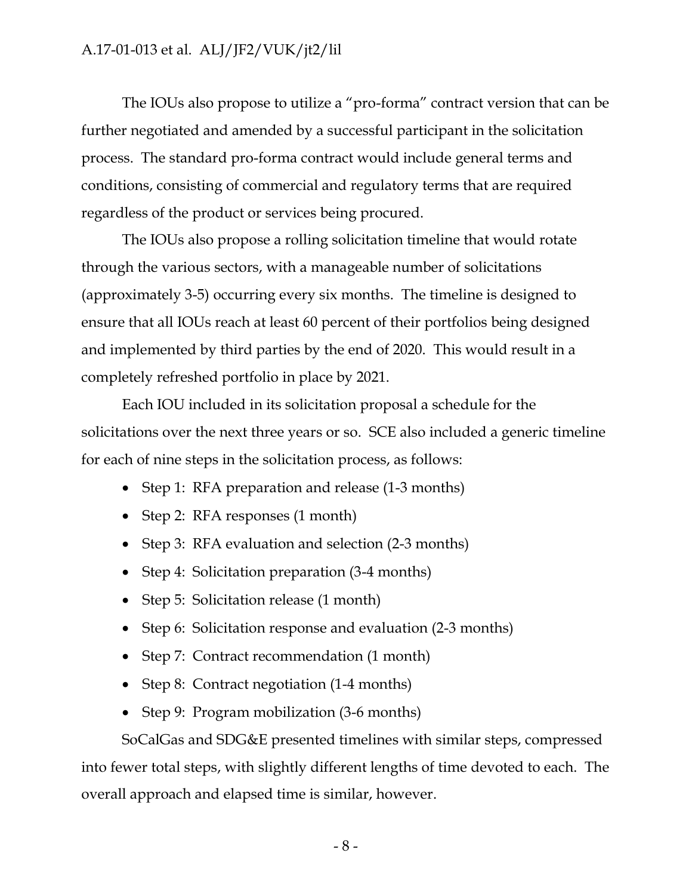The IOUs also propose to utilize a "pro-forma" contract version that can be further negotiated and amended by a successful participant in the solicitation process. The standard pro-forma contract would include general terms and conditions, consisting of commercial and regulatory terms that are required regardless of the product or services being procured.

The IOUs also propose a rolling solicitation timeline that would rotate through the various sectors, with a manageable number of solicitations (approximately 3-5) occurring every six months. The timeline is designed to ensure that all IOUs reach at least 60 percent of their portfolios being designed and implemented by third parties by the end of 2020. This would result in a completely refreshed portfolio in place by 2021.

Each IOU included in its solicitation proposal a schedule for the solicitations over the next three years or so. SCE also included a generic timeline for each of nine steps in the solicitation process, as follows:

- Step 1: RFA preparation and release (1-3 months)
- Step 2: RFA responses (1 month)
- Step 3: RFA evaluation and selection (2-3 months)
- Step 4: Solicitation preparation (3-4 months)
- Step 5: Solicitation release (1 month)
- Step 6: Solicitation response and evaluation (2-3 months)
- Step 7: Contract recommendation (1 month)
- Step 8: Contract negotiation (1-4 months)
- Step 9: Program mobilization (3-6 months)

SoCalGas and SDG&E presented timelines with similar steps, compressed into fewer total steps, with slightly different lengths of time devoted to each. The overall approach and elapsed time is similar, however.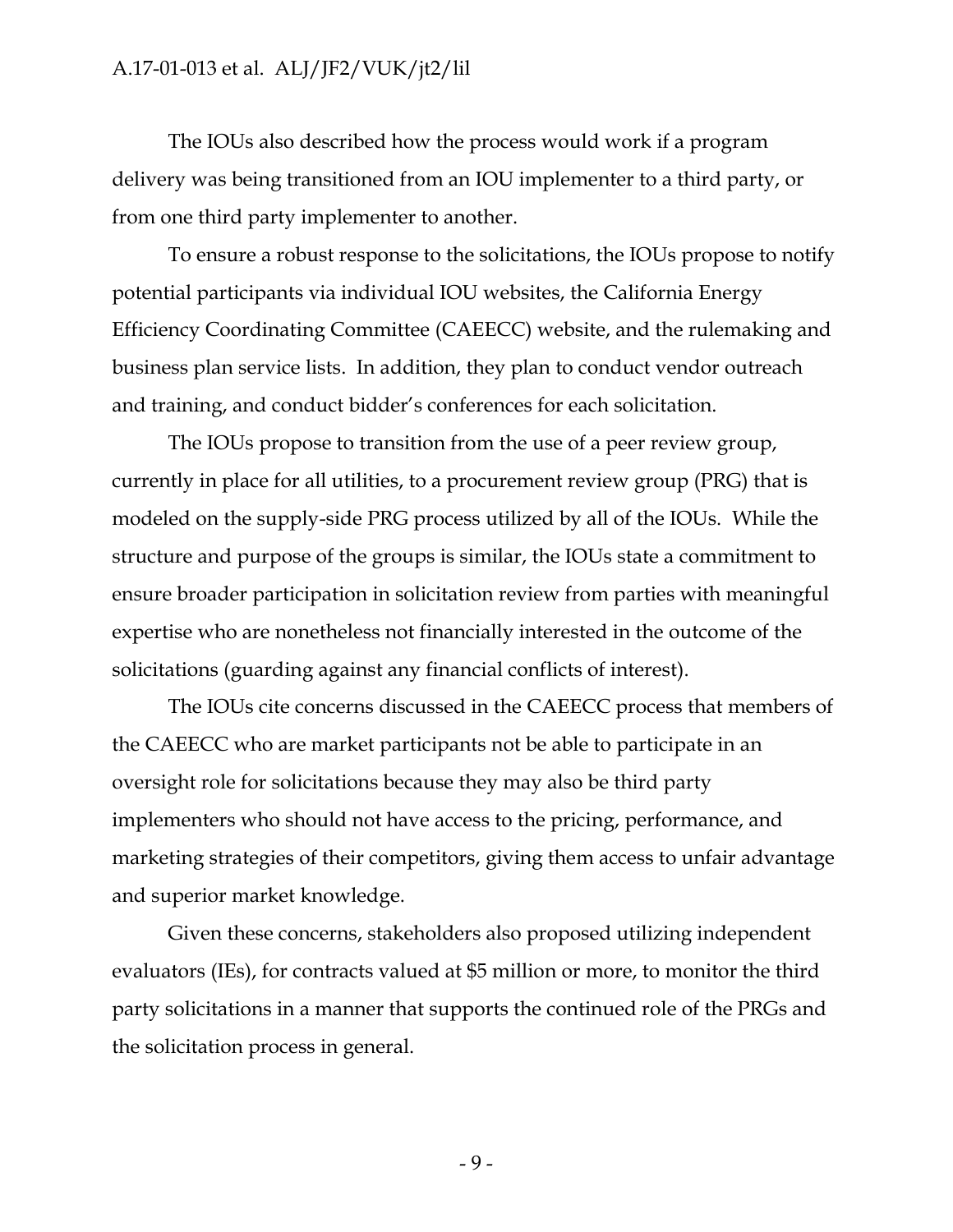The IOUs also described how the process would work if a program delivery was being transitioned from an IOU implementer to a third party, or from one third party implementer to another.

To ensure a robust response to the solicitations, the IOUs propose to notify potential participants via individual IOU websites, the California Energy Efficiency Coordinating Committee (CAEECC) website, and the rulemaking and business plan service lists. In addition, they plan to conduct vendor outreach and training, and conduct bidder's conferences for each solicitation.

The IOUs propose to transition from the use of a peer review group, currently in place for all utilities, to a procurement review group (PRG) that is modeled on the supply-side PRG process utilized by all of the IOUs. While the structure and purpose of the groups is similar, the IOUs state a commitment to ensure broader participation in solicitation review from parties with meaningful expertise who are nonetheless not financially interested in the outcome of the solicitations (guarding against any financial conflicts of interest).

The IOUs cite concerns discussed in the CAEECC process that members of the CAEECC who are market participants not be able to participate in an oversight role for solicitations because they may also be third party implementers who should not have access to the pricing, performance, and marketing strategies of their competitors, giving them access to unfair advantage and superior market knowledge.

Given these concerns, stakeholders also proposed utilizing independent evaluators (IEs), for contracts valued at $5 million or more, to monitor the third party solicitations in a manner that supports the continued role of the PRGs and the solicitation process in general.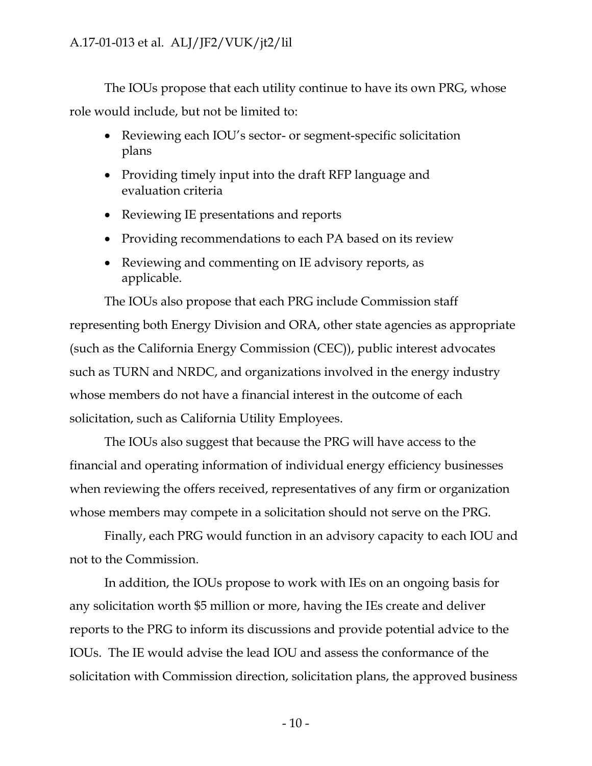The IOUs propose that each utility continue to have its own PRG, whose role would include, but not be limited to:

- Reviewing each IOU's sector- or segment-specific solicitation plans
- Providing timely input into the draft RFP language and evaluation criteria
- Reviewing IE presentations and reports
- Providing recommendations to each PA based on its review
- Reviewing and commenting on IE advisory reports, as applicable.

The IOUs also propose that each PRG include Commission staff representing both Energy Division and ORA, other state agencies as appropriate (such as the California Energy Commission (CEC)), public interest advocates such as TURN and NRDC, and organizations involved in the energy industry whose members do not have a financial interest in the outcome of each solicitation, such as California Utility Employees.

The IOUs also suggest that because the PRG will have access to the financial and operating information of individual energy efficiency businesses when reviewing the offers received, representatives of any firm or organization whose members may compete in a solicitation should not serve on the PRG.

Finally, each PRG would function in an advisory capacity to each IOU and not to the Commission.

In addition, the IOUs propose to work with IEs on an ongoing basis for any solicitation worth $5 million or more, having the IEs create and deliver reports to the PRG to inform its discussions and provide potential advice to the IOUs. The IE would advise the lead IOU and assess the conformance of the solicitation with Commission direction, solicitation plans, the approved business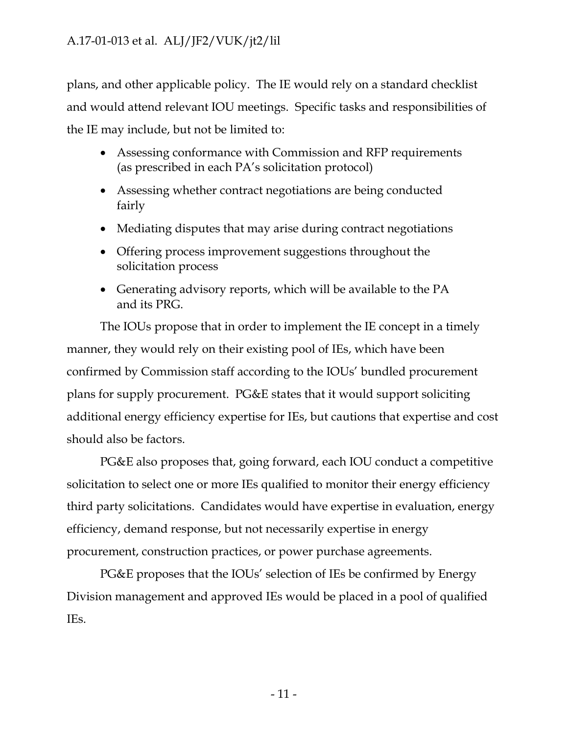plans, and other applicable policy. The IE would rely on a standard checklist and would attend relevant IOU meetings. Specific tasks and responsibilities of the IE may include, but not be limited to:

- Assessing conformance with Commission and RFP requirements (as prescribed in each PA's solicitation protocol)
- Assessing whether contract negotiations are being conducted fairly
- Mediating disputes that may arise during contract negotiations
- Offering process improvement suggestions throughout the solicitation process
- Generating advisory reports, which will be available to the PA and its PRG.

The IOUs propose that in order to implement the IE concept in a timely manner, they would rely on their existing pool of IEs, which have been confirmed by Commission staff according to the IOUs' bundled procurement plans for supply procurement. PG&E states that it would support soliciting additional energy efficiency expertise for IEs, but cautions that expertise and cost should also be factors.

PG&E also proposes that, going forward, each IOU conduct a competitive solicitation to select one or more IEs qualified to monitor their energy efficiency third party solicitations. Candidates would have expertise in evaluation, energy efficiency, demand response, but not necessarily expertise in energy procurement, construction practices, or power purchase agreements.

PG&E proposes that the IOUs' selection of IEs be confirmed by Energy Division management and approved IEs would be placed in a pool of qualified IEs.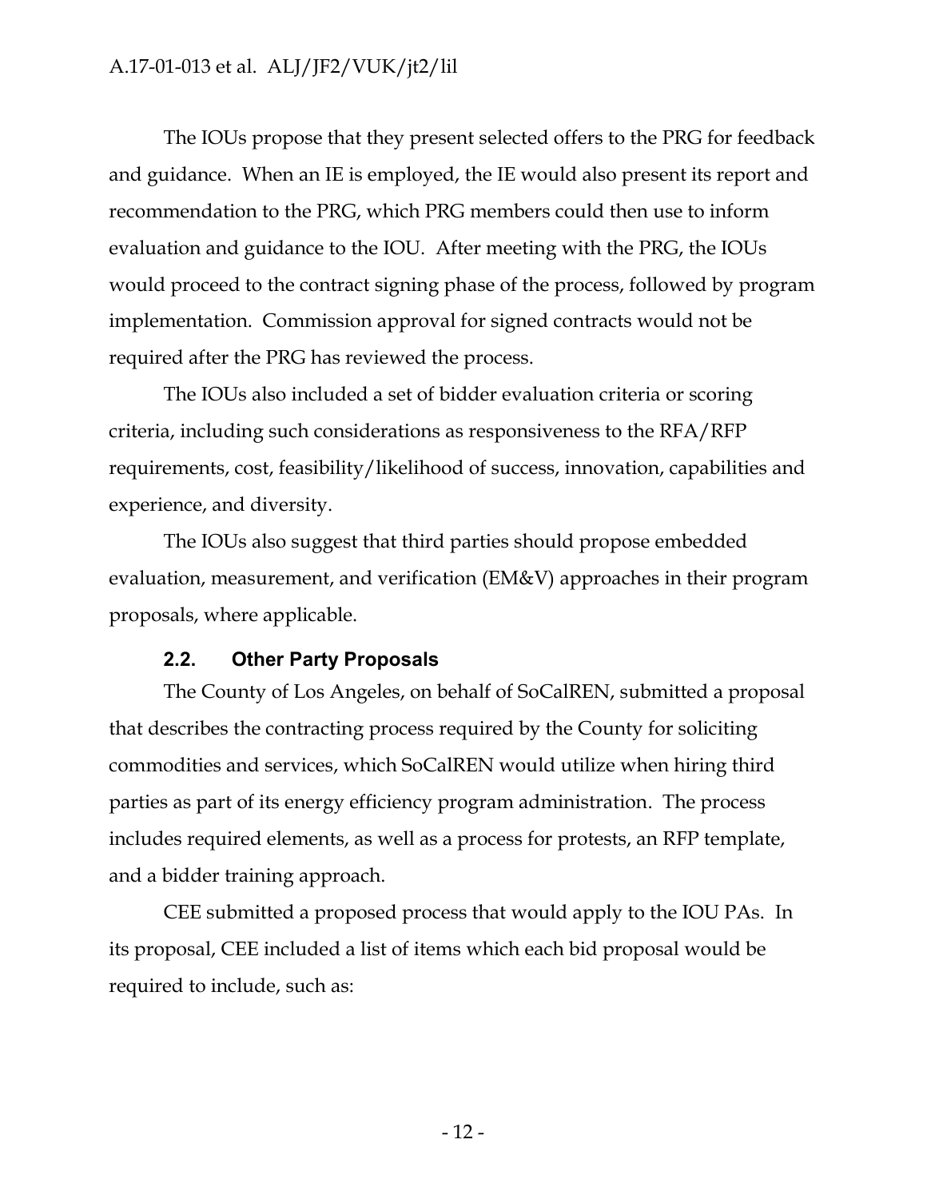The IOUs propose that they present selected offers to the PRG for feedback and guidance. When an IE is employed, the IE would also present its report and recommendation to the PRG, which PRG members could then use to inform evaluation and guidance to the IOU. After meeting with the PRG, the IOUs would proceed to the contract signing phase of the process, followed by program implementation. Commission approval for signed contracts would not be required after the PRG has reviewed the process.

The IOUs also included a set of bidder evaluation criteria or scoring criteria, including such considerations as responsiveness to the RFA/RFP requirements, cost, feasibility/likelihood of success, innovation, capabilities and experience, and diversity.

The IOUs also suggest that third parties should propose embedded evaluation, measurement, and verification (EM&V) approaches in their program proposals, where applicable.

### 2.2. Other Party Proposals

The County of Los Angeles, on behalf of SoCalREN, submitted a proposal that describes the contracting process required by the County for soliciting commodities and services, which SoCalREN would utilize when hiring third parties as part of its energy efficiency program administration. The process includes required elements, as well as a process for protests, an RFP template, and a bidder training approach.

CEE submitted a proposed process that would apply to the IOU PAs. In its proposal, CEE included a list of items which each bid proposal would be required to include, such as: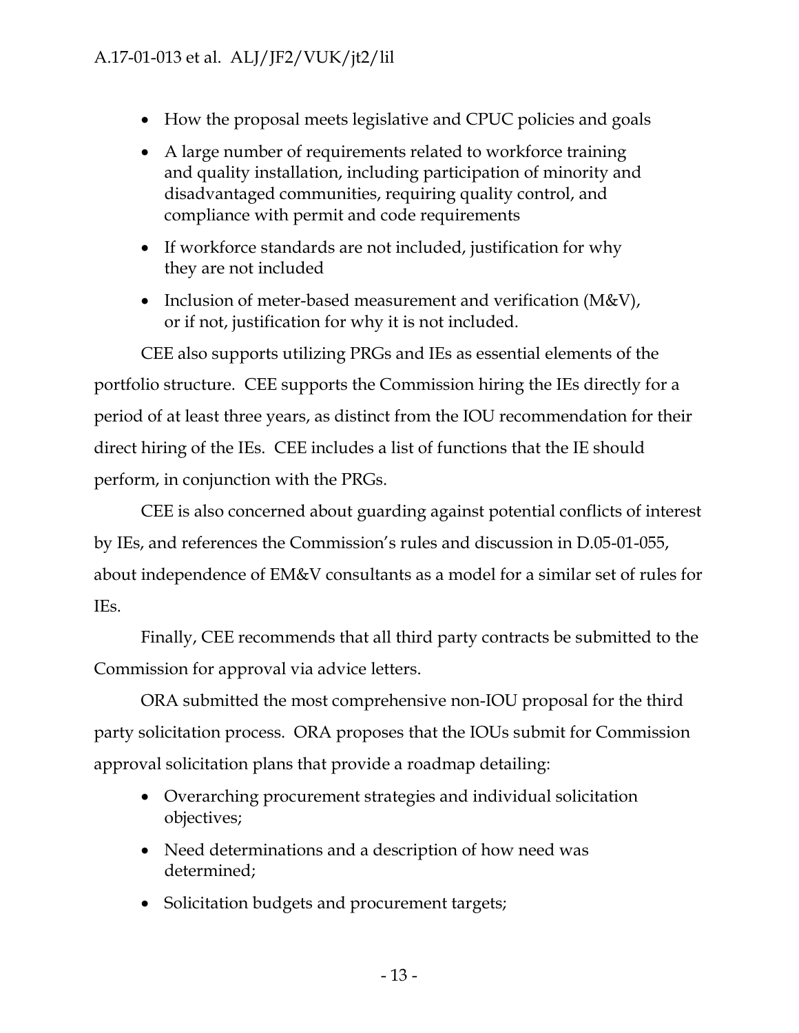- How the proposal meets legislative and CPUC policies and goals
- A large number of requirements related to workforce training and quality installation, including participation of minority and disadvantaged communities, requiring quality control, and compliance with permit and code requirements
- If workforce standards are not included, justification for why they are not included
- Inclusion of meter-based measurement and verification (M&V), or if not, justification for why it is not included.

CEE also supports utilizing PRGs and IEs as essential elements of the portfolio structure. CEE supports the Commission hiring the IEs directly for a period of at least three years, as distinct from the IOU recommendation for their direct hiring of the IEs. CEE includes a list of functions that the IE should perform, in conjunction with the PRGs.

CEE is also concerned about guarding against potential conflicts of interest by IEs, and references the Commission's rules and discussion in D.05-01-055, about independence of EM&V consultants as a model for a similar set of rules for IEs.

Finally, CEE recommends that all third party contracts be submitted to the Commission for approval via advice letters.

ORA submitted the most comprehensive non-IOU proposal for the third party solicitation process. ORA proposes that the IOUs submit for Commission approval solicitation plans that provide a roadmap detailing:

- Overarching procurement strategies and individual solicitation objectives;
- Need determinations and a description of how need was determined;
- Solicitation budgets and procurement targets;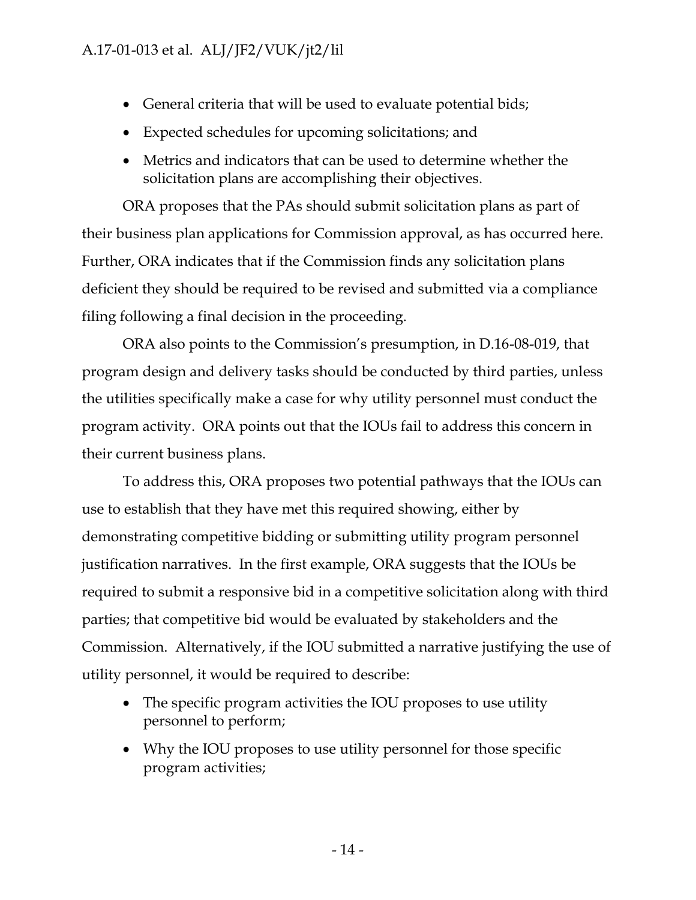- General criteria that will be used to evaluate potential bids;
- Expected schedules for upcoming solicitations; and
- Metrics and indicators that can be used to determine whether the solicitation plans are accomplishing their objectives.

ORA proposes that the PAs should submit solicitation plans as part of their business plan applications for Commission approval, as has occurred here. Further, ORA indicates that if the Commission finds any solicitation plans deficient they should be required to be revised and submitted via a compliance filing following a final decision in the proceeding.

ORA also points to the Commission's presumption, in D.16-08-019, that program design and delivery tasks should be conducted by third parties, unless the utilities specifically make a case for why utility personnel must conduct the program activity. ORA points out that the IOUs fail to address this concern in their current business plans.

To address this, ORA proposes two potential pathways that the IOUs can use to establish that they have met this required showing, either by demonstrating competitive bidding or submitting utility program personnel justification narratives. In the first example, ORA suggests that the IOUs be required to submit a responsive bid in a competitive solicitation along with third parties; that competitive bid would be evaluated by stakeholders and the Commission. Alternatively, if the IOU submitted a narrative justifying the use of utility personnel, it would be required to describe:

- The specific program activities the IOU proposes to use utility personnel to perform;
- Why the IOU proposes to use utility personnel for those specific program activities;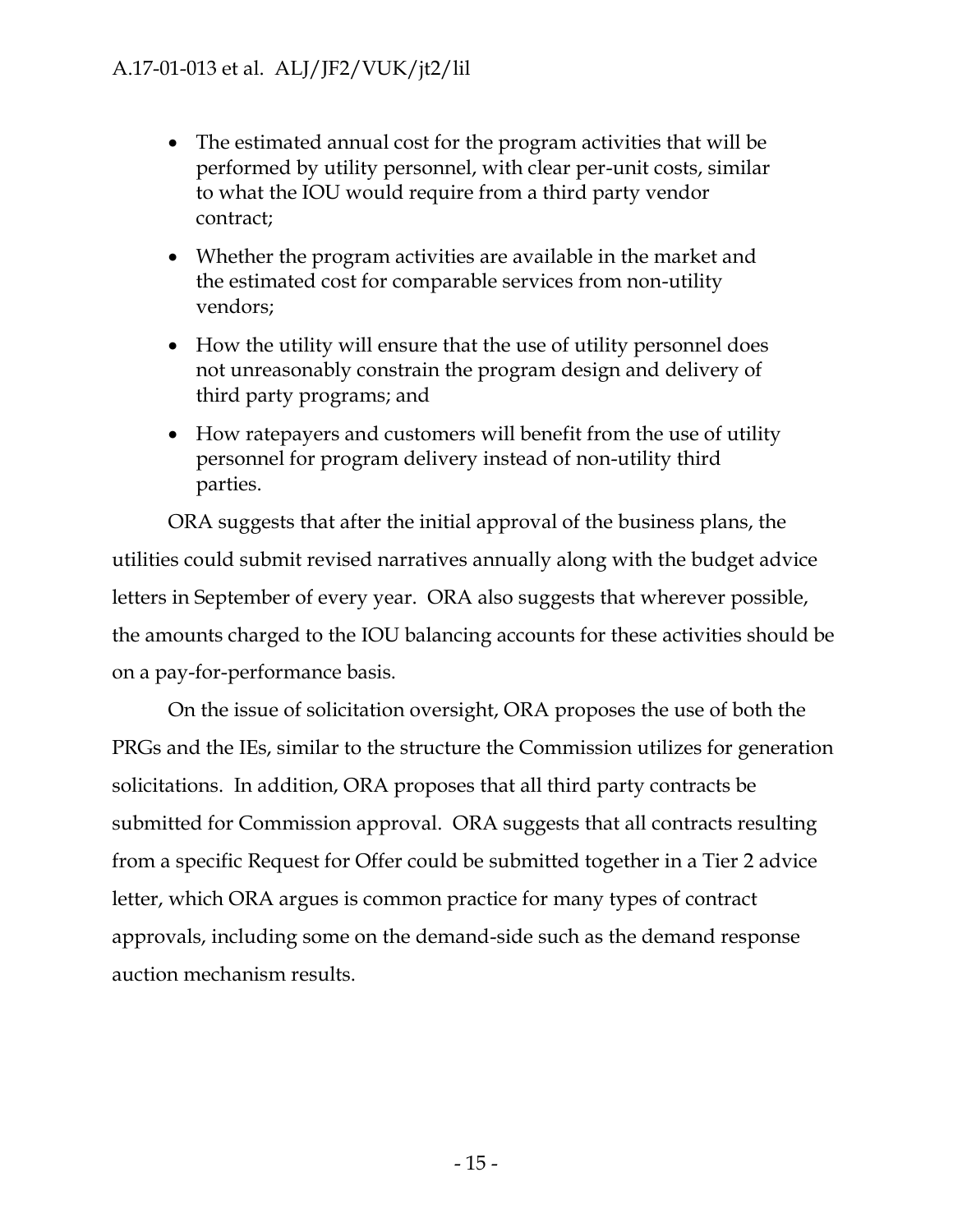- The estimated annual cost for the program activities that will be performed by utility personnel, with clear per-unit costs, similar to what the IOU would require from a third party vendor contract;
- Whether the program activities are available in the market and the estimated cost for comparable services from non-utility vendors;
- How the utility will ensure that the use of utility personnel does not unreasonably constrain the program design and delivery of third party programs; and
- How ratepayers and customers will benefit from the use of utility personnel for program delivery instead of non-utility third parties.

ORA suggests that after the initial approval of the business plans, the utilities could submit revised narratives annually along with the budget advice letters in September of every year. ORA also suggests that wherever possible, the amounts charged to the IOU balancing accounts for these activities should be on a pay-for-performance basis.

On the issue of solicitation oversight, ORA proposes the use of both the PRGs and the IEs, similar to the structure the Commission utilizes for generation solicitations. In addition, ORA proposes that all third party contracts be submitted for Commission approval. ORA suggests that all contracts resulting from a specific Request for Offer could be submitted together in a Tier 2 advice letter, which ORA argues is common practice for many types of contract approvals, including some on the demand-side such as the demand response auction mechanism results.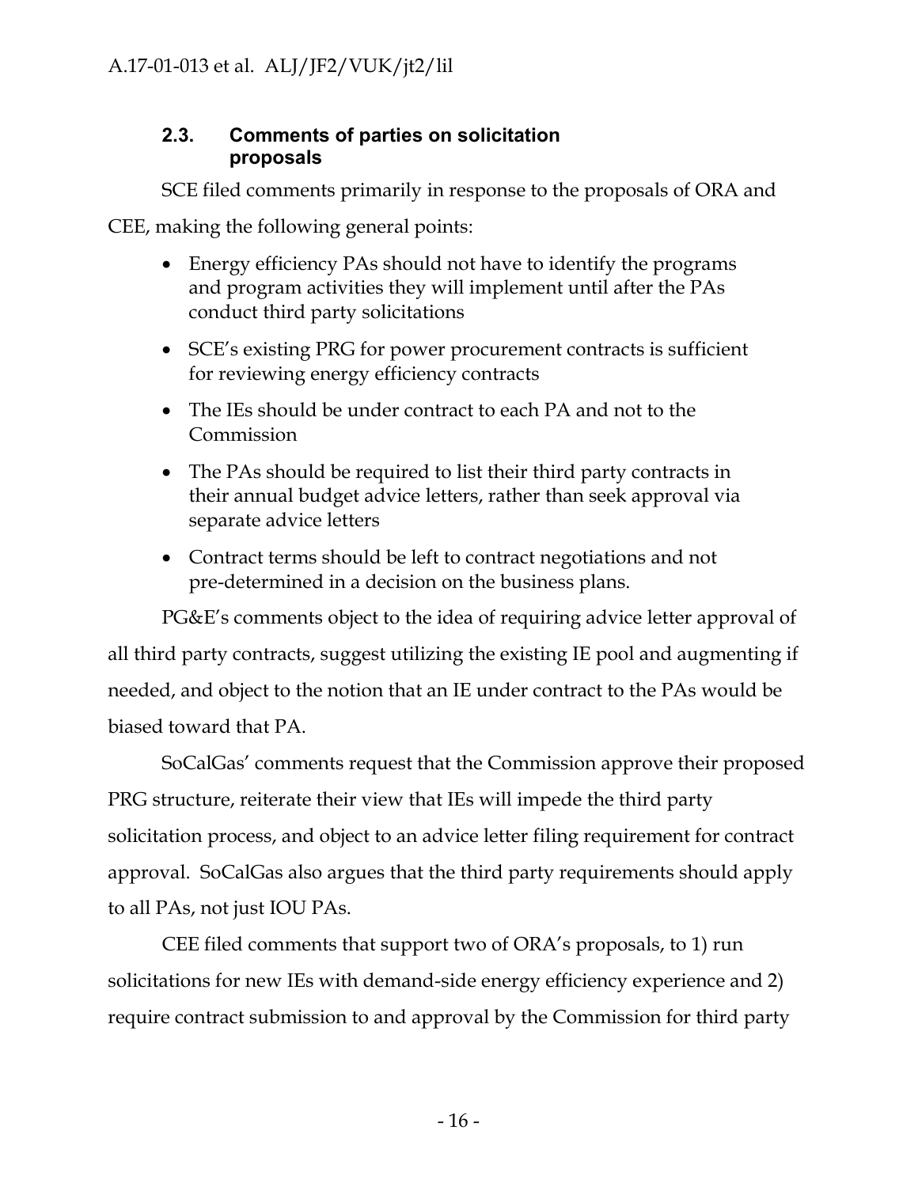### 2.3. Comments of parties on solicitation proposals

SCE filed comments primarily in response to the proposals of ORA and CEE, making the following general points:

- Energy efficiency PAs should not have to identify the programs and program activities they will implement until after the PAs conduct third party solicitations
- SCE's existing PRG for power procurement contracts is sufficient for reviewing energy efficiency contracts
- The IEs should be under contract to each PA and not to the Commission
- The PAs should be required to list their third party contracts in their annual budget advice letters, rather than seek approval via separate advice letters
- Contract terms should be left to contract negotiations and not pre-determined in a decision on the business plans.

PG&E's comments object to the idea of requiring advice letter approval of all third party contracts, suggest utilizing the existing IE pool and augmenting if needed, and object to the notion that an IE under contract to the PAs would be biased toward that PA.

SoCalGas' comments request that the Commission approve their proposed PRG structure, reiterate their view that IEs will impede the third party solicitation process, and object to an advice letter filing requirement for contract approval. SoCalGas also argues that the third party requirements should apply to all PAs, not just IOU PAs.

CEE filed comments that support two of ORA's proposals, to 1) run solicitations for new IEs with demand-side energy efficiency experience and 2) require contract submission to and approval by the Commission for third party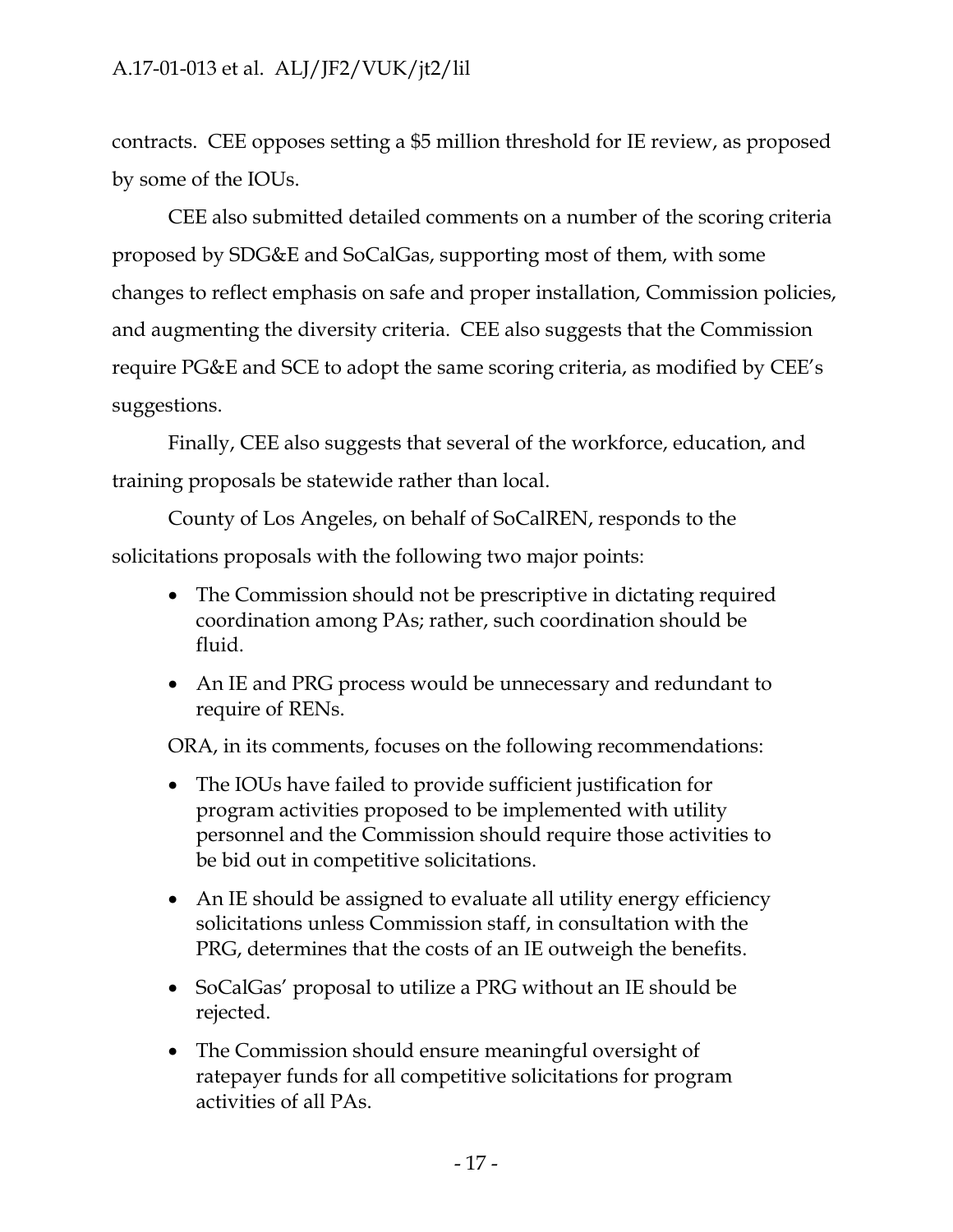contracts. CEE opposes setting a $5 million threshold for IE review, as proposed by some of the IOUs.

CEE also submitted detailed comments on a number of the scoring criteria proposed by SDG&E and SoCalGas, supporting most of them, with some changes to reflect emphasis on safe and proper installation, Commission policies, and augmenting the diversity criteria. CEE also suggests that the Commission require PG&E and SCE to adopt the same scoring criteria, as modified by CEE's suggestions.

Finally, CEE also suggests that several of the workforce, education, and training proposals be statewide rather than local.

County of Los Angeles, on behalf of SoCalREN, responds to the solicitations proposals with the following two major points:

- The Commission should not be prescriptive in dictating required coordination among PAs; rather, such coordination should be fluid.
- An IE and PRG process would be unnecessary and redundant to require of RENs.

ORA, in its comments, focuses on the following recommendations:

- The IOUs have failed to provide sufficient justification for program activities proposed to be implemented with utility personnel and the Commission should require those activities to be bid out in competitive solicitations.
- An IE should be assigned to evaluate all utility energy efficiency solicitations unless Commission staff, in consultation with the PRG, determines that the costs of an IE outweigh the benefits.
- SoCalGas' proposal to utilize a PRG without an IE should be rejected.
- The Commission should ensure meaningful oversight of ratepayer funds for all competitive solicitations for program activities of all PAs.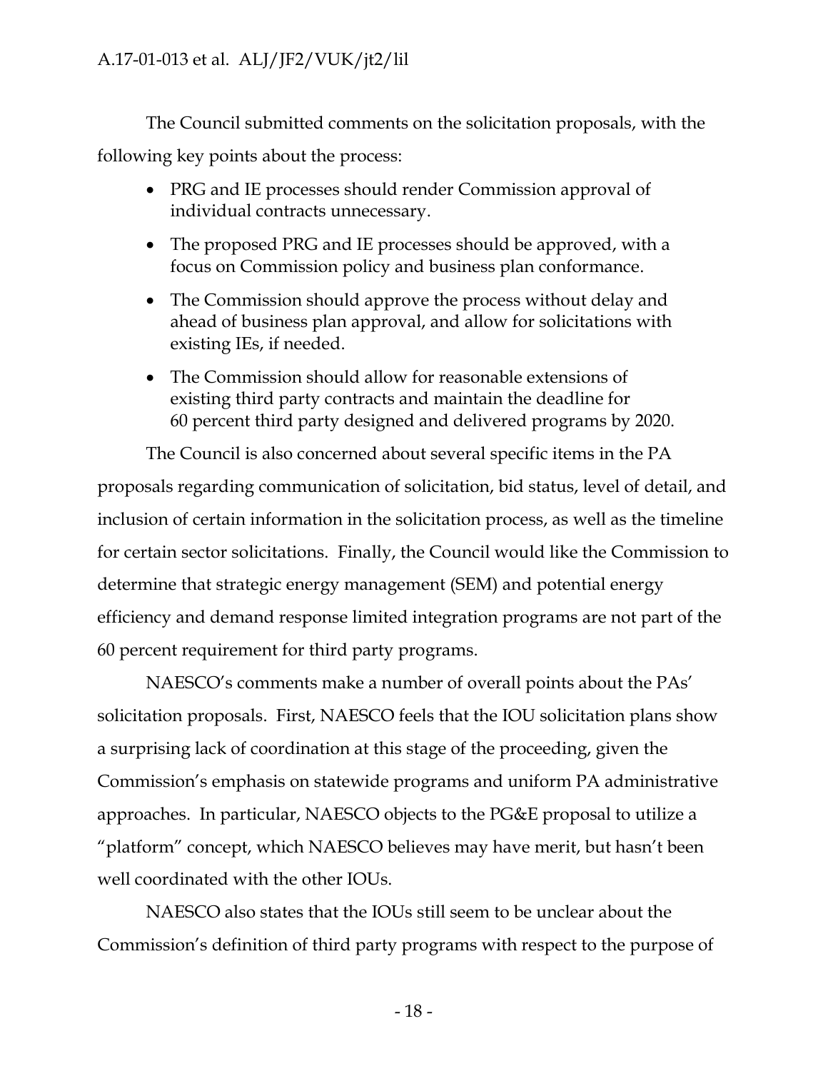The Council submitted comments on the solicitation proposals, with the following key points about the process:

- PRG and IE processes should render Commission approval of individual contracts unnecessary.
- The proposed PRG and IE processes should be approved, with a focus on Commission policy and business plan conformance.
- The Commission should approve the process without delay and ahead of business plan approval, and allow for solicitations with existing IEs, if needed.
- The Commission should allow for reasonable extensions of existing third party contracts and maintain the deadline for 60 percent third party designed and delivered programs by 2020.

The Council is also concerned about several specific items in the PA proposals regarding communication of solicitation, bid status, level of detail, and inclusion of certain information in the solicitation process, as well as the timeline for certain sector solicitations. Finally, the Council would like the Commission to determine that strategic energy management (SEM) and potential energy efficiency and demand response limited integration programs are not part of the 60 percent requirement for third party programs.

NAESCO's comments make a number of overall points about the PAs' solicitation proposals. First, NAESCO feels that the IOU solicitation plans show a surprising lack of coordination at this stage of the proceeding, given the Commission's emphasis on statewide programs and uniform PA administrative approaches. In particular, NAESCO objects to the PG&E proposal to utilize a "platform" concept, which NAESCO believes may have merit, but hasn't been well coordinated with the other IOUs.

NAESCO also states that the IOUs still seem to be unclear about the Commission's definition of third party programs with respect to the purpose of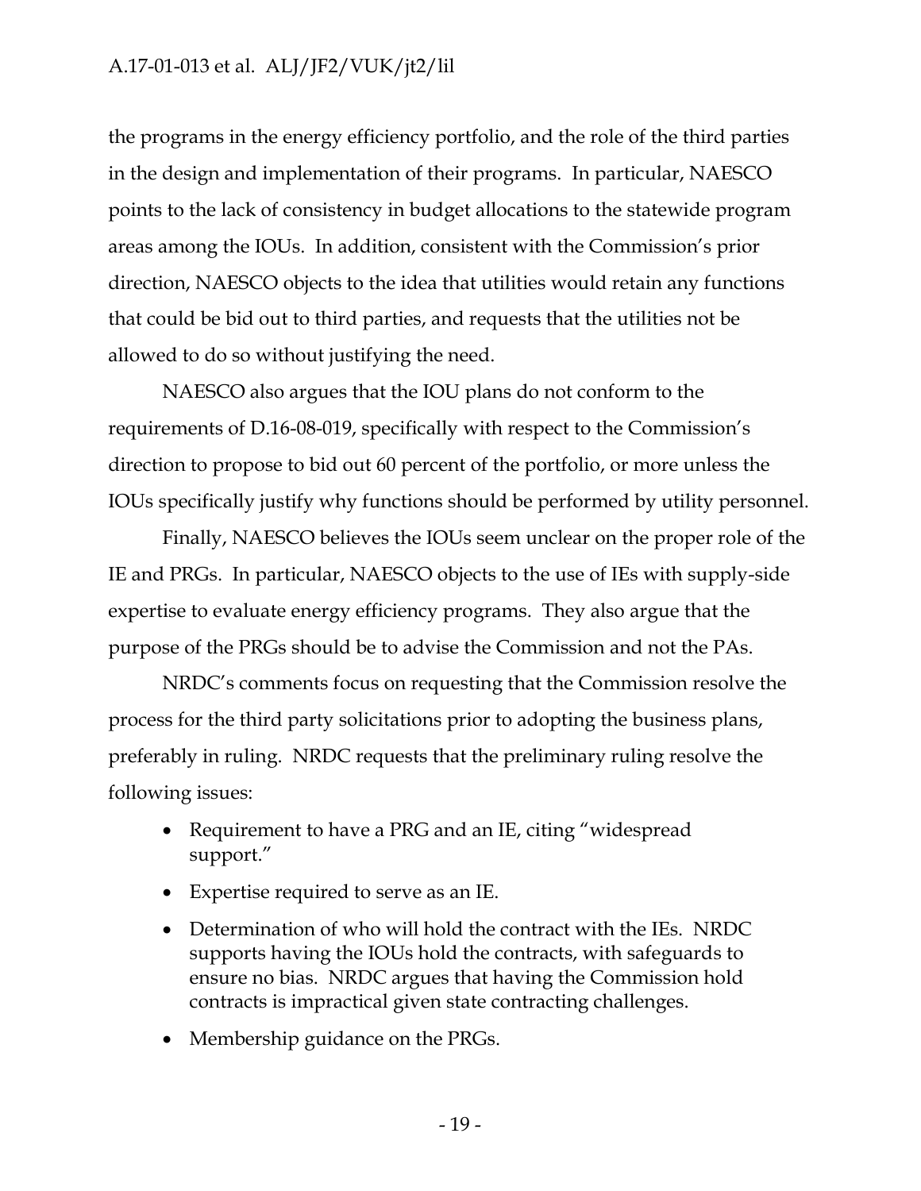the programs in the energy efficiency portfolio, and the role of the third parties in the design and implementation of their programs. In particular, NAESCO points to the lack of consistency in budget allocations to the statewide program areas among the IOUs. In addition, consistent with the Commission's prior direction, NAESCO objects to the idea that utilities would retain any functions that could be bid out to third parties, and requests that the utilities not be allowed to do so without justifying the need.

NAESCO also argues that the IOU plans do not conform to the requirements of D.16-08-019, specifically with respect to the Commission's direction to propose to bid out 60 percent of the portfolio, or more unless the IOUs specifically justify why functions should be performed by utility personnel.

Finally, NAESCO believes the IOUs seem unclear on the proper role of the IE and PRGs. In particular, NAESCO objects to the use of IEs with supply-side expertise to evaluate energy efficiency programs. They also argue that the purpose of the PRGs should be to advise the Commission and not the PAs.

NRDC's comments focus on requesting that the Commission resolve the process for the third party solicitations prior to adopting the business plans, preferably in ruling. NRDC requests that the preliminary ruling resolve the following issues:

- Requirement to have a PRG and an IE, citing "widespread support."
- Expertise required to serve as an IE.
- Determination of who will hold the contract with the IEs. NRDC supports having the IOUs hold the contracts, with safeguards to ensure no bias. NRDC argues that having the Commission hold contracts is impractical given state contracting challenges.
- Membership guidance on the PRGs.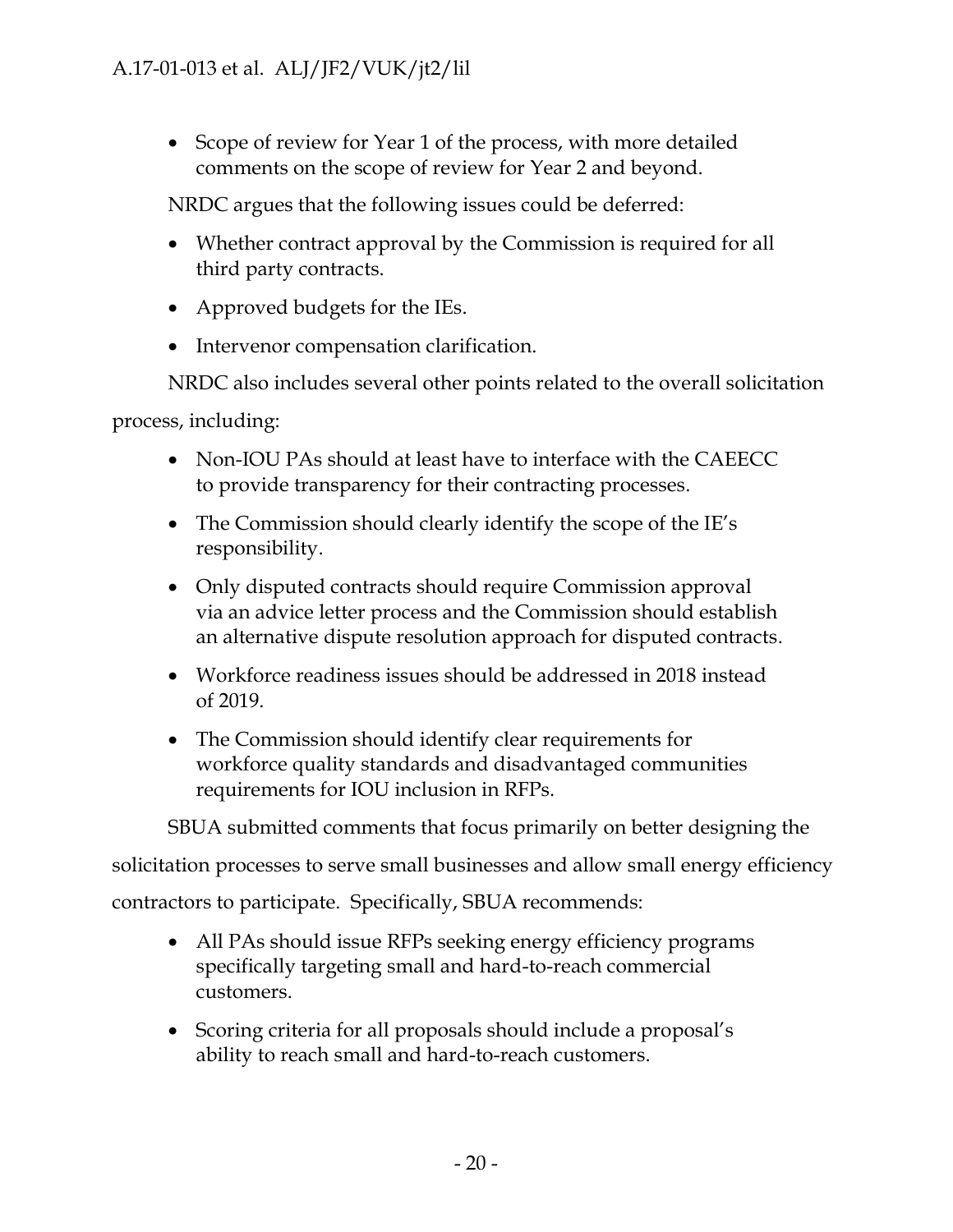- Scope of review for Year 1 of the process, with more detailed comments on the scope of review for Year 2 and beyond.

NRDC argues that the following issues could be deferred:

- Whether contract approval by the Commission is required for all third party contracts.
- Approved budgets for the IEs.
- Intervenor compensation clarification.

NRDC also includes several other points related to the overall solicitation process, including:

- Non-IOU PAs should at least have to interface with the CAEECC to provide transparency for their contracting processes.
- The Commission should clearly identify the scope of the IE's responsibility.
- Only disputed contracts should require Commission approval via an advice letter process and the Commission should establish an alternative dispute resolution approach for disputed contracts.
- Workforce readiness issues should be addressed in 2018 instead of 2019.
- The Commission should identify clear requirements for workforce quality standards and disadvantaged communities requirements for IOU inclusion in RFPs.

SBUA submitted comments that focus primarily on better designing the solicitation processes to serve small businesses and allow small energy efficiency contractors to participate. Specifically, SBUA recommends:

- All PAs should issue RFPs seeking energy efficiency programs specifically targeting small and hard-to-reach commercial customers.
- Scoring criteria for all proposals should include a proposal's ability to reach small and hard-to-reach customers.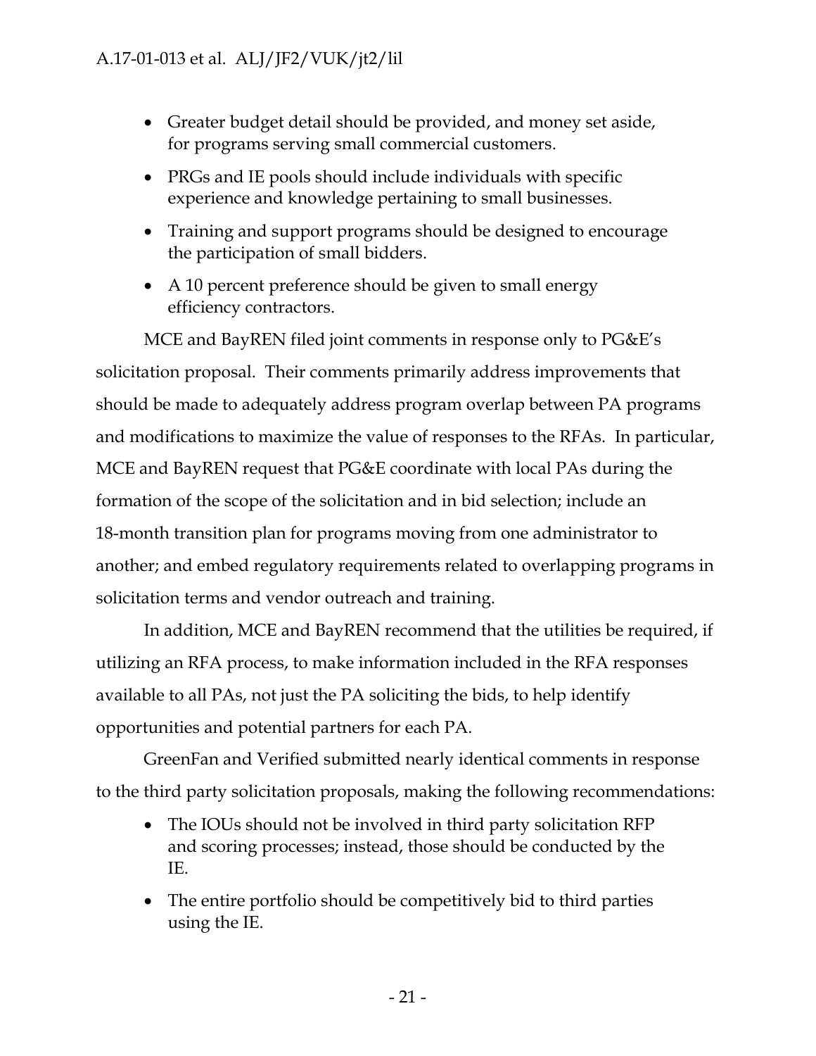- Greater budget detail should be provided, and money set aside, for programs serving small commercial customers.
- PRGs and IE pools should include individuals with specific experience and knowledge pertaining to small businesses.
- Training and support programs should be designed to encourage the participation of small bidders.
- A 10 percent preference should be given to small energy efficiency contractors.

MCE and BayREN filed joint comments in response only to PG&E's solicitation proposal. Their comments primarily address improvements that should be made to adequately address program overlap between PA programs and modifications to maximize the value of responses to the RFAs. In particular, MCE and BayREN request that PG&E coordinate with local PAs during the formation of the scope of the solicitation and in bid selection; include an 18-month transition plan for programs moving from one administrator to another; and embed regulatory requirements related to overlapping programs in solicitation terms and vendor outreach and training.

In addition, MCE and BayREN recommend that the utilities be required, if utilizing an RFA process, to make information included in the RFA responses available to all PAs, not just the PA soliciting the bids, to help identify opportunities and potential partners for each PA.

GreenFan and Verified submitted nearly identical comments in response to the third party solicitation proposals, making the following recommendations:

- The IOUs should not be involved in third party solicitation RFP and scoring processes; instead, those should be conducted by the IE.
- The entire portfolio should be competitively bid to third parties using the IE.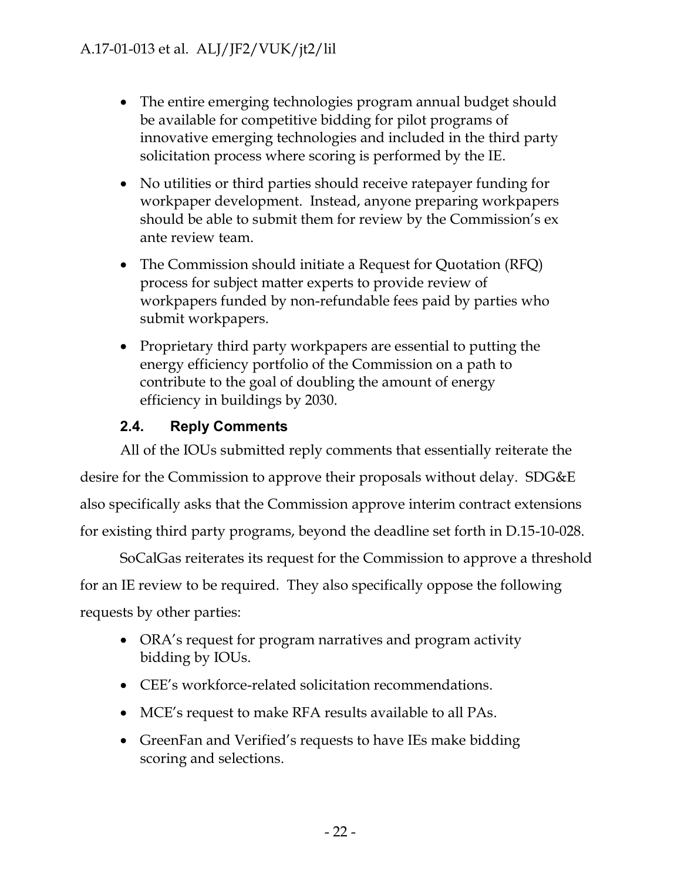- The entire emerging technologies program annual budget should be available for competitive bidding for pilot programs of innovative emerging technologies and included in the third party solicitation process where scoring is performed by the IE.
- No utilities or third parties should receive ratepayer funding for workpaper development. Instead, anyone preparing workpapers should be able to submit them for review by the Commission's ex ante review team.
- The Commission should initiate a Request for Quotation (RFQ) process for subject matter experts to provide review of workpapers funded by non-refundable fees paid by parties who submit workpapers.
- Proprietary third party workpapers are essential to putting the energy efficiency portfolio of the Commission on a path to contribute to the goal of doubling the amount of energy efficiency in buildings by 2030.

### 2.4. Reply Comments

All of the IOUs submitted reply comments that essentially reiterate the desire for the Commission to approve their proposals without delay. SDG&E also specifically asks that the Commission approve interim contract extensions for existing third party programs, beyond the deadline set forth in D.15-10-028.

SoCalGas reiterates its request for the Commission to approve a threshold for an IE review to be required. They also specifically oppose the following requests by other parties:

- ORA's request for program narratives and program activity bidding by IOUs.
- CEE's workforce-related solicitation recommendations.
- MCE's request to make RFA results available to all PAs.
- GreenFan and Verified's requests to have IEs make bidding scoring and selections.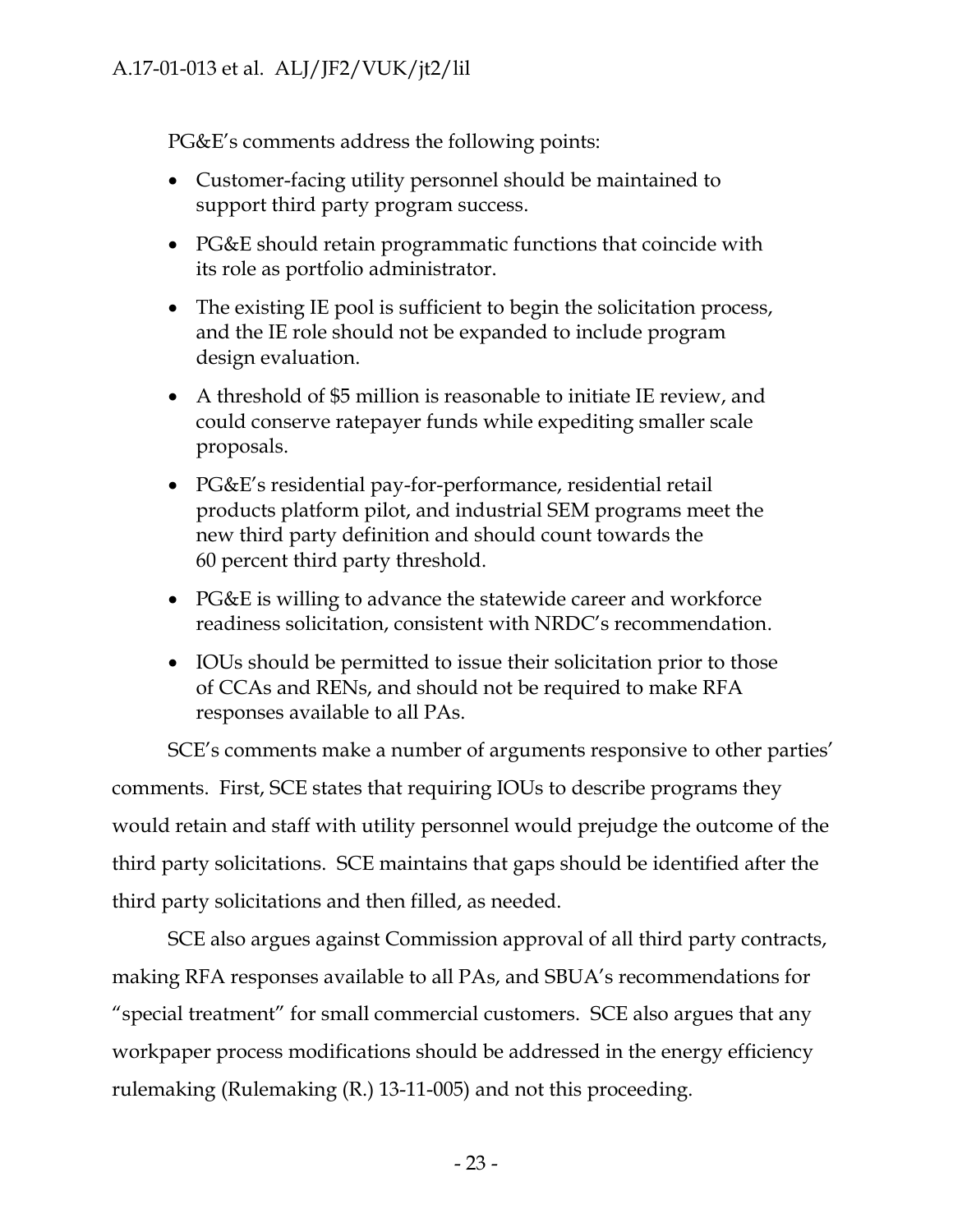PG&E's comments address the following points:

- Customer-facing utility personnel should be maintained to support third party program success.
- PG&E should retain programmatic functions that coincide with its role as portfolio administrator.
- The existing IE pool is sufficient to begin the solicitation process, and the IE role should not be expanded to include program design evaluation.
- A threshold of $5 million is reasonable to initiate IE review, and could conserve ratepayer funds while expediting smaller scale proposals.
- PG&E's residential pay-for-performance, residential retail products platform pilot, and industrial SEM programs meet the new third party definition and should count towards the 60 percent third party threshold.
- PG&E is willing to advance the statewide career and workforce readiness solicitation, consistent with NRDC's recommendation.
- IOUs should be permitted to issue their solicitation prior to those of CCAs and RENs, and should not be required to make RFA responses available to all PAs.

SCE's comments make a number of arguments responsive to other parties' comments. First, SCE states that requiring IOUs to describe programs they would retain and staff with utility personnel would prejudge the outcome of the third party solicitations. SCE maintains that gaps should be identified after the third party solicitations and then filled, as needed.

SCE also argues against Commission approval of all third party contracts, making RFA responses available to all PAs, and SBUA's recommendations for "special treatment" for small commercial customers. SCE also argues that any workpaper process modifications should be addressed in the energy efficiency rulemaking (Rulemaking (R.) 13-11-005) and not this proceeding.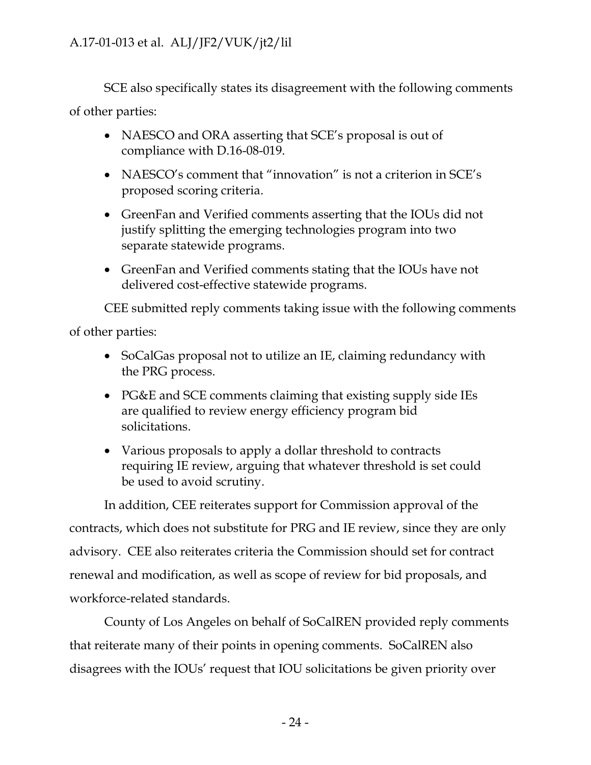SCE also specifically states its disagreement with the following comments of other parties:

- NAESCO and ORA asserting that SCE's proposal is out of compliance with D.16-08-019.
- NAESCO's comment that "innovation" is not a criterion in SCE's proposed scoring criteria.
- GreenFan and Verified comments asserting that the IOUs did not justify splitting the emerging technologies program into two separate statewide programs.
- GreenFan and Verified comments stating that the IOUs have not delivered cost-effective statewide programs.

CEE submitted reply comments taking issue with the following comments of other parties:

- SoCalGas proposal not to utilize an IE, claiming redundancy with the PRG process.
- PG&E and SCE comments claiming that existing supply side IEs are qualified to review energy efficiency program bid solicitations.
- Various proposals to apply a dollar threshold to contracts requiring IE review, arguing that whatever threshold is set could be used to avoid scrutiny.

In addition, CEE reiterates support for Commission approval of the contracts, which does not substitute for PRG and IE review, since they are only advisory. CEE also reiterates criteria the Commission should set for contract renewal and modification, as well as scope of review for bid proposals, and workforce-related standards.

County of Los Angeles on behalf of SoCalREN provided reply comments that reiterate many of their points in opening comments. SoCalREN also disagrees with the IOUs' request that IOU solicitations be given priority over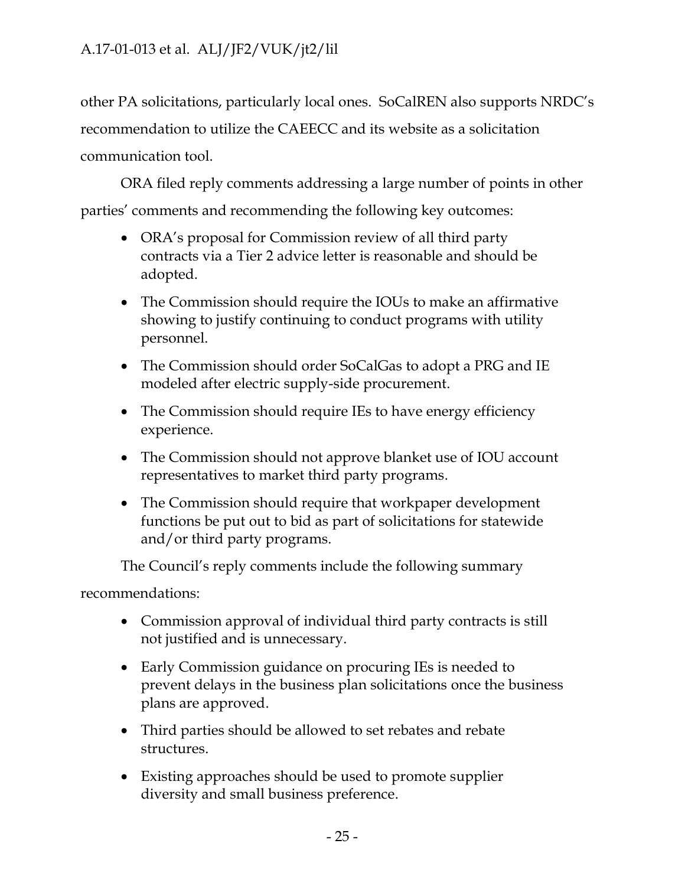other PA solicitations, particularly local ones. SoCalREN also supports NRDC's recommendation to utilize the CAEECC and its website as a solicitation communication tool.

ORA filed reply comments addressing a large number of points in other parties' comments and recommending the following key outcomes:

- ORA's proposal for Commission review of all third party contracts via a Tier 2 advice letter is reasonable and should be adopted.
- The Commission should require the IOUs to make an affirmative showing to justify continuing to conduct programs with utility personnel.
- The Commission should order SoCalGas to adopt a PRG and IE modeled after electric supply-side procurement.
- The Commission should require IEs to have energy efficiency experience.
- The Commission should not approve blanket use of IOU account representatives to market third party programs.
- The Commission should require that workpaper development functions be put out to bid as part of solicitations for statewide and/or third party programs.

The Council's reply comments include the following summary recommendations:

- Commission approval of individual third party contracts is still not justified and is unnecessary.
- Early Commission guidance on procuring IEs is needed to prevent delays in the business plan solicitations once the business plans are approved.
- Third parties should be allowed to set rebates and rebate structures.
- Existing approaches should be used to promote supplier diversity and small business preference.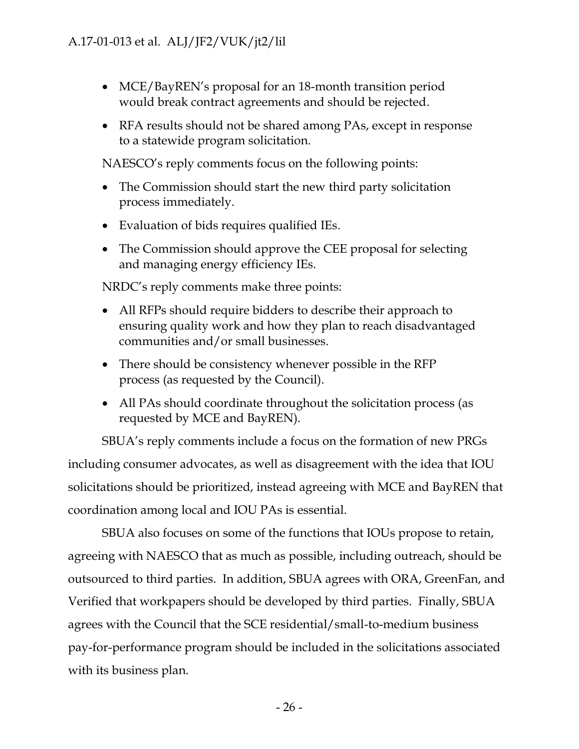- MCE/BayREN's proposal for an 18-month transition period would break contract agreements and should be rejected.
- RFA results should not be shared among PAs, except in response to a statewide program solicitation.

NAESCO's reply comments focus on the following points:

- The Commission should start the new third party solicitation process immediately.
- Evaluation of bids requires qualified IEs.
- The Commission should approve the CEE proposal for selecting and managing energy efficiency IEs.

NRDC's reply comments make three points:

- All RFPs should require bidders to describe their approach to ensuring quality work and how they plan to reach disadvantaged communities and/or small businesses.
- There should be consistency whenever possible in the RFP process (as requested by the Council).
- All PAs should coordinate throughout the solicitation process (as requested by MCE and BayREN).

SBUA's reply comments include a focus on the formation of new PRGs including consumer advocates, as well as disagreement with the idea that IOU solicitations should be prioritized, instead agreeing with MCE and BayREN that coordination among local and IOU PAs is essential.

SBUA also focuses on some of the functions that IOUs propose to retain, agreeing with NAESCO that as much as possible, including outreach, should be outsourced to third parties. In addition, SBUA agrees with ORA, GreenFan, and Verified that workpapers should be developed by third parties. Finally, SBUA agrees with the Council that the SCE residential/small-to-medium business pay-for-performance program should be included in the solicitations associated with its business plan.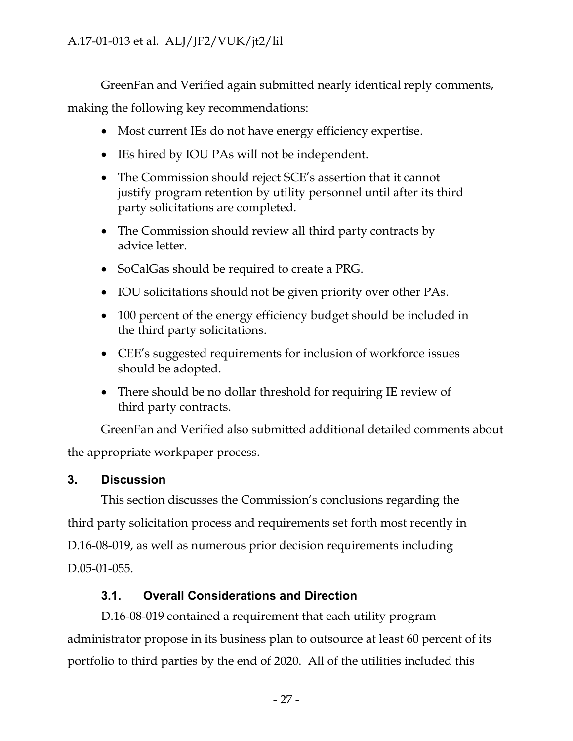GreenFan and Verified again submitted nearly identical reply comments, making the following key recommendations:

- Most current IEs do not have energy efficiency expertise.
- IEs hired by IOU PAs will not be independent.
- The Commission should reject SCE's assertion that it cannot justify program retention by utility personnel until after its third party solicitations are completed.
- The Commission should review all third party contracts by advice letter.
- SoCalGas should be required to create a PRG.
- IOU solicitations should not be given priority over other PAs.
- 100 percent of the energy efficiency budget should be included in the third party solicitations.
- CEE's suggested requirements for inclusion of workforce issues should be adopted.
- There should be no dollar threshold for requiring IE review of third party contracts.

GreenFan and Verified also submitted additional detailed comments about the appropriate workpaper process.

## 3. Discussion

This section discusses the Commission's conclusions regarding the third party solicitation process and requirements set forth most recently in D.16-08-019, as well as numerous prior decision requirements including D.05-01-055.

### 3.1. Overall Considerations and Direction

D.16-08-019 contained a requirement that each utility program administrator propose in its business plan to outsource at least 60 percent of its portfolio to third parties by the end of 2020. All of the utilities included this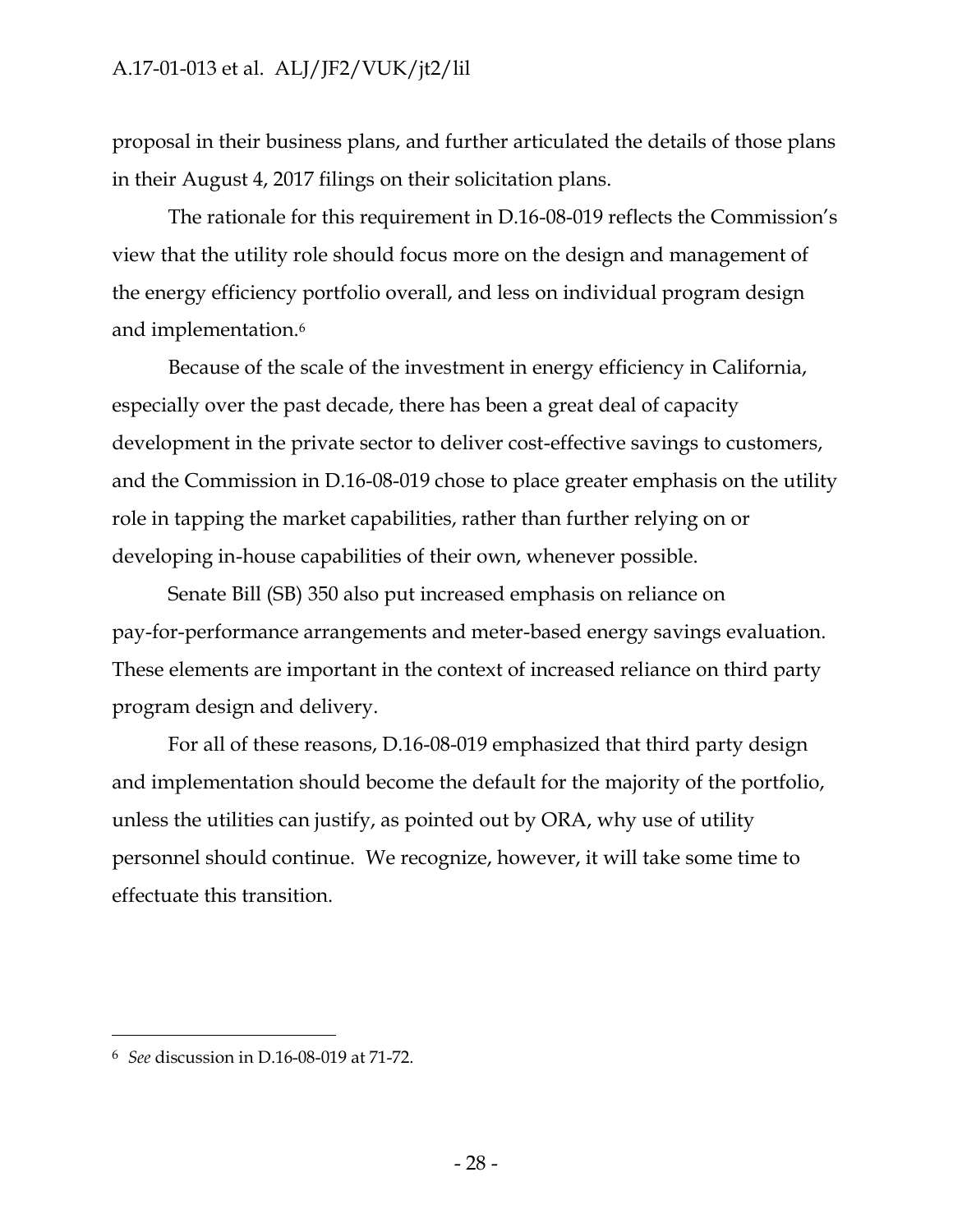proposal in their business plans, and further articulated the details of those plans in their August 4, 2017 filings on their solicitation plans.

The rationale for this requirement in D.16-08-019 reflects the Commission's view that the utility role should focus more on the design and management of the energy efficiency portfolio overall, and less on individual program design and implementation.[6]

Because of the scale of the investment in energy efficiency in California, especially over the past decade, there has been a great deal of capacity development in the private sector to deliver cost-effective savings to customers, and the Commission in D.16-08-019 chose to place greater emphasis on the utility role in tapping the market capabilities, rather than further relying on or developing in-house capabilities of their own, whenever possible.

Senate Bill (SB) 350 also put increased emphasis on reliance on pay-for-performance arrangements and meter-based energy savings evaluation. These elements are important in the context of increased reliance on third party program design and delivery.

For all of these reasons, D.16-08-019 emphasized that third party design and implementation should become the default for the majority of the portfolio, unless the utilities can justify, as pointed out by ORA, why use of utility personnel should continue. We recognize, however, it will take some time to effectuate this transition.

---

[6] *See* discussion in D.16-08-019 at 71-72.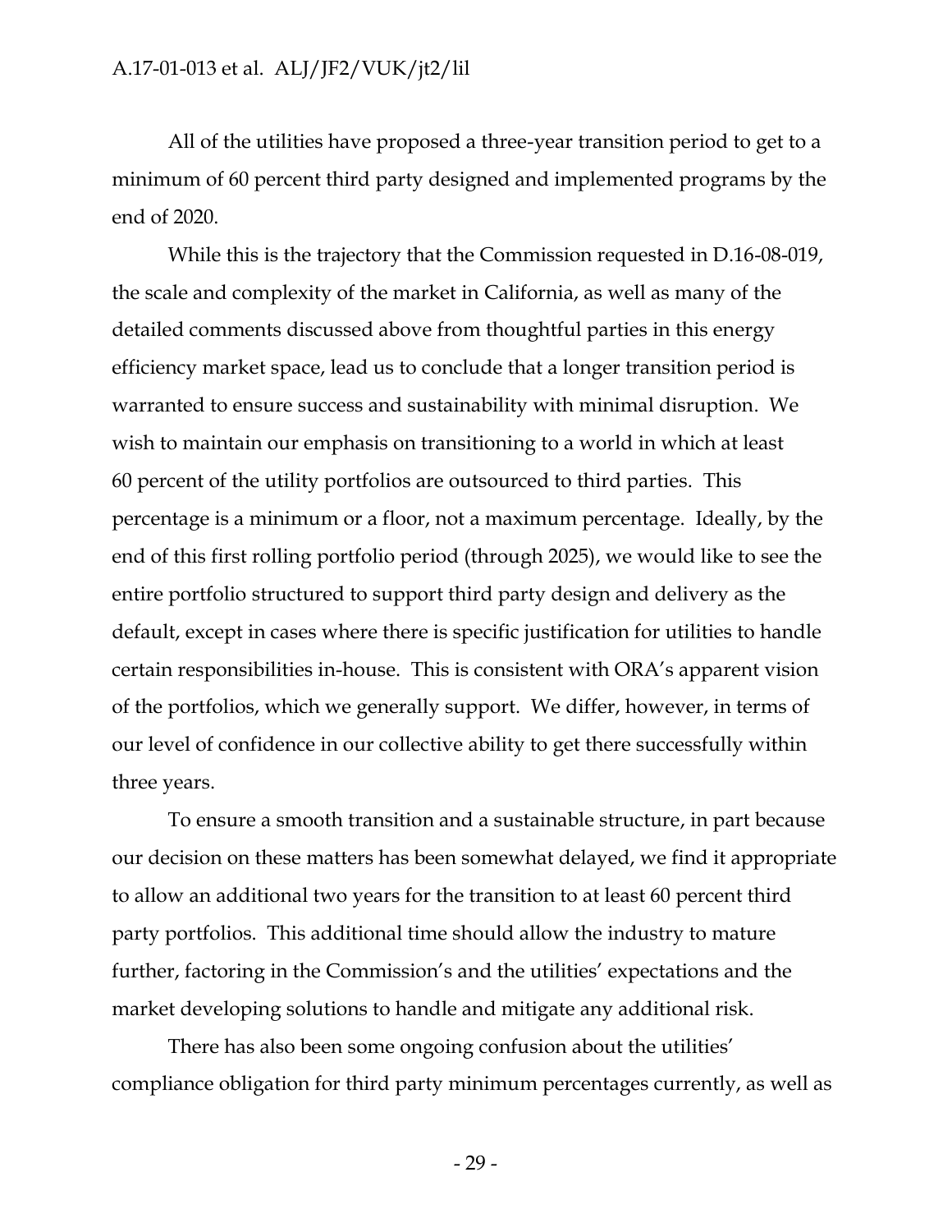All of the utilities have proposed a three-year transition period to get to a minimum of 60 percent third party designed and implemented programs by the end of 2020.

While this is the trajectory that the Commission requested in D.16-08-019, the scale and complexity of the market in California, as well as many of the detailed comments discussed above from thoughtful parties in this energy efficiency market space, lead us to conclude that a longer transition period is warranted to ensure success and sustainability with minimal disruption. We wish to maintain our emphasis on transitioning to a world in which at least 60 percent of the utility portfolios are outsourced to third parties. This percentage is a minimum or a floor, not a maximum percentage. Ideally, by the end of this first rolling portfolio period (through 2025), we would like to see the entire portfolio structured to support third party design and delivery as the default, except in cases where there is specific justification for utilities to handle certain responsibilities in-house. This is consistent with ORA's apparent vision of the portfolios, which we generally support. We differ, however, in terms of our level of confidence in our collective ability to get there successfully within three years.

To ensure a smooth transition and a sustainable structure, in part because our decision on these matters has been somewhat delayed, we find it appropriate to allow an additional two years for the transition to at least 60 percent third party portfolios. This additional time should allow the industry to mature further, factoring in the Commission's and the utilities' expectations and the market developing solutions to handle and mitigate any additional risk.

There has also been some ongoing confusion about the utilities' compliance obligation for third party minimum percentages currently, as well as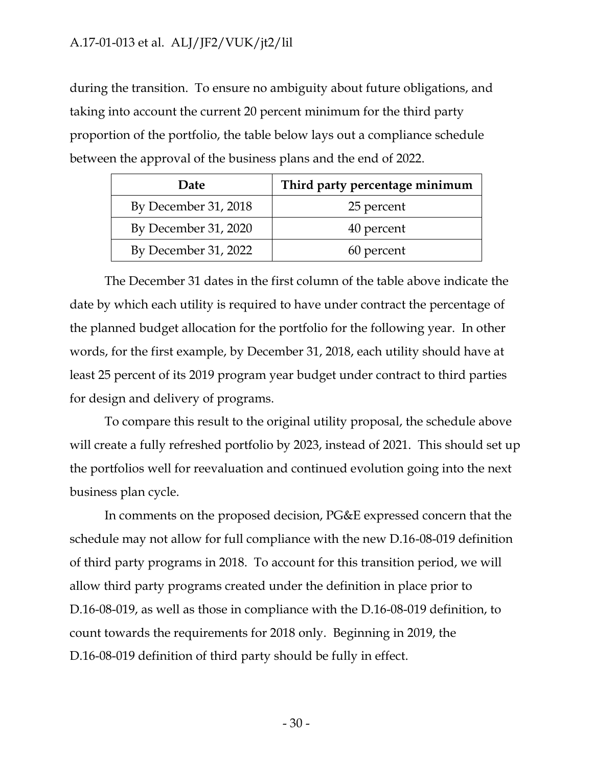during the transition. To ensure no ambiguity about future obligations, and taking into account the current 20 percent minimum for the third party proportion of the portfolio, the table below lays out a compliance schedule between the approval of the business plans and the end of 2022.

| Date | Third party percentage minimum |
|---|---|
| By December 31, 2018 | 25 percent |
| By December 31, 2020 | 40 percent |
| By December 31, 2022 | 60 percent |

The December 31 dates in the first column of the table above indicate the date by which each utility is required to have under contract the percentage of the planned budget allocation for the portfolio for the following year. In other words, for the first example, by December 31, 2018, each utility should have at least 25 percent of its 2019 program year budget under contract to third parties for design and delivery of programs.

To compare this result to the original utility proposal, the schedule above will create a fully refreshed portfolio by 2023, instead of 2021. This should set up the portfolios well for reevaluation and continued evolution going into the next business plan cycle.

In comments on the proposed decision, PG&E expressed concern that the schedule may not allow for full compliance with the new D.16-08-019 definition of third party programs in 2018. To account for this transition period, we will allow third party programs created under the definition in place prior to D.16-08-019, as well as those in compliance with the D.16-08-019 definition, to count towards the requirements for 2018 only. Beginning in 2019, the D.16-08-019 definition of third party should be fully in effect.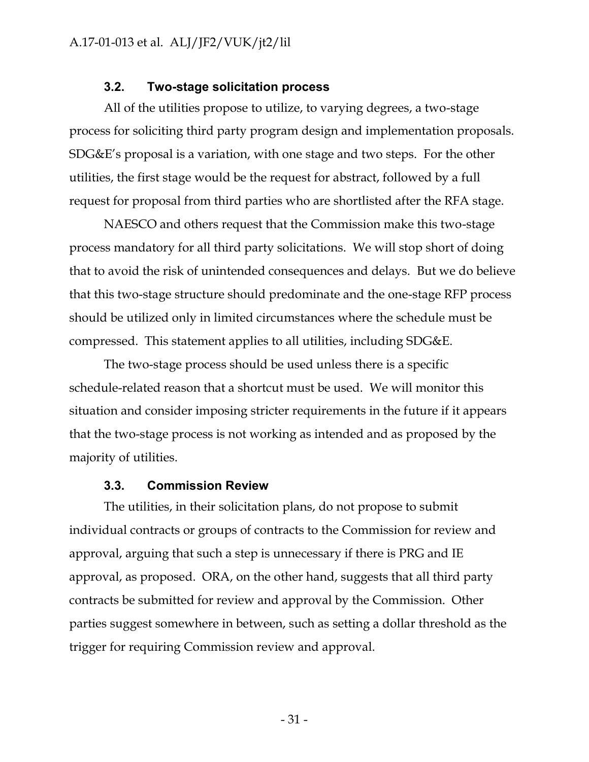### 3.2. Two-stage solicitation process

All of the utilities propose to utilize, to varying degrees, a two-stage process for soliciting third party program design and implementation proposals. SDG&E's proposal is a variation, with one stage and two steps. For the other utilities, the first stage would be the request for abstract, followed by a full request for proposal from third parties who are shortlisted after the RFA stage.

NAESCO and others request that the Commission make this two-stage process mandatory for all third party solicitations. We will stop short of doing that to avoid the risk of unintended consequences and delays. But we do believe that this two-stage structure should predominate and the one-stage RFP process should be utilized only in limited circumstances where the schedule must be compressed. This statement applies to all utilities, including SDG&E.

The two-stage process should be used unless there is a specific schedule-related reason that a shortcut must be used. We will monitor this situation and consider imposing stricter requirements in the future if it appears that the two-stage process is not working as intended and as proposed by the majority of utilities.

### 3.3. Commission Review

The utilities, in their solicitation plans, do not propose to submit individual contracts or groups of contracts to the Commission for review and approval, arguing that such a step is unnecessary if there is PRG and IE approval, as proposed. ORA, on the other hand, suggests that all third party contracts be submitted for review and approval by the Commission. Other parties suggest somewhere in between, such as setting a dollar threshold as the trigger for requiring Commission review and approval.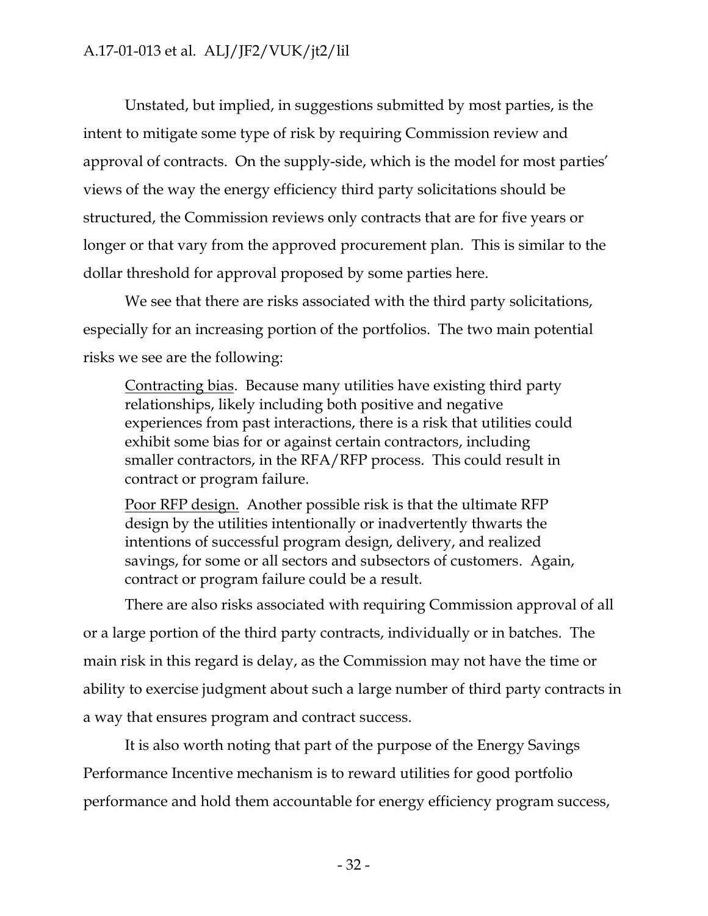Unstated, but implied, in suggestions submitted by most parties, is the intent to mitigate some type of risk by requiring Commission review and approval of contracts. On the supply-side, which is the model for most parties' views of the way the energy efficiency third party solicitations should be structured, the Commission reviews only contracts that are for five years or longer or that vary from the approved procurement plan. This is similar to the dollar threshold for approval proposed by some parties here.

We see that there are risks associated with the third party solicitations, especially for an increasing portion of the portfolios. The two main potential risks we see are the following:

> Contracting bias. Because many utilities have existing third party relationships, likely including both positive and negative experiences from past interactions, there is a risk that utilities could exhibit some bias for or against certain contractors, including smaller contractors, in the RFA/RFP process. This could result in contract or program failure.
>
> Poor RFP design. Another possible risk is that the ultimate RFP design by the utilities intentionally or inadvertently thwarts the intentions of successful program design, delivery, and realized savings, for some or all sectors and subsectors of customers. Again, contract or program failure could be a result.

There are also risks associated with requiring Commission approval of all or a large portion of the third party contracts, individually or in batches. The main risk in this regard is delay, as the Commission may not have the time or ability to exercise judgment about such a large number of third party contracts in a way that ensures program and contract success.

It is also worth noting that part of the purpose of the Energy Savings Performance Incentive mechanism is to reward utilities for good portfolio performance and hold them accountable for energy efficiency program success,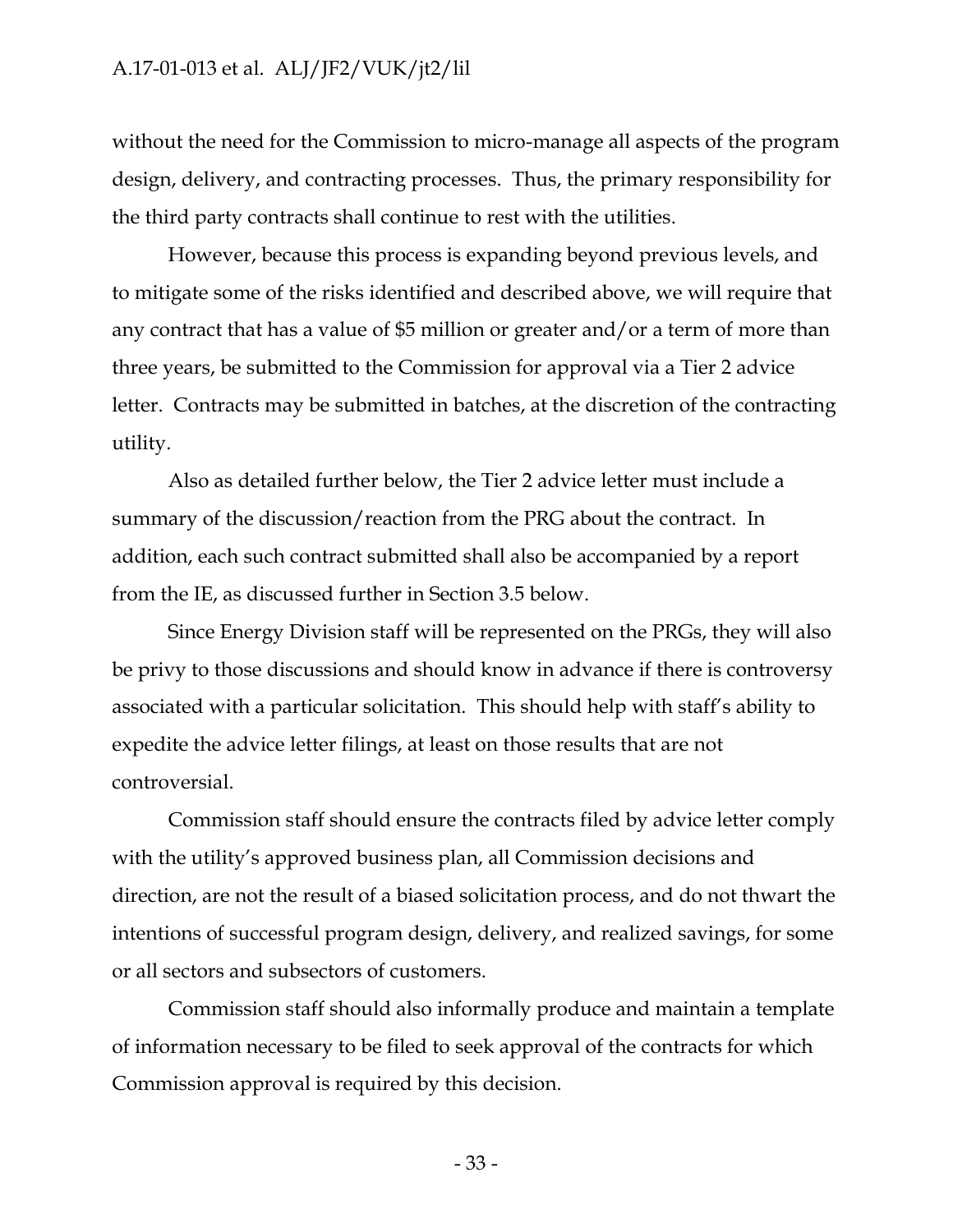without the need for the Commission to micro-manage all aspects of the program design, delivery, and contracting processes. Thus, the primary responsibility for the third party contracts shall continue to rest with the utilities.

However, because this process is expanding beyond previous levels, and to mitigate some of the risks identified and described above, we will require that any contract that has a value of $5 million or greater and/or a term of more than three years, be submitted to the Commission for approval via a Tier 2 advice letter. Contracts may be submitted in batches, at the discretion of the contracting utility.

Also as detailed further below, the Tier 2 advice letter must include a summary of the discussion/reaction from the PRG about the contract. In addition, each such contract submitted shall also be accompanied by a report from the IE, as discussed further in Section 3.5 below.

Since Energy Division staff will be represented on the PRGs, they will also be privy to those discussions and should know in advance if there is controversy associated with a particular solicitation. This should help with staff's ability to expedite the advice letter filings, at least on those results that are not controversial.

Commission staff should ensure the contracts filed by advice letter comply with the utility's approved business plan, all Commission decisions and direction, are not the result of a biased solicitation process, and do not thwart the intentions of successful program design, delivery, and realized savings, for some or all sectors and subsectors of customers.

Commission staff should also informally produce and maintain a template of information necessary to be filed to seek approval of the contracts for which Commission approval is required by this decision.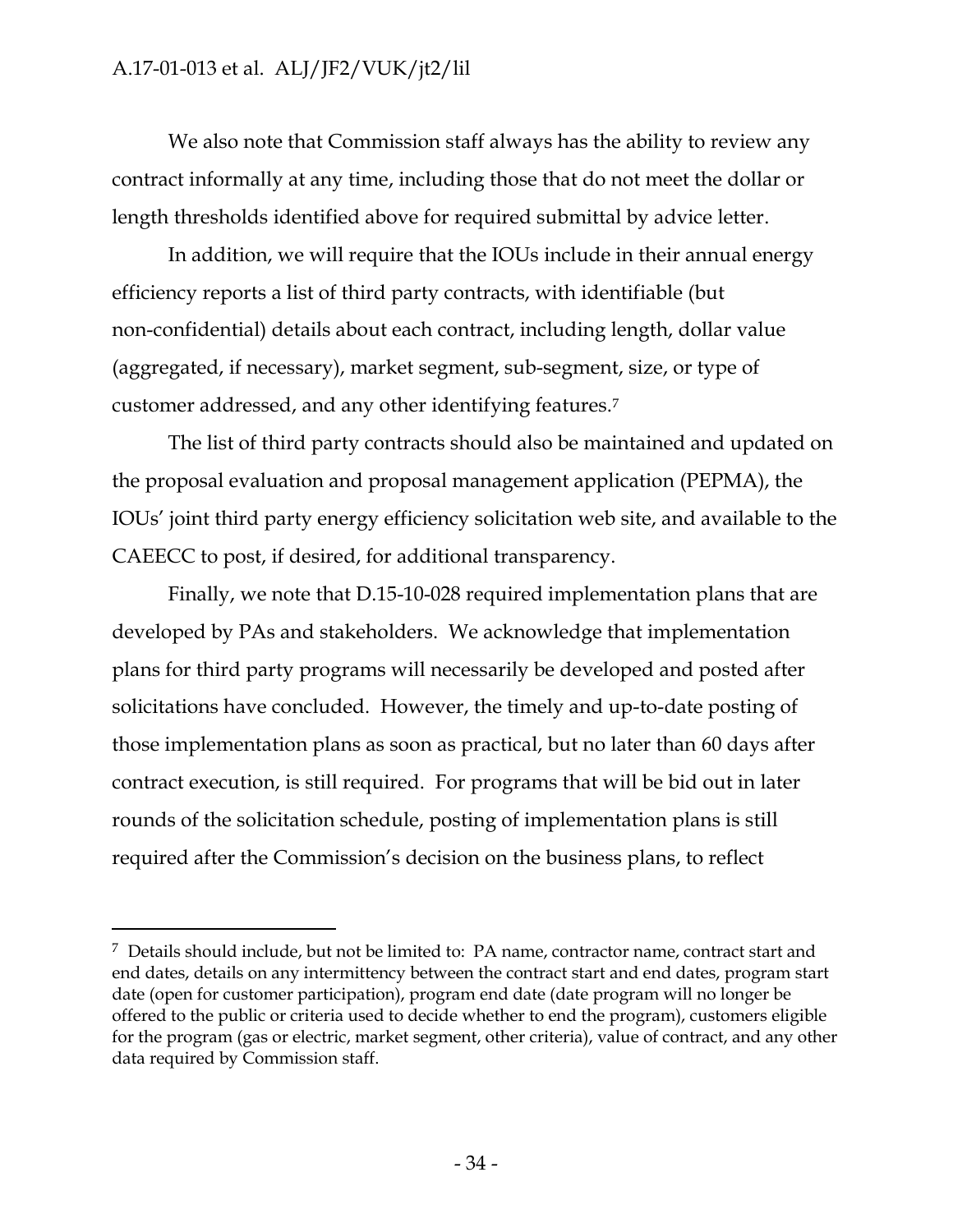We also note that Commission staff always has the ability to review any contract informally at any time, including those that do not meet the dollar or length thresholds identified above for required submittal by advice letter.

In addition, we will require that the IOUs include in their annual energy efficiency reports a list of third party contracts, with identifiable (but non-confidential) details about each contract, including length, dollar value (aggregated, if necessary), market segment, sub-segment, size, or type of customer addressed, and any other identifying features.[7]

The list of third party contracts should also be maintained and updated on the proposal evaluation and proposal management application (PEPMA), the IOUs' joint third party energy efficiency solicitation web site, and available to the CAEECC to post, if desired, for additional transparency.

Finally, we note that D.15-10-028 required implementation plans that are developed by PAs and stakeholders. We acknowledge that implementation plans for third party programs will necessarily be developed and posted after solicitations have concluded. However, the timely and up-to-date posting of those implementation plans as soon as practical, but no later than 60 days after contract execution, is still required. For programs that will be bid out in later rounds of the solicitation schedule, posting of implementation plans is still required after the Commission's decision on the business plans, to reflect

---

[7] Details should include, but not be limited to: PA name, contractor name, contract start and end dates, details on any intermittency between the contract start and end dates, program start date (open for customer participation), program end date (date program will no longer be offered to the public or criteria used to decide whether to end the program), customers eligible for the program (gas or electric, market segment, other criteria), value of contract, and any other data required by Commission staff.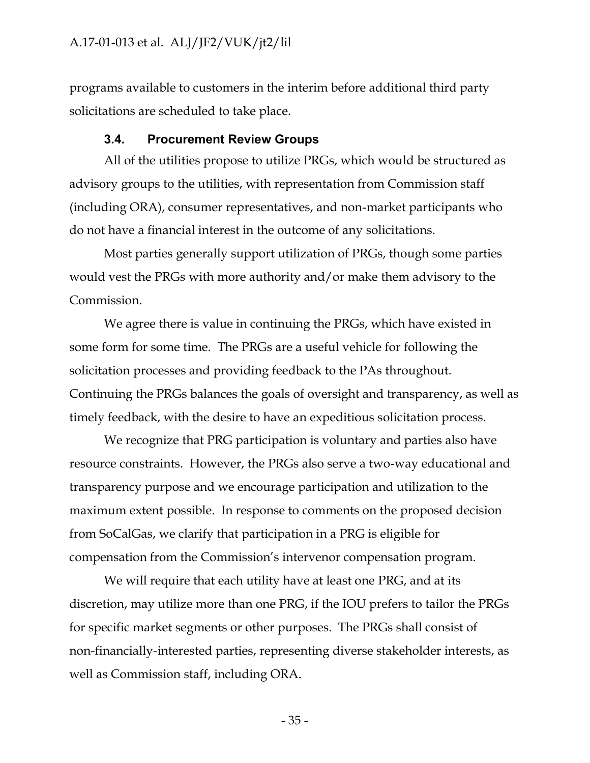programs available to customers in the interim before additional third party solicitations are scheduled to take place.

### 3.4. Procurement Review Groups

All of the utilities propose to utilize PRGs, which would be structured as advisory groups to the utilities, with representation from Commission staff (including ORA), consumer representatives, and non-market participants who do not have a financial interest in the outcome of any solicitations.

Most parties generally support utilization of PRGs, though some parties would vest the PRGs with more authority and/or make them advisory to the Commission.

We agree there is value in continuing the PRGs, which have existed in some form for some time. The PRGs are a useful vehicle for following the solicitation processes and providing feedback to the PAs throughout. Continuing the PRGs balances the goals of oversight and transparency, as well as timely feedback, with the desire to have an expeditious solicitation process.

We recognize that PRG participation is voluntary and parties also have resource constraints. However, the PRGs also serve a two-way educational and transparency purpose and we encourage participation and utilization to the maximum extent possible. In response to comments on the proposed decision from SoCalGas, we clarify that participation in a PRG is eligible for compensation from the Commission's intervenor compensation program.

We will require that each utility have at least one PRG, and at its discretion, may utilize more than one PRG, if the IOU prefers to tailor the PRGs for specific market segments or other purposes. The PRGs shall consist of non-financially-interested parties, representing diverse stakeholder interests, as well as Commission staff, including ORA.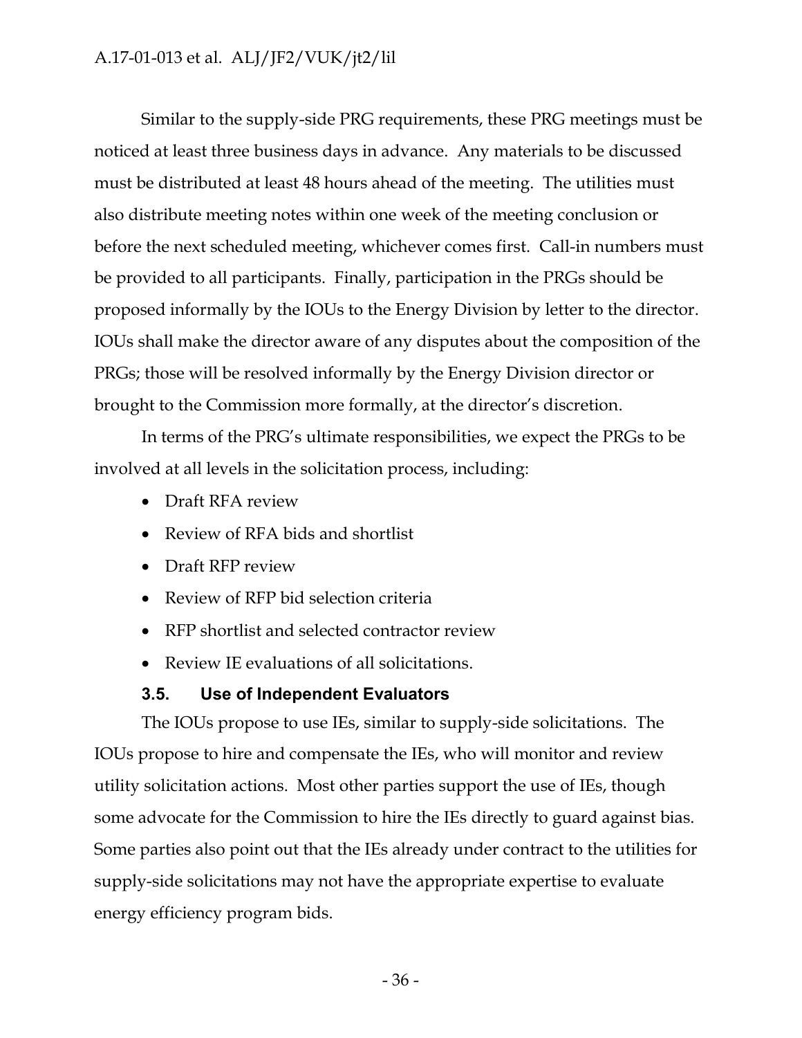Similar to the supply-side PRG requirements, these PRG meetings must be noticed at least three business days in advance. Any materials to be discussed must be distributed at least 48 hours ahead of the meeting. The utilities must also distribute meeting notes within one week of the meeting conclusion or before the next scheduled meeting, whichever comes first. Call-in numbers must be provided to all participants. Finally, participation in the PRGs should be proposed informally by the IOUs to the Energy Division by letter to the director. IOUs shall make the director aware of any disputes about the composition of the PRGs; those will be resolved informally by the Energy Division director or brought to the Commission more formally, at the director's discretion.

In terms of the PRG's ultimate responsibilities, we expect the PRGs to be involved at all levels in the solicitation process, including:

- Draft RFA review
- Review of RFA bids and shortlist
- Draft RFP review
- Review of RFP bid selection criteria
- RFP shortlist and selected contractor review
- Review IE evaluations of all solicitations.

### 3.5. Use of Independent Evaluators

The IOUs propose to use IEs, similar to supply-side solicitations. The IOUs propose to hire and compensate the IEs, who will monitor and review utility solicitation actions. Most other parties support the use of IEs, though some advocate for the Commission to hire the IEs directly to guard against bias. Some parties also point out that the IEs already under contract to the utilities for supply-side solicitations may not have the appropriate expertise to evaluate energy efficiency program bids.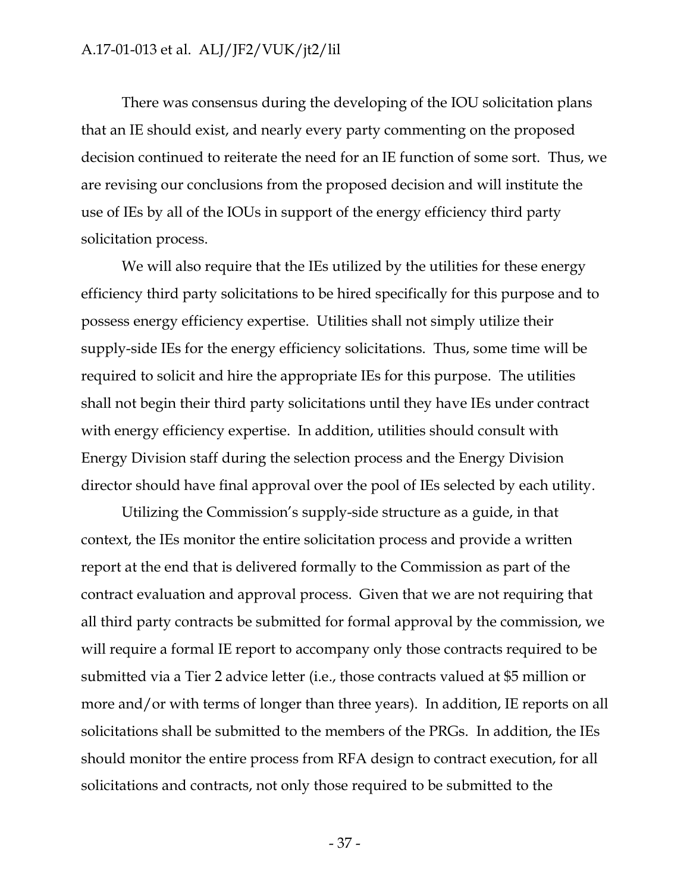There was consensus during the developing of the IOU solicitation plans that an IE should exist, and nearly every party commenting on the proposed decision continued to reiterate the need for an IE function of some sort. Thus, we are revising our conclusions from the proposed decision and will institute the use of IEs by all of the IOUs in support of the energy efficiency third party solicitation process.

We will also require that the IEs utilized by the utilities for these energy efficiency third party solicitations to be hired specifically for this purpose and to possess energy efficiency expertise. Utilities shall not simply utilize their supply-side IEs for the energy efficiency solicitations. Thus, some time will be required to solicit and hire the appropriate IEs for this purpose. The utilities shall not begin their third party solicitations until they have IEs under contract with energy efficiency expertise. In addition, utilities should consult with Energy Division staff during the selection process and the Energy Division director should have final approval over the pool of IEs selected by each utility.

Utilizing the Commission's supply-side structure as a guide, in that context, the IEs monitor the entire solicitation process and provide a written report at the end that is delivered formally to the Commission as part of the contract evaluation and approval process. Given that we are not requiring that all third party contracts be submitted for formal approval by the commission, we will require a formal IE report to accompany only those contracts required to be submitted via a Tier 2 advice letter (i.e., those contracts valued at $5 million or more and/or with terms of longer than three years). In addition, IE reports on all solicitations shall be submitted to the members of the PRGs. In addition, the IEs should monitor the entire process from RFA design to contract execution, for all solicitations and contracts, not only those required to be submitted to the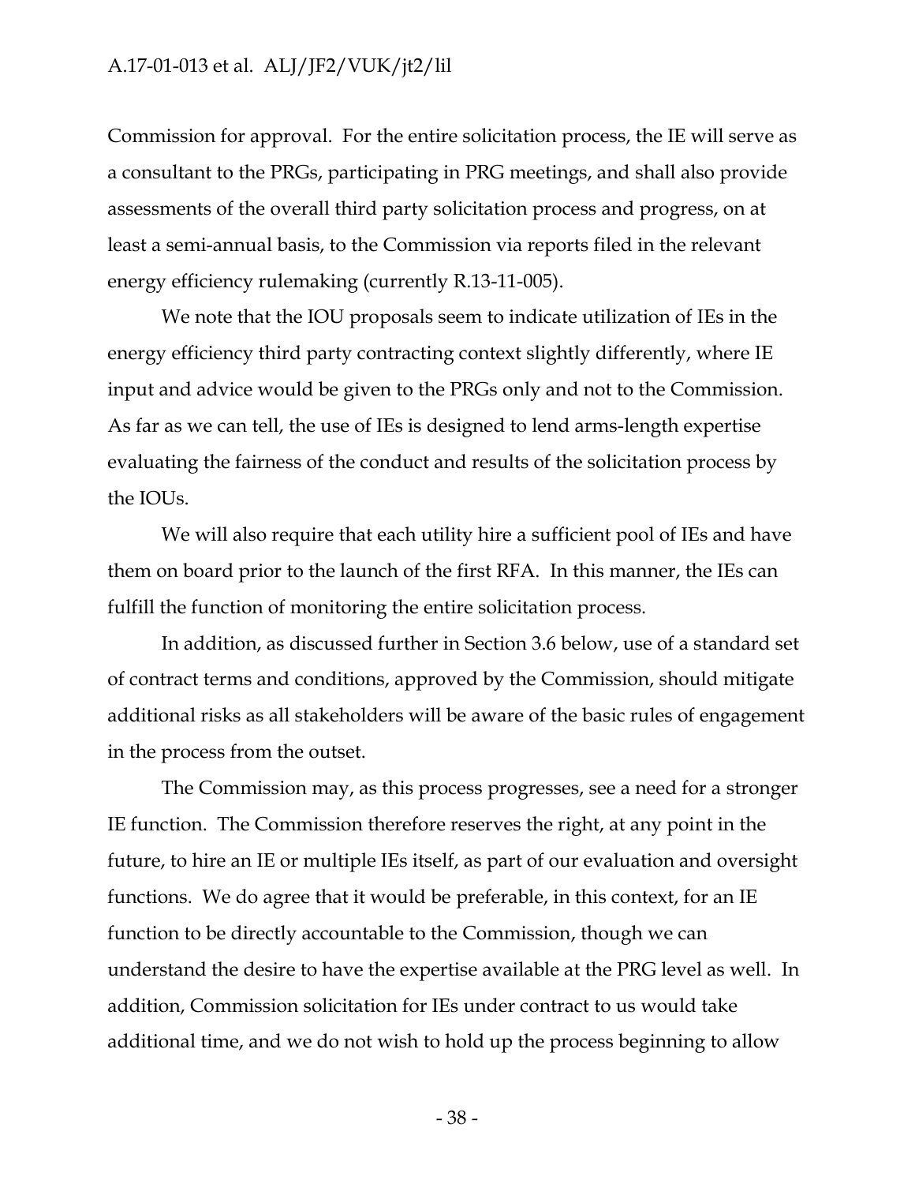Commission for approval. For the entire solicitation process, the IE will serve as a consultant to the PRGs, participating in PRG meetings, and shall also provide assessments of the overall third party solicitation process and progress, on at least a semi-annual basis, to the Commission via reports filed in the relevant energy efficiency rulemaking (currently R.13-11-005).

We note that the IOU proposals seem to indicate utilization of IEs in the energy efficiency third party contracting context slightly differently, where IE input and advice would be given to the PRGs only and not to the Commission. As far as we can tell, the use of IEs is designed to lend arms-length expertise evaluating the fairness of the conduct and results of the solicitation process by the IOUs.

We will also require that each utility hire a sufficient pool of IEs and have them on board prior to the launch of the first RFA. In this manner, the IEs can fulfill the function of monitoring the entire solicitation process.

In addition, as discussed further in Section 3.6 below, use of a standard set of contract terms and conditions, approved by the Commission, should mitigate additional risks as all stakeholders will be aware of the basic rules of engagement in the process from the outset.

The Commission may, as this process progresses, see a need for a stronger IE function. The Commission therefore reserves the right, at any point in the future, to hire an IE or multiple IEs itself, as part of our evaluation and oversight functions. We do agree that it would be preferable, in this context, for an IE function to be directly accountable to the Commission, though we can understand the desire to have the expertise available at the PRG level as well. In addition, Commission solicitation for IEs under contract to us would take additional time, and we do not wish to hold up the process beginning to allow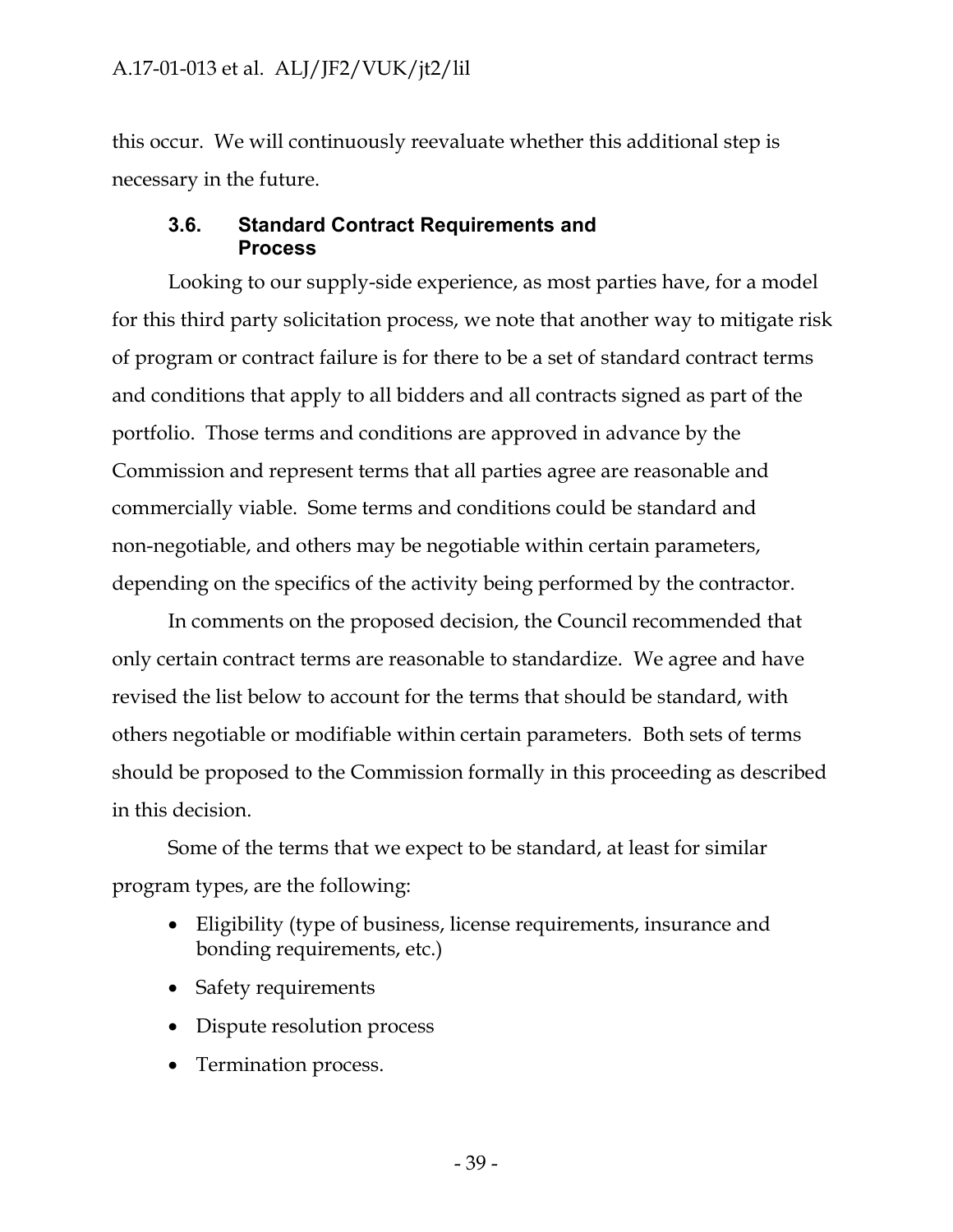this occur. We will continuously reevaluate whether this additional step is necessary in the future.

### 3.6. Standard Contract Requirements and Process

Looking to our supply-side experience, as most parties have, for a model for this third party solicitation process, we note that another way to mitigate risk of program or contract failure is for there to be a set of standard contract terms and conditions that apply to all bidders and all contracts signed as part of the portfolio. Those terms and conditions are approved in advance by the Commission and represent terms that all parties agree are reasonable and commercially viable. Some terms and conditions could be standard and non-negotiable, and others may be negotiable within certain parameters, depending on the specifics of the activity being performed by the contractor.

In comments on the proposed decision, the Council recommended that only certain contract terms are reasonable to standardize. We agree and have revised the list below to account for the terms that should be standard, with others negotiable or modifiable within certain parameters. Both sets of terms should be proposed to the Commission formally in this proceeding as described in this decision.

Some of the terms that we expect to be standard, at least for similar program types, are the following:

- Eligibility (type of business, license requirements, insurance and bonding requirements, etc.)
- Safety requirements
- Dispute resolution process
- Termination process.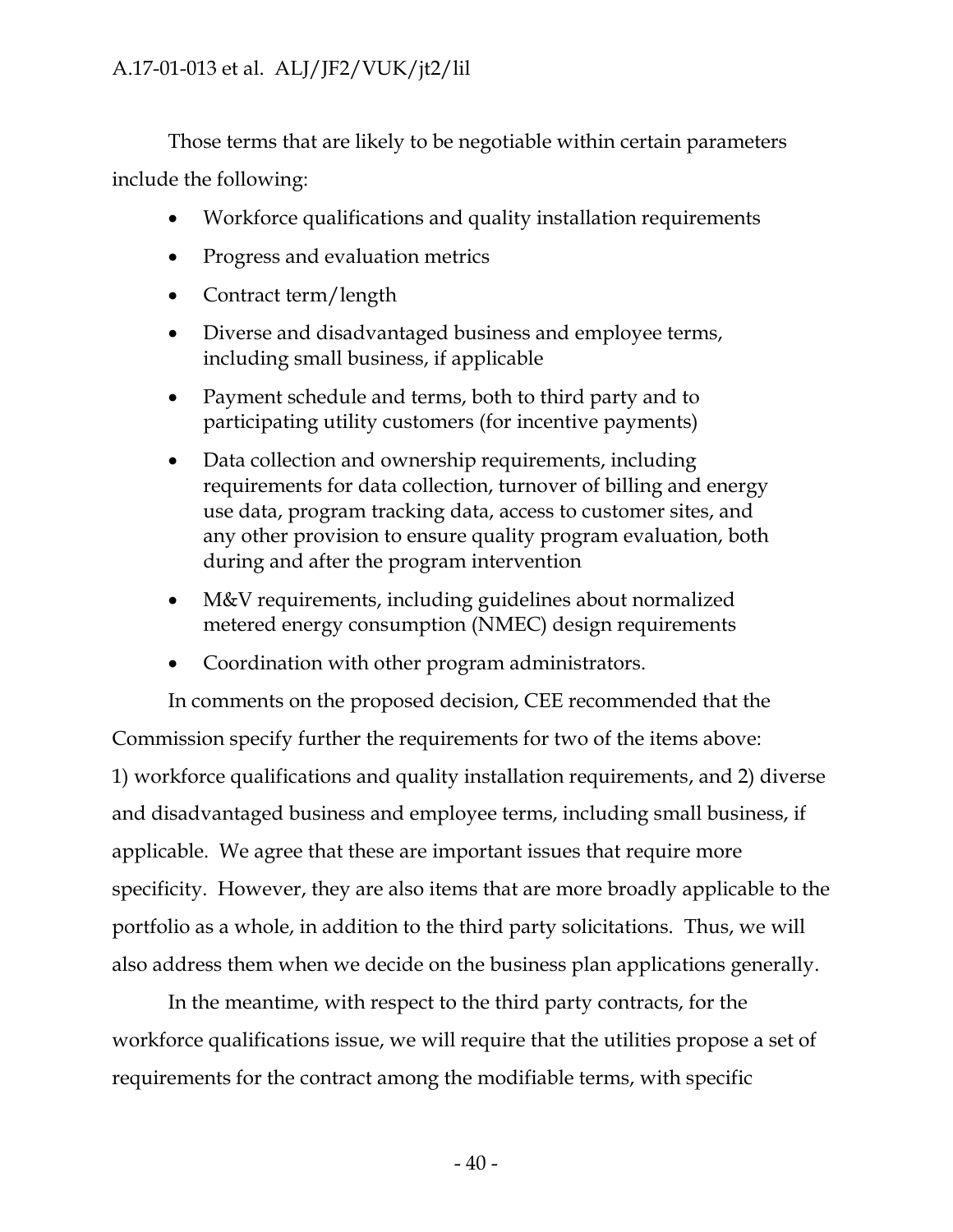Those terms that are likely to be negotiable within certain parameters include the following:

- Workforce qualifications and quality installation requirements
- Progress and evaluation metrics
- Contract term/length
- Diverse and disadvantaged business and employee terms, including small business, if applicable
- Payment schedule and terms, both to third party and to participating utility customers (for incentive payments)
- Data collection and ownership requirements, including requirements for data collection, turnover of billing and energy use data, program tracking data, access to customer sites, and any other provision to ensure quality program evaluation, both during and after the program intervention
- M&V requirements, including guidelines about normalized metered energy consumption (NMEC) design requirements
- Coordination with other program administrators.

In comments on the proposed decision, CEE recommended that the Commission specify further the requirements for two of the items above: 1) workforce qualifications and quality installation requirements, and 2) diverse and disadvantaged business and employee terms, including small business, if applicable. We agree that these are important issues that require more specificity. However, they are also items that are more broadly applicable to the portfolio as a whole, in addition to the third party solicitations. Thus, we will also address them when we decide on the business plan applications generally.

In the meantime, with respect to the third party contracts, for the workforce qualifications issue, we will require that the utilities propose a set of requirements for the contract among the modifiable terms, with specific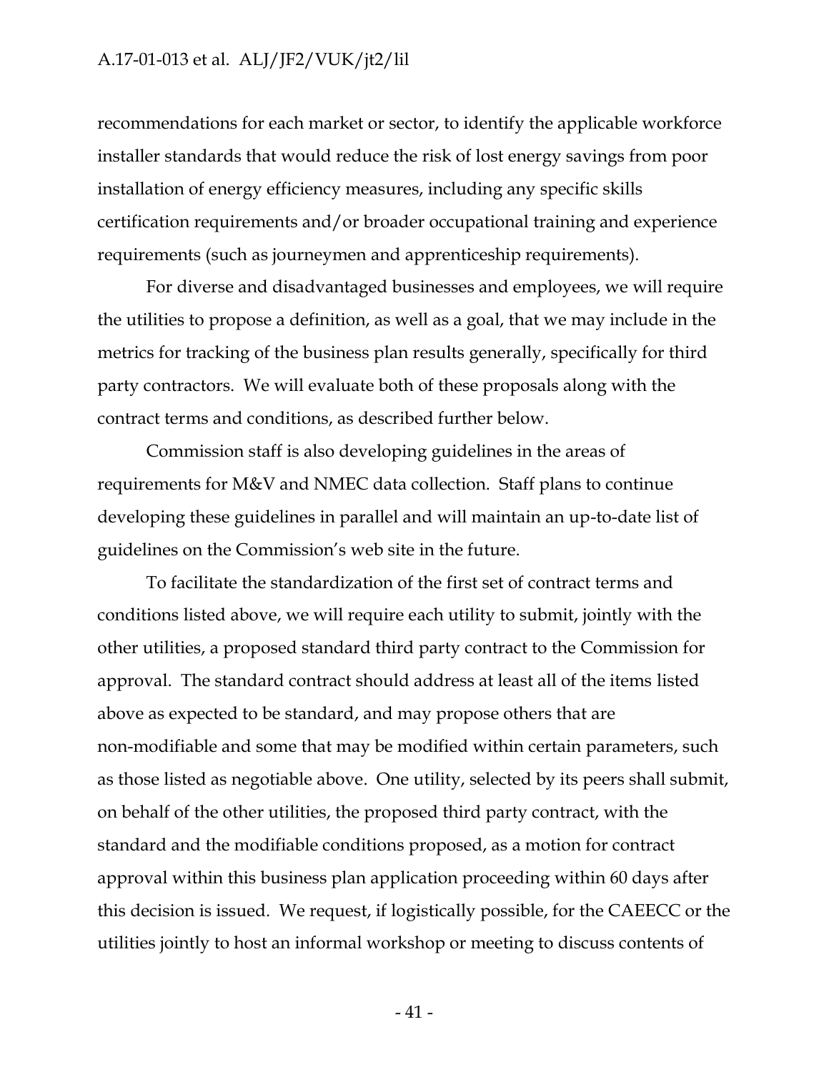recommendations for each market or sector, to identify the applicable workforce installer standards that would reduce the risk of lost energy savings from poor installation of energy efficiency measures, including any specific skills certification requirements and/or broader occupational training and experience requirements (such as journeymen and apprenticeship requirements).

For diverse and disadvantaged businesses and employees, we will require the utilities to propose a definition, as well as a goal, that we may include in the metrics for tracking of the business plan results generally, specifically for third party contractors. We will evaluate both of these proposals along with the contract terms and conditions, as described further below.

Commission staff is also developing guidelines in the areas of requirements for M&V and NMEC data collection. Staff plans to continue developing these guidelines in parallel and will maintain an up-to-date list of guidelines on the Commission's web site in the future.

To facilitate the standardization of the first set of contract terms and conditions listed above, we will require each utility to submit, jointly with the other utilities, a proposed standard third party contract to the Commission for approval. The standard contract should address at least all of the items listed above as expected to be standard, and may propose others that are non-modifiable and some that may be modified within certain parameters, such as those listed as negotiable above. One utility, selected by its peers shall submit, on behalf of the other utilities, the proposed third party contract, with the standard and the modifiable conditions proposed, as a motion for contract approval within this business plan application proceeding within 60 days after this decision is issued. We request, if logistically possible, for the CAEECC or the utilities jointly to host an informal workshop or meeting to discuss contents of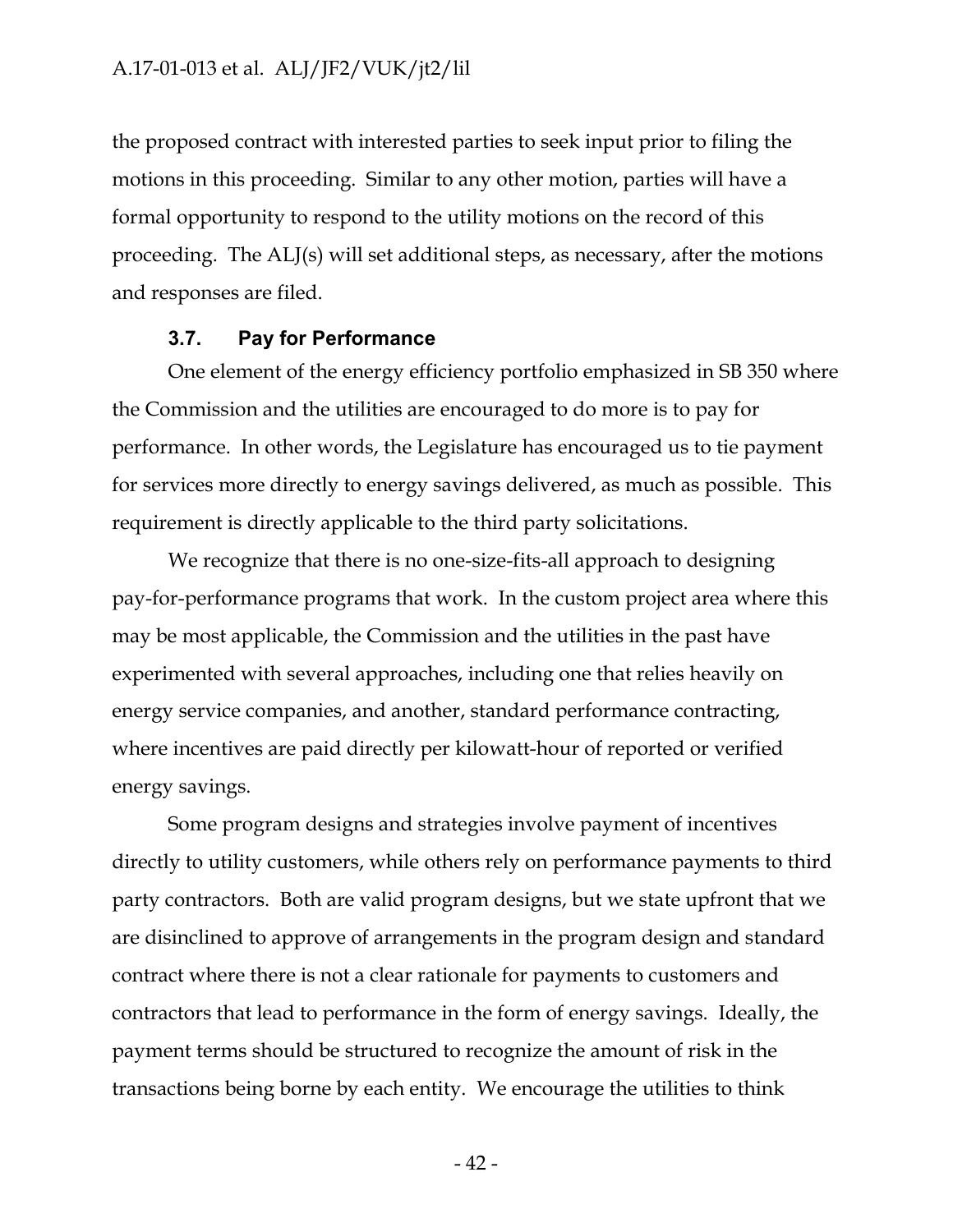the proposed contract with interested parties to seek input prior to filing the motions in this proceeding. Similar to any other motion, parties will have a formal opportunity to respond to the utility motions on the record of this proceeding. The ALJ(s) will set additional steps, as necessary, after the motions and responses are filed.

### 3.7. Pay for Performance

One element of the energy efficiency portfolio emphasized in SB 350 where the Commission and the utilities are encouraged to do more is to pay for performance. In other words, the Legislature has encouraged us to tie payment for services more directly to energy savings delivered, as much as possible. This requirement is directly applicable to the third party solicitations.

We recognize that there is no one-size-fits-all approach to designing pay-for-performance programs that work. In the custom project area where this may be most applicable, the Commission and the utilities in the past have experimented with several approaches, including one that relies heavily on energy service companies, and another, standard performance contracting, where incentives are paid directly per kilowatt-hour of reported or verified energy savings.

Some program designs and strategies involve payment of incentives directly to utility customers, while others rely on performance payments to third party contractors. Both are valid program designs, but we state upfront that we are disinclined to approve of arrangements in the program design and standard contract where there is not a clear rationale for payments to customers and contractors that lead to performance in the form of energy savings. Ideally, the payment terms should be structured to recognize the amount of risk in the transactions being borne by each entity. We encourage the utilities to think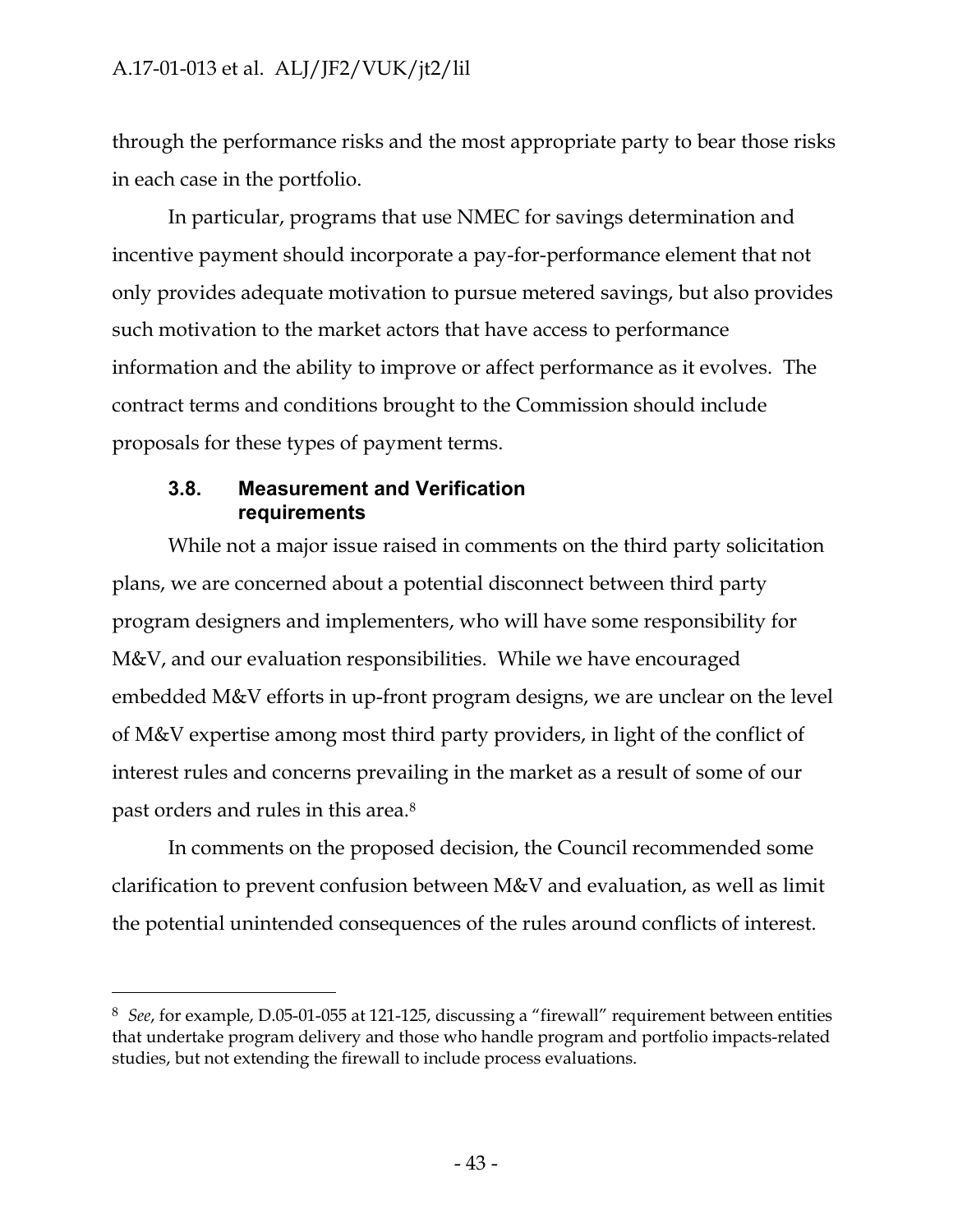through the performance risks and the most appropriate party to bear those risks in each case in the portfolio.

In particular, programs that use NMEC for savings determination and incentive payment should incorporate a pay-for-performance element that not only provides adequate motivation to pursue metered savings, but also provides such motivation to the market actors that have access to performance information and the ability to improve or affect performance as it evolves. The contract terms and conditions brought to the Commission should include proposals for these types of payment terms.

### 3.8. Measurement and Verification requirements

While not a major issue raised in comments on the third party solicitation plans, we are concerned about a potential disconnect between third party program designers and implementers, who will have some responsibility for M&V, and our evaluation responsibilities. While we have encouraged embedded M&V efforts in up-front program designs, we are unclear on the level of M&V expertise among most third party providers, in light of the conflict of interest rules and concerns prevailing in the market as a result of some of our past orders and rules in this area.[8]

In comments on the proposed decision, the Council recommended some clarification to prevent confusion between M&V and evaluation, as well as limit the potential unintended consequences of the rules around conflicts of interest.

---

[8] *See*, for example, D.05-01-055 at 121-125, discussing a "firewall" requirement between entities that undertake program delivery and those who handle program and portfolio impacts-related studies, but not extending the firewall to include process evaluations.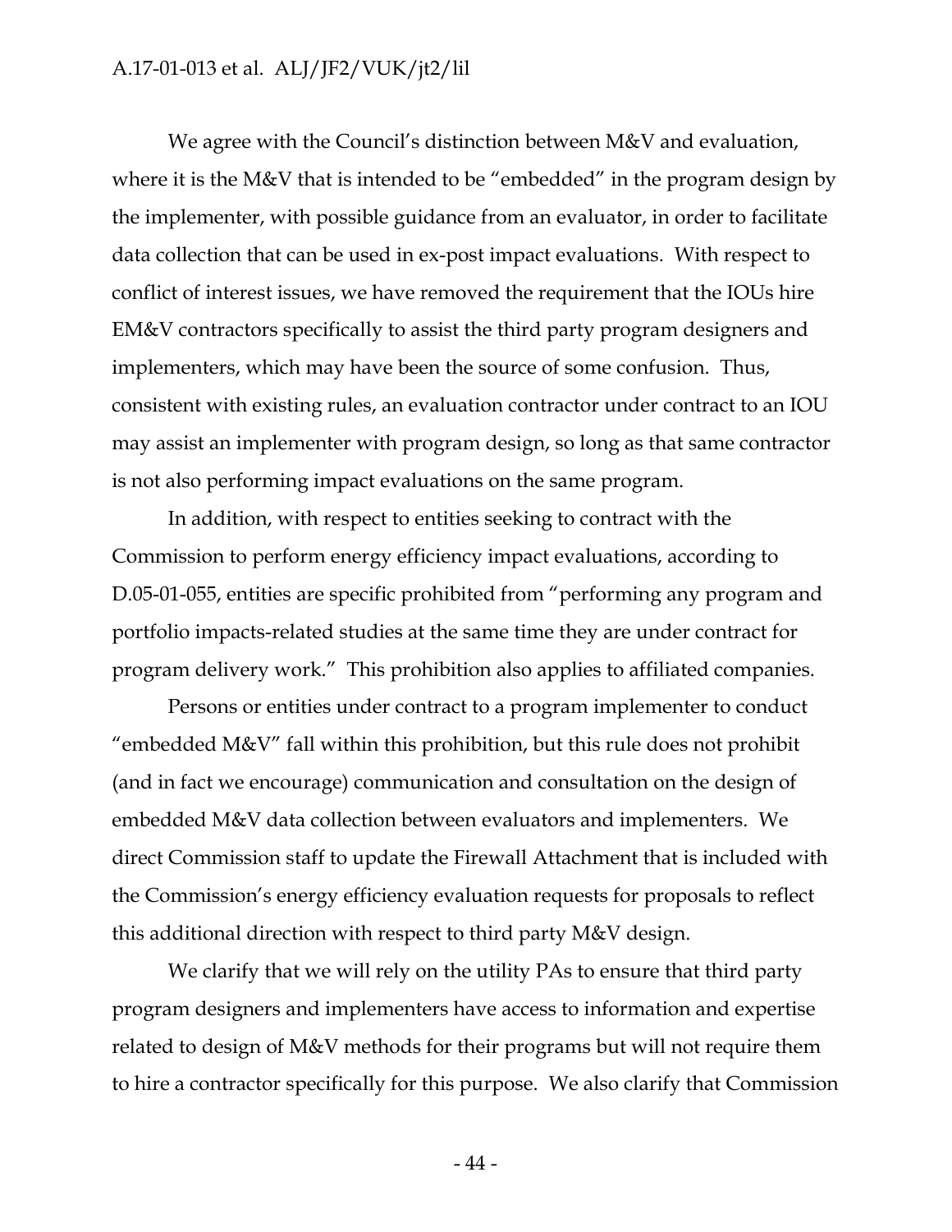We agree with the Council's distinction between M&V and evaluation, where it is the M&V that is intended to be "embedded" in the program design by the implementer, with possible guidance from an evaluator, in order to facilitate data collection that can be used in ex-post impact evaluations. With respect to conflict of interest issues, we have removed the requirement that the IOUs hire EM&V contractors specifically to assist the third party program designers and implementers, which may have been the source of some confusion. Thus, consistent with existing rules, an evaluation contractor under contract to an IOU may assist an implementer with program design, so long as that same contractor is not also performing impact evaluations on the same program.

In addition, with respect to entities seeking to contract with the Commission to perform energy efficiency impact evaluations, according to D.05-01-055, entities are specific prohibited from "performing any program and portfolio impacts-related studies at the same time they are under contract for program delivery work." This prohibition also applies to affiliated companies.

Persons or entities under contract to a program implementer to conduct "embedded M&V" fall within this prohibition, but this rule does not prohibit (and in fact we encourage) communication and consultation on the design of embedded M&V data collection between evaluators and implementers. We direct Commission staff to update the Firewall Attachment that is included with the Commission's energy efficiency evaluation requests for proposals to reflect this additional direction with respect to third party M&V design.

We clarify that we will rely on the utility PAs to ensure that third party program designers and implementers have access to information and expertise related to design of M&V methods for their programs but will not require them to hire a contractor specifically for this purpose. We also clarify that Commission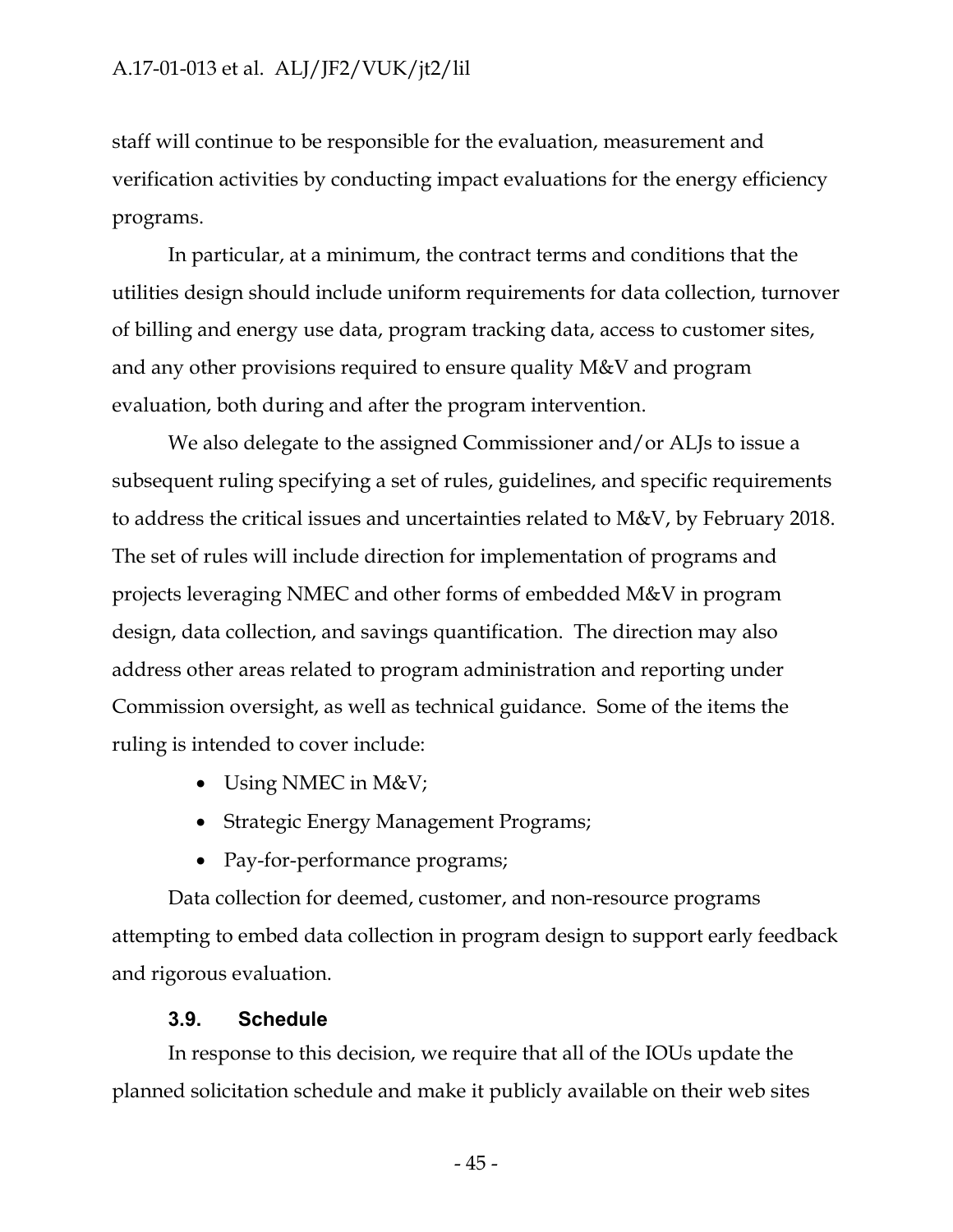staff will continue to be responsible for the evaluation, measurement and verification activities by conducting impact evaluations for the energy efficiency programs.

In particular, at a minimum, the contract terms and conditions that the utilities design should include uniform requirements for data collection, turnover of billing and energy use data, program tracking data, access to customer sites, and any other provisions required to ensure quality M&V and program evaluation, both during and after the program intervention.

We also delegate to the assigned Commissioner and/or ALJs to issue a subsequent ruling specifying a set of rules, guidelines, and specific requirements to address the critical issues and uncertainties related to M&V, by February 2018. The set of rules will include direction for implementation of programs and projects leveraging NMEC and other forms of embedded M&V in program design, data collection, and savings quantification. The direction may also address other areas related to program administration and reporting under Commission oversight, as well as technical guidance. Some of the items the ruling is intended to cover include:

- Using NMEC in M&V;
- Strategic Energy Management Programs;
- Pay-for-performance programs;

Data collection for deemed, customer, and non-resource programs attempting to embed data collection in program design to support early feedback and rigorous evaluation.

### 3.9. Schedule

In response to this decision, we require that all of the IOUs update the planned solicitation schedule and make it publicly available on their web sites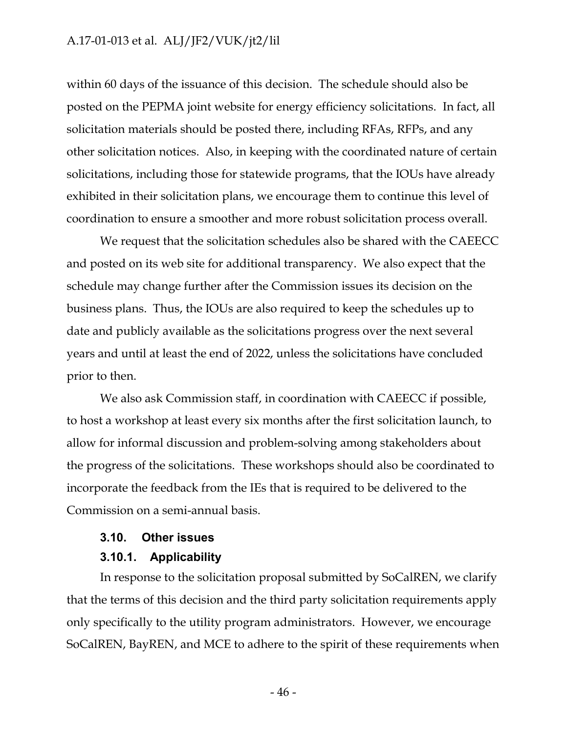within 60 days of the issuance of this decision. The schedule should also be posted on the PEPMA joint website for energy efficiency solicitations. In fact, all solicitation materials should be posted there, including RFAs, RFPs, and any other solicitation notices. Also, in keeping with the coordinated nature of certain solicitations, including those for statewide programs, that the IOUs have already exhibited in their solicitation plans, we encourage them to continue this level of coordination to ensure a smoother and more robust solicitation process overall.

We request that the solicitation schedules also be shared with the CAEECC and posted on its web site for additional transparency. We also expect that the schedule may change further after the Commission issues its decision on the business plans. Thus, the IOUs are also required to keep the schedules up to date and publicly available as the solicitations progress over the next several years and until at least the end of 2022, unless the solicitations have concluded prior to then.

We also ask Commission staff, in coordination with CAEECC if possible, to host a workshop at least every six months after the first solicitation launch, to allow for informal discussion and problem-solving among stakeholders about the progress of the solicitations. These workshops should also be coordinated to incorporate the feedback from the IEs that is required to be delivered to the Commission on a semi-annual basis.

### 3.10. Other issues

#### 3.10.1. Applicability

In response to the solicitation proposal submitted by SoCalREN, we clarify that the terms of this decision and the third party solicitation requirements apply only specifically to the utility program administrators. However, we encourage SoCalREN, BayREN, and MCE to adhere to the spirit of these requirements when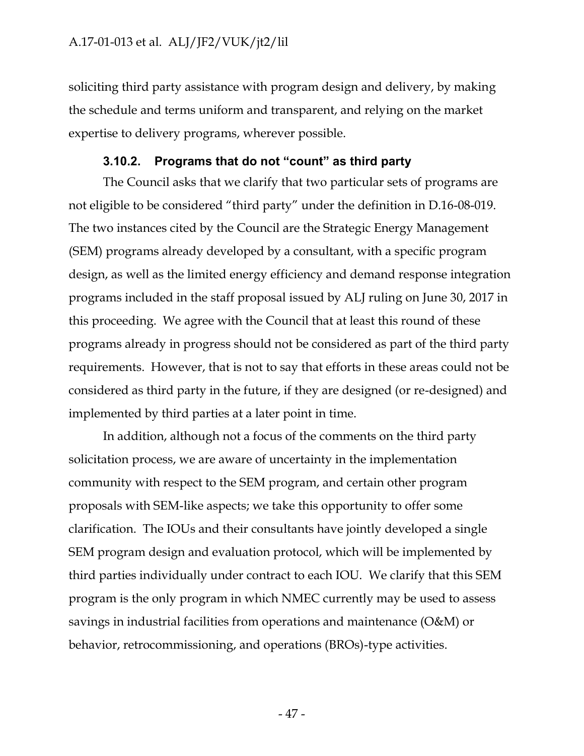soliciting third party assistance with program design and delivery, by making the schedule and terms uniform and transparent, and relying on the market expertise to delivery programs, wherever possible.

### 3.10.2. Programs that do not "count" as third party

The Council asks that we clarify that two particular sets of programs are not eligible to be considered "third party" under the definition in D.16-08-019. The two instances cited by the Council are the Strategic Energy Management (SEM) programs already developed by a consultant, with a specific program design, as well as the limited energy efficiency and demand response integration programs included in the staff proposal issued by ALJ ruling on June 30, 2017 in this proceeding. We agree with the Council that at least this round of these programs already in progress should not be considered as part of the third party requirements. However, that is not to say that efforts in these areas could not be considered as third party in the future, if they are designed (or re-designed) and implemented by third parties at a later point in time.

In addition, although not a focus of the comments on the third party solicitation process, we are aware of uncertainty in the implementation community with respect to the SEM program, and certain other program proposals with SEM-like aspects; we take this opportunity to offer some clarification. The IOUs and their consultants have jointly developed a single SEM program design and evaluation protocol, which will be implemented by third parties individually under contract to each IOU. We clarify that this SEM program is the only program in which NMEC currently may be used to assess savings in industrial facilities from operations and maintenance (O&M) or behavior, retrocommissioning, and operations (BROs)-type activities.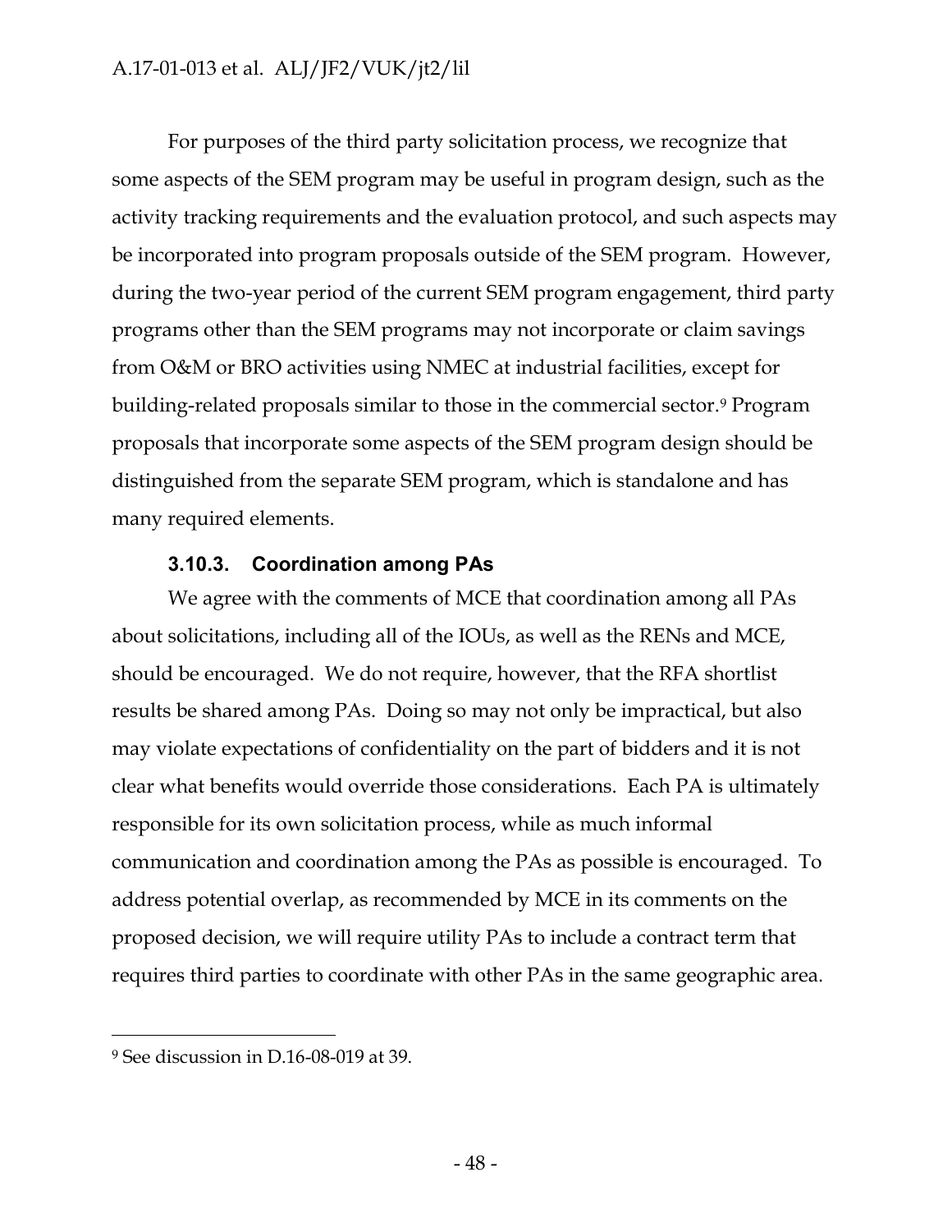For purposes of the third party solicitation process, we recognize that some aspects of the SEM program may be useful in program design, such as the activity tracking requirements and the evaluation protocol, and such aspects may be incorporated into program proposals outside of the SEM program. However, during the two-year period of the current SEM program engagement, third party programs other than the SEM programs may not incorporate or claim savings from O&M or BRO activities using NMEC at industrial facilities, except for building-related proposals similar to those in the commercial sector.[9] Program proposals that incorporate some aspects of the SEM program design should be distinguished from the separate SEM program, which is standalone and has many required elements.

### 3.10.3. Coordination among PAs

We agree with the comments of MCE that coordination among all PAs about solicitations, including all of the IOUs, as well as the RENs and MCE, should be encouraged. We do not require, however, that the RFA shortlist results be shared among PAs. Doing so may not only be impractical, but also may violate expectations of confidentiality on the part of bidders and it is not clear what benefits would override those considerations. Each PA is ultimately responsible for its own solicitation process, while as much informal communication and coordination among the PAs as possible is encouraged. To address potential overlap, as recommended by MCE in its comments on the proposed decision, we will require utility PAs to include a contract term that requires third parties to coordinate with other PAs in the same geographic area.

---

[9] See discussion in D.16-08-019 at 39.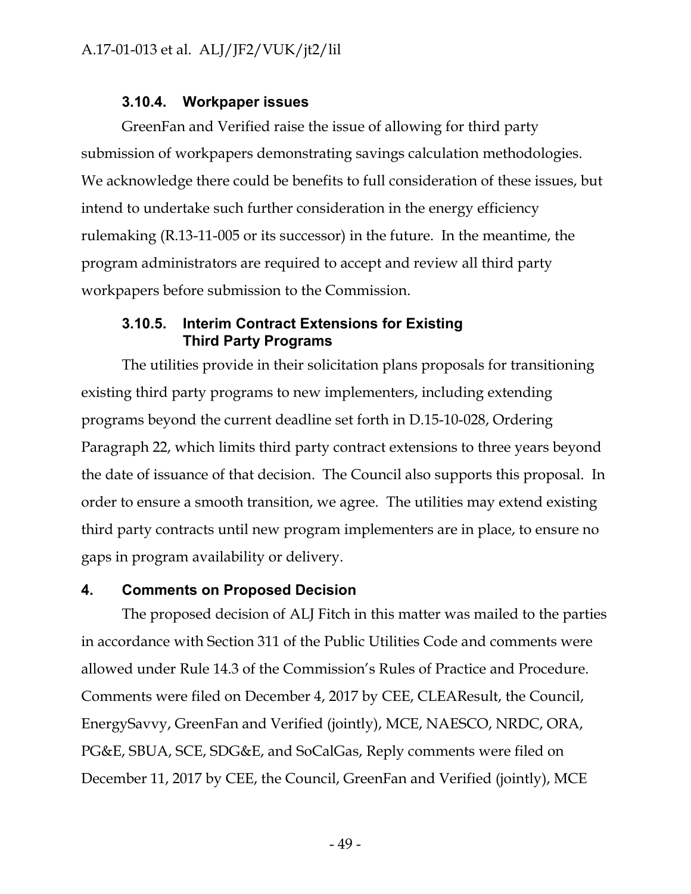### 3.10.4. Workpaper issues

GreenFan and Verified raise the issue of allowing for third party submission of workpapers demonstrating savings calculation methodologies. We acknowledge there could be benefits to full consideration of these issues, but intend to undertake such further consideration in the energy efficiency rulemaking (R.13-11-005 or its successor) in the future. In the meantime, the program administrators are required to accept and review all third party workpapers before submission to the Commission.

### 3.10.5. Interim Contract Extensions for Existing Third Party Programs

The utilities provide in their solicitation plans proposals for transitioning existing third party programs to new implementers, including extending programs beyond the current deadline set forth in D.15-10-028, Ordering Paragraph 22, which limits third party contract extensions to three years beyond the date of issuance of that decision. The Council also supports this proposal. In order to ensure a smooth transition, we agree. The utilities may extend existing third party contracts until new program implementers are in place, to ensure no gaps in program availability or delivery.

## 4. Comments on Proposed Decision

The proposed decision of ALJ Fitch in this matter was mailed to the parties in accordance with Section 311 of the Public Utilities Code and comments were allowed under Rule 14.3 of the Commission's Rules of Practice and Procedure. Comments were filed on December 4, 2017 by CEE, CLEAResult, the Council, EnergySavvy, GreenFan and Verified (jointly), MCE, NAESCO, NRDC, ORA, PG&E, SBUA, SCE, SDG&E, and SoCalGas, Reply comments were filed on December 11, 2017 by CEE, the Council, GreenFan and Verified (jointly), MCE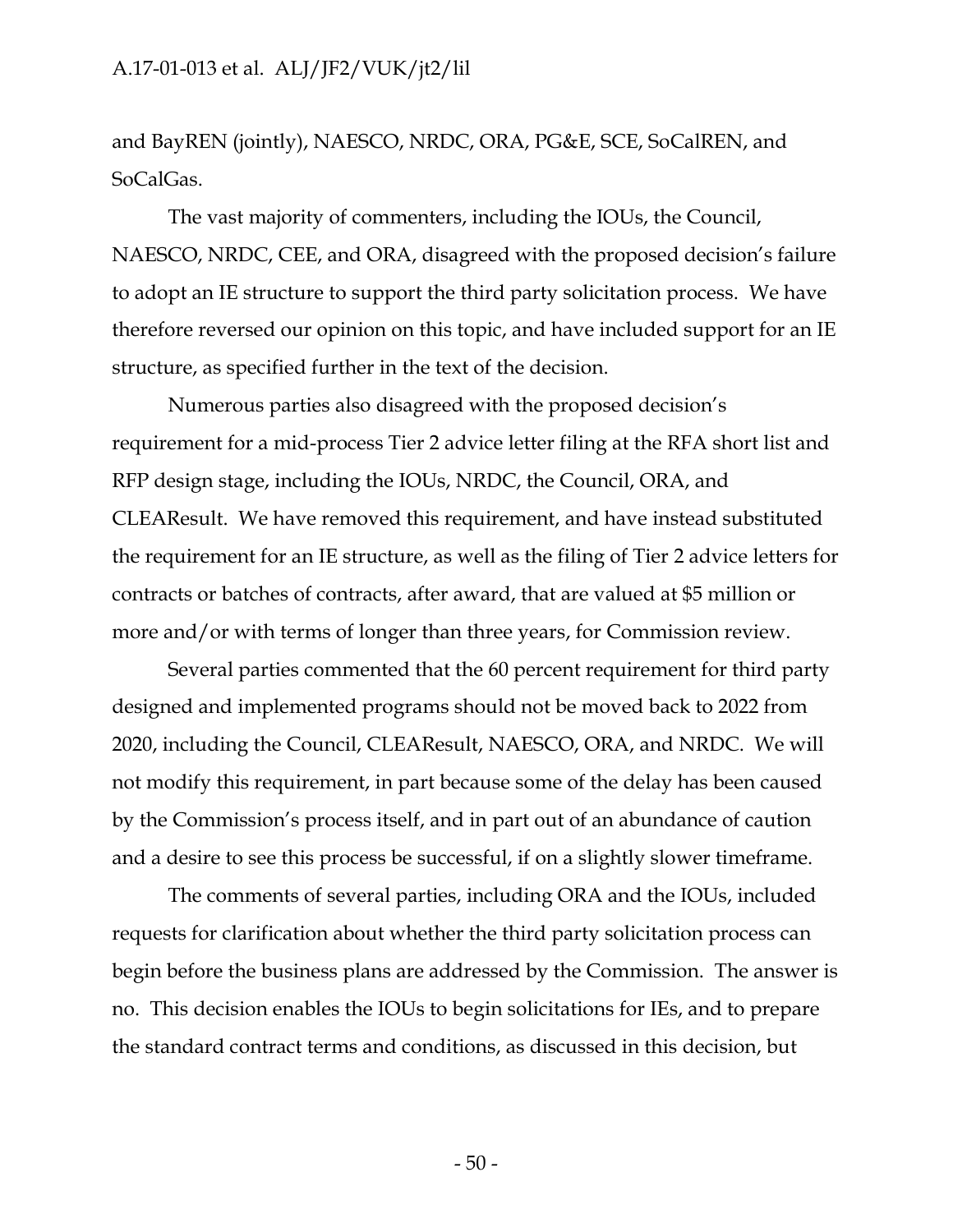and BayREN (jointly), NAESCO, NRDC, ORA, PG&E, SCE, SoCalREN, and SoCalGas.

The vast majority of commenters, including the IOUs, the Council, NAESCO, NRDC, CEE, and ORA, disagreed with the proposed decision's failure to adopt an IE structure to support the third party solicitation process. We have therefore reversed our opinion on this topic, and have included support for an IE structure, as specified further in the text of the decision.

Numerous parties also disagreed with the proposed decision's requirement for a mid-process Tier 2 advice letter filing at the RFA short list and RFP design stage, including the IOUs, NRDC, the Council, ORA, and CLEAResult. We have removed this requirement, and have instead substituted the requirement for an IE structure, as well as the filing of Tier 2 advice letters for contracts or batches of contracts, after award, that are valued at $5 million or more and/or with terms of longer than three years, for Commission review.

Several parties commented that the 60 percent requirement for third party designed and implemented programs should not be moved back to 2022 from 2020, including the Council, CLEAResult, NAESCO, ORA, and NRDC. We will not modify this requirement, in part because some of the delay has been caused by the Commission's process itself, and in part out of an abundance of caution and a desire to see this process be successful, if on a slightly slower timeframe.

The comments of several parties, including ORA and the IOUs, included requests for clarification about whether the third party solicitation process can begin before the business plans are addressed by the Commission. The answer is no. This decision enables the IOUs to begin solicitations for IEs, and to prepare the standard contract terms and conditions, as discussed in this decision, but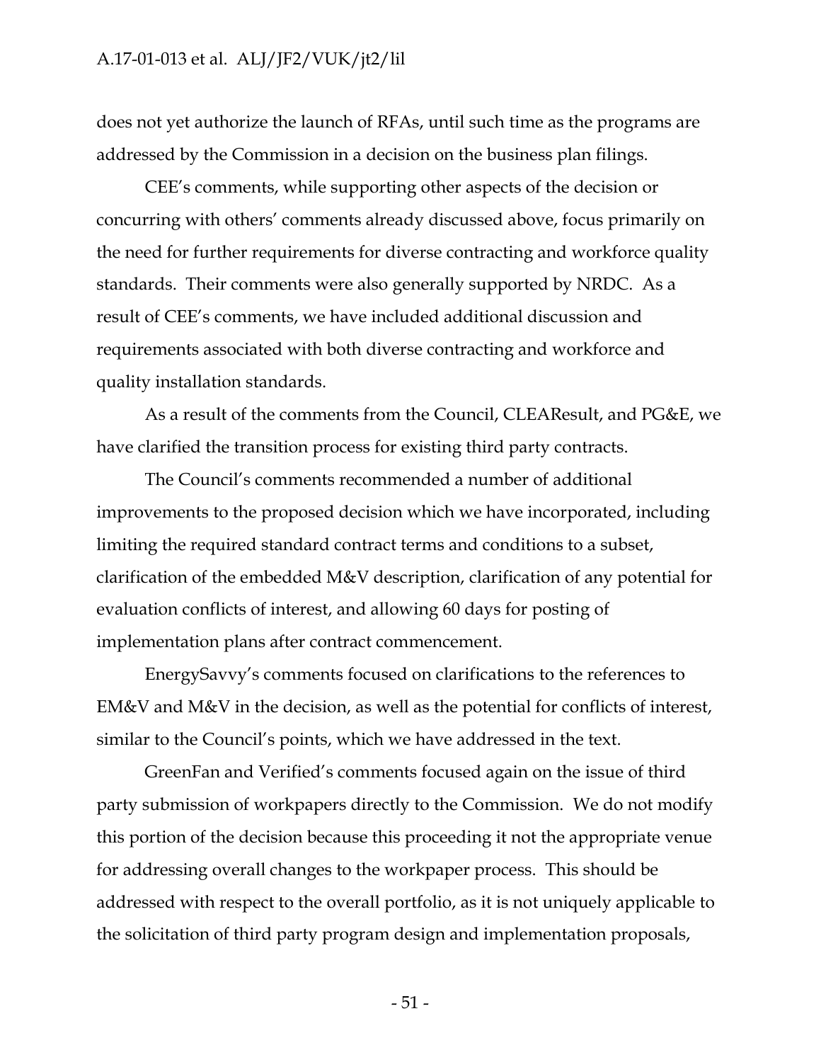does not yet authorize the launch of RFAs, until such time as the programs are addressed by the Commission in a decision on the business plan filings.

CEE's comments, while supporting other aspects of the decision or concurring with others' comments already discussed above, focus primarily on the need for further requirements for diverse contracting and workforce quality standards. Their comments were also generally supported by NRDC. As a result of CEE's comments, we have included additional discussion and requirements associated with both diverse contracting and workforce and quality installation standards.

As a result of the comments from the Council, CLEAResult, and PG&E, we have clarified the transition process for existing third party contracts.

The Council's comments recommended a number of additional improvements to the proposed decision which we have incorporated, including limiting the required standard contract terms and conditions to a subset, clarification of the embedded M&V description, clarification of any potential for evaluation conflicts of interest, and allowing 60 days for posting of implementation plans after contract commencement.

EnergySavvy's comments focused on clarifications to the references to EM&V and M&V in the decision, as well as the potential for conflicts of interest, similar to the Council's points, which we have addressed in the text.

GreenFan and Verified's comments focused again on the issue of third party submission of workpapers directly to the Commission. We do not modify this portion of the decision because this proceeding it not the appropriate venue for addressing overall changes to the workpaper process. This should be addressed with respect to the overall portfolio, as it is not uniquely applicable to the solicitation of third party program design and implementation proposals,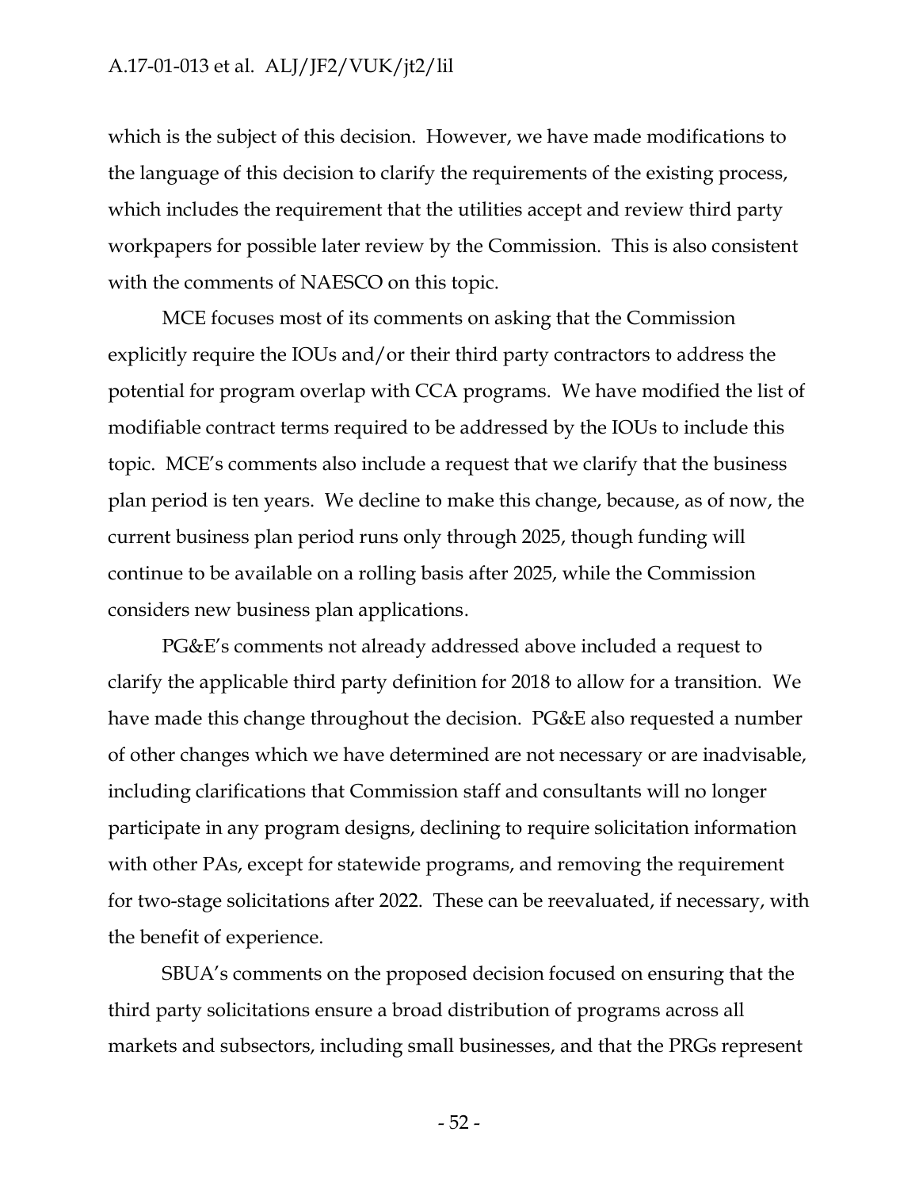which is the subject of this decision. However, we have made modifications to the language of this decision to clarify the requirements of the existing process, which includes the requirement that the utilities accept and review third party workpapers for possible later review by the Commission. This is also consistent with the comments of NAESCO on this topic.

MCE focuses most of its comments on asking that the Commission explicitly require the IOUs and/or their third party contractors to address the potential for program overlap with CCA programs. We have modified the list of modifiable contract terms required to be addressed by the IOUs to include this topic. MCE's comments also include a request that we clarify that the business plan period is ten years. We decline to make this change, because, as of now, the current business plan period runs only through 2025, though funding will continue to be available on a rolling basis after 2025, while the Commission considers new business plan applications.

PG&E's comments not already addressed above included a request to clarify the applicable third party definition for 2018 to allow for a transition. We have made this change throughout the decision. PG&E also requested a number of other changes which we have determined are not necessary or are inadvisable, including clarifications that Commission staff and consultants will no longer participate in any program designs, declining to require solicitation information with other PAs, except for statewide programs, and removing the requirement for two-stage solicitations after 2022. These can be reevaluated, if necessary, with the benefit of experience.

SBUA's comments on the proposed decision focused on ensuring that the third party solicitations ensure a broad distribution of programs across all markets and subsectors, including small businesses, and that the PRGs represent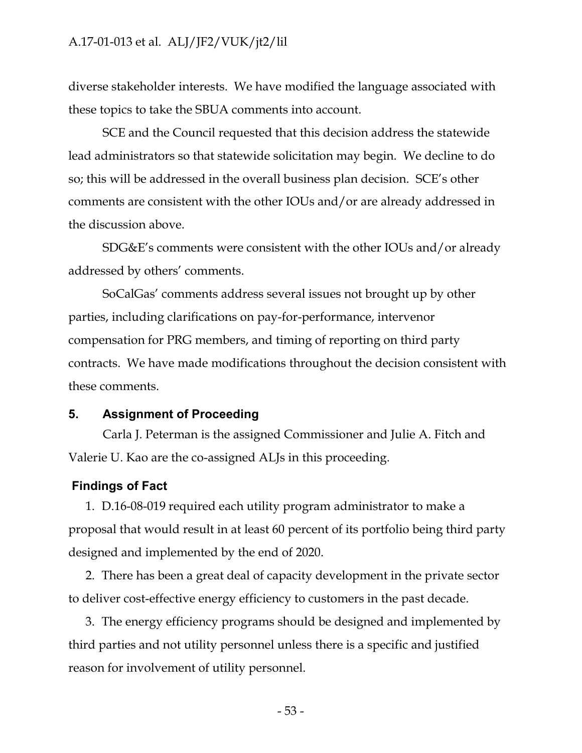diverse stakeholder interests. We have modified the language associated with these topics to take the SBUA comments into account.

SCE and the Council requested that this decision address the statewide lead administrators so that statewide solicitation may begin. We decline to do so; this will be addressed in the overall business plan decision. SCE's other comments are consistent with the other IOUs and/or are already addressed in the discussion above.

SDG&E's comments were consistent with the other IOUs and/or already addressed by others' comments.

SoCalGas' comments address several issues not brought up by other parties, including clarifications on pay-for-performance, intervenor compensation for PRG members, and timing of reporting on third party contracts. We have made modifications throughout the decision consistent with these comments.

## 5. Assignment of Proceeding

Carla J. Peterman is the assigned Commissioner and Julie A. Fitch and Valerie U. Kao are the co-assigned ALJs in this proceeding.

## Findings of Fact

1. D.16-08-019 required each utility program administrator to make a proposal that would result in at least 60 percent of its portfolio being third party designed and implemented by the end of 2020.

2. There has been a great deal of capacity development in the private sector to deliver cost-effective energy efficiency to customers in the past decade.

3. The energy efficiency programs should be designed and implemented by third parties and not utility personnel unless there is a specific and justified reason for involvement of utility personnel.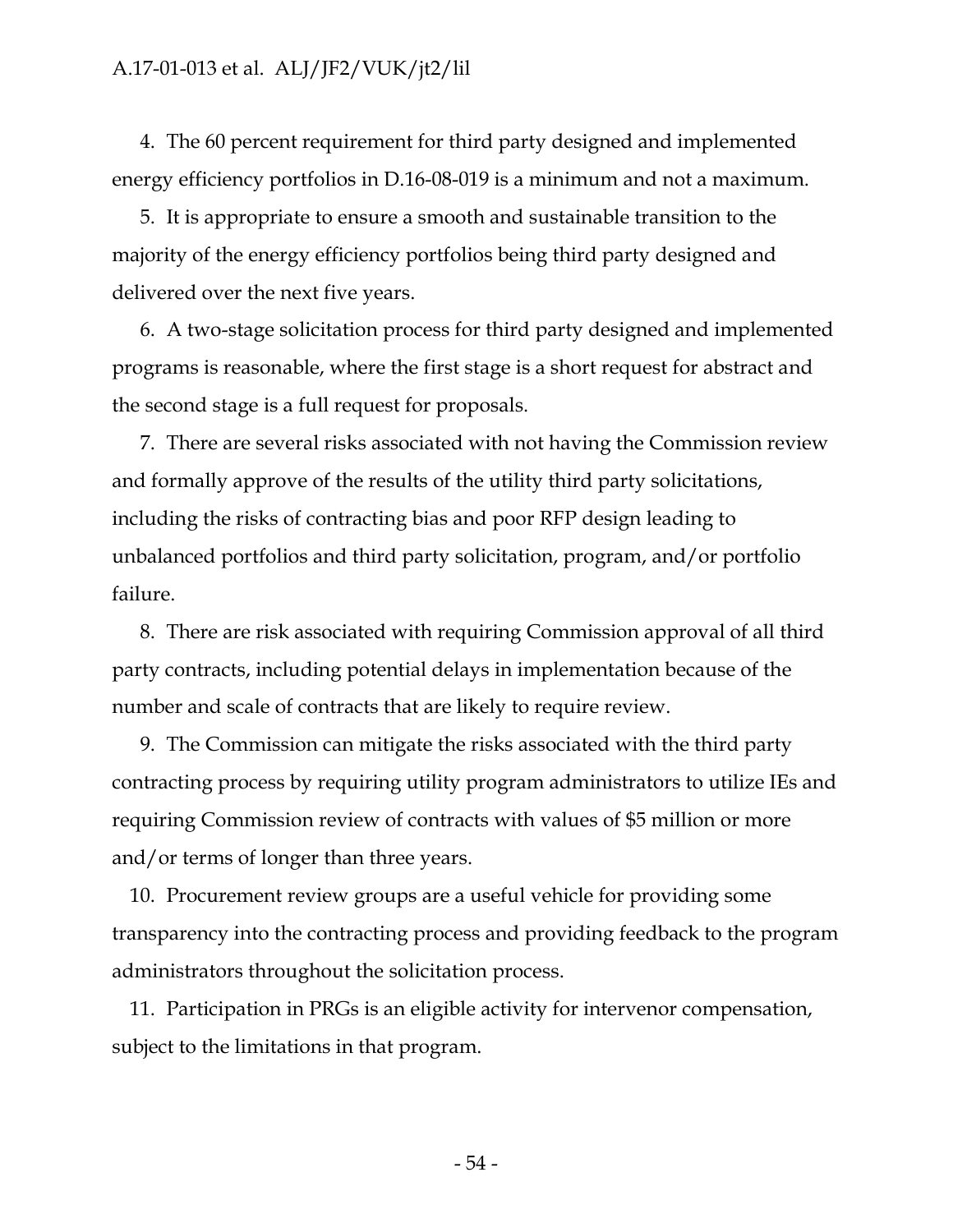4. The 60 percent requirement for third party designed and implemented energy efficiency portfolios in D.16-08-019 is a minimum and not a maximum.

5. It is appropriate to ensure a smooth and sustainable transition to the majority of the energy efficiency portfolios being third party designed and delivered over the next five years.

6. A two-stage solicitation process for third party designed and implemented programs is reasonable, where the first stage is a short request for abstract and the second stage is a full request for proposals.

7. There are several risks associated with not having the Commission review and formally approve of the results of the utility third party solicitations, including the risks of contracting bias and poor RFP design leading to unbalanced portfolios and third party solicitation, program, and/or portfolio failure.

8. There are risk associated with requiring Commission approval of all third party contracts, including potential delays in implementation because of the number and scale of contracts that are likely to require review.

9. The Commission can mitigate the risks associated with the third party contracting process by requiring utility program administrators to utilize IEs and requiring Commission review of contracts with values of $5 million or more and/or terms of longer than three years.

10. Procurement review groups are a useful vehicle for providing some transparency into the contracting process and providing feedback to the program administrators throughout the solicitation process.

11. Participation in PRGs is an eligible activity for intervenor compensation, subject to the limitations in that program.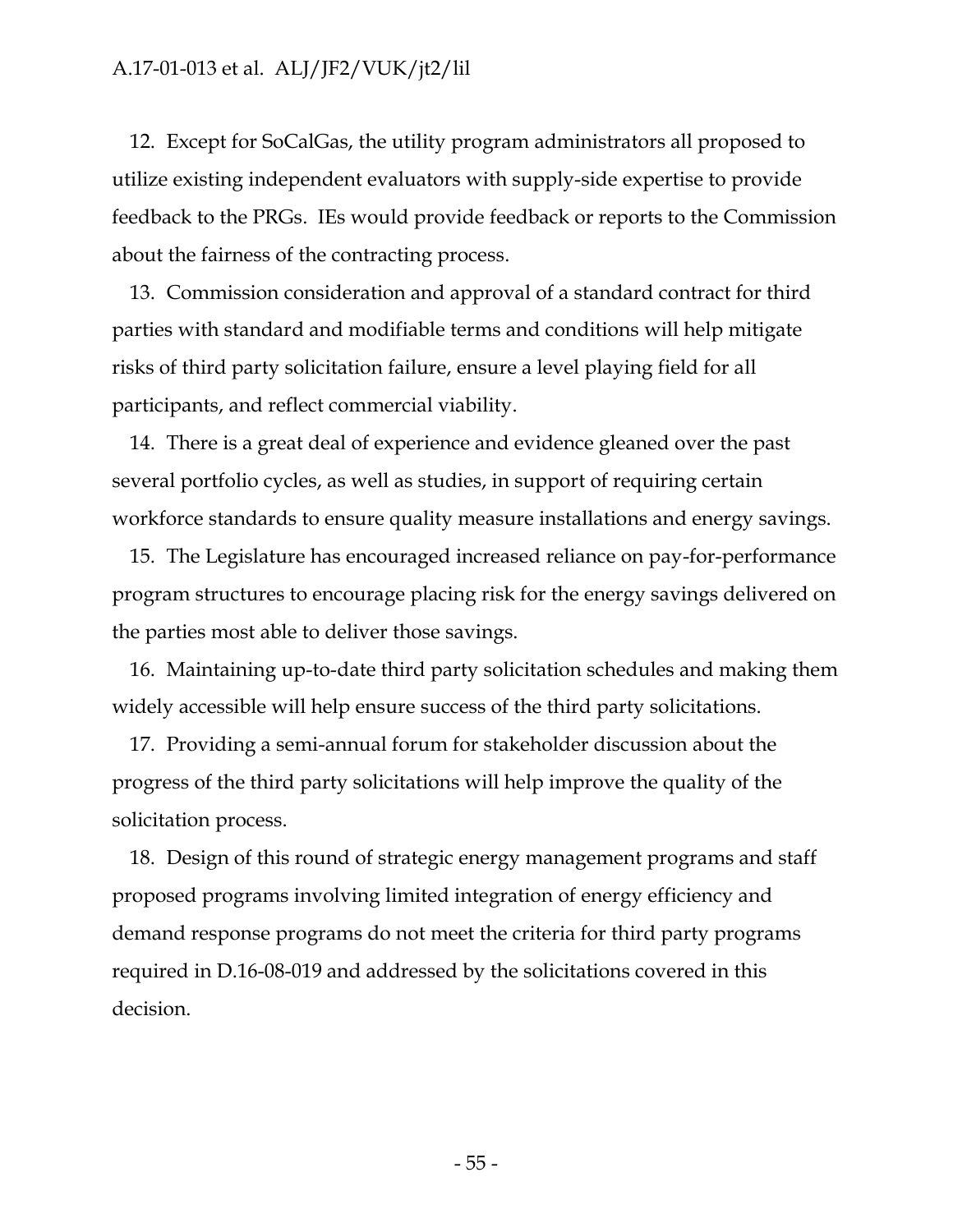12. Except for SoCalGas, the utility program administrators all proposed to utilize existing independent evaluators with supply-side expertise to provide feedback to the PRGs. IEs would provide feedback or reports to the Commission about the fairness of the contracting process.

13. Commission consideration and approval of a standard contract for third parties with standard and modifiable terms and conditions will help mitigate risks of third party solicitation failure, ensure a level playing field for all participants, and reflect commercial viability.

14. There is a great deal of experience and evidence gleaned over the past several portfolio cycles, as well as studies, in support of requiring certain workforce standards to ensure quality measure installations and energy savings.

15. The Legislature has encouraged increased reliance on pay-for-performance program structures to encourage placing risk for the energy savings delivered on the parties most able to deliver those savings.

16. Maintaining up-to-date third party solicitation schedules and making them widely accessible will help ensure success of the third party solicitations.

17. Providing a semi-annual forum for stakeholder discussion about the progress of the third party solicitations will help improve the quality of the solicitation process.

18. Design of this round of strategic energy management programs and staff proposed programs involving limited integration of energy efficiency and demand response programs do not meet the criteria for third party programs required in D.16-08-019 and addressed by the solicitations covered in this decision.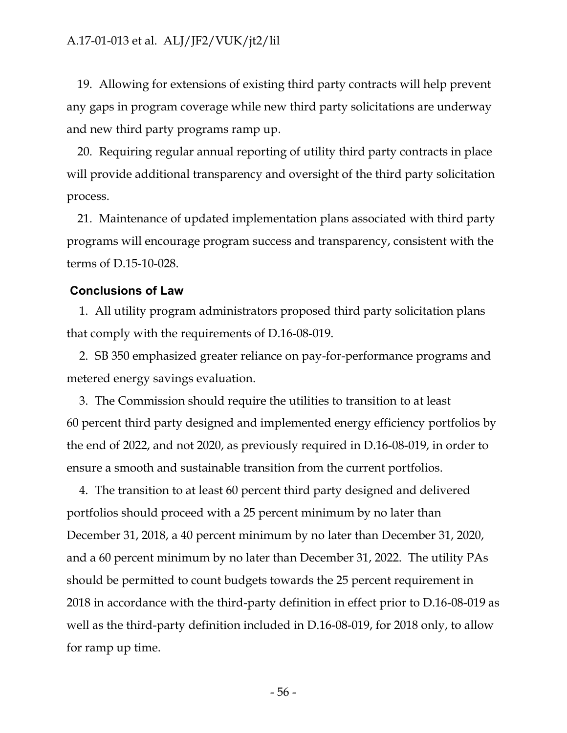19. Allowing for extensions of existing third party contracts will help prevent any gaps in program coverage while new third party solicitations are underway and new third party programs ramp up.

20. Requiring regular annual reporting of utility third party contracts in place will provide additional transparency and oversight of the third party solicitation process.

21. Maintenance of updated implementation plans associated with third party programs will encourage program success and transparency, consistent with the terms of D.15-10-028.

## Conclusions of Law

1. All utility program administrators proposed third party solicitation plans that comply with the requirements of D.16-08-019.

2. SB 350 emphasized greater reliance on pay-for-performance programs and metered energy savings evaluation.

3. The Commission should require the utilities to transition to at least 60 percent third party designed and implemented energy efficiency portfolios by the end of 2022, and not 2020, as previously required in D.16-08-019, in order to ensure a smooth and sustainable transition from the current portfolios.

4. The transition to at least 60 percent third party designed and delivered portfolios should proceed with a 25 percent minimum by no later than December 31, 2018, a 40 percent minimum by no later than December 31, 2020, and a 60 percent minimum by no later than December 31, 2022. The utility PAs should be permitted to count budgets towards the 25 percent requirement in 2018 in accordance with the third-party definition in effect prior to D.16-08-019 as well as the third-party definition included in D.16-08-019, for 2018 only, to allow for ramp up time.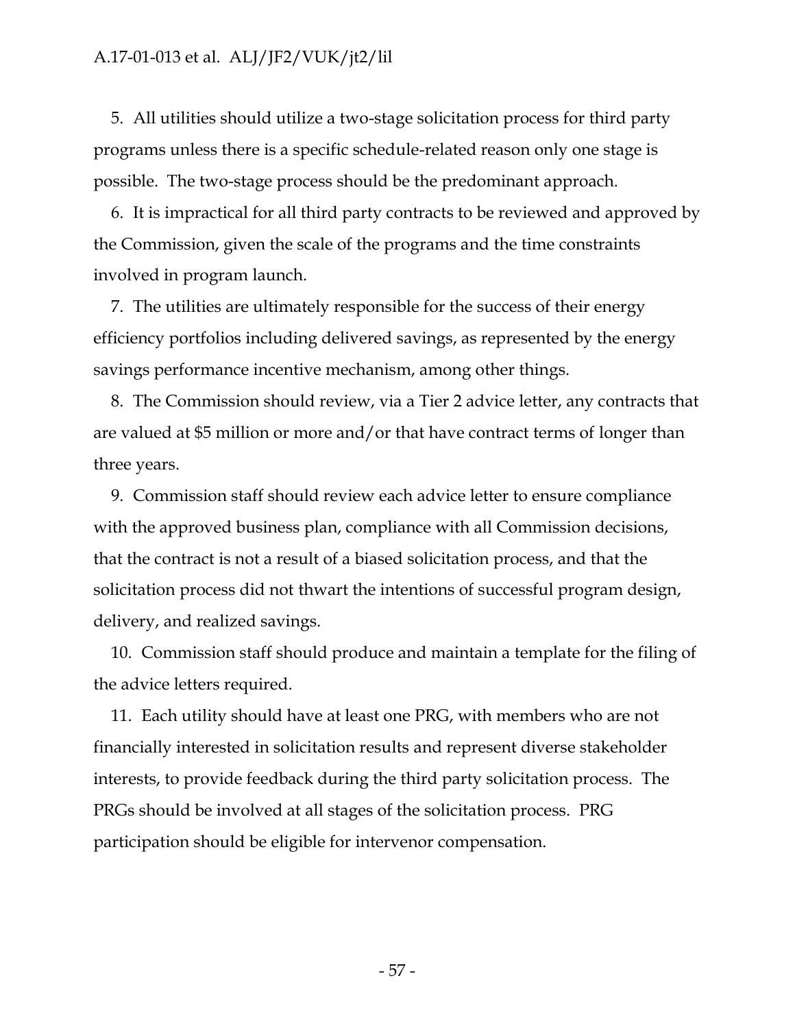5. All utilities should utilize a two-stage solicitation process for third party programs unless there is a specific schedule-related reason only one stage is possible. The two-stage process should be the predominant approach.

6. It is impractical for all third party contracts to be reviewed and approved by the Commission, given the scale of the programs and the time constraints involved in program launch.

7. The utilities are ultimately responsible for the success of their energy efficiency portfolios including delivered savings, as represented by the energy savings performance incentive mechanism, among other things.

8. The Commission should review, via a Tier 2 advice letter, any contracts that are valued at $5 million or more and/or that have contract terms of longer than three years.

9. Commission staff should review each advice letter to ensure compliance with the approved business plan, compliance with all Commission decisions, that the contract is not a result of a biased solicitation process, and that the solicitation process did not thwart the intentions of successful program design, delivery, and realized savings.

10. Commission staff should produce and maintain a template for the filing of the advice letters required.

11. Each utility should have at least one PRG, with members who are not financially interested in solicitation results and represent diverse stakeholder interests, to provide feedback during the third party solicitation process. The PRGs should be involved at all stages of the solicitation process. PRG participation should be eligible for intervenor compensation.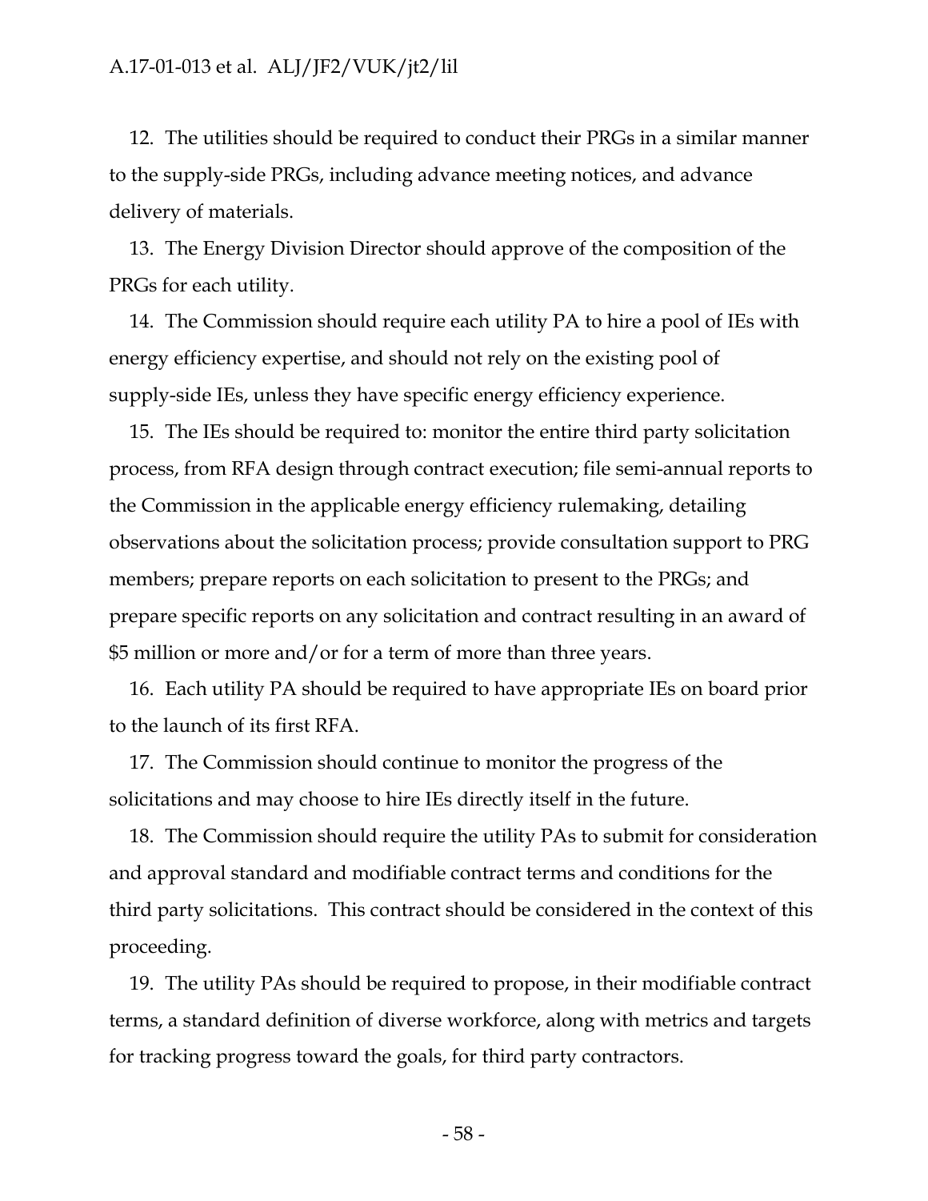12. The utilities should be required to conduct their PRGs in a similar manner to the supply-side PRGs, including advance meeting notices, and advance delivery of materials.

13. The Energy Division Director should approve of the composition of the PRGs for each utility.

14. The Commission should require each utility PA to hire a pool of IEs with energy efficiency expertise, and should not rely on the existing pool of supply-side IEs, unless they have specific energy efficiency experience.

15. The IEs should be required to: monitor the entire third party solicitation process, from RFA design through contract execution; file semi-annual reports to the Commission in the applicable energy efficiency rulemaking, detailing observations about the solicitation process; provide consultation support to PRG members; prepare reports on each solicitation to present to the PRGs; and prepare specific reports on any solicitation and contract resulting in an award of $5 million or more and/or for a term of more than three years.

16. Each utility PA should be required to have appropriate IEs on board prior to the launch of its first RFA.

17. The Commission should continue to monitor the progress of the solicitations and may choose to hire IEs directly itself in the future.

18. The Commission should require the utility PAs to submit for consideration and approval standard and modifiable contract terms and conditions for the third party solicitations. This contract should be considered in the context of this proceeding.

19. The utility PAs should be required to propose, in their modifiable contract terms, a standard definition of diverse workforce, along with metrics and targets for tracking progress toward the goals, for third party contractors.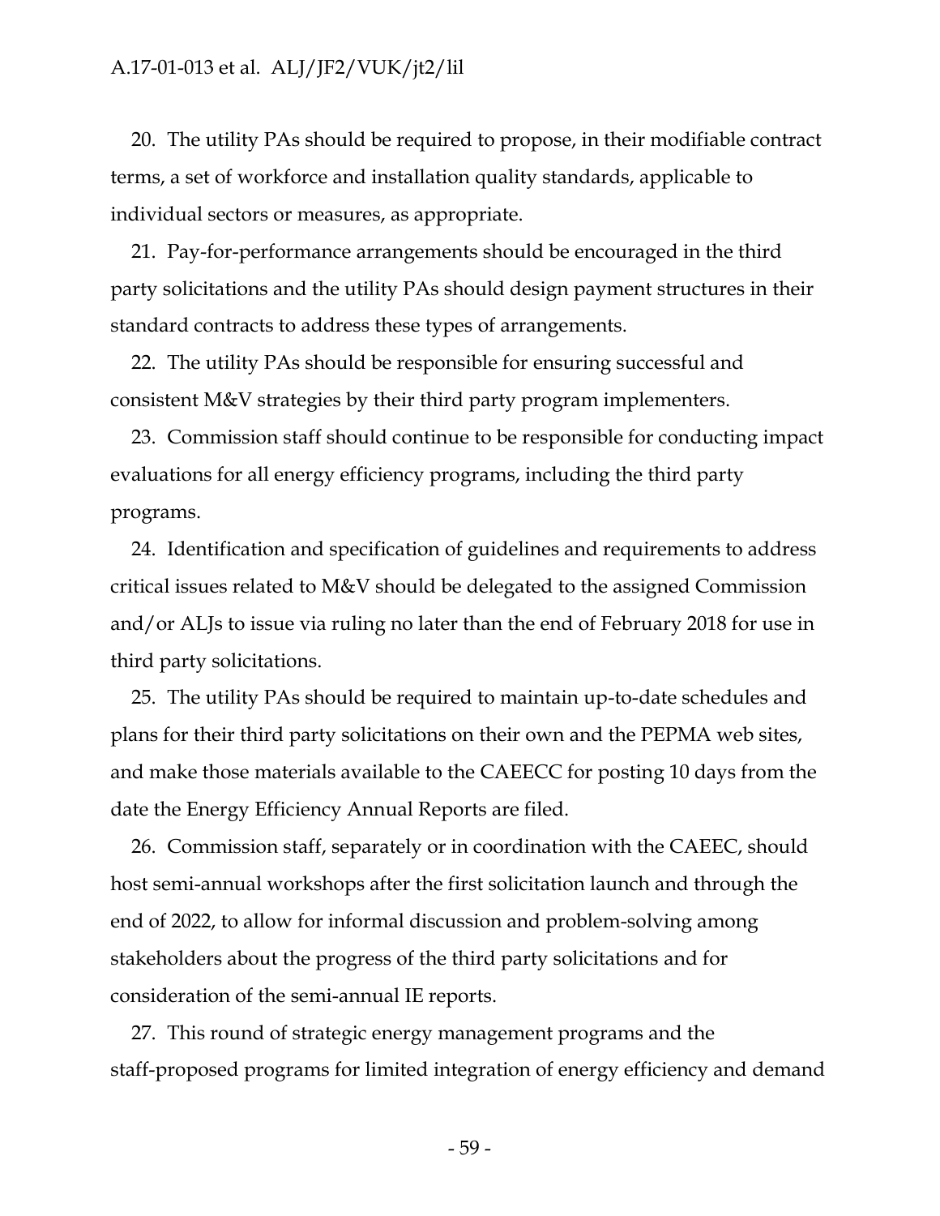20. The utility PAs should be required to propose, in their modifiable contract terms, a set of workforce and installation quality standards, applicable to individual sectors or measures, as appropriate.

21. Pay-for-performance arrangements should be encouraged in the third party solicitations and the utility PAs should design payment structures in their standard contracts to address these types of arrangements.

22. The utility PAs should be responsible for ensuring successful and consistent M&V strategies by their third party program implementers.

23. Commission staff should continue to be responsible for conducting impact evaluations for all energy efficiency programs, including the third party programs.

24. Identification and specification of guidelines and requirements to address critical issues related to M&V should be delegated to the assigned Commission and/or ALJs to issue via ruling no later than the end of February 2018 for use in third party solicitations.

25. The utility PAs should be required to maintain up-to-date schedules and plans for their third party solicitations on their own and the PEPMA web sites, and make those materials available to the CAEECC for posting 10 days from the date the Energy Efficiency Annual Reports are filed.

26. Commission staff, separately or in coordination with the CAEEC, should host semi-annual workshops after the first solicitation launch and through the end of 2022, to allow for informal discussion and problem-solving among stakeholders about the progress of the third party solicitations and for consideration of the semi-annual IE reports.

27. This round of strategic energy management programs and the staff-proposed programs for limited integration of energy efficiency and demand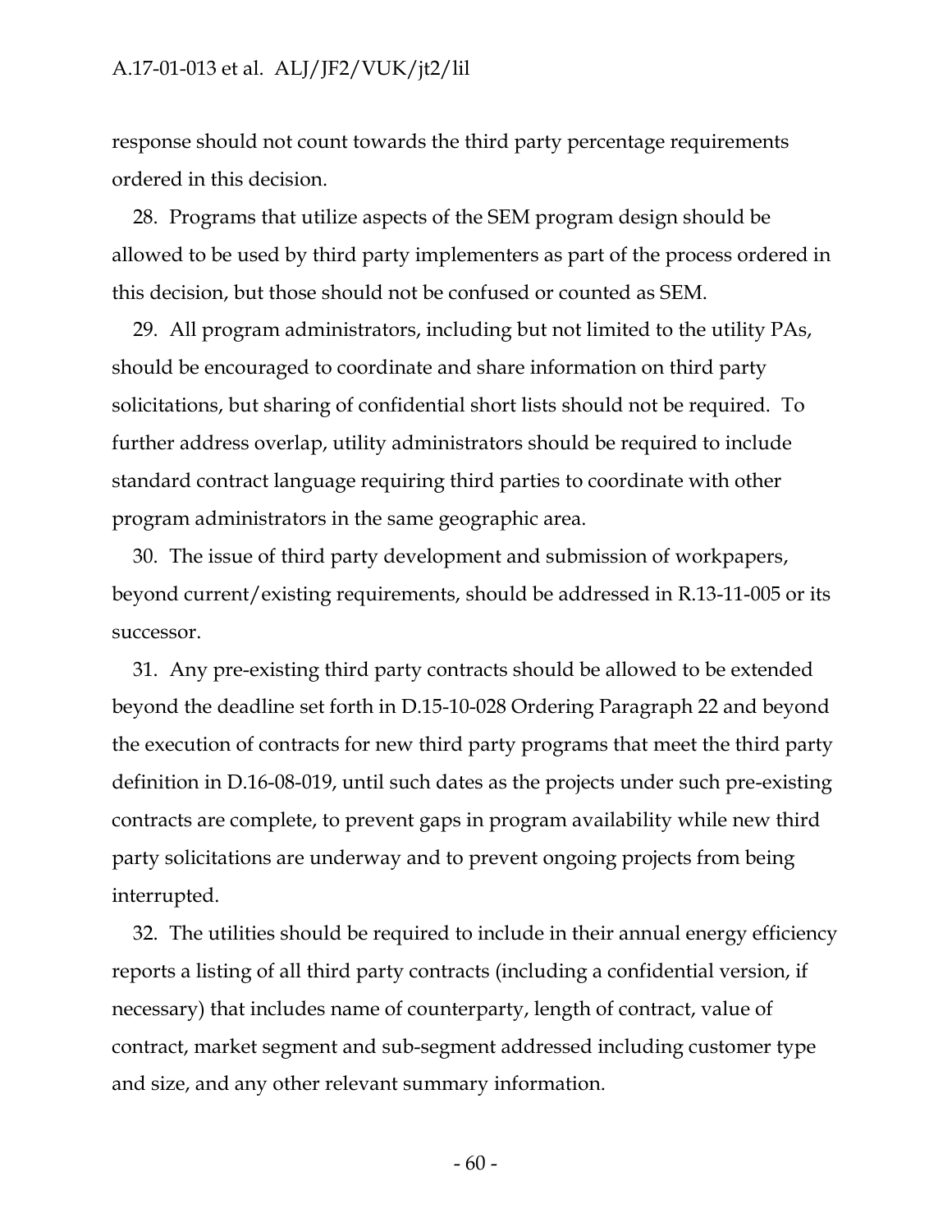response should not count towards the third party percentage requirements ordered in this decision.

28. Programs that utilize aspects of the SEM program design should be allowed to be used by third party implementers as part of the process ordered in this decision, but those should not be confused or counted as SEM.

29. All program administrators, including but not limited to the utility PAs, should be encouraged to coordinate and share information on third party solicitations, but sharing of confidential short lists should not be required. To further address overlap, utility administrators should be required to include standard contract language requiring third parties to coordinate with other program administrators in the same geographic area.

30. The issue of third party development and submission of workpapers, beyond current/existing requirements, should be addressed in R.13-11-005 or its successor.

31. Any pre-existing third party contracts should be allowed to be extended beyond the deadline set forth in D.15-10-028 Ordering Paragraph 22 and beyond the execution of contracts for new third party programs that meet the third party definition in D.16-08-019, until such dates as the projects under such pre-existing contracts are complete, to prevent gaps in program availability while new third party solicitations are underway and to prevent ongoing projects from being interrupted.

32. The utilities should be required to include in their annual energy efficiency reports a listing of all third party contracts (including a confidential version, if necessary) that includes name of counterparty, length of contract, value of contract, market segment and sub-segment addressed including customer type and size, and any other relevant summary information.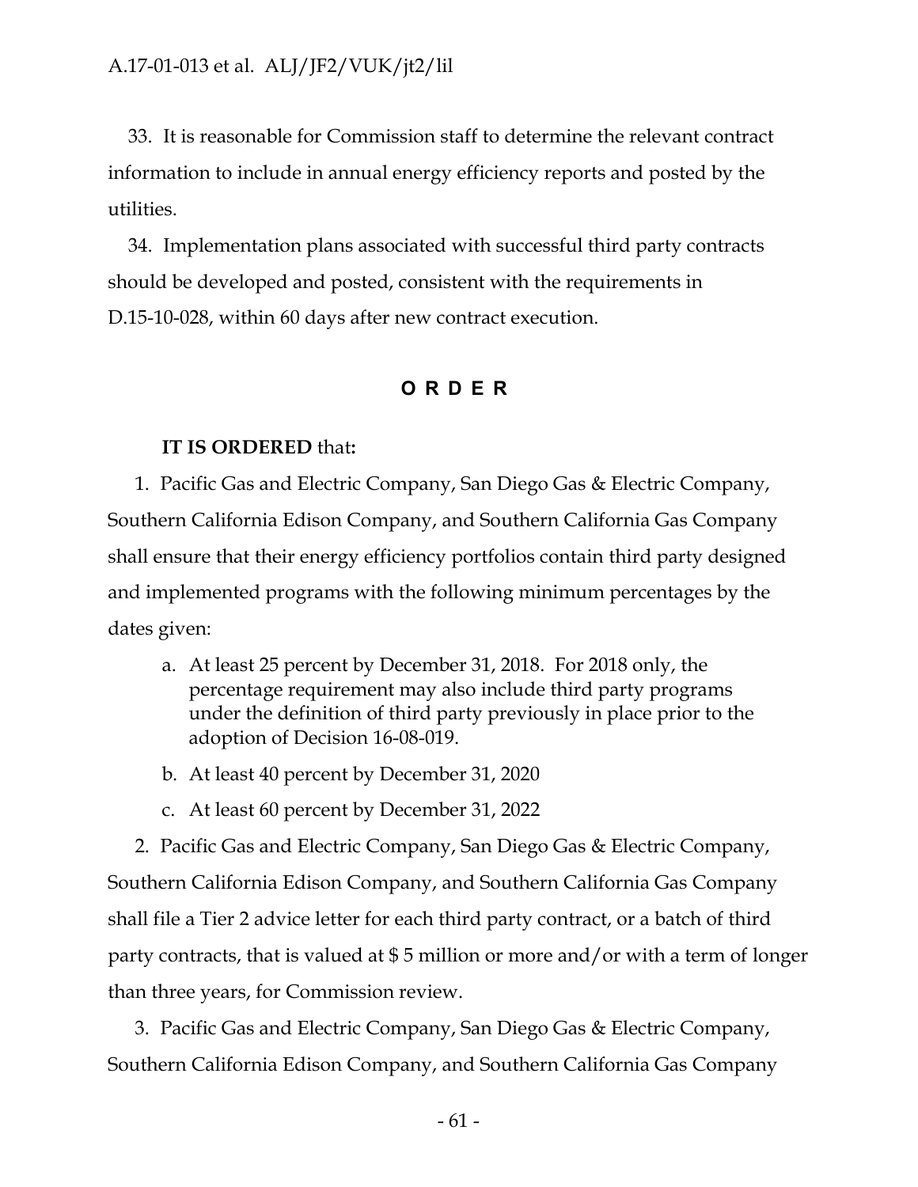33. It is reasonable for Commission staff to determine the relevant contract information to include in annual energy efficiency reports and posted by the utilities.

34. Implementation plans associated with successful third party contracts should be developed and posted, consistent with the requirements in D.15-10-028, within 60 days after new contract execution.

## ORDER

**IT IS ORDERED** that**:**

1. Pacific Gas and Electric Company, San Diego Gas & Electric Company, Southern California Edison Company, and Southern California Gas Company shall ensure that their energy efficiency portfolios contain third party designed and implemented programs with the following minimum percentages by the dates given:

   a. At least 25 percent by December 31, 2018. For 2018 only, the percentage requirement may also include third party programs under the definition of third party previously in place prior to the adoption of Decision 16-08-019.

   b. At least 40 percent by December 31, 2020

   c. At least 60 percent by December 31, 2022

2. Pacific Gas and Electric Company, San Diego Gas & Electric Company, Southern California Edison Company, and Southern California Gas Company shall file a Tier 2 advice letter for each third party contract, or a batch of third party contracts, that is valued at $ 5 million or more and/or with a term of longer than three years, for Commission review.

3. Pacific Gas and Electric Company, San Diego Gas & Electric Company, Southern California Edison Company, and Southern California Gas Company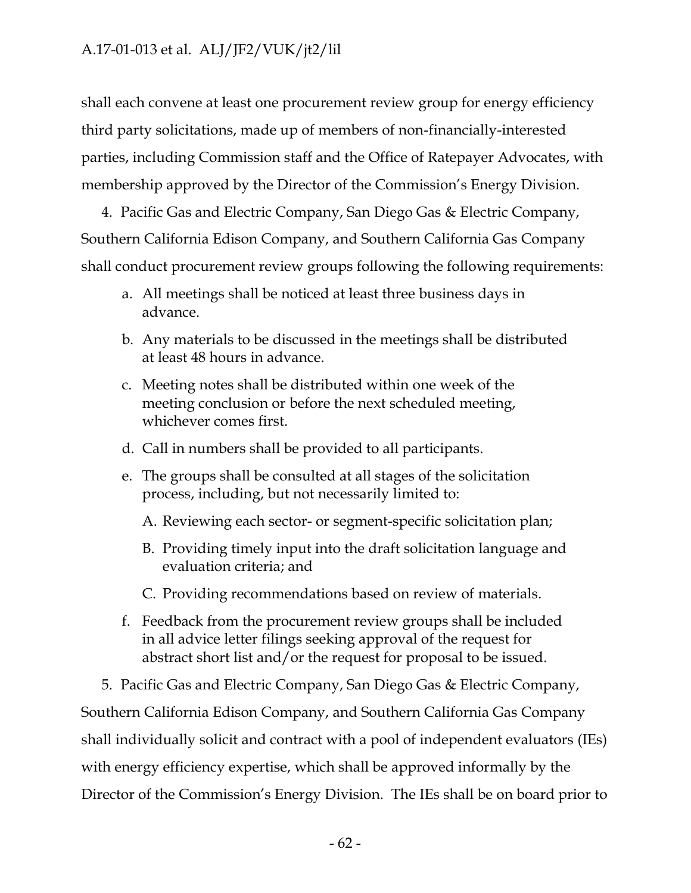shall each convene at least one procurement review group for energy efficiency third party solicitations, made up of members of non-financially-interested parties, including Commission staff and the Office of Ratepayer Advocates, with membership approved by the Director of the Commission's Energy Division.

4. Pacific Gas and Electric Company, San Diego Gas & Electric Company, Southern California Edison Company, and Southern California Gas Company shall conduct procurement review groups following the following requirements:

   a. All meetings shall be noticed at least three business days in advance.

   b. Any materials to be discussed in the meetings shall be distributed at least 48 hours in advance.

   c. Meeting notes shall be distributed within one week of the meeting conclusion or before the next scheduled meeting, whichever comes first.

   d. Call in numbers shall be provided to all participants.

   e. The groups shall be consulted at all stages of the solicitation process, including, but not necessarily limited to:

      A. Reviewing each sector- or segment-specific solicitation plan;

      B. Providing timely input into the draft solicitation language and evaluation criteria; and

      C. Providing recommendations based on review of materials.

   f. Feedback from the procurement review groups shall be included in all advice letter filings seeking approval of the request for abstract short list and/or the request for proposal to be issued.

5. Pacific Gas and Electric Company, San Diego Gas & Electric Company, Southern California Edison Company, and Southern California Gas Company shall individually solicit and contract with a pool of independent evaluators (IEs) with energy efficiency expertise, which shall be approved informally by the Director of the Commission's Energy Division. The IEs shall be on board prior to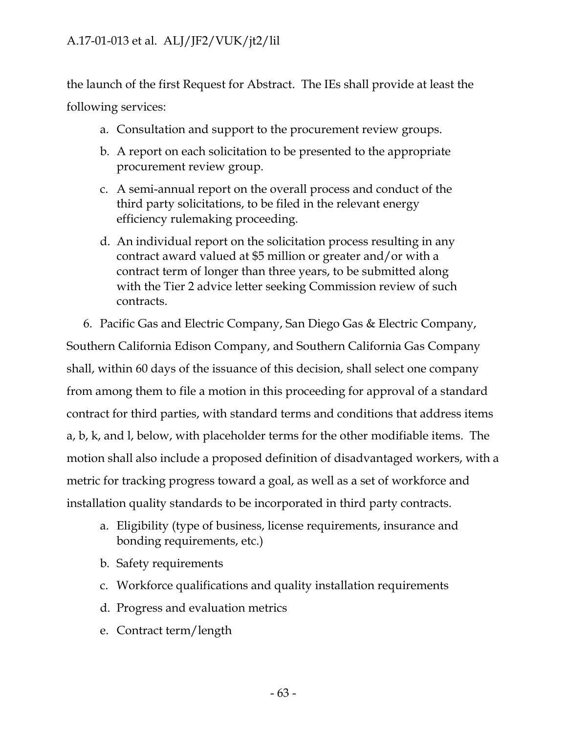the launch of the first Request for Abstract. The IEs shall provide at least the following services:

a. Consultation and support to the procurement review groups.
b. A report on each solicitation to be presented to the appropriate procurement review group.
c. A semi-annual report on the overall process and conduct of the third party solicitations, to be filed in the relevant energy efficiency rulemaking proceeding.
d. An individual report on the solicitation process resulting in any contract award valued at $5 million or greater and/or with a contract term of longer than three years, to be submitted along with the Tier 2 advice letter seeking Commission review of such contracts.

6. Pacific Gas and Electric Company, San Diego Gas & Electric Company, Southern California Edison Company, and Southern California Gas Company shall, within 60 days of the issuance of this decision, shall select one company from among them to file a motion in this proceeding for approval of a standard contract for third parties, with standard terms and conditions that address items a, b, k, and l, below, with placeholder terms for the other modifiable items. The motion shall also include a proposed definition of disadvantaged workers, with a metric for tracking progress toward a goal, as well as a set of workforce and installation quality standards to be incorporated in third party contracts.

a. Eligibility (type of business, license requirements, insurance and bonding requirements, etc.)
b. Safety requirements
c. Workforce qualifications and quality installation requirements
d. Progress and evaluation metrics
e. Contract term/length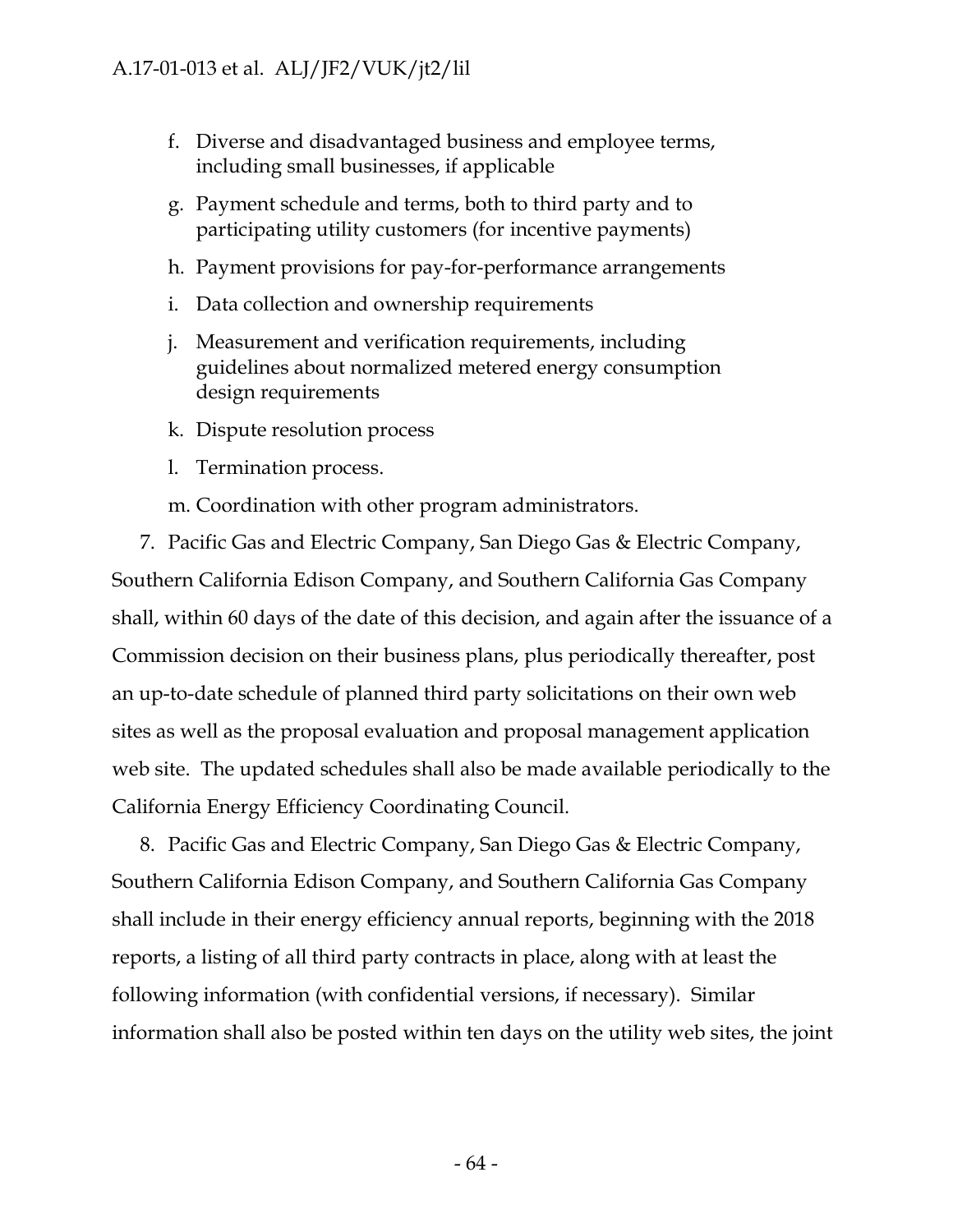f. Diverse and disadvantaged business and employee terms, including small businesses, if applicable

g. Payment schedule and terms, both to third party and to participating utility customers (for incentive payments)

h. Payment provisions for pay-for-performance arrangements

i. Data collection and ownership requirements

j. Measurement and verification requirements, including guidelines about normalized metered energy consumption design requirements

k. Dispute resolution process

l. Termination process.

m. Coordination with other program administrators.

7. Pacific Gas and Electric Company, San Diego Gas & Electric Company, Southern California Edison Company, and Southern California Gas Company shall, within 60 days of the date of this decision, and again after the issuance of a Commission decision on their business plans, plus periodically thereafter, post an up-to-date schedule of planned third party solicitations on their own web sites as well as the proposal evaluation and proposal management application web site. The updated schedules shall also be made available periodically to the California Energy Efficiency Coordinating Council.

8. Pacific Gas and Electric Company, San Diego Gas & Electric Company, Southern California Edison Company, and Southern California Gas Company shall include in their energy efficiency annual reports, beginning with the 2018 reports, a listing of all third party contracts in place, along with at least the following information (with confidential versions, if necessary). Similar information shall also be posted within ten days on the utility web sites, the joint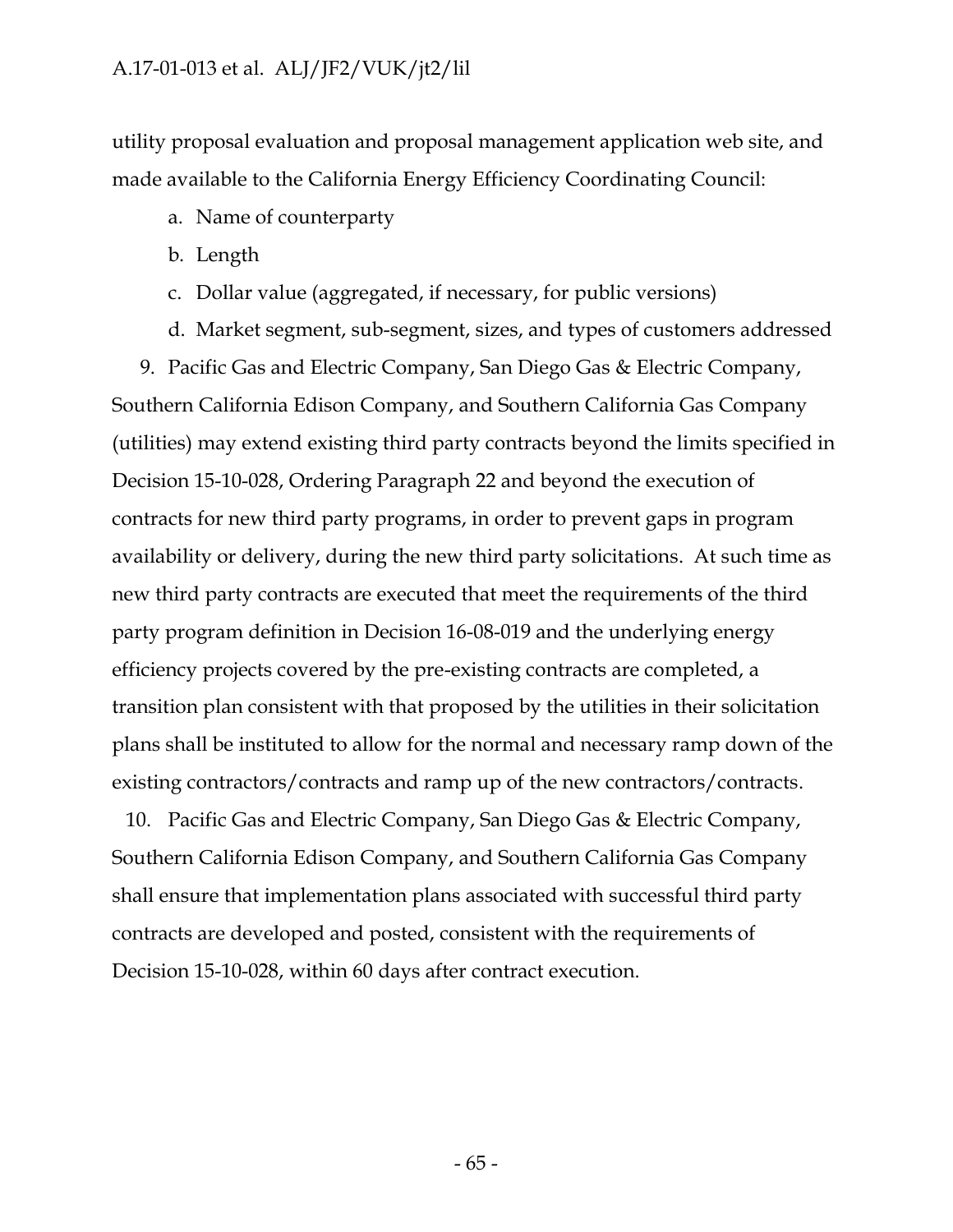utility proposal evaluation and proposal management application web site, and made available to the California Energy Efficiency Coordinating Council:

a. Name of counterparty
b. Length
c. Dollar value (aggregated, if necessary, for public versions)
d. Market segment, sub-segment, sizes, and types of customers addressed

9. Pacific Gas and Electric Company, San Diego Gas & Electric Company, Southern California Edison Company, and Southern California Gas Company (utilities) may extend existing third party contracts beyond the limits specified in Decision 15-10-028, Ordering Paragraph 22 and beyond the execution of contracts for new third party programs, in order to prevent gaps in program availability or delivery, during the new third party solicitations. At such time as new third party contracts are executed that meet the requirements of the third party program definition in Decision 16-08-019 and the underlying energy efficiency projects covered by the pre-existing contracts are completed, a transition plan consistent with that proposed by the utilities in their solicitation plans shall be instituted to allow for the normal and necessary ramp down of the existing contractors/contracts and ramp up of the new contractors/contracts.

10. Pacific Gas and Electric Company, San Diego Gas & Electric Company, Southern California Edison Company, and Southern California Gas Company shall ensure that implementation plans associated with successful third party contracts are developed and posted, consistent with the requirements of Decision 15-10-028, within 60 days after contract execution.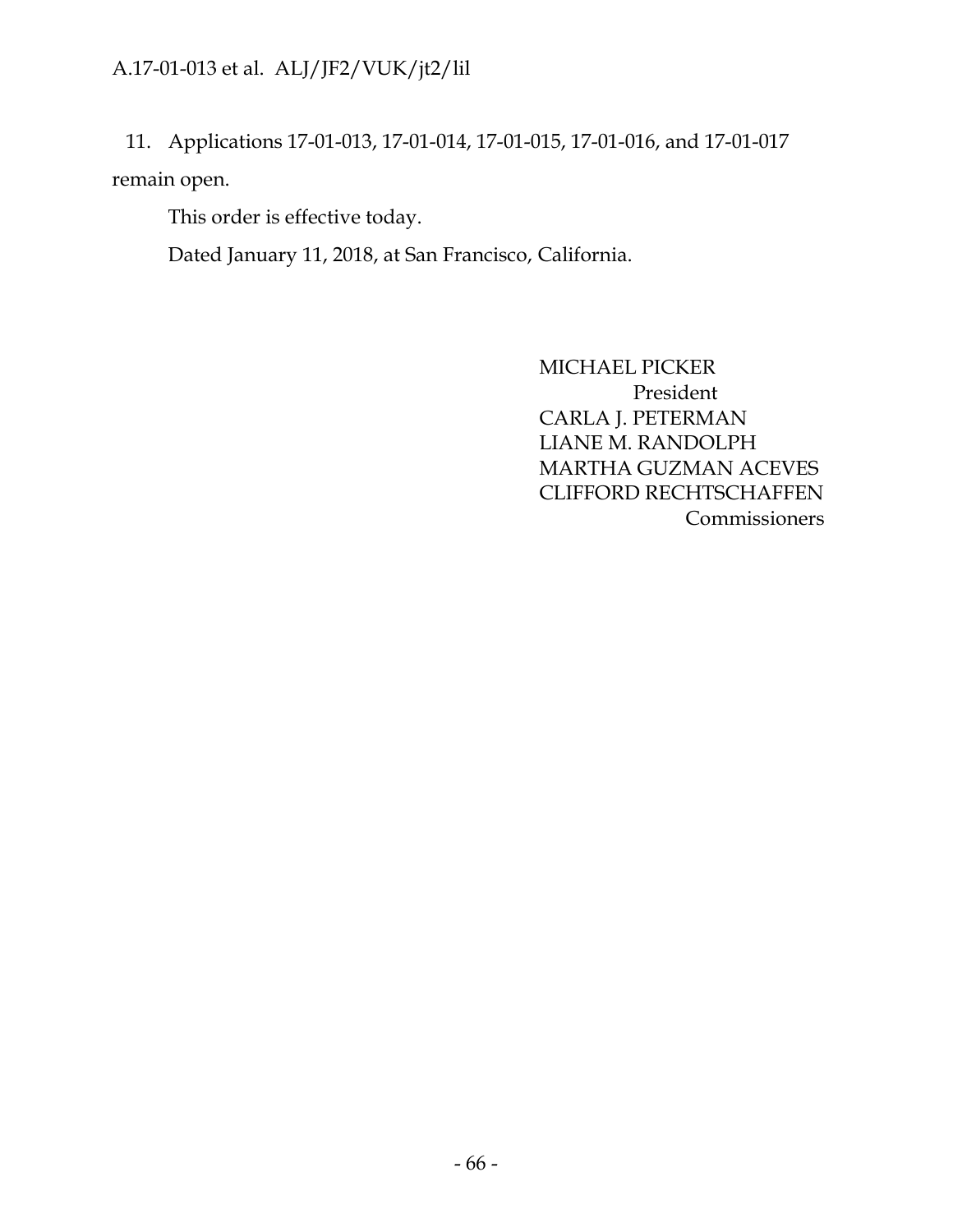11. Applications 17-01-013, 17-01-014, 17-01-015, 17-01-016, and 17-01-017 remain open.

This order is effective today.

Dated January 11, 2018, at San Francisco, California.

MICHAEL PICKER
President
CARLA J. PETERMAN
LIANE M. RANDOLPH
MARTHA GUZMAN ACEVES
CLIFFORD RECHTSCHAFFEN
Commissioners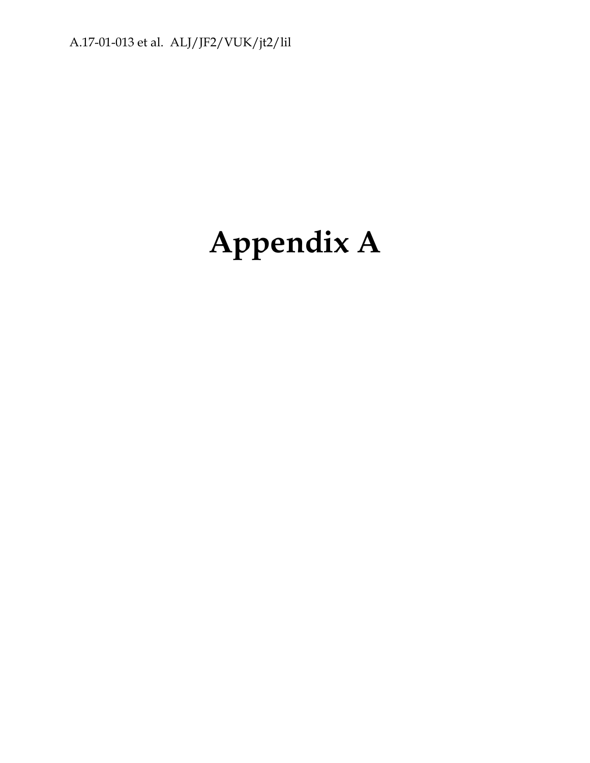# Appendix A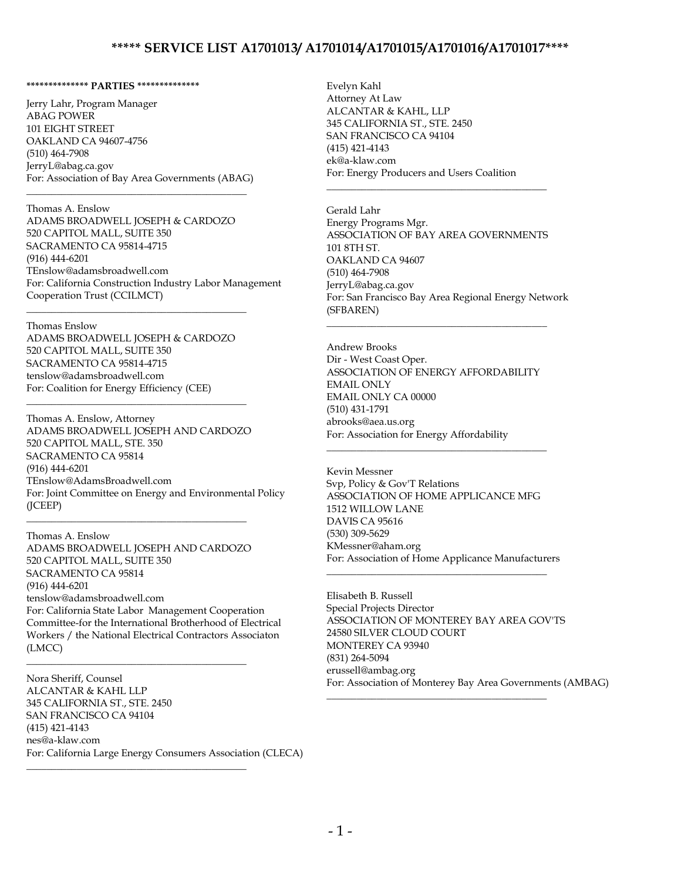# ***** SERVICE LIST A1701013/ A1701014/A1701015/A1701016/A1701017****

************** PARTIES **************

Jerry Lahr, Program Manager
ABAG POWER
101 EIGHT STREET
OAKLAND CA 94607-4756
(510) 464-7908
JerryL@abag.ca.gov
For: Association of Bay Area Governments (ABAG)

---

Thomas A. Enslow
ADAMS BROADWELL JOSEPH & CARDOZO
520 CAPITOL MALL, SUITE 350
SACRAMENTO CA 95814-4715
(916) 444-6201
TEnslow@adamsbroadwell.com
For: California Construction Industry Labor Management Cooperation Trust (CCILMCT)

---

Thomas Enslow
ADAMS BROADWELL JOSEPH & CARDOZO
520 CAPITOL MALL, SUITE 350
SACRAMENTO CA 95814-4715
tenslow@adamsbroadwell.com
For: Coalition for Energy Efficiency (CEE)

---

Thomas A. Enslow, Attorney
ADAMS BROADWELL JOSEPH AND CARDOZO
520 CAPITOL MALL, STE. 350
SACRAMENTO CA 95814
(916) 444-6201
TEnslow@AdamsBroadwell.com
For: Joint Committee on Energy and Environmental Policy (JCEEP)

---

Thomas A. Enslow
ADAMS BROADWELL JOSEPH AND CARDOZO
520 CAPITOL MALL, SUITE 350
SACRAMENTO CA 95814
(916) 444-6201
tenslow@adamsbroadwell.com
For: California State Labor Management Cooperation Committee-for the International Brotherhood of Electrical Workers / the National Electrical Contractors Associaton (LMCC)

---

Nora Sheriff, Counsel
ALCANTAR & KAHL LLP
345 CALIFORNIA ST., STE. 2450
SAN FRANCISCO CA 94104
(415) 421-4143
nes@a-klaw.com
For: California Large Energy Consumers Association (CLECA)

---

Evelyn Kahl
Attorney At Law
ALCANTAR & KAHL, LLP
345 CALIFORNIA ST., STE. 2450
SAN FRANCISCO CA 94104
(415) 421-4143
ek@a-klaw.com
For: Energy Producers and Users Coalition

---

Gerald Lahr
Energy Programs Mgr.
ASSOCIATION OF BAY AREA GOVERNMENTS
101 8TH ST.
OAKLAND CA 94607
(510) 464-7908
JerryL@abag.ca.gov
For: San Francisco Bay Area Regional Energy Network (SFBAREN)

---

Andrew Brooks
Dir - West Coast Oper.
ASSOCIATION OF ENERGY AFFORDABILITY
EMAIL ONLY
EMAIL ONLY CA 00000
(510) 431-1791
abrooks@aea.us.org
For: Association for Energy Affordability

---

Kevin Messner
Svp, Policy & Gov'T Relations
ASSOCIATION OF HOME APPLICANCE MFG
1512 WILLOW LANE
DAVIS CA 95616
(530) 309-5629
KMessner@aham.org
For: Association of Home Appliance Manufacturers

---

Elisabeth B. Russell
Special Projects Director
ASSOCIATION OF MONTEREY BAY AREA GOV'TS
24580 SILVER CLOUD COURT
MONTEREY CA 93940
(831) 264-5094
erussell@ambag.org
For: Association of Monterey Bay Area Governments (AMBAG)

---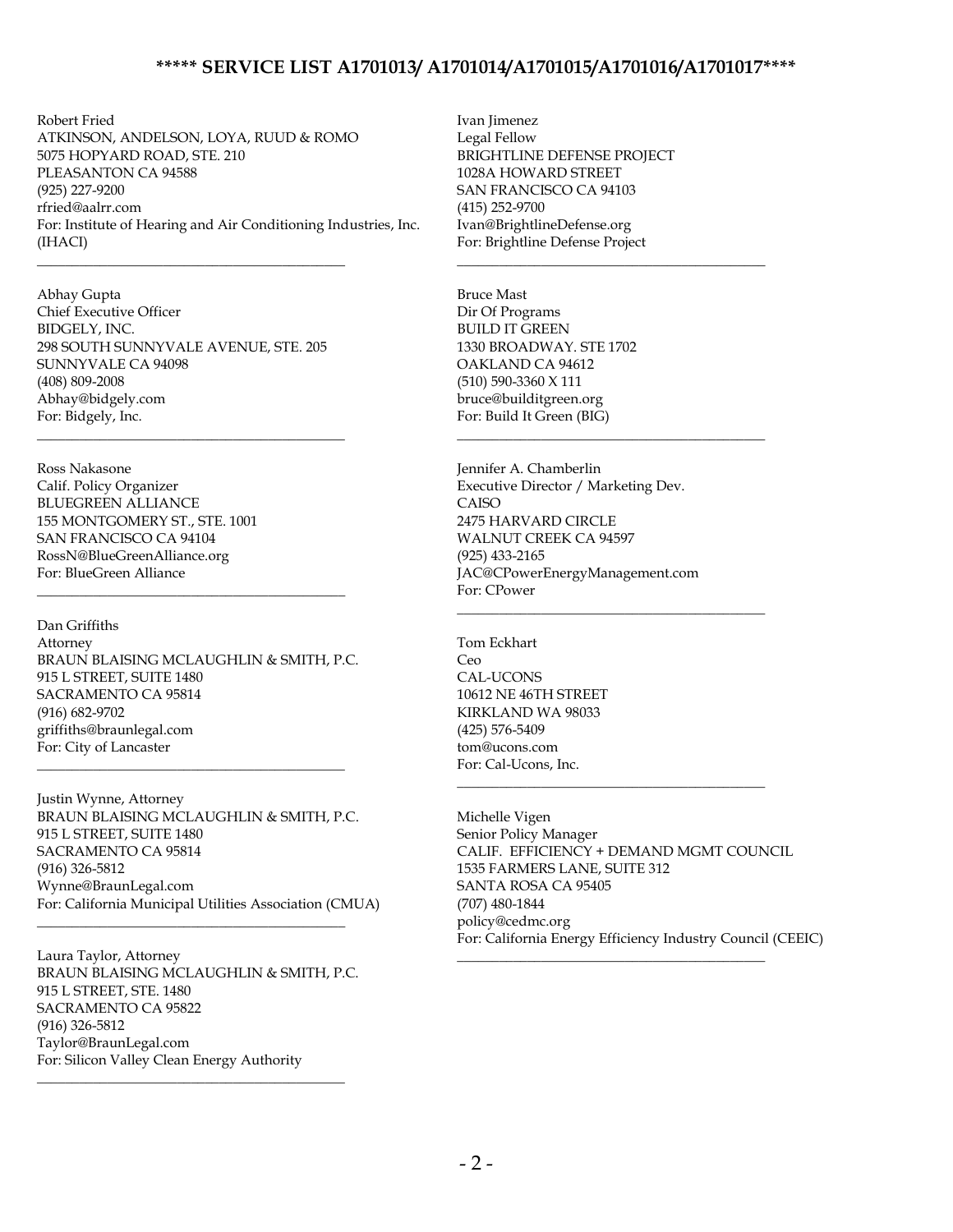# ***** SERVICE LIST A1701013/ A1701014/A1701015/A1701016/A1701017****

Robert Fried
ATKINSON, ANDELSON, LOYA, RUUD & ROMO
5075 HOPYARD ROAD, STE. 210
PLEASANTON CA 94588
(925) 227-9200
rfried@aalrr.com
For: Institute of Hearing and Air Conditioning Industries, Inc. (IHACI)

---

Abhay Gupta
Chief Executive Officer
BIDGELY, INC.
298 SOUTH SUNNYVALE AVENUE, STE. 205
SUNNYVALE CA 94098
(408) 809-2008
Abhay@bidgely.com
For: Bidgely, Inc.

---

Ross Nakasone
Calif. Policy Organizer
BLUEGREEN ALLIANCE
155 MONTGOMERY ST., STE. 1001
SAN FRANCISCO CA 94104
RossN@BlueGreenAlliance.org
For: BlueGreen Alliance

---

Dan Griffiths
Attorney
BRAUN BLAISING MCLAUGHLIN & SMITH, P.C.
915 L STREET, SUITE 1480
SACRAMENTO CA 95814
(916) 682-9702
griffiths@braunlegal.com
For: City of Lancaster

---

Justin Wynne, Attorney
BRAUN BLAISING MCLAUGHLIN & SMITH, P.C.
915 L STREET, SUITE 1480
SACRAMENTO CA 95814
(916) 326-5812
Wynne@BraunLegal.com
For: California Municipal Utilities Association (CMUA)

---

Laura Taylor, Attorney
BRAUN BLAISING MCLAUGHLIN & SMITH, P.C.
915 L STREET, STE. 1480
SACRAMENTO CA 95822
(916) 326-5812
Taylor@BraunLegal.com
For: Silicon Valley Clean Energy Authority

---

Ivan Jimenez
Legal Fellow
BRIGHTLINE DEFENSE PROJECT
1028A HOWARD STREET
SAN FRANCISCO CA 94103
(415) 252-9700
Ivan@BrightlineDefense.org
For: Brightline Defense Project

---

Bruce Mast
Dir Of Programs
BUILD IT GREEN
1330 BROADWAY. STE 1702
OAKLAND CA 94612
(510) 590-3360 X 111
bruce@builditgreen.org
For: Build It Green (BIG)

---

Jennifer A. Chamberlin
Executive Director / Marketing Dev.
CAISO
2475 HARVARD CIRCLE
WALNUT CREEK CA 94597
(925) 433-2165
JAC@CPowerEnergyManagement.com
For: CPower

---

Tom Eckhart
Ceo
CAL-UCONS
10612 NE 46TH STREET
KIRKLAND WA 98033
(425) 576-5409
tom@ucons.com
For: Cal-Ucons, Inc.

---

Michelle Vigen
Senior Policy Manager
CALIF. EFFICIENCY + DEMAND MGMT COUNCIL
1535 FARMERS LANE, SUITE 312
SANTA ROSA CA 95405
(707) 480-1844
policy@cedmc.org
For: California Energy Efficiency Industry Council (CEEIC)

---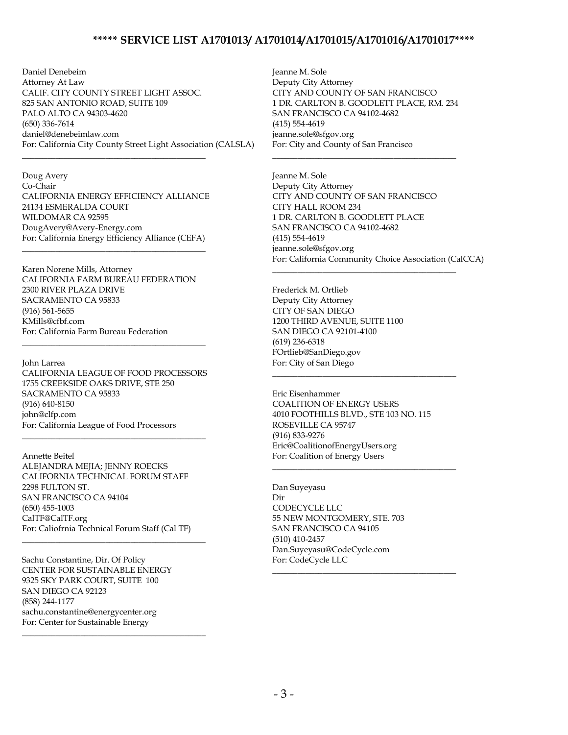## ***** SERVICE LIST A1701013/ A1701014/A1701015/A1701016/A1701017****

Daniel Denebeim
Attorney At Law
CALIF. CITY COUNTY STREET LIGHT ASSOC.
825 SAN ANTONIO ROAD, SUITE 109
PALO ALTO CA 94303-4620
(650) 336-7614
daniel@denebeimlaw.com
For: California City County Street Light Association (CALSLA)

---

Doug Avery
Co-Chair
CALIFORNIA ENERGY EFFICIENCY ALLIANCE
24134 ESMERALDA COURT
WILDOMAR CA 92595
DougAvery@Avery-Energy.com
For: California Energy Efficiency Alliance (CEFA)

---

Karen Norene Mills, Attorney
CALIFORNIA FARM BUREAU FEDERATION
2300 RIVER PLAZA DRIVE
SACRAMENTO CA 95833
(916) 561-5655
KMills@cfbf.com
For: California Farm Bureau Federation

---

John Larrea
CALIFORNIA LEAGUE OF FOOD PROCESSORS
1755 CREEKSIDE OAKS DRIVE, STE 250
SACRAMENTO CA 95833
(916) 640-8150
john@clfp.com
For: California League of Food Processors

---

Annette Beitel
ALEJANDRA MEJIA; JENNY ROECKS
CALIFORNIA TECHNICAL FORUM STAFF
2298 FULTON ST.
SAN FRANCISCO CA 94104
(650) 455-1003
CalTF@CalTF.org
For: Caliofrnia Technical Forum Staff (Cal TF)

---

Sachu Constantine, Dir. Of Policy
CENTER FOR SUSTAINABLE ENERGY
9325 SKY PARK COURT, SUITE 100
SAN DIEGO CA 92123
(858) 244-1177
sachu.constantine@energycenter.org
For: Center for Sustainable Energy

---

Jeanne M. Sole
Deputy City Attorney
CITY AND COUNTY OF SAN FRANCISCO
1 DR. CARLTON B. GOODLETT PLACE, RM. 234
SAN FRANCISCO CA 94102-4682
(415) 554-4619
jeanne.sole@sfgov.org
For: City and County of San Francisco

---

Jeanne M. Sole
Deputy City Attorney
CITY AND COUNTY OF SAN FRANCISCO
CITY HALL ROOM 234
1 DR. CARLTON B. GOODLETT PLACE
SAN FRANCISCO CA 94102-4682
(415) 554-4619
jeanne.sole@sfgov.org
For: California Community Choice Association (CalCCA)

---

Frederick M. Ortlieb
Deputy City Attorney
CITY OF SAN DIEGO
1200 THIRD AVENUE, SUITE 1100
SAN DIEGO CA 92101-4100
(619) 236-6318
FOrtlieb@SanDiego.gov
For: City of San Diego

---

Eric Eisenhammer
COALITION OF ENERGY USERS
4010 FOOTHILLS BLVD., STE 103 NO. 115
ROSEVILLE CA 95747
(916) 833-9276
Eric@CoalitionofEnergyUsers.org
For: Coalition of Energy Users

---

Dan Suyeyasu
Dir
CODECYCLE LLC
55 NEW MONTGOMERY, STE. 703
SAN FRANCISCO CA 94105
(510) 410-2457
Dan.Suyeyasu@CodeCycle.com
For: CodeCycle LLC

---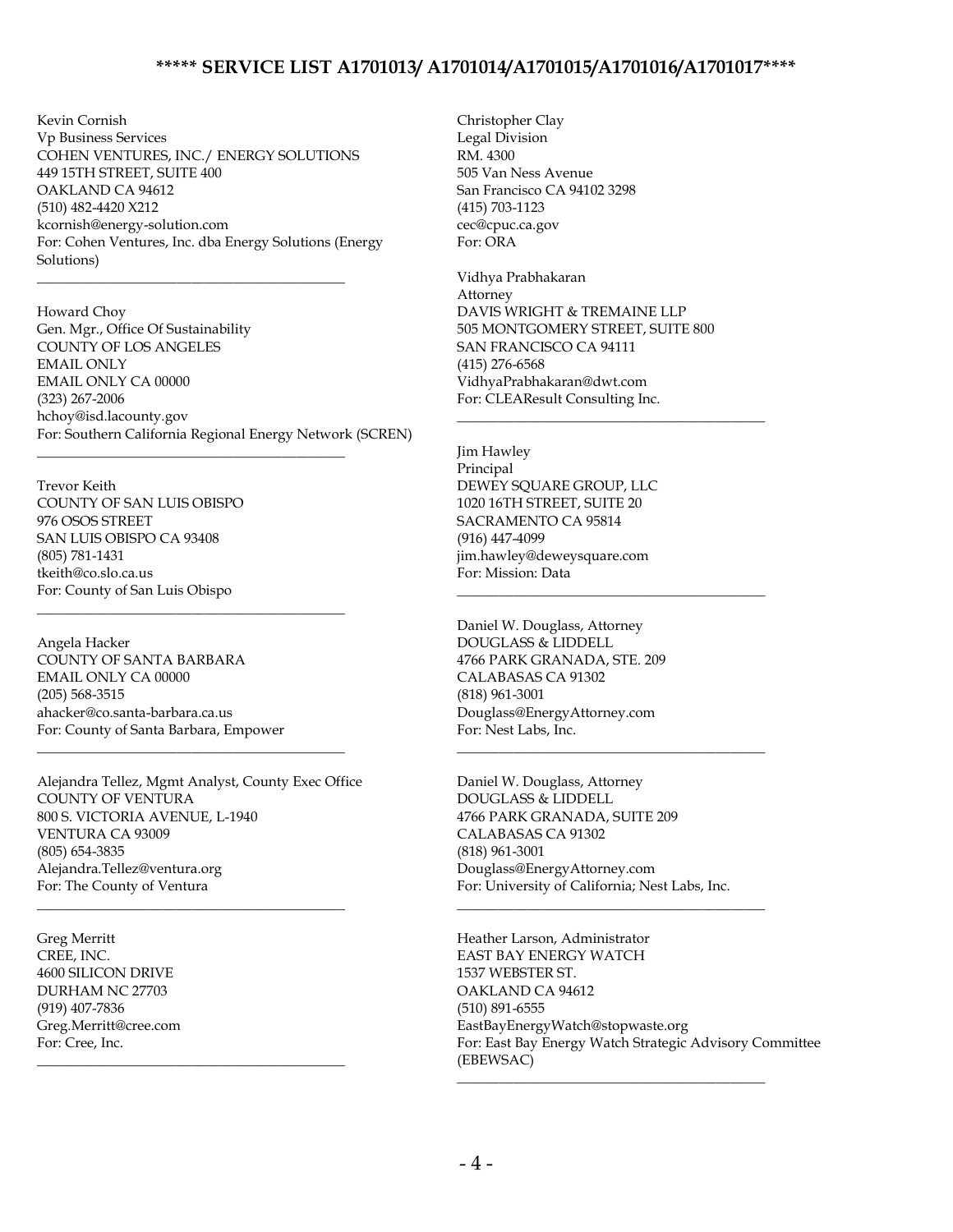**\*\*\*\*\* SERVICE LIST A1701013/ A1701014/A1701015/A1701016/A1701017\*\*\*\***

Kevin Cornish
Vp Business Services
COHEN VENTURES, INC./ ENERGY SOLUTIONS
449 15TH STREET, SUITE 400
OAKLAND CA 94612
(510) 482-4420 X212
kcornish@energy-solution.com
For: Cohen Ventures, Inc. dba Energy Solutions (Energy Solutions)

---

Howard Choy
Gen. Mgr., Office Of Sustainability
COUNTY OF LOS ANGELES
EMAIL ONLY
EMAIL ONLY CA 00000
(323) 267-2006
hchoy@isd.lacounty.gov
For: Southern California Regional Energy Network (SCREN)

---

Trevor Keith
COUNTY OF SAN LUIS OBISPO
976 OSOS STREET
SAN LUIS OBISPO CA 93408
(805) 781-1431
tkeith@co.slo.ca.us
For: County of San Luis Obispo

---

Angela Hacker
COUNTY OF SANTA BARBARA
EMAIL ONLY CA 00000
(205) 568-3515
ahacker@co.santa-barbara.ca.us
For: County of Santa Barbara, Empower

---

Alejandra Tellez, Mgmt Analyst, County Exec Office
COUNTY OF VENTURA
800 S. VICTORIA AVENUE, L-1940
VENTURA CA 93009
(805) 654-3835
Alejandra.Tellez@ventura.org
For: The County of Ventura

---

Greg Merritt
CREE, INC.
4600 SILICON DRIVE
DURHAM NC 27703
(919) 407-7836
Greg.Merritt@cree.com
For: Cree, Inc.

---

Christopher Clay
Legal Division
RM. 4300
505 Van Ness Avenue
San Francisco CA 94102 3298
(415) 703-1123
cec@cpuc.ca.gov
For: ORA

Vidhya Prabhakaran
Attorney
DAVIS WRIGHT & TREMAINE LLP
505 MONTGOMERY STREET, SUITE 800
SAN FRANCISCO CA 94111
(415) 276-6568
VidhyaPrabhakaran@dwt.com
For: CLEAResult Consulting Inc.

---

Jim Hawley
Principal
DEWEY SQUARE GROUP, LLC
1020 16TH STREET, SUITE 20
SACRAMENTO CA 95814
(916) 447-4099
jim.hawley@deweysquare.com
For: Mission: Data

---

Daniel W. Douglass, Attorney
DOUGLASS & LIDDELL
4766 PARK GRANADA, STE. 209
CALABASAS CA 91302
(818) 961-3001
Douglass@EnergyAttorney.com
For: Nest Labs, Inc.

---

Daniel W. Douglass, Attorney
DOUGLASS & LIDDELL
4766 PARK GRANADA, SUITE 209
CALABASAS CA 91302
(818) 961-3001
Douglass@EnergyAttorney.com
For: University of California; Nest Labs, Inc.

---

Heather Larson, Administrator
EAST BAY ENERGY WATCH
1537 WEBSTER ST.
OAKLAND CA 94612
(510) 891-6555
EastBayEnergyWatch@stopwaste.org
For: East Bay Energy Watch Strategic Advisory Committee (EBEWSAC)

---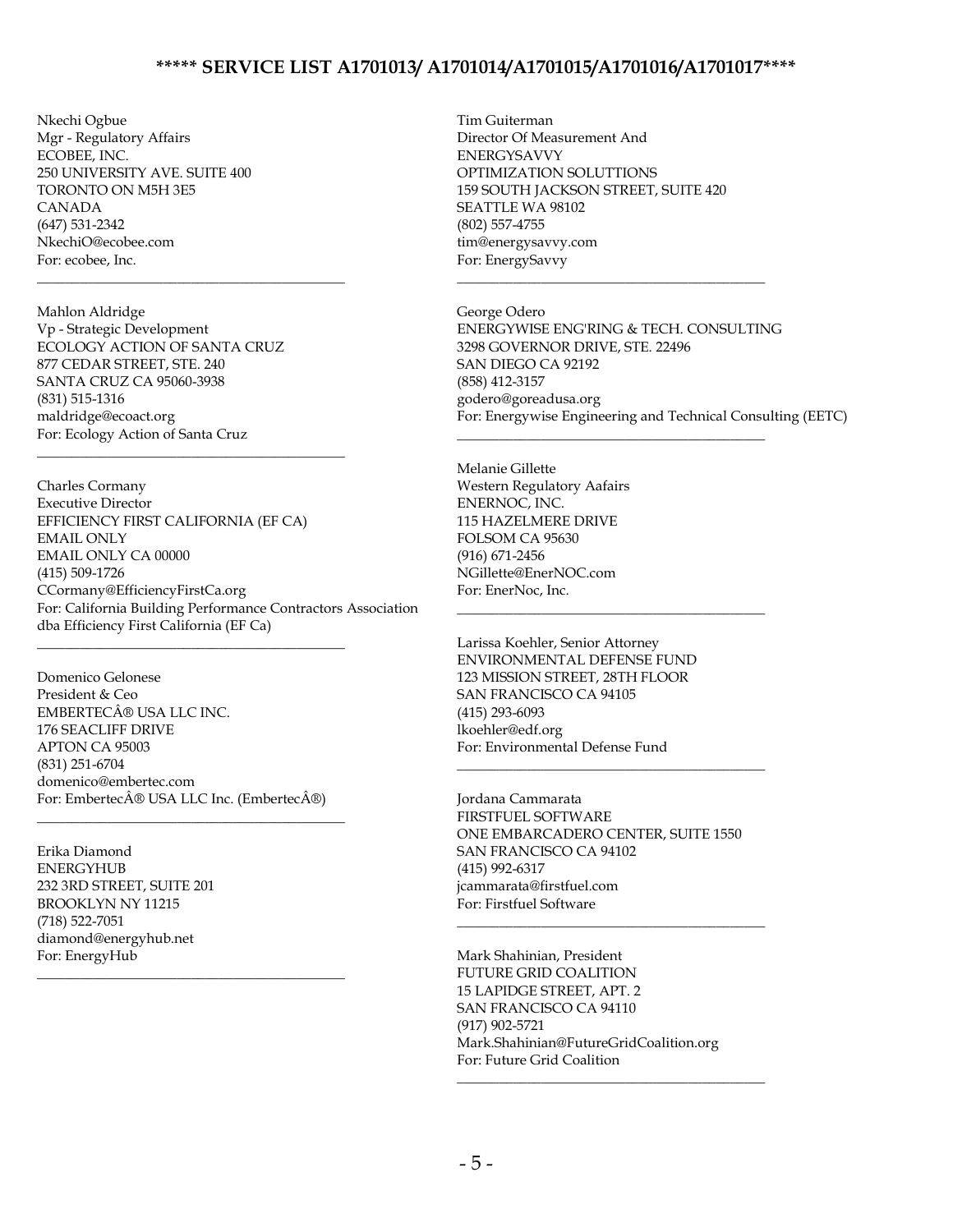**\*\*\*\*\* SERVICE LIST A1701013/ A1701014/A1701015/A1701016/A1701017\*\*\*\***

Nkechi Ogbue
Mgr - Regulatory Affairs
ECOBEE, INC.
250 UNIVERSITY AVE. SUITE 400
TORONTO ON M5H 3E5
CANADA
(647) 531-2342
NkechiO@ecobee.com
For: ecobee, Inc.

---

Mahlon Aldridge
Vp - Strategic Development
ECOLOGY ACTION OF SANTA CRUZ
877 CEDAR STREET, STE. 240
SANTA CRUZ CA 95060-3938
(831) 515-1316
maldridge@ecoact.org
For: Ecology Action of Santa Cruz

---

Charles Cormany
Executive Director
EFFICIENCY FIRST CALIFORNIA (EF CA)
EMAIL ONLY
EMAIL ONLY CA 00000
(415) 509-1726
CCormany@EfficiencyFirstCa.org
For: California Building Performance Contractors Association dba Efficiency First California (EF Ca)

---

Domenico Gelonese
President & Ceo
EMBERTECÂ® USA LLC INC.
176 SEACLIFF DRIVE
APTON CA 95003
(831) 251-6704
domenico@embertec.com
For: EmbertecÂ® USA LLC Inc. (EmbertecÂ®)

---

Erika Diamond
ENERGYHUB
232 3RD STREET, SUITE 201
BROOKLYN NY 11215
(718) 522-7051
diamond@energyhub.net
For: EnergyHub

---

Tim Guiterman
Director Of Measurement And
ENERGYSAVVY
OPTIMIZATION SOLUTTIONS
159 SOUTH JACKSON STREET, SUITE 420
SEATTLE WA 98102
(802) 557-4755
tim@energysavvy.com
For: EnergySavvy

---

George Odero
ENERGYWISE ENG'RING & TECH. CONSULTING
3298 GOVERNOR DRIVE, STE. 22496
SAN DIEGO CA 92192
(858) 412-3157
godero@goreadusa.org
For: Energywise Engineering and Technical Consulting (EETC)

---

Melanie Gillette
Western Regulatory Aafairs
ENERNOC, INC.
115 HAZELMERE DRIVE
FOLSOM CA 95630
(916) 671-2456
NGillette@EnerNOC.com
For: EnerNoc, Inc.

---

Larissa Koehler, Senior Attorney
ENVIRONMENTAL DEFENSE FUND
123 MISSION STREET, 28TH FLOOR
SAN FRANCISCO CA 94105
(415) 293-6093
lkoehler@edf.org
For: Environmental Defense Fund

---

Jordana Cammarata
FIRSTFUEL SOFTWARE
ONE EMBARCADERO CENTER, SUITE 1550
SAN FRANCISCO CA 94102
(415) 992-6317
jcammarata@firstfuel.com
For: Firstfuel Software

---

Mark Shahinian, President
FUTURE GRID COALITION
15 LAPIDGE STREET, APT. 2
SAN FRANCISCO CA 94110
(917) 902-5721
Mark.Shahinian@FutureGridCoalition.org
For: Future Grid Coalition

---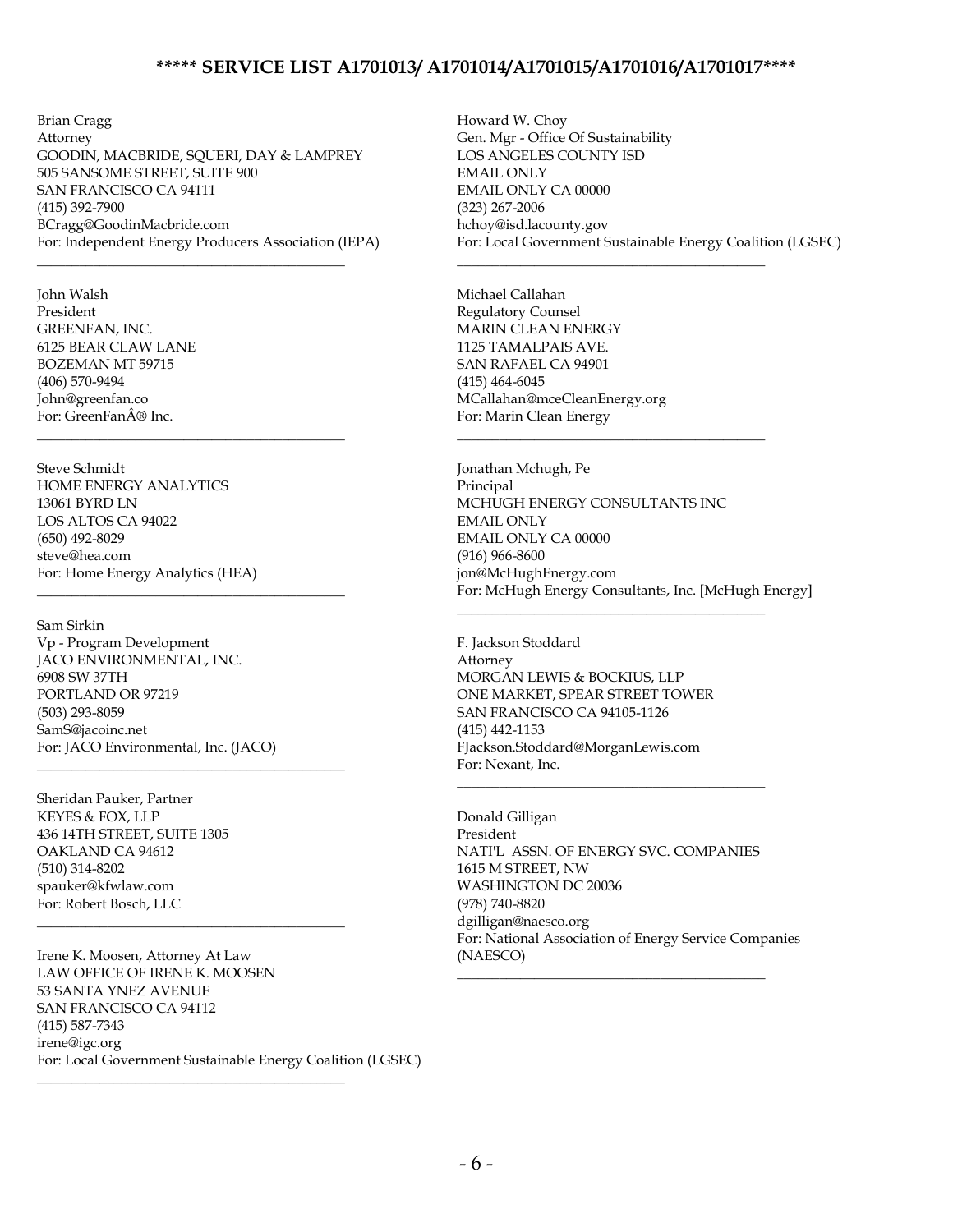# ***** SERVICE LIST A1701013/ A1701014/A1701015/A1701016/A1701017****

Brian Cragg
Attorney
GOODIN, MACBRIDE, SQUERI, DAY & LAMPREY
505 SANSOME STREET, SUITE 900
SAN FRANCISCO CA 94111
(415) 392-7900
BCragg@GoodinMacbride.com
For: Independent Energy Producers Association (IEPA)

---

John Walsh
President
GREENFAN, INC.
6125 BEAR CLAW LANE
BOZEMAN MT 59715
(406) 570-9494
John@greenfan.co
For: GreenFanÂ® Inc.

---

Steve Schmidt
HOME ENERGY ANALYTICS
13061 BYRD LN
LOS ALTOS CA 94022
(650) 492-8029
steve@hea.com
For: Home Energy Analytics (HEA)

---

Sam Sirkin
Vp - Program Development
JACO ENVIRONMENTAL, INC.
6908 SW 37TH
PORTLAND OR 97219
(503) 293-8059
SamS@jacoinc.net
For: JACO Environmental, Inc. (JACO)

---

Sheridan Pauker, Partner
KEYES & FOX, LLP
436 14TH STREET, SUITE 1305
OAKLAND CA 94612
(510) 314-8202
spauker@kfwlaw.com
For: Robert Bosch, LLC

---

Irene K. Moosen, Attorney At Law
LAW OFFICE OF IRENE K. MOOSEN
53 SANTA YNEZ AVENUE
SAN FRANCISCO CA 94112
(415) 587-7343
irene@igc.org
For: Local Government Sustainable Energy Coalition (LGSEC)

---

Howard W. Choy
Gen. Mgr - Office Of Sustainability
LOS ANGELES COUNTY ISD
EMAIL ONLY
EMAIL ONLY CA 00000
(323) 267-2006
hchoy@isd.lacounty.gov
For: Local Government Sustainable Energy Coalition (LGSEC)

---

Michael Callahan
Regulatory Counsel
MARIN CLEAN ENERGY
1125 TAMALPAIS AVE.
SAN RAFAEL CA 94901
(415) 464-6045
MCallahan@mceCleanEnergy.org
For: Marin Clean Energy

---

Jonathan Mchugh, Pe
Principal
MCHUGH ENERGY CONSULTANTS INC
EMAIL ONLY
EMAIL ONLY CA 00000
(916) 966-8600
jon@McHughEnergy.com
For: McHugh Energy Consultants, Inc. [McHugh Energy]

---

F. Jackson Stoddard
Attorney
MORGAN LEWIS & BOCKIUS, LLP
ONE MARKET, SPEAR STREET TOWER
SAN FRANCISCO CA 94105-1126
(415) 442-1153
FJackson.Stoddard@MorganLewis.com
For: Nexant, Inc.

---

Donald Gilligan
President
NATI'L ASSN. OF ENERGY SVC. COMPANIES
1615 M STREET, NW
WASHINGTON DC 20036
(978) 740-8820
dgilligan@naesco.org
For: National Association of Energy Service Companies (NAESCO)

---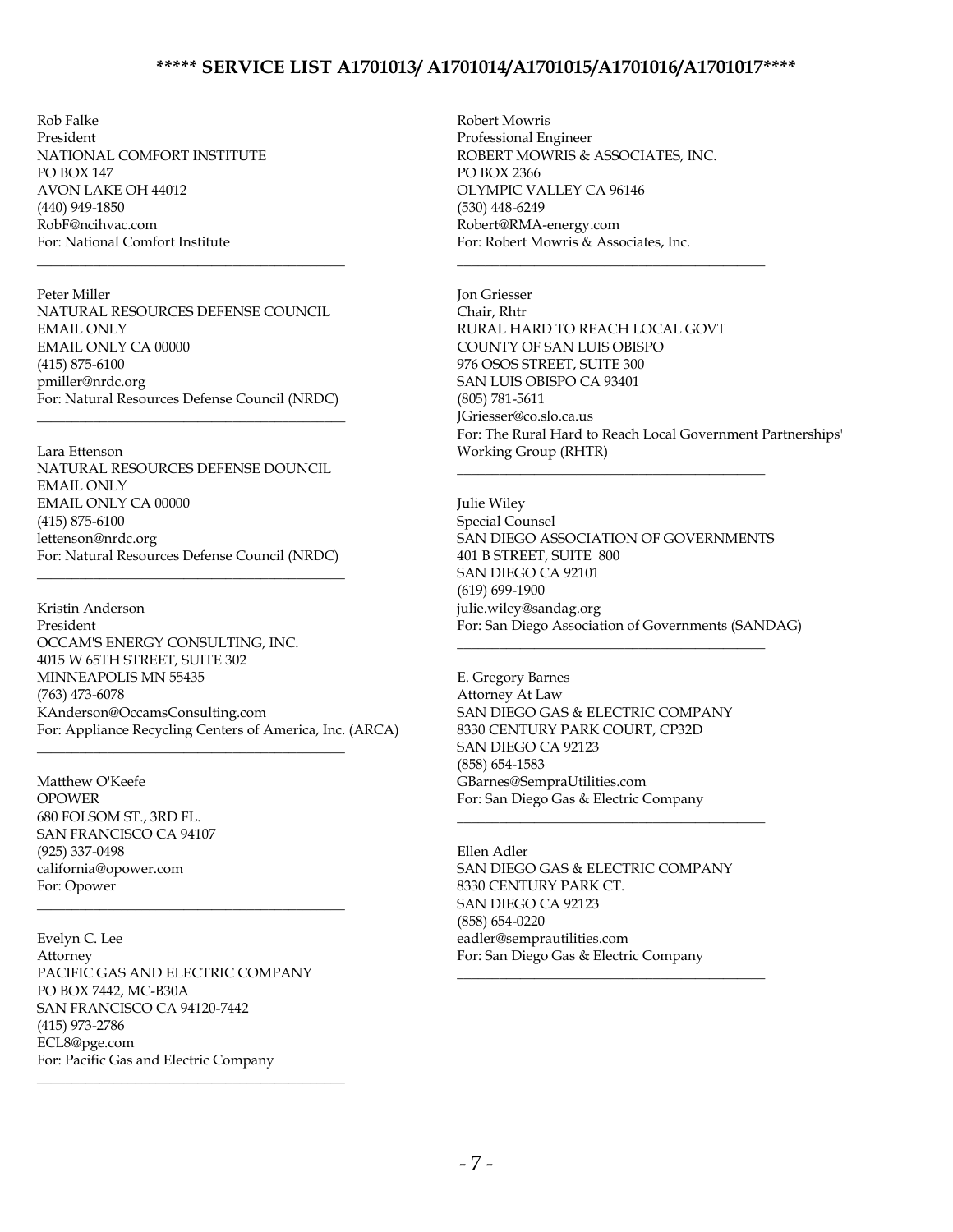**\*\*\*\*\* SERVICE LIST A1701013/ A1701014/A1701015/A1701016/A1701017\*\*\*\***

Rob Falke
President
NATIONAL COMFORT INSTITUTE
PO BOX 147
AVON LAKE OH 44012
(440) 949-1850
RobF@ncihvac.com
For: National Comfort Institute

---

Peter Miller
NATURAL RESOURCES DEFENSE COUNCIL
EMAIL ONLY
EMAIL ONLY CA 00000
(415) 875-6100
pmiller@nrdc.org
For: Natural Resources Defense Council (NRDC)

---

Lara Ettenson
NATURAL RESOURCES DEFENSE DOUNCIL
EMAIL ONLY
EMAIL ONLY CA 00000
(415) 875-6100
lettenson@nrdc.org
For: Natural Resources Defense Council (NRDC)

---

Kristin Anderson
President
OCCAM'S ENERGY CONSULTING, INC.
4015 W 65TH STREET, SUITE 302
MINNEAPOLIS MN 55435
(763) 473-6078
KAnderson@OccamsConsulting.com
For: Appliance Recycling Centers of America, Inc. (ARCA)

---

Matthew O'Keefe
OPOWER
680 FOLSOM ST., 3RD FL.
SAN FRANCISCO CA 94107
(925) 337-0498
california@opower.com
For: Opower

---

Evelyn C. Lee
Attorney
PACIFIC GAS AND ELECTRIC COMPANY
PO BOX 7442, MC-B30A
SAN FRANCISCO CA 94120-7442
(415) 973-2786
ECL8@pge.com
For: Pacific Gas and Electric Company

---

Robert Mowris
Professional Engineer
ROBERT MOWRIS & ASSOCIATES, INC.
PO BOX 2366
OLYMPIC VALLEY CA 96146
(530) 448-6249
Robert@RMA-energy.com
For: Robert Mowris & Associates, Inc.

---

Jon Griesser
Chair, Rhtr
RURAL HARD TO REACH LOCAL GOVT
COUNTY OF SAN LUIS OBISPO
976 OSOS STREET, SUITE 300
SAN LUIS OBISPO CA 93401
(805) 781-5611
JGriesser@co.slo.ca.us
For: The Rural Hard to Reach Local Government Partnerships' Working Group (RHTR)

---

Julie Wiley
Special Counsel
SAN DIEGO ASSOCIATION OF GOVERNMENTS
401 B STREET, SUITE 800
SAN DIEGO CA 92101
(619) 699-1900
julie.wiley@sandag.org
For: San Diego Association of Governments (SANDAG)

---

E. Gregory Barnes
Attorney At Law
SAN DIEGO GAS & ELECTRIC COMPANY
8330 CENTURY PARK COURT, CP32D
SAN DIEGO CA 92123
(858) 654-1583
GBarnes@SempraUtilities.com
For: San Diego Gas & Electric Company

---

Ellen Adler
SAN DIEGO GAS & ELECTRIC COMPANY
8330 CENTURY PARK CT.
SAN DIEGO CA 92123
(858) 654-0220
eadler@semprautilities.com
For: San Diego Gas & Electric Company

---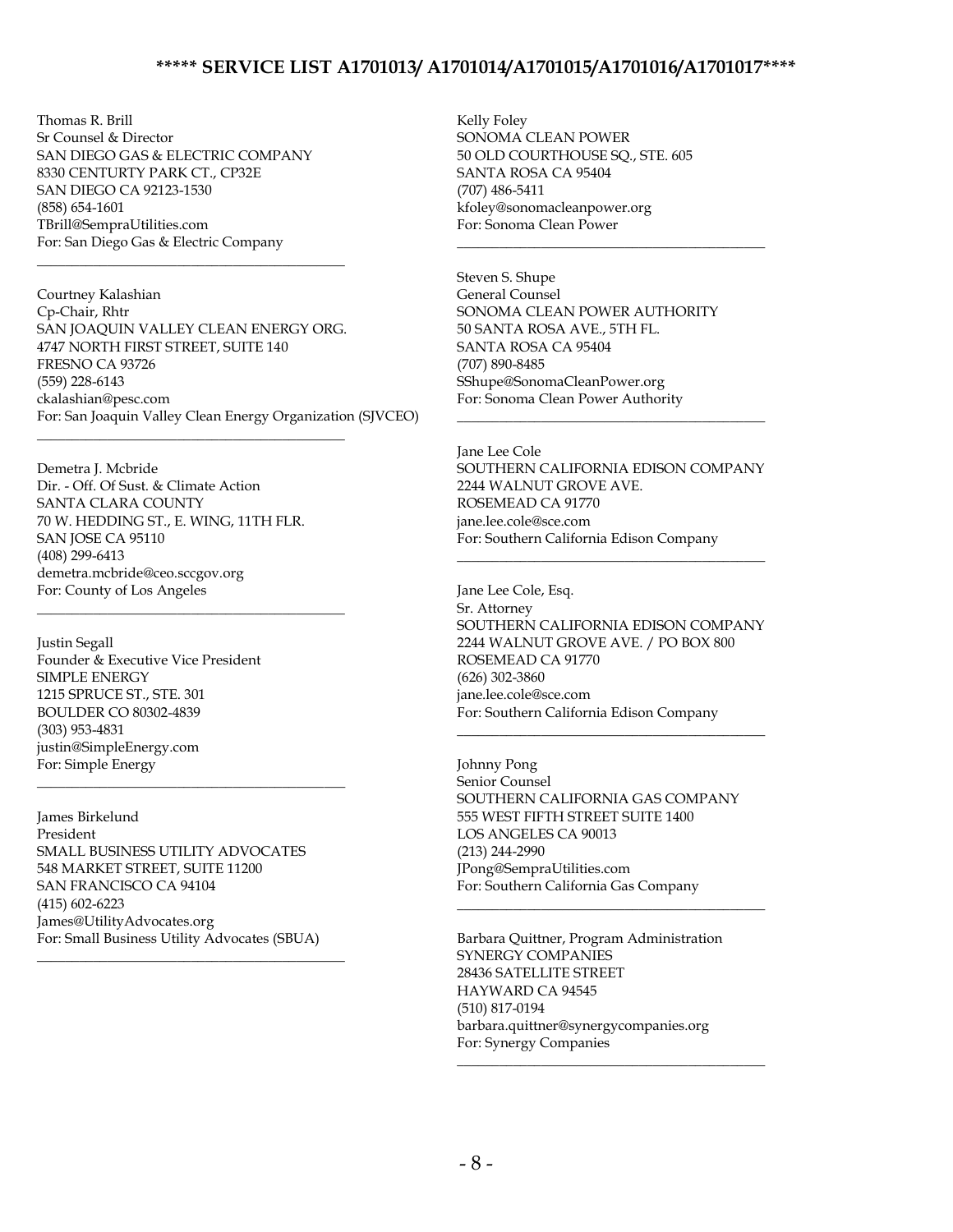**\*\*\*\*\* SERVICE LIST A1701013/ A1701014/A1701015/A1701016/A1701017\*\*\*\***

Thomas R. Brill
Sr Counsel & Director
SAN DIEGO GAS & ELECTRIC COMPANY
8330 CENTURTY PARK CT., CP32E
SAN DIEGO CA 92123-1530
(858) 654-1601
TBrill@SempraUtilities.com
For: San Diego Gas & Electric Company

---

Courtney Kalashian
Cp-Chair, Rhtr
SAN JOAQUIN VALLEY CLEAN ENERGY ORG.
4747 NORTH FIRST STREET, SUITE 140
FRESNO CA 93726
(559) 228-6143
ckalashian@pesc.com
For: San Joaquin Valley Clean Energy Organization (SJVCEO)

---

Demetra J. Mcbride
Dir. - Off. Of Sust. & Climate Action
SANTA CLARA COUNTY
70 W. HEDDING ST., E. WING, 11TH FLR.
SAN JOSE CA 95110
(408) 299-6413
demetra.mcbride@ceo.sccgov.org
For: County of Los Angeles

---

Justin Segall
Founder & Executive Vice President
SIMPLE ENERGY
1215 SPRUCE ST., STE. 301
BOULDER CO 80302-4839
(303) 953-4831
justin@SimpleEnergy.com
For: Simple Energy

---

James Birkelund
President
SMALL BUSINESS UTILITY ADVOCATES
548 MARKET STREET, SUITE 11200
SAN FRANCISCO CA 94104
(415) 602-6223
James@UtilityAdvocates.org
For: Small Business Utility Advocates (SBUA)

---

Kelly Foley
SONOMA CLEAN POWER
50 OLD COURTHOUSE SQ., STE. 605
SANTA ROSA CA 95404
(707) 486-5411
kfoley@sonomacleanpower.org
For: Sonoma Clean Power

---

Steven S. Shupe
General Counsel
SONOMA CLEAN POWER AUTHORITY
50 SANTA ROSA AVE., 5TH FL.
SANTA ROSA CA 95404
(707) 890-8485
SShupe@SonomaCleanPower.org
For: Sonoma Clean Power Authority

---

Jane Lee Cole
SOUTHERN CALIFORNIA EDISON COMPANY
2244 WALNUT GROVE AVE.
ROSEMEAD CA 91770
jane.lee.cole@sce.com
For: Southern California Edison Company

---

Jane Lee Cole, Esq.
Sr. Attorney
SOUTHERN CALIFORNIA EDISON COMPANY
2244 WALNUT GROVE AVE. / PO BOX 800
ROSEMEAD CA 91770
(626) 302-3860
jane.lee.cole@sce.com
For: Southern California Edison Company

---

Johnny Pong
Senior Counsel
SOUTHERN CALIFORNIA GAS COMPANY
555 WEST FIFTH STREET SUITE 1400
LOS ANGELES CA 90013
(213) 244-2990
JPong@SempraUtilities.com
For: Southern California Gas Company

---

Barbara Quittner, Program Administration
SYNERGY COMPANIES
28436 SATELLITE STREET
HAYWARD CA 94545
(510) 817-0194
barbara.quittner@synergycompanies.org
For: Synergy Companies

---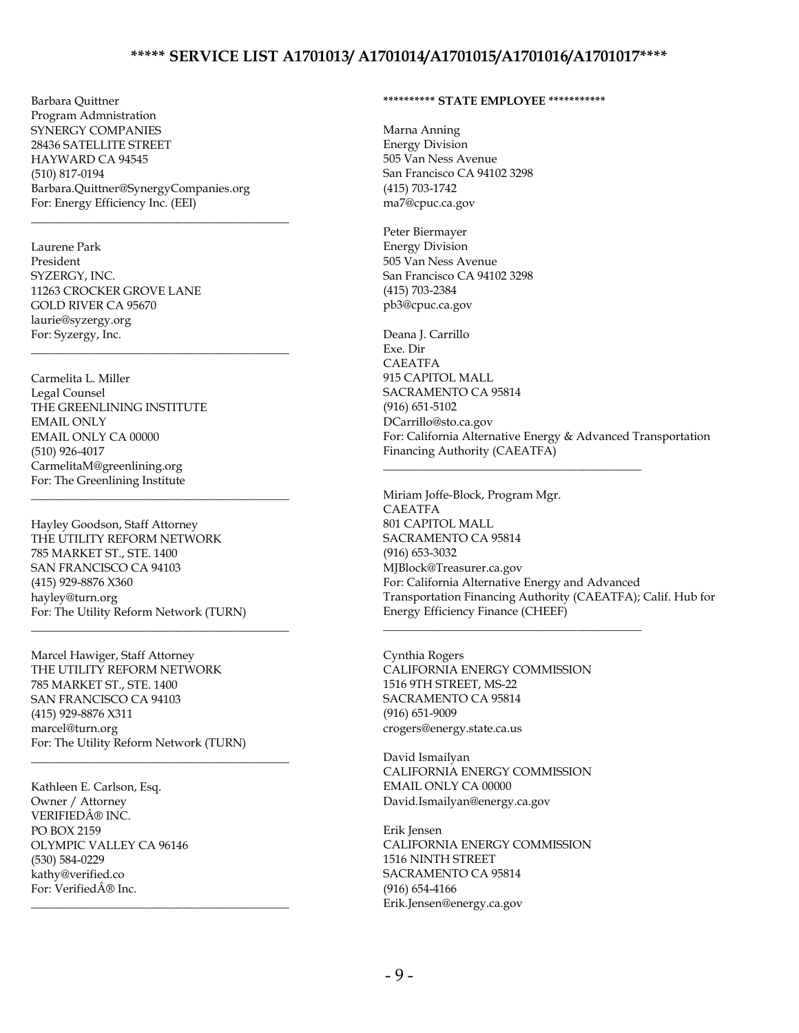# ***** SERVICE LIST A1701013/ A1701014/A1701015/A1701016/A1701017****

Barbara Quittner
Program Admnistration
SYNERGY COMPANIES
28436 SATELLITE STREET
HAYWARD CA 94545
(510) 817-0194
Barbara.Quittner@SynergyCompanies.org
For: Energy Efficiency Inc. (EEI)

---

Laurene Park
President
SYZERGY, INC.
11263 CROCKER GROVE LANE
GOLD RIVER CA 95670
laurie@syzergy.org
For: Syzergy, Inc.

---

Carmelita L. Miller
Legal Counsel
THE GREENLINING INSTITUTE
EMAIL ONLY
EMAIL ONLY CA 00000
(510) 926-4017
CarmelitaM@greenlining.org
For: The Greenlining Institute

---

Hayley Goodson, Staff Attorney
THE UTILITY REFORM NETWORK
785 MARKET ST., STE. 1400
SAN FRANCISCO CA 94103
(415) 929-8876 X360
hayley@turn.org
For: The Utility Reform Network (TURN)

---

Marcel Hawiger, Staff Attorney
THE UTILITY REFORM NETWORK
785 MARKET ST., STE. 1400
SAN FRANCISCO CA 94103
(415) 929-8876 X311
marcel@turn.org
For: The Utility Reform Network (TURN)

---

Kathleen E. Carlson, Esq.
Owner / Attorney
VERIFIEDÂ® INC.
PO BOX 2159
OLYMPIC VALLEY CA 96146
(530) 584-0229
kathy@verified.co
For: VerifiedÂ® Inc.

---

**********  **STATE EMPLOYEE** ***********

Marna Anning
Energy Division
505 Van Ness Avenue
San Francisco CA 94102 3298
(415) 703-1742
ma7@cpuc.ca.gov

Peter Biermayer
Energy Division
505 Van Ness Avenue
San Francisco CA 94102 3298
(415) 703-2384
pb3@cpuc.ca.gov

Deana J. Carrillo
Exe. Dir
CAEATFA
915 CAPITOL MALL
SACRAMENTO CA 95814
(916) 651-5102
DCarrillo@sto.ca.gov
For: California Alternative Energy & Advanced Transportation Financing Authority (CAEATFA)

---

Miriam Joffe-Block, Program Mgr.
CAEATFA
801 CAPITOL MALL
SACRAMENTO CA 95814
(916) 653-3032
MJBlock@Treasurer.ca.gov
For: California Alternative Energy and Advanced Transportation Financing Authority (CAEATFA); Calif. Hub for Energy Efficiency Finance (CHEEF)

---

Cynthia Rogers
CALIFORNIA ENERGY COMMISSION
1516 9TH STREET, MS-22
SACRAMENTO CA 95814
(916) 651-9009
crogers@energy.state.ca.us

David Ismailyan
CALIFORNIA ENERGY COMMISSION
EMAIL ONLY CA 00000
David.Ismailyan@energy.ca.gov

Erik Jensen
CALIFORNIA ENERGY COMMISSION
1516 NINTH STREET
SACRAMENTO CA 95814
(916) 654-4166
Erik.Jensen@energy.ca.gov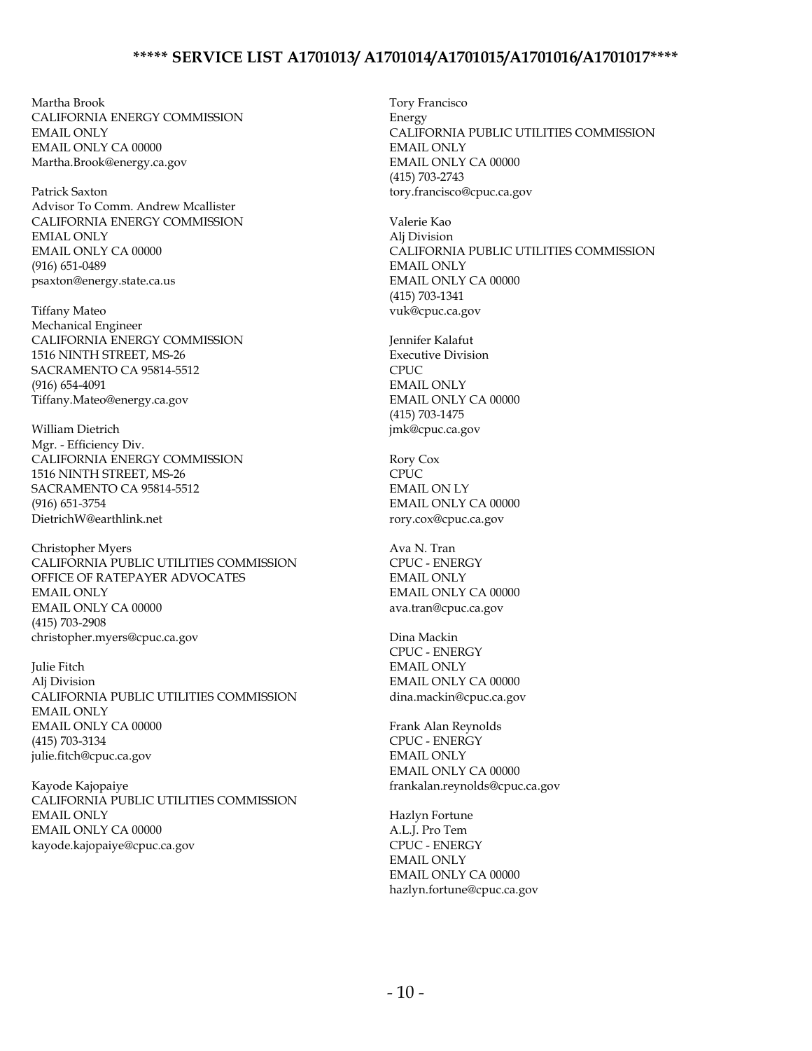**\*\*\*\*\* SERVICE LIST A1701013/ A1701014/A1701015/A1701016/A1701017\*\*\*\***

Martha Brook
CALIFORNIA ENERGY COMMISSION
EMAIL ONLY
EMAIL ONLY CA 00000
Martha.Brook@energy.ca.gov

Patrick Saxton
Advisor To Comm. Andrew Mcallister
CALIFORNIA ENERGY COMMISSION
EMIAL ONLY
EMAIL ONLY CA 00000
(916) 651-0489
psaxton@energy.state.ca.us

Tiffany Mateo
Mechanical Engineer
CALIFORNIA ENERGY COMMISSION
1516 NINTH STREET, MS-26
SACRAMENTO CA 95814-5512
(916) 654-4091
Tiffany.Mateo@energy.ca.gov

William Dietrich
Mgr. - Efficiency Div.
CALIFORNIA ENERGY COMMISSION
1516 NINTH STREET, MS-26
SACRAMENTO CA 95814-5512
(916) 651-3754
DietrichW@earthlink.net

Christopher Myers
CALIFORNIA PUBLIC UTILITIES COMMISSION
OFFICE OF RATEPAYER ADVOCATES
EMAIL ONLY
EMAIL ONLY CA 00000
(415) 703-2908
christopher.myers@cpuc.ca.gov

Julie Fitch
Alj Division
CALIFORNIA PUBLIC UTILITIES COMMISSION
EMAIL ONLY
EMAIL ONLY CA 00000
(415) 703-3134
julie.fitch@cpuc.ca.gov

Kayode Kajopaiye
CALIFORNIA PUBLIC UTILITIES COMMISSION
EMAIL ONLY
EMAIL ONLY CA 00000
kayode.kajopaiye@cpuc.ca.gov

Tory Francisco
Energy
CALIFORNIA PUBLIC UTILITIES COMMISSION
EMAIL ONLY
EMAIL ONLY CA 00000
(415) 703-2743
tory.francisco@cpuc.ca.gov

Valerie Kao
Alj Division
CALIFORNIA PUBLIC UTILITIES COMMISSION
EMAIL ONLY
EMAIL ONLY CA 00000
(415) 703-1341
vuk@cpuc.ca.gov

Jennifer Kalafut
Executive Division
CPUC
EMAIL ONLY
EMAIL ONLY CA 00000
(415) 703-1475
jmk@cpuc.ca.gov

Rory Cox
CPUC
EMAIL ON LY
EMAIL ONLY CA 00000
rory.cox@cpuc.ca.gov

Ava N. Tran
CPUC - ENERGY
EMAIL ONLY
EMAIL ONLY CA 00000
ava.tran@cpuc.ca.gov

Dina Mackin
CPUC - ENERGY
EMAIL ONLY
EMAIL ONLY CA 00000
dina.mackin@cpuc.ca.gov

Frank Alan Reynolds
CPUC - ENERGY
EMAIL ONLY
EMAIL ONLY CA 00000
frankalan.reynolds@cpuc.ca.gov

Hazlyn Fortune
A.L.J. Pro Tem
CPUC - ENERGY
EMAIL ONLY
EMAIL ONLY CA 00000
hazlyn.fortune@cpuc.ca.gov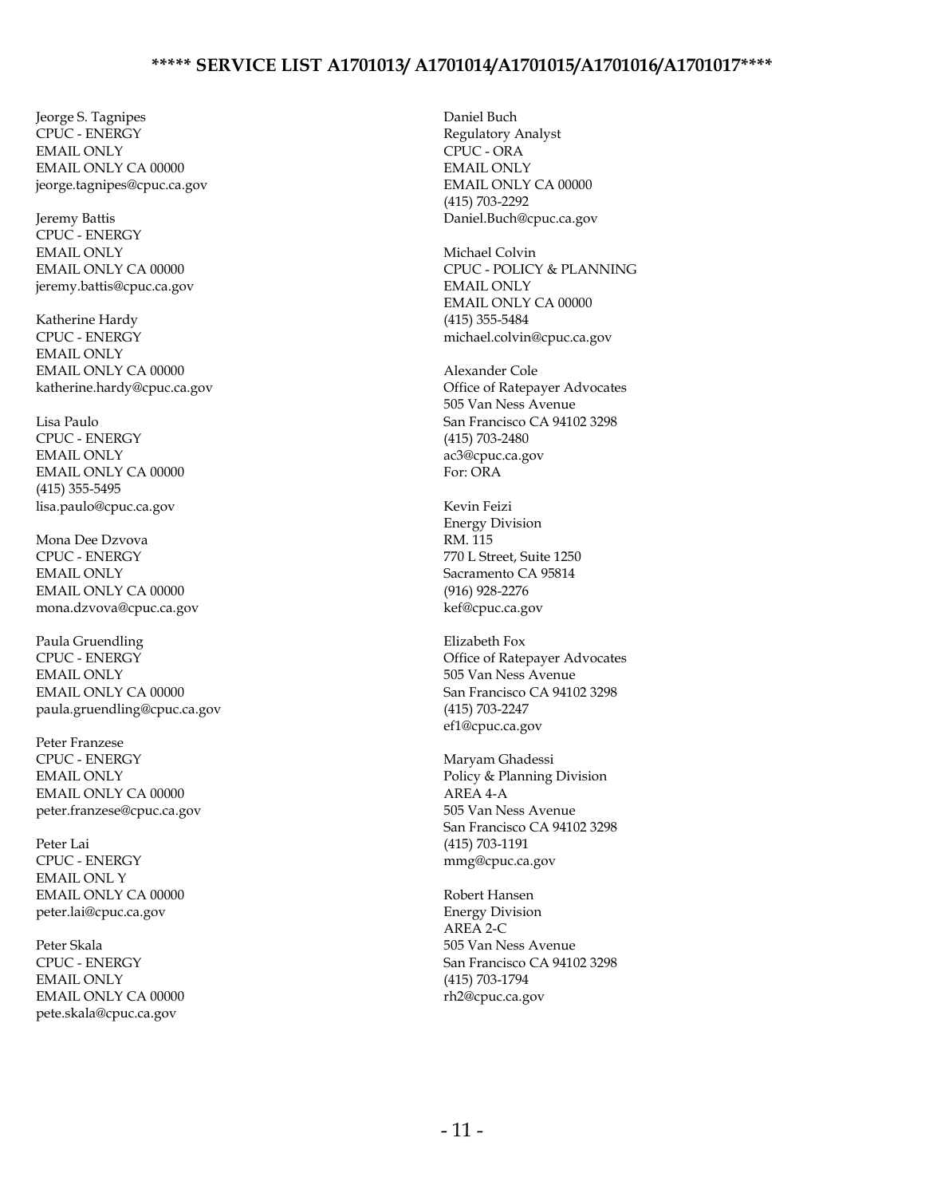**\*\*\*\*\* SERVICE LIST A1701013/ A1701014/A1701015/A1701016/A1701017\*\*\*\***

Jeorge S. Tagnipes
CPUC - ENERGY
EMAIL ONLY
EMAIL ONLY CA 00000
jeorge.tagnipes@cpuc.ca.gov

Jeremy Battis
CPUC - ENERGY
EMAIL ONLY
EMAIL ONLY CA 00000
jeremy.battis@cpuc.ca.gov

Katherine Hardy
CPUC - ENERGY
EMAIL ONLY
EMAIL ONLY CA 00000
katherine.hardy@cpuc.ca.gov

Lisa Paulo
CPUC - ENERGY
EMAIL ONLY
EMAIL ONLY CA 00000
(415) 355-5495
lisa.paulo@cpuc.ca.gov

Mona Dee Dzvova
CPUC - ENERGY
EMAIL ONLY
EMAIL ONLY CA 00000
mona.dzvova@cpuc.ca.gov

Paula Gruendling
CPUC - ENERGY
EMAIL ONLY
EMAIL ONLY CA 00000
paula.gruendling@cpuc.ca.gov

Peter Franzese
CPUC - ENERGY
EMAIL ONLY
EMAIL ONLY CA 00000
peter.franzese@cpuc.ca.gov

Peter Lai
CPUC - ENERGY
EMAIL ONL Y
EMAIL ONLY CA 00000
peter.lai@cpuc.ca.gov

Peter Skala
CPUC - ENERGY
EMAIL ONLY
EMAIL ONLY CA 00000
pete.skala@cpuc.ca.gov

Daniel Buch
Regulatory Analyst
CPUC - ORA
EMAIL ONLY
EMAIL ONLY CA 00000
(415) 703-2292
Daniel.Buch@cpuc.ca.gov

Michael Colvin
CPUC - POLICY & PLANNING
EMAIL ONLY
EMAIL ONLY CA 00000
(415) 355-5484
michael.colvin@cpuc.ca.gov

Alexander Cole
Office of Ratepayer Advocates
505 Van Ness Avenue
San Francisco CA 94102 3298
(415) 703-2480
ac3@cpuc.ca.gov
For: ORA

Kevin Feizi
Energy Division
RM. 115
770 L Street, Suite 1250
Sacramento CA 95814
(916) 928-2276
kef@cpuc.ca.gov

Elizabeth Fox
Office of Ratepayer Advocates
505 Van Ness Avenue
San Francisco CA 94102 3298
(415) 703-2247
ef1@cpuc.ca.gov

Maryam Ghadessi
Policy & Planning Division
AREA 4-A
505 Van Ness Avenue
San Francisco CA 94102 3298
(415) 703-1191
mmg@cpuc.ca.gov

Robert Hansen
Energy Division
AREA 2-C
505 Van Ness Avenue
San Francisco CA 94102 3298
(415) 703-1794
rh2@cpuc.ca.gov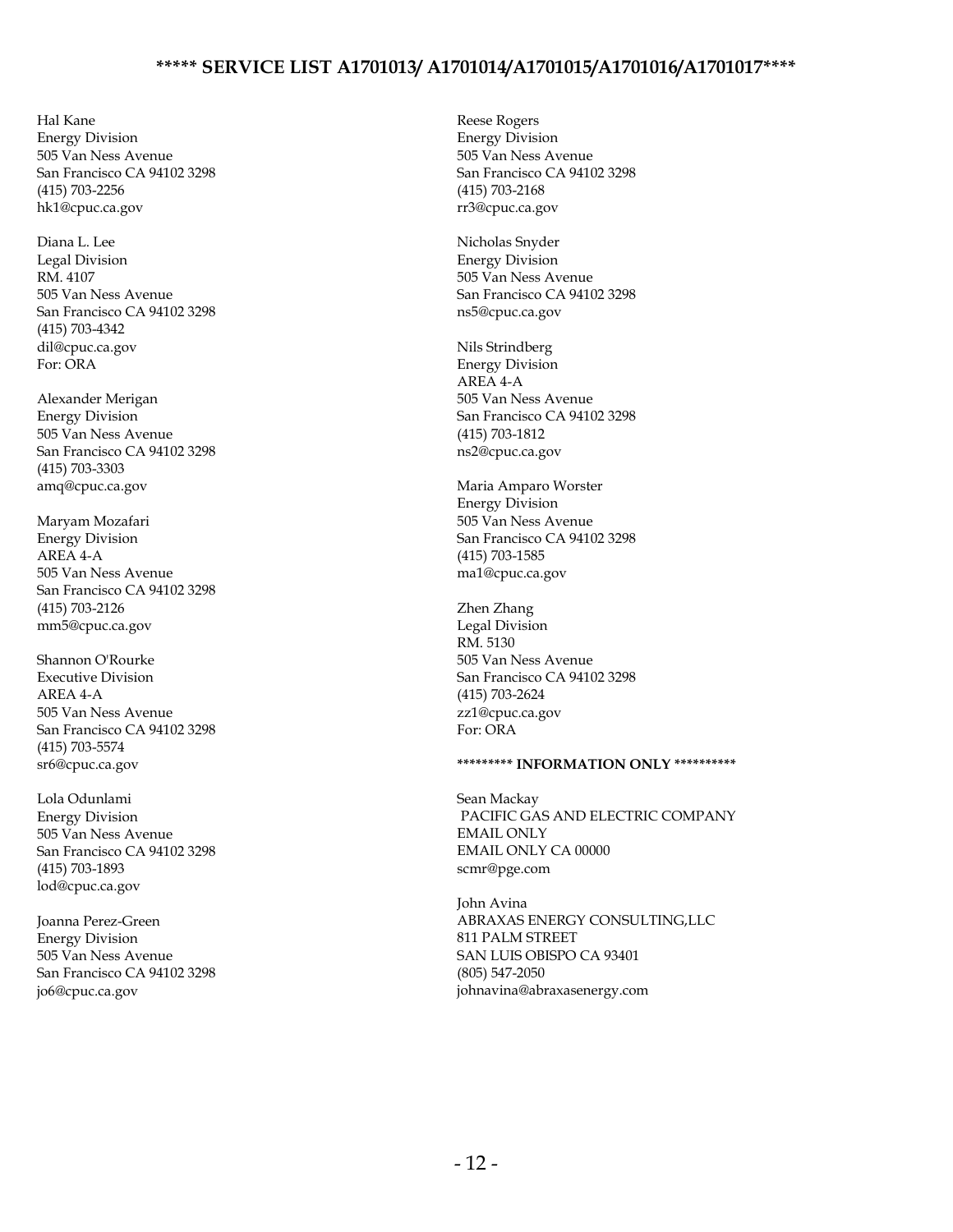**\*\*\*\*\* SERVICE LIST A1701013/ A1701014/A1701015/A1701016/A1701017\*\*\*\***

Hal Kane
Energy Division
505 Van Ness Avenue
San Francisco CA 94102 3298
(415) 703-2256
hk1@cpuc.ca.gov

Diana L. Lee
Legal Division
RM. 4107
505 Van Ness Avenue
San Francisco CA 94102 3298
(415) 703-4342
dil@cpuc.ca.gov
For: ORA

Alexander Merigan
Energy Division
505 Van Ness Avenue
San Francisco CA 94102 3298
(415) 703-3303
amq@cpuc.ca.gov

Maryam Mozafari
Energy Division
AREA 4-A
505 Van Ness Avenue
San Francisco CA 94102 3298
(415) 703-2126
mm5@cpuc.ca.gov

Shannon O'Rourke
Executive Division
AREA 4-A
505 Van Ness Avenue
San Francisco CA 94102 3298
(415) 703-5574
sr6@cpuc.ca.gov

Lola Odunlami
Energy Division
505 Van Ness Avenue
San Francisco CA 94102 3298
(415) 703-1893
lod@cpuc.ca.gov

Joanna Perez-Green
Energy Division
505 Van Ness Avenue
San Francisco CA 94102 3298
jo6@cpuc.ca.gov

Reese Rogers
Energy Division
505 Van Ness Avenue
San Francisco CA 94102 3298
(415) 703-2168
rr3@cpuc.ca.gov

Nicholas Snyder
Energy Division
505 Van Ness Avenue
San Francisco CA 94102 3298
ns5@cpuc.ca.gov

Nils Strindberg
Energy Division
AREA 4-A
505 Van Ness Avenue
San Francisco CA 94102 3298
(415) 703-1812
ns2@cpuc.ca.gov

Maria Amparo Worster
Energy Division
505 Van Ness Avenue
San Francisco CA 94102 3298
(415) 703-1585
ma1@cpuc.ca.gov

Zhen Zhang
Legal Division
RM. 5130
505 Van Ness Avenue
San Francisco CA 94102 3298
(415) 703-2624
zz1@cpuc.ca.gov
For: ORA

**\*\*\*\*\*\*\*\*\* INFORMATION ONLY \*\*\*\*\*\*\*\*\*\***

Sean Mackay
PACIFIC GAS AND ELECTRIC COMPANY
EMAIL ONLY
EMAIL ONLY CA 00000
scmr@pge.com

John Avina
ABRAXAS ENERGY CONSULTING,LLC
811 PALM STREET
SAN LUIS OBISPO CA 93401
(805) 547-2050
johnavina@abraxasenergy.com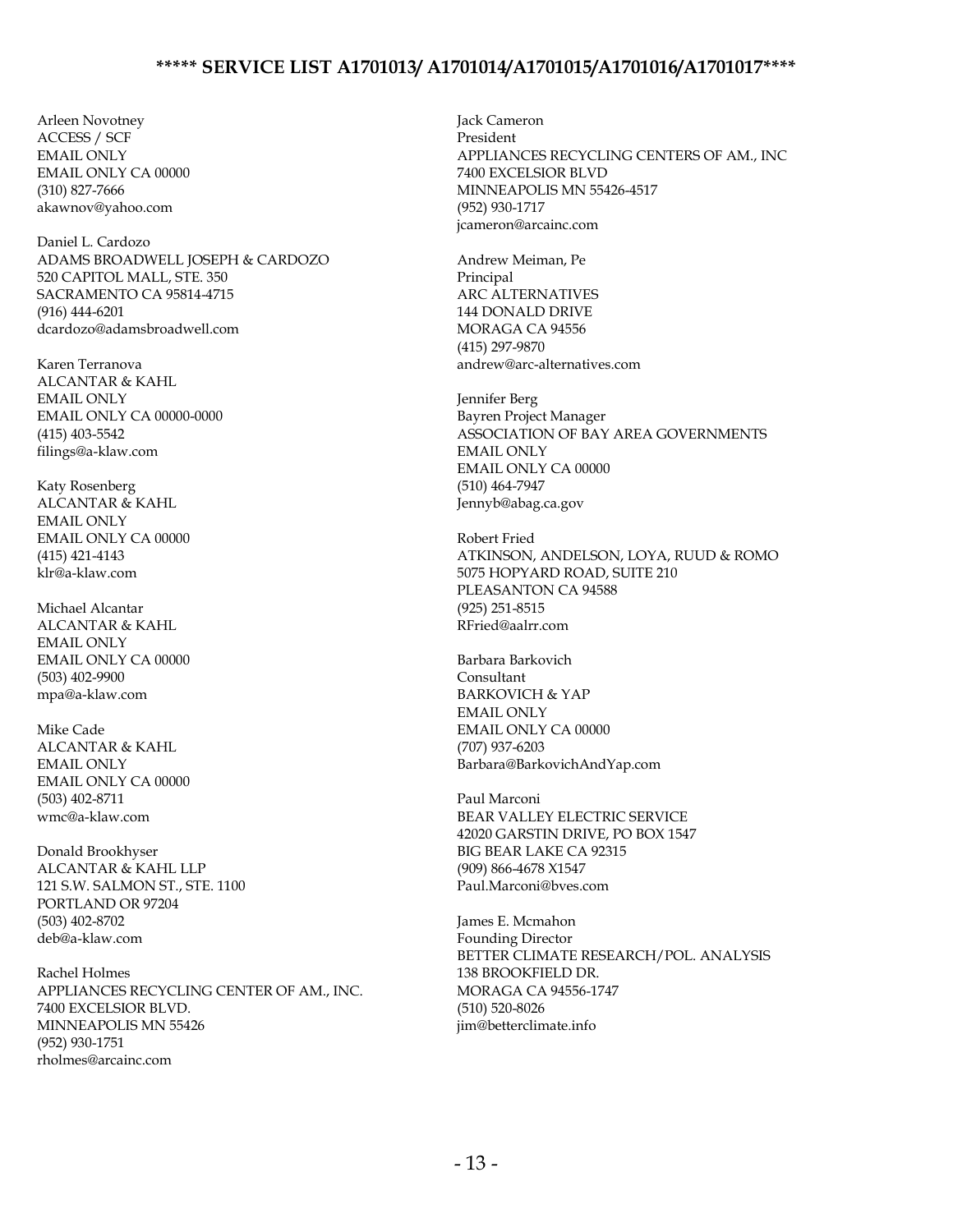**\*\*\*\*\* SERVICE LIST A1701013/ A1701014/A1701015/A1701016/A1701017\*\*\*\***

Arleen Novotney
ACCESS / SCF
EMAIL ONLY
EMAIL ONLY CA 00000
(310) 827-7666
akawnov@yahoo.com

Daniel L. Cardozo
ADAMS BROADWELL JOSEPH & CARDOZO
520 CAPITOL MALL, STE. 350
SACRAMENTO CA 95814-4715
(916) 444-6201
dcardozo@adamsbroadwell.com

Karen Terranova
ALCANTAR & KAHL
EMAIL ONLY
EMAIL ONLY CA 00000-0000
(415) 403-5542
filings@a-klaw.com

Katy Rosenberg
ALCANTAR & KAHL
EMAIL ONLY
EMAIL ONLY CA 00000
(415) 421-4143
klr@a-klaw.com

Michael Alcantar
ALCANTAR & KAHL
EMAIL ONLY
EMAIL ONLY CA 00000
(503) 402-9900
mpa@a-klaw.com

Mike Cade
ALCANTAR & KAHL
EMAIL ONLY
EMAIL ONLY CA 00000
(503) 402-8711
wmc@a-klaw.com

Donald Brookhyser
ALCANTAR & KAHL LLP
121 S.W. SALMON ST., STE. 1100
PORTLAND OR 97204
(503) 402-8702
deb@a-klaw.com

Rachel Holmes
APPLIANCES RECYCLING CENTER OF AM., INC.
7400 EXCELSIOR BLVD.
MINNEAPOLIS MN 55426
(952) 930-1751
rholmes@arcainc.com

Jack Cameron
President
APPLIANCES RECYCLING CENTERS OF AM., INC
7400 EXCELSIOR BLVD
MINNEAPOLIS MN 55426-4517
(952) 930-1717
jcameron@arcainc.com

Andrew Meiman, Pe
Principal
ARC ALTERNATIVES
144 DONALD DRIVE
MORAGA CA 94556
(415) 297-9870
andrew@arc-alternatives.com

Jennifer Berg
Bayren Project Manager
ASSOCIATION OF BAY AREA GOVERNMENTS
EMAIL ONLY
EMAIL ONLY CA 00000
(510) 464-7947
Jennyb@abag.ca.gov

Robert Fried
ATKINSON, ANDELSON, LOYA, RUUD & ROMO
5075 HOPYARD ROAD, SUITE 210
PLEASANTON CA 94588
(925) 251-8515
RFried@aalrr.com

Barbara Barkovich
Consultant
BARKOVICH & YAP
EMAIL ONLY
EMAIL ONLY CA 00000
(707) 937-6203
Barbara@BarkovichAndYap.com

Paul Marconi
BEAR VALLEY ELECTRIC SERVICE
42020 GARSTIN DRIVE, PO BOX 1547
BIG BEAR LAKE CA 92315
(909) 866-4678 X1547
Paul.Marconi@bves.com

James E. Mcmahon
Founding Director
BETTER CLIMATE RESEARCH/POL. ANALYSIS
138 BROOKFIELD DR.
MORAGA CA 94556-1747
(510) 520-8026
jim@betterclimate.info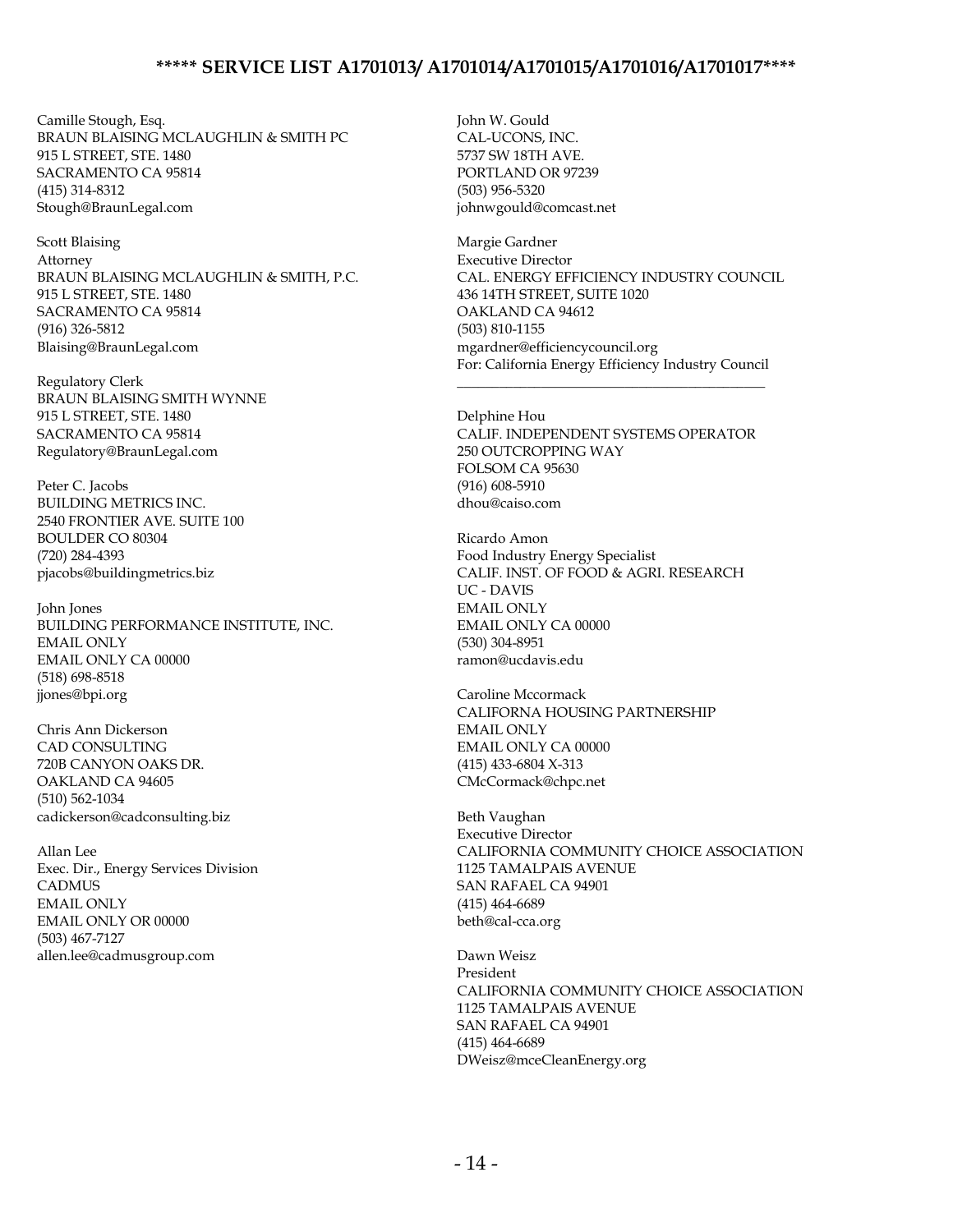# ***** SERVICE LIST A1701013/ A1701014/A1701015/A1701016/A1701017****

Camille Stough, Esq.
BRAUN BLAISING MCLAUGHLIN & SMITH PC
915 L STREET, STE. 1480
SACRAMENTO CA 95814
(415) 314-8312
Stough@BraunLegal.com

Scott Blaising
Attorney
BRAUN BLAISING MCLAUGHLIN & SMITH, P.C.
915 L STREET, STE. 1480
SACRAMENTO CA 95814
(916) 326-5812
Blaising@BraunLegal.com

Regulatory Clerk
BRAUN BLAISING SMITH WYNNE
915 L STREET, STE. 1480
SACRAMENTO CA 95814
Regulatory@BraunLegal.com

Peter C. Jacobs
BUILDING METRICS INC.
2540 FRONTIER AVE. SUITE 100
BOULDER CO 80304
(720) 284-4393
pjacobs@buildingmetrics.biz

John Jones
BUILDING PERFORMANCE INSTITUTE, INC.
EMAIL ONLY
EMAIL ONLY CA 00000
(518) 698-8518
jjones@bpi.org

Chris Ann Dickerson
CAD CONSULTING
720B CANYON OAKS DR.
OAKLAND CA 94605
(510) 562-1034
cadickerson@cadconsulting.biz

Allan Lee
Exec. Dir., Energy Services Division
CADMUS
EMAIL ONLY
EMAIL ONLY OR 00000
(503) 467-7127
allen.lee@cadmusgroup.com

John W. Gould
CAL-UCONS, INC.
5737 SW 18TH AVE.
PORTLAND OR 97239
(503) 956-5320
johnwgould@comcast.net

Margie Gardner
Executive Director
CAL. ENERGY EFFICIENCY INDUSTRY COUNCIL
436 14TH STREET, SUITE 1020
OAKLAND CA 94612
(503) 810-1155
mgardner@efficiencycouncil.org
For: California Energy Efficiency Industry Council

---

Delphine Hou
CALIF. INDEPENDENT SYSTEMS OPERATOR
250 OUTCROPPING WAY
FOLSOM CA 95630
(916) 608-5910
dhou@caiso.com

Ricardo Amon
Food Industry Energy Specialist
CALIF. INST. OF FOOD & AGRI. RESEARCH
UC - DAVIS
EMAIL ONLY
EMAIL ONLY CA 00000
(530) 304-8951
ramon@ucdavis.edu

Caroline Mccormack
CALIFORNA HOUSING PARTNERSHIP
EMAIL ONLY
EMAIL ONLY CA 00000
(415) 433-6804 X-313
CMcCormack@chpc.net

Beth Vaughan
Executive Director
CALIFORNIA COMMUNITY CHOICE ASSOCIATION
1125 TAMALPAIS AVENUE
SAN RAFAEL CA 94901
(415) 464-6689
beth@cal-cca.org

Dawn Weisz
President
CALIFORNIA COMMUNITY CHOICE ASSOCIATION
1125 TAMALPAIS AVENUE
SAN RAFAEL CA 94901
(415) 464-6689
DWeisz@mceCleanEnergy.org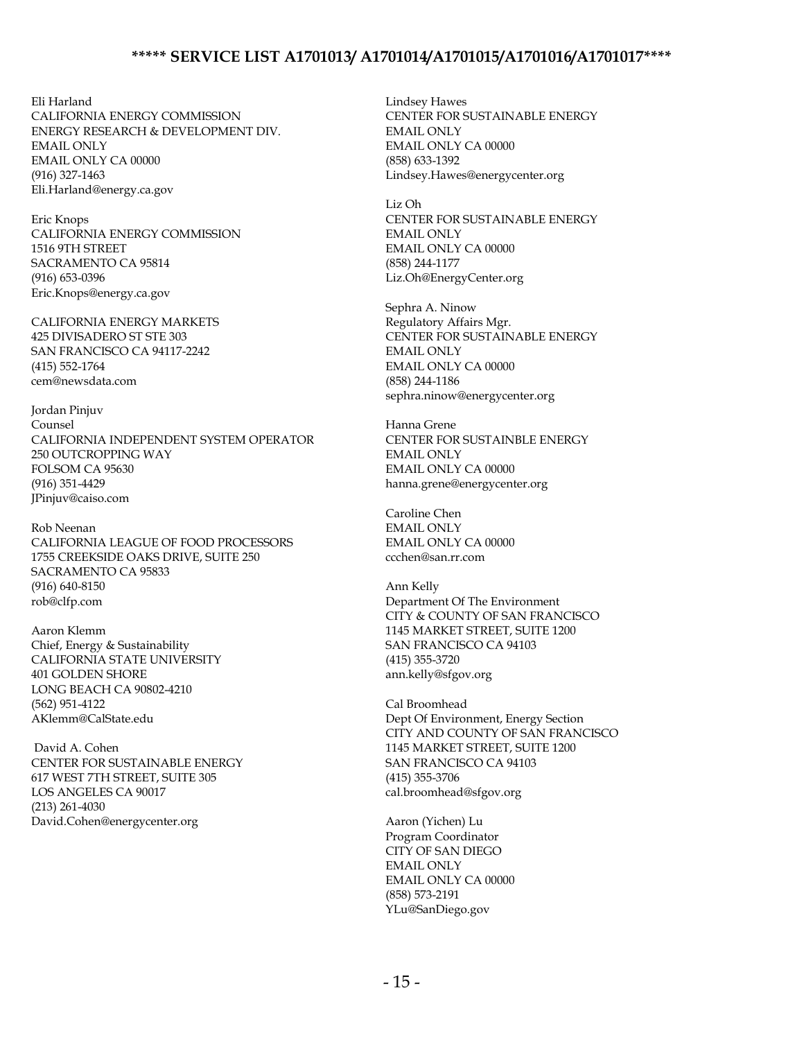**\*\*\*\*\* SERVICE LIST A1701013/ A1701014/A1701015/A1701016/A1701017\*\*\*\***

Eli Harland
CALIFORNIA ENERGY COMMISSION
ENERGY RESEARCH & DEVELOPMENT DIV.
EMAIL ONLY
EMAIL ONLY CA 00000
(916) 327-1463
Eli.Harland@energy.ca.gov

Eric Knops
CALIFORNIA ENERGY COMMISSION
1516 9TH STREET
SACRAMENTO CA 95814
(916) 653-0396
Eric.Knops@energy.ca.gov

CALIFORNIA ENERGY MARKETS
425 DIVISADERO ST STE 303
SAN FRANCISCO CA 94117-2242
(415) 552-1764
cem@newsdata.com

Jordan Pinjuv
Counsel
CALIFORNIA INDEPENDENT SYSTEM OPERATOR
250 OUTCROPPING WAY
FOLSOM CA 95630
(916) 351-4429
JPinjuv@caiso.com

Rob Neenan
CALIFORNIA LEAGUE OF FOOD PROCESSORS
1755 CREEKSIDE OAKS DRIVE, SUITE 250
SACRAMENTO CA 95833
(916) 640-8150
rob@clfp.com

Aaron Klemm
Chief, Energy & Sustainability
CALIFORNIA STATE UNIVERSITY
401 GOLDEN SHORE
LONG BEACH CA 90802-4210
(562) 951-4122
AKlemm@CalState.edu

David A. Cohen
CENTER FOR SUSTAINABLE ENERGY
617 WEST 7TH STREET, SUITE 305
LOS ANGELES CA 90017
(213) 261-4030
David.Cohen@energycenter.org

Lindsey Hawes
CENTER FOR SUSTAINABLE ENERGY
EMAIL ONLY
EMAIL ONLY CA 00000
(858) 633-1392
Lindsey.Hawes@energycenter.org

Liz Oh
CENTER FOR SUSTAINABLE ENERGY
EMAIL ONLY
EMAIL ONLY CA 00000
(858) 244-1177
Liz.Oh@EnergyCenter.org

Sephra A. Ninow
Regulatory Affairs Mgr.
CENTER FOR SUSTAINABLE ENERGY
EMAIL ONLY
EMAIL ONLY CA 00000
(858) 244-1186
sephra.ninow@energycenter.org

Hanna Grene
CENTER FOR SUSTAINBLE ENERGY
EMAIL ONLY
EMAIL ONLY CA 00000
hanna.grene@energycenter.org

Caroline Chen
EMAIL ONLY
EMAIL ONLY CA 00000
ccchen@san.rr.com

Ann Kelly
Department Of The Environment
CITY & COUNTY OF SAN FRANCISCO
1145 MARKET STREET, SUITE 1200
SAN FRANCISCO CA 94103
(415) 355-3720
ann.kelly@sfgov.org

Cal Broomhead
Dept Of Environment, Energy Section
CITY AND COUNTY OF SAN FRANCISCO
1145 MARKET STREET, SUITE 1200
SAN FRANCISCO CA 94103
(415) 355-3706
cal.broomhead@sfgov.org

Aaron (Yichen) Lu
Program Coordinator
CITY OF SAN DIEGO
EMAIL ONLY
EMAIL ONLY CA 00000
(858) 573-2191
YLu@SanDiego.gov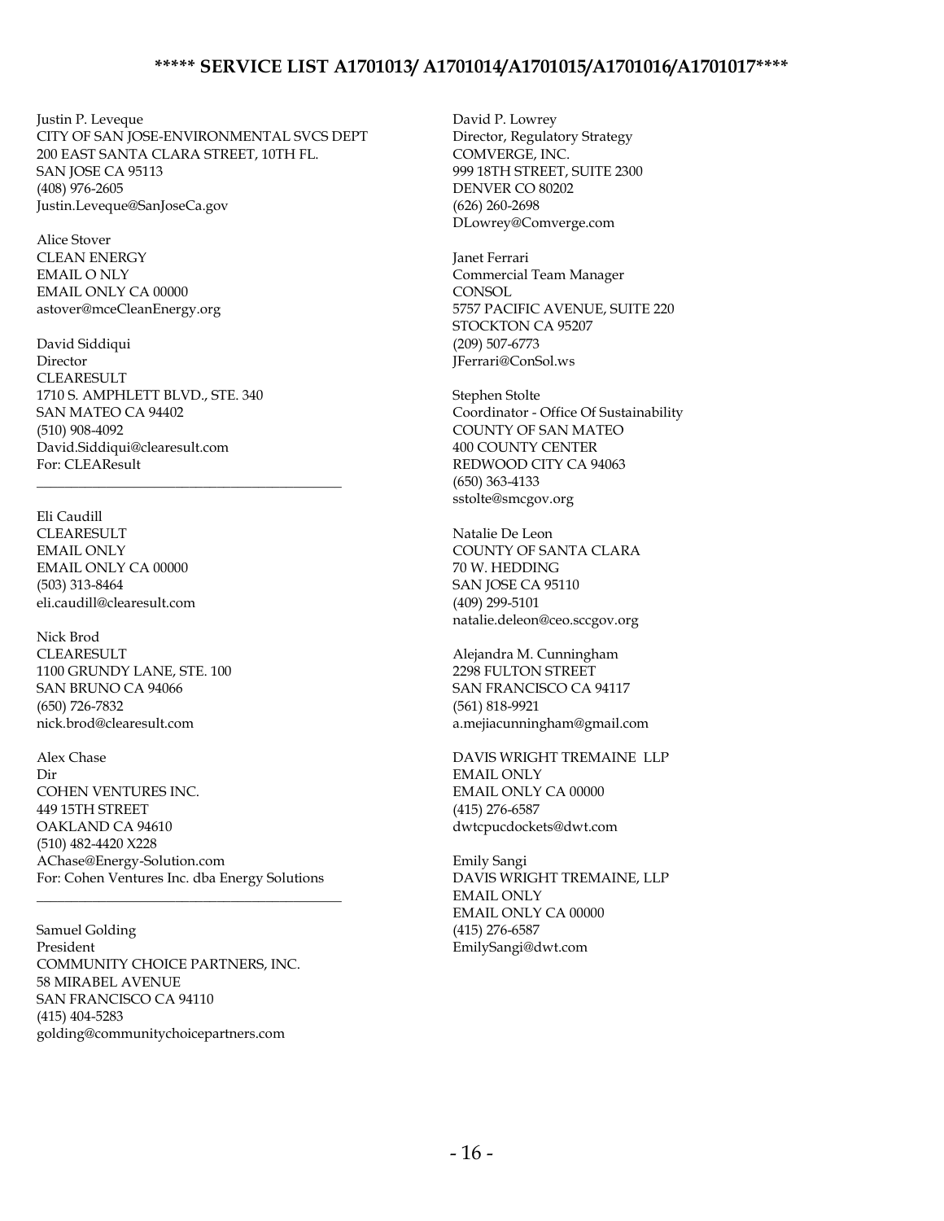**\*\*\*\*\* SERVICE LIST A1701013/ A1701014/A1701015/A1701016/A1701017\*\*\*\***

Justin P. Leveque
CITY OF SAN JOSE-ENVIRONMENTAL SVCS DEPT
200 EAST SANTA CLARA STREET, 10TH FL.
SAN JOSE CA 95113
(408) 976-2605
Justin.Leveque@SanJoseCa.gov

Alice Stover
CLEAN ENERGY
EMAIL O NLY
EMAIL ONLY CA 00000
astover@mceCleanEnergy.org

David Siddiqui
Director
CLEARESULT
1710 S. AMPHLETT BLVD., STE. 340
SAN MATEO CA 94402
(510) 908-4092
David.Siddiqui@clearesult.com
For: CLEAResult

---

Eli Caudill
CLEARESULT
EMAIL ONLY
EMAIL ONLY CA 00000
(503) 313-8464
eli.caudill@clearesult.com

Nick Brod
CLEARESULT
1100 GRUNDY LANE, STE. 100
SAN BRUNO CA 94066
(650) 726-7832
nick.brod@clearesult.com

Alex Chase
Dir
COHEN VENTURES INC.
449 15TH STREET
OAKLAND CA 94610
(510) 482-4420 X228
AChase@Energy-Solution.com
For: Cohen Ventures Inc. dba Energy Solutions

---

Samuel Golding
President
COMMUNITY CHOICE PARTNERS, INC.
58 MIRABEL AVENUE
SAN FRANCISCO CA 94110
(415) 404-5283
golding@communitychoicepartners.com

David P. Lowrey
Director, Regulatory Strategy
COMVERGE, INC.
999 18TH STREET, SUITE 2300
DENVER CO 80202
(626) 260-2698
DLowrey@Comverge.com

Janet Ferrari
Commercial Team Manager
CONSOL
5757 PACIFIC AVENUE, SUITE 220
STOCKTON CA 95207
(209) 507-6773
JFerrari@ConSol.ws

Stephen Stolte
Coordinator - Office Of Sustainability
COUNTY OF SAN MATEO
400 COUNTY CENTER
REDWOOD CITY CA 94063
(650) 363-4133
sstolte@smcgov.org

Natalie De Leon
COUNTY OF SANTA CLARA
70 W. HEDDING
SAN JOSE CA 95110
(409) 299-5101
natalie.deleon@ceo.sccgov.org

Alejandra M. Cunningham
2298 FULTON STREET
SAN FRANCISCO CA 94117
(561) 818-9921
a.mejiacunningham@gmail.com

DAVIS WRIGHT TREMAINE LLP
EMAIL ONLY
EMAIL ONLY CA 00000
(415) 276-6587
dwtcpucdockets@dwt.com

Emily Sangi
DAVIS WRIGHT TREMAINE, LLP
EMAIL ONLY
EMAIL ONLY CA 00000
(415) 276-6587
EmilySangi@dwt.com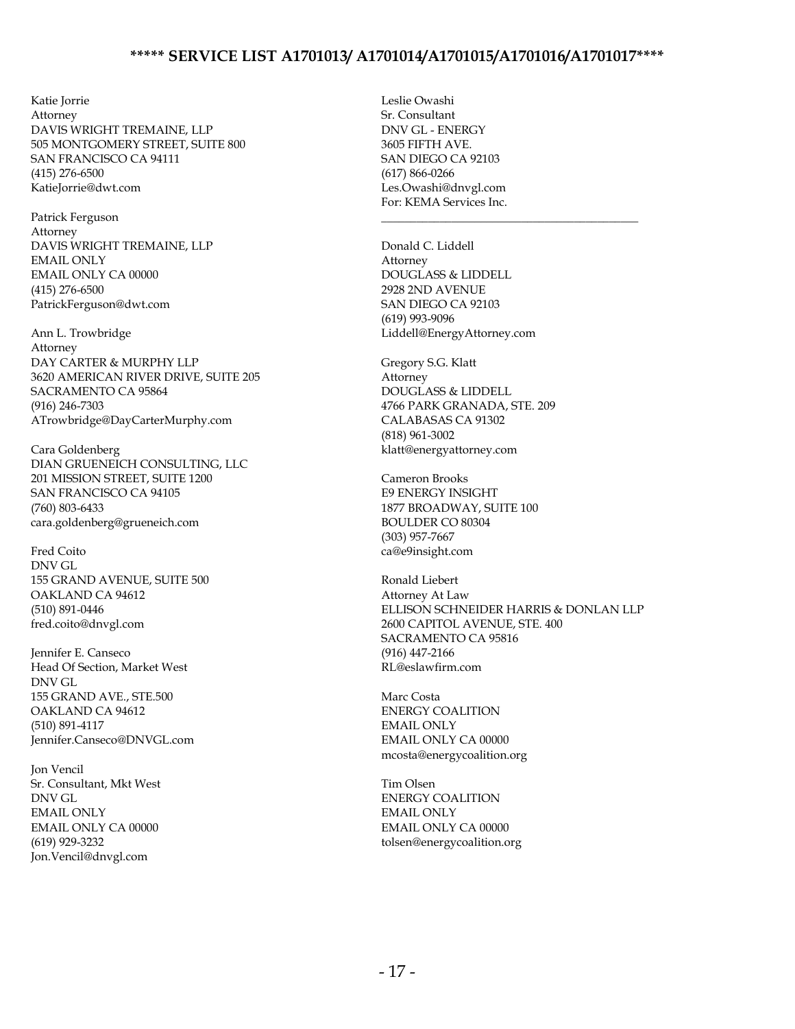**\*\*\*\*\* SERVICE LIST A1701013/ A1701014/A1701015/A1701016/A1701017\*\*\*\***

Katie Jorrie
Attorney
DAVIS WRIGHT TREMAINE, LLP
505 MONTGOMERY STREET, SUITE 800
SAN FRANCISCO CA 94111
(415) 276-6500
KatieJorrie@dwt.com

Patrick Ferguson
Attorney
DAVIS WRIGHT TREMAINE, LLP
EMAIL ONLY
EMAIL ONLY CA 00000
(415) 276-6500
PatrickFerguson@dwt.com

Ann L. Trowbridge
Attorney
DAY CARTER & MURPHY LLP
3620 AMERICAN RIVER DRIVE, SUITE 205
SACRAMENTO CA 95864
(916) 246-7303
ATrowbridge@DayCarterMurphy.com

Cara Goldenberg
DIAN GRUENEICH CONSULTING, LLC
201 MISSION STREET, SUITE 1200
SAN FRANCISCO CA 94105
(760) 803-6433
cara.goldenberg@grueneich.com

Fred Coito
DNV GL
155 GRAND AVENUE, SUITE 500
OAKLAND CA 94612
(510) 891-0446
fred.coito@dnvgl.com

Jennifer E. Canseco
Head Of Section, Market West
DNV GL
155 GRAND AVE., STE.500
OAKLAND CA 94612
(510) 891-4117
Jennifer.Canseco@DNVGL.com

Jon Vencil
Sr. Consultant, Mkt West
DNV GL
EMAIL ONLY
EMAIL ONLY CA 00000
(619) 929-3232
Jon.Vencil@dnvgl.com

Leslie Owashi
Sr. Consultant
DNV GL - ENERGY
3605 FIFTH AVE.
SAN DIEGO CA 92103
(617) 866-0266
Les.Owashi@dnvgl.com
For: KEMA Services Inc.

---

Donald C. Liddell
Attorney
DOUGLASS & LIDDELL
2928 2ND AVENUE
SAN DIEGO CA 92103
(619) 993-9096
Liddell@EnergyAttorney.com

Gregory S.G. Klatt
Attorney
DOUGLASS & LIDDELL
4766 PARK GRANADA, STE. 209
CALABASAS CA 91302
(818) 961-3002
klatt@energyattorney.com

Cameron Brooks
E9 ENERGY INSIGHT
1877 BROADWAY, SUITE 100
BOULDER CO 80304
(303) 957-7667
ca@e9insight.com

Ronald Liebert
Attorney At Law
ELLISON SCHNEIDER HARRIS & DONLAN LLP
2600 CAPITOL AVENUE, STE. 400
SACRAMENTO CA 95816
(916) 447-2166
RL@eslawfirm.com

Marc Costa
ENERGY COALITION
EMAIL ONLY
EMAIL ONLY CA 00000
mcosta@energycoalition.org

Tim Olsen
ENERGY COALITION
EMAIL ONLY
EMAIL ONLY CA 00000
tolsen@energycoalition.org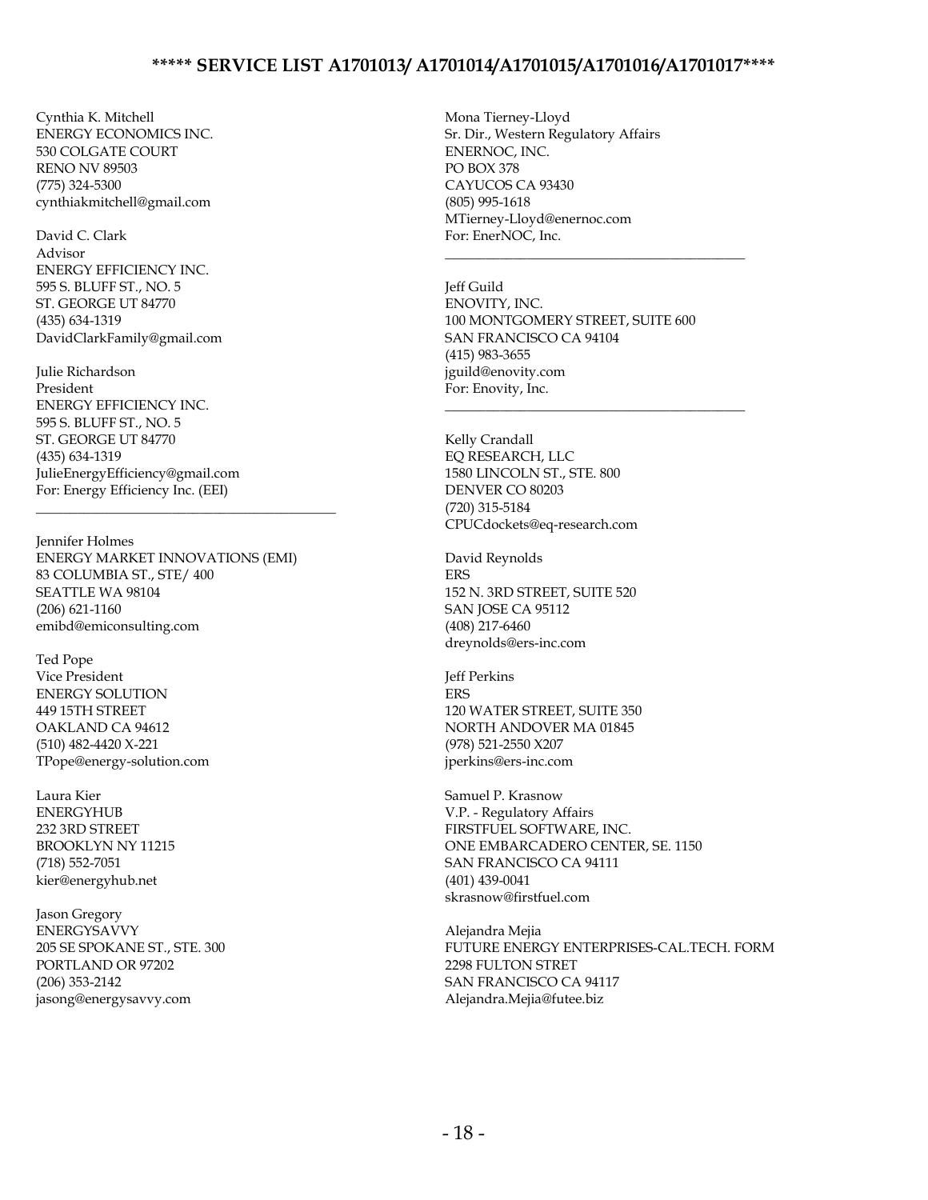**\*\*\*\*\* SERVICE LIST A1701013/ A1701014/A1701015/A1701016/A1701017\*\*\*\***

Cynthia K. Mitchell
ENERGY ECONOMICS INC.
530 COLGATE COURT
RENO NV 89503
(775) 324-5300
cynthiakmitchell@gmail.com

David C. Clark
Advisor
ENERGY EFFICIENCY INC.
595 S. BLUFF ST., NO. 5
ST. GEORGE UT 84770
(435) 634-1319
DavidClarkFamily@gmail.com

Julie Richardson
President
ENERGY EFFICIENCY INC.
595 S. BLUFF ST., NO. 5
ST. GEORGE UT 84770
(435) 634-1319
JulieEnergyEfficiency@gmail.com
For: Energy Efficiency Inc. (EEI)

---

Jennifer Holmes
ENERGY MARKET INNOVATIONS (EMI)
83 COLUMBIA ST., STE/ 400
SEATTLE WA 98104
(206) 621-1160
emibd@emiconsulting.com

Ted Pope
Vice President
ENERGY SOLUTION
449 15TH STREET
OAKLAND CA 94612
(510) 482-4420 X-221
TPope@energy-solution.com

Laura Kier
ENERGYHUB
232 3RD STREET
BROOKLYN NY 11215
(718) 552-7051
kier@energyhub.net

Jason Gregory
ENERGYSAVVY
205 SE SPOKANE ST., STE. 300
PORTLAND OR 97202
(206) 353-2142
jasong@energysavvy.com

Mona Tierney-Lloyd
Sr. Dir., Western Regulatory Affairs
ENERNOC, INC.
PO BOX 378
CAYUCOS CA 93430
(805) 995-1618
MTierney-Lloyd@enernoc.com
For: EnerNOC, Inc.

---

Jeff Guild
ENOVITY, INC.
100 MONTGOMERY STREET, SUITE 600
SAN FRANCISCO CA 94104
(415) 983-3655
jguild@enovity.com
For: Enovity, Inc.

---

Kelly Crandall
EQ RESEARCH, LLC
1580 LINCOLN ST., STE. 800
DENVER CO 80203
(720) 315-5184
CPUCdockets@eq-research.com

David Reynolds
ERS
152 N. 3RD STREET, SUITE 520
SAN JOSE CA 95112
(408) 217-6460
dreynolds@ers-inc.com

Jeff Perkins
ERS
120 WATER STREET, SUITE 350
NORTH ANDOVER MA 01845
(978) 521-2550 X207
jperkins@ers-inc.com

Samuel P. Krasnow
V.P. - Regulatory Affairs
FIRSTFUEL SOFTWARE, INC.
ONE EMBARCADERO CENTER, SE. 1150
SAN FRANCISCO CA 94111
(401) 439-0041
skrasnow@firstfuel.com

Alejandra Mejia
FUTURE ENERGY ENTERPRISES-CAL.TECH. FORM
2298 FULTON STREET
SAN FRANCISCO CA 94117
Alejandra.Mejia@futee.biz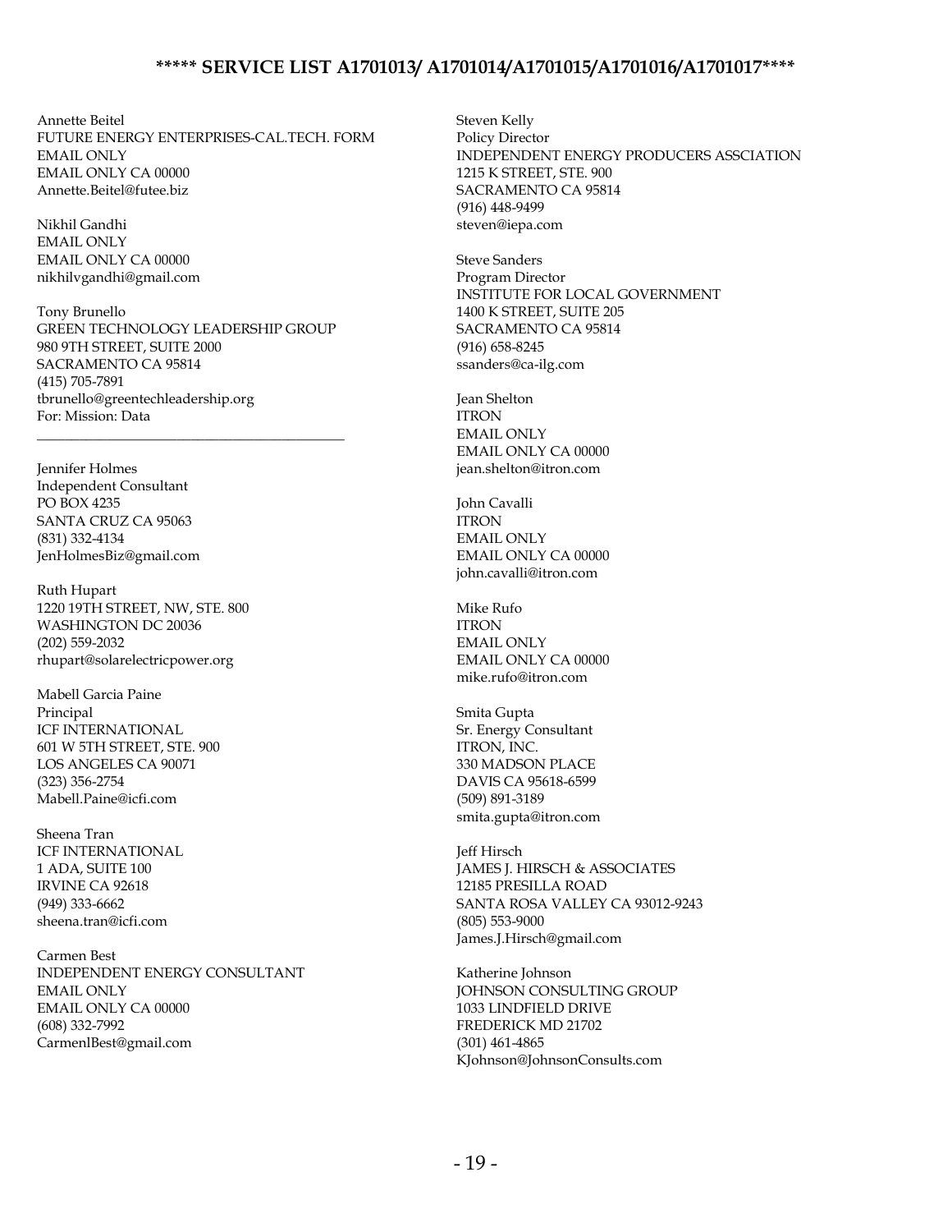## ***** SERVICE LIST A1701013/ A1701014/A1701015/A1701016/A1701017****

Annette Beitel
FUTURE ENERGY ENTERPRISES-CAL.TECH. FORM
EMAIL ONLY
EMAIL ONLY CA 00000
Annette.Beitel@futee.biz

Nikhil Gandhi
EMAIL ONLY
EMAIL ONLY CA 00000
nikhilvgandhi@gmail.com

Tony Brunello
GREEN TECHNOLOGY LEADERSHIP GROUP
980 9TH STREET, SUITE 2000
SACRAMENTO CA 95814
(415) 705-7891
tbrunello@greentechleadership.org
For: Mission: Data

---

Jennifer Holmes
Independent Consultant
PO BOX 4235
SANTA CRUZ CA 95063
(831) 332-4134
JenHolmesBiz@gmail.com

Ruth Hupart
1220 19TH STREET, NW, STE. 800
WASHINGTON DC 20036
(202) 559-2032
rhupart@solarelectricpower.org

Mabell Garcia Paine
Principal
ICF INTERNATIONAL
601 W 5TH STREET, STE. 900
LOS ANGELES CA 90071
(323) 356-2754
Mabell.Paine@icfi.com

Sheena Tran
ICF INTERNATIONAL
1 ADA, SUITE 100
IRVINE CA 92618
(949) 333-6662
sheena.tran@icfi.com

Carmen Best
INDEPENDENT ENERGY CONSULTANT
EMAIL ONLY
EMAIL ONLY CA 00000
(608) 332-7992
CarmenlBest@gmail.com

Steven Kelly
Policy Director
INDEPENDENT ENERGY PRODUCERS ASSCIATION
1215 K STREET, STE. 900
SACRAMENTO CA 95814
(916) 448-9499
steven@iepa.com

Steve Sanders
Program Director
INSTITUTE FOR LOCAL GOVERNMENT
1400 K STREET, SUITE 205
SACRAMENTO CA 95814
(916) 658-8245
ssanders@ca-ilg.com

Jean Shelton
ITRON
EMAIL ONLY
EMAIL ONLY CA 00000
jean.shelton@itron.com

John Cavalli
ITRON
EMAIL ONLY
EMAIL ONLY CA 00000
john.cavalli@itron.com

Mike Rufo
ITRON
EMAIL ONLY
EMAIL ONLY CA 00000
mike.rufo@itron.com

Smita Gupta
Sr. Energy Consultant
ITRON, INC.
330 MADSON PLACE
DAVIS CA 95618-6599
(509) 891-3189
smita.gupta@itron.com

Jeff Hirsch
JAMES J. HIRSCH & ASSOCIATES
12185 PRESILLA ROAD
SANTA ROSA VALLEY CA 93012-9243
(805) 553-9000
James.J.Hirsch@gmail.com

Katherine Johnson
JOHNSON CONSULTING GROUP
1033 LINDFIELD DRIVE
FREDERICK MD 21702
(301) 461-4865
KJohnson@JohnsonConsults.com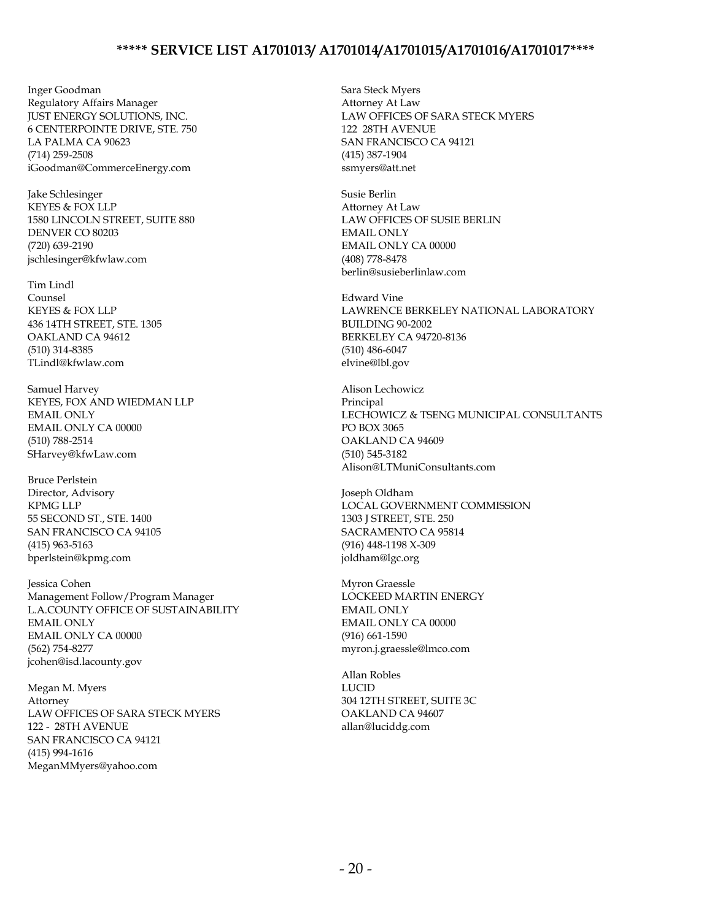**\*\*\*\*\* SERVICE LIST A1701013/ A1701014/A1701015/A1701016/A1701017\*\*\*\***

Inger Goodman
Regulatory Affairs Manager
JUST ENERGY SOLUTIONS, INC.
6 CENTERPOINTE DRIVE, STE. 750
LA PALMA CA 90623
(714) 259-2508
iGoodman@CommerceEnergy.com

Jake Schlesinger
KEYES & FOX LLP
1580 LINCOLN STREET, SUITE 880
DENVER CO 80203
(720) 639-2190
jschlesinger@kfwlaw.com

Tim Lindl
Counsel
KEYES & FOX LLP
436 14TH STREET, STE. 1305
OAKLAND CA 94612
(510) 314-8385
TLindl@kfwlaw.com

Samuel Harvey
KEYES, FOX AND WIEDMAN LLP
EMAIL ONLY
EMAIL ONLY CA 00000
(510) 788-2514
SHarvey@kfwLaw.com

Bruce Perlstein
Director, Advisory
KPMG LLP
55 SECOND ST., STE. 1400
SAN FRANCISCO CA 94105
(415) 963-5163
bperlstein@kpmg.com

Jessica Cohen
Management Follow/Program Manager
L.A.COUNTY OFFICE OF SUSTAINABILITY
EMAIL ONLY
EMAIL ONLY CA 00000
(562) 754-8277
jcohen@isd.lacounty.gov

Megan M. Myers
Attorney
LAW OFFICES OF SARA STECK MYERS
122 - 28TH AVENUE
SAN FRANCISCO CA 94121
(415) 994-1616
MeganMMyers@yahoo.com

Sara Steck Myers
Attorney At Law
LAW OFFICES OF SARA STECK MYERS
122 28TH AVENUE
SAN FRANCISCO CA 94121
(415) 387-1904
ssmyers@att.net

Susie Berlin
Attorney At Law
LAW OFFICES OF SUSIE BERLIN
EMAIL ONLY
EMAIL ONLY CA 00000
(408) 778-8478
berlin@susieberlinlaw.com

Edward Vine
LAWRENCE BERKELEY NATIONAL LABORATORY
BUILDING 90-2002
BERKELEY CA 94720-8136
(510) 486-6047
elvine@lbl.gov

Alison Lechowicz
Principal
LECHOWICZ & TSENG MUNICIPAL CONSULTANTS
PO BOX 3065
OAKLAND CA 94609
(510) 545-3182
Alison@LTMuniConsultants.com

Joseph Oldham
LOCAL GOVERNMENT COMMISSION
1303 J STREET, STE. 250
SACRAMENTO CA 95814
(916) 448-1198 X-309
joldham@lgc.org

Myron Graessle
LOCKEED MARTIN ENERGY
EMAIL ONLY
EMAIL ONLY CA 00000
(916) 661-1590
myron.j.graessle@lmco.com

Allan Robles
LUCID
304 12TH STREET, SUITE 3C
OAKLAND CA 94607
allan@luciddg.com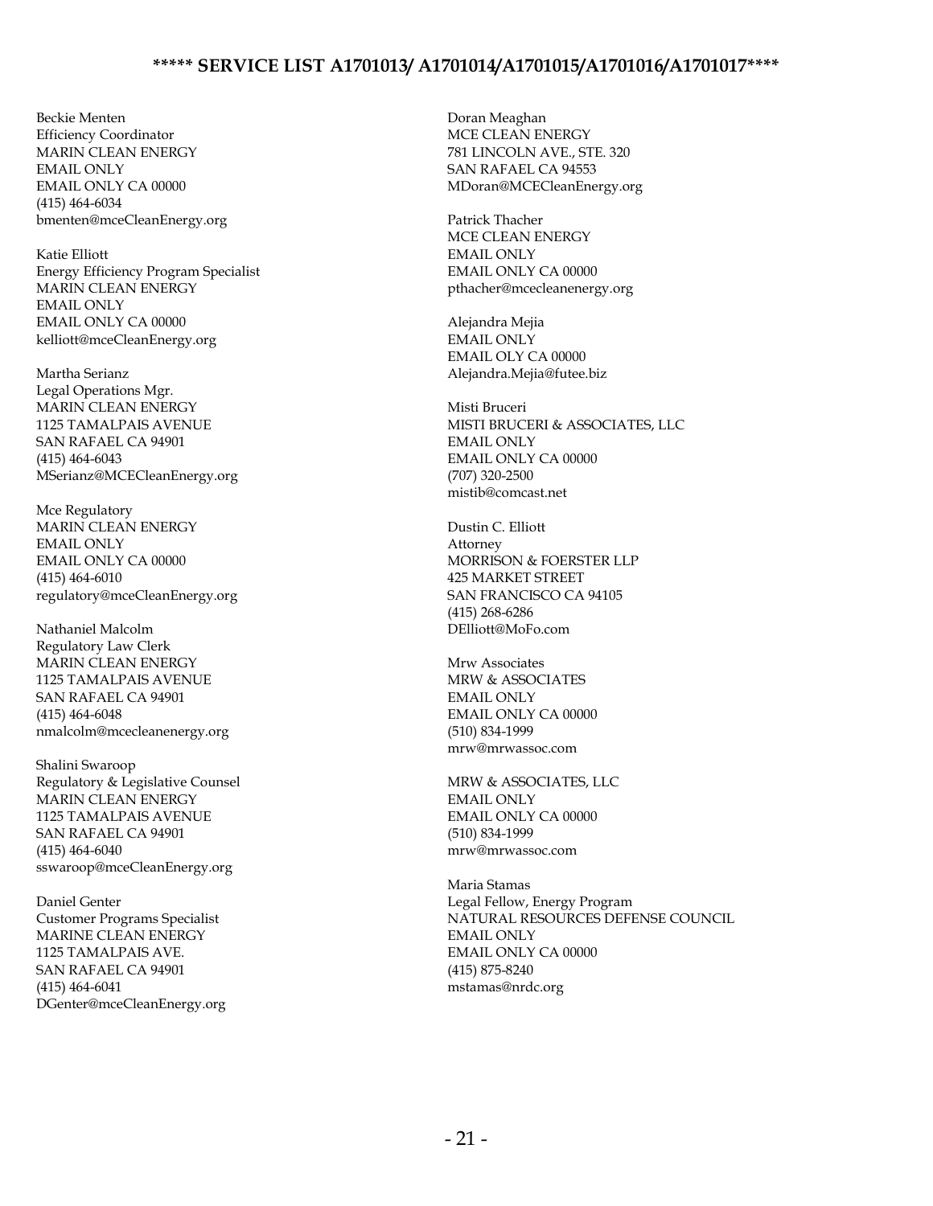**\*\*\*\*\* SERVICE LIST A1701013/ A1701014/A1701015/A1701016/A1701017\*\*\*\***

Beckie Menten
Efficiency Coordinator
MARIN CLEAN ENERGY
EMAIL ONLY
EMAIL ONLY CA 00000
(415) 464-6034
bmenten@mceCleanEnergy.org

Katie Elliott
Energy Efficiency Program Specialist
MARIN CLEAN ENERGY
EMAIL ONLY
EMAIL ONLY CA 00000
kelliott@mceCleanEnergy.org

Martha Serianz
Legal Operations Mgr.
MARIN CLEAN ENERGY
1125 TAMALPAIS AVENUE
SAN RAFAEL CA 94901
(415) 464-6043
MSerianz@MCECleanEnergy.org

Mce Regulatory
MARIN CLEAN ENERGY
EMAIL ONLY
EMAIL ONLY CA 00000
(415) 464-6010
regulatory@mceCleanEnergy.org

Nathaniel Malcolm
Regulatory Law Clerk
MARIN CLEAN ENERGY
1125 TAMALPAIS AVENUE
SAN RAFAEL CA 94901
(415) 464-6048
nmalcolm@mcecleanenergy.org

Shalini Swaroop
Regulatory & Legislative Counsel
MARIN CLEAN ENERGY
1125 TAMALPAIS AVENUE
SAN RAFAEL CA 94901
(415) 464-6040
sswaroop@mceCleanEnergy.org

Daniel Genter
Customer Programs Specialist
MARINE CLEAN ENERGY
1125 TAMALPAIS AVE.
SAN RAFAEL CA 94901
(415) 464-6041
DGenter@mceCleanEnergy.org

Doran Meaghan
MCE CLEAN ENERGY
781 LINCOLN AVE., STE. 320
SAN RAFAEL CA 94553
MDoran@MCECleanEnergy.org

Patrick Thacher
MCE CLEAN ENERGY
EMAIL ONLY
EMAIL ONLY CA 00000
pthacher@mcecleanenergy.org

Alejandra Mejia
EMAIL ONLY
EMAIL OLY CA 00000
Alejandra.Mejia@futee.biz

Misti Bruceri
MISTI BRUCERI & ASSOCIATES, LLC
EMAIL ONLY
EMAIL ONLY CA 00000
(707) 320-2500
mistib@comcast.net

Dustin C. Elliott
Attorney
MORRISON & FOERSTER LLP
425 MARKET STREET
SAN FRANCISCO CA 94105
(415) 268-6286
DElliott@MoFo.com

Mrw Associates
MRW & ASSOCIATES
EMAIL ONLY
EMAIL ONLY CA 00000
(510) 834-1999
mrw@mrwassoc.com

MRW & ASSOCIATES, LLC
EMAIL ONLY
EMAIL ONLY CA 00000
(510) 834-1999
mrw@mrwassoc.com

Maria Stamas
Legal Fellow, Energy Program
NATURAL RESOURCES DEFENSE COUNCIL
EMAIL ONLY
EMAIL ONLY CA 00000
(415) 875-8240
mstamas@nrdc.org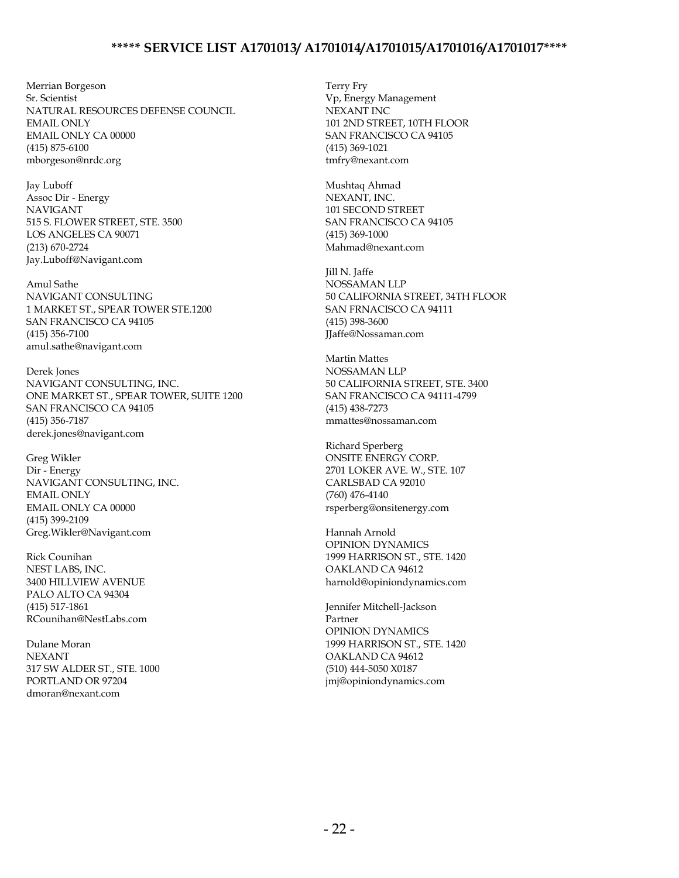**\*\*\*\*\* SERVICE LIST A1701013/ A1701014/A1701015/A1701016/A1701017\*\*\*\***

Merrian Borgeson
Sr. Scientist
NATURAL RESOURCES DEFENSE COUNCIL
EMAIL ONLY
EMAIL ONLY CA 00000
(415) 875-6100
mborgeson@nrdc.org

Jay Luboff
Assoc Dir - Energy
NAVIGANT
515 S. FLOWER STREET, STE. 3500
LOS ANGELES CA 90071
(213) 670-2724
Jay.Luboff@Navigant.com

Amul Sathe
NAVIGANT CONSULTING
1 MARKET ST., SPEAR TOWER STE.1200
SAN FRANCISCO CA 94105
(415) 356-7100
amul.sathe@navigant.com

Derek Jones
NAVIGANT CONSULTING, INC.
ONE MARKET ST., SPEAR TOWER, SUITE 1200
SAN FRANCISCO CA 94105
(415) 356-7187
derek.jones@navigant.com

Greg Wikler
Dir - Energy
NAVIGANT CONSULTING, INC.
EMAIL ONLY
EMAIL ONLY CA 00000
(415) 399-2109
Greg.Wikler@Navigant.com

Rick Counihan
NEST LABS, INC.
3400 HILLVIEW AVENUE
PALO ALTO CA 94304
(415) 517-1861
RCounihan@NestLabs.com

Dulane Moran
NEXANT
317 SW ALDER ST., STE. 1000
PORTLAND OR 97204
dmoran@nexant.com

Terry Fry
Vp, Energy Management
NEXANT INC
101 2ND STREET, 10TH FLOOR
SAN FRANCISCO CA 94105
(415) 369-1021
tmfry@nexant.com

Mushtaq Ahmad
NEXANT, INC.
101 SECOND STREET
SAN FRANCISCO CA 94105
(415) 369-1000
Mahmad@nexant.com

Jill N. Jaffe
NOSSAMAN LLP
50 CALIFORNIA STREET, 34TH FLOOR
SAN FRNACISCO CA 94111
(415) 398-3600
JJaffe@Nossaman.com

Martin Mattes
NOSSAMAN LLP
50 CALIFORNIA STREET, STE. 3400
SAN FRANCISCO CA 94111-4799
(415) 438-7273
mmattes@nossaman.com

Richard Sperberg
ONSITE ENERGY CORP.
2701 LOKER AVE. W., STE. 107
CARLSBAD CA 92010
(760) 476-4140
rsperberg@onsitenergy.com

Hannah Arnold
OPINION DYNAMICS
1999 HARRISON ST., STE. 1420
OAKLAND CA 94612
harnold@opiniondynamics.com

Jennifer Mitchell-Jackson
Partner
OPINION DYNAMICS
1999 HARRISON ST., STE. 1420
OAKLAND CA 94612
(510) 444-5050 X0187
jmj@opiniondynamics.com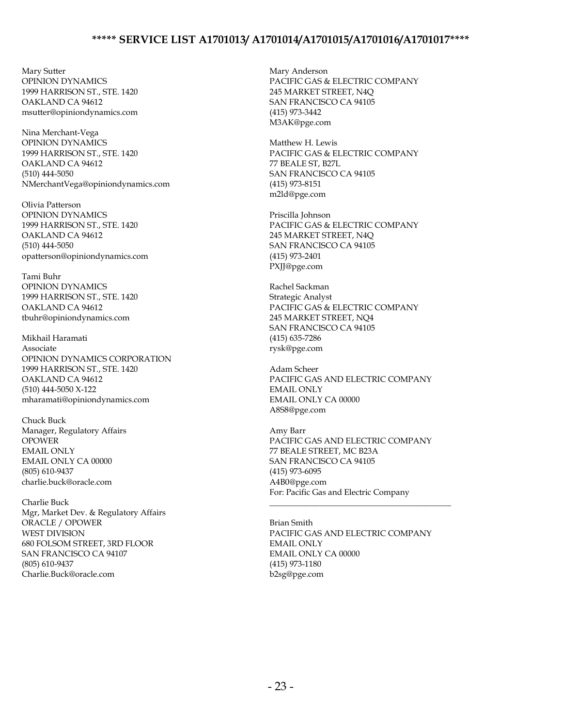**\*\*\*\*\* SERVICE LIST A1701013/ A1701014/A1701015/A1701016/A1701017\*\*\*\***

Mary Sutter
OPINION DYNAMICS
1999 HARRISON ST., STE. 1420
OAKLAND CA 94612
msutter@opiniondynamics.com

Nina Merchant-Vega
OPINION DYNAMICS
1999 HARRISON ST., STE. 1420
OAKLAND CA 94612
(510) 444-5050
NMerchantVega@opiniondynamics.com

Olivia Patterson
OPINION DYNAMICS
1999 HARRISON ST., STE. 1420
OAKLAND CA 94612
(510) 444-5050
opatterson@opiniondynamics.com

Tami Buhr
OPINION DYNAMICS
1999 HARRISON ST., STE. 1420
OAKLAND CA 94612
tbuhr@opiniondynamics.com

Mikhail Haramati
Associate
OPINION DYNAMICS CORPORATION
1999 HARRISON ST., STE. 1420
OAKLAND CA 94612
(510) 444-5050 X-122
mharamati@opiniondynamics.com

Chuck Buck
Manager, Regulatory Affairs
OPOWER
EMAIL ONLY
EMAIL ONLY CA 00000
(805) 610-9437
charlie.buck@oracle.com

Charlie Buck
Mgr, Market Dev. & Regulatory Affairs
ORACLE / OPOWER
WEST DIVISION
680 FOLSOM STREET, 3RD FLOOR
SAN FRANCISCO CA 94107
(805) 610-9437
Charlie.Buck@oracle.com

Mary Anderson
PACIFIC GAS & ELECTRIC COMPANY
245 MARKET STREET, N4Q
SAN FRANCISCO CA 94105
(415) 973-3442
M3AK@pge.com

Matthew H. Lewis
PACIFIC GAS & ELECTRIC COMPANY
77 BEALE ST, B27L
SAN FRANCISCO CA 94105
(415) 973-8151
m2ld@pge.com

Priscilla Johnson
PACIFIC GAS & ELECTRIC COMPANY
245 MARKET STREET, N4Q
SAN FRANCISCO CA 94105
(415) 973-2401
PXJJ@pge.com

Rachel Sackman
Strategic Analyst
PACIFIC GAS & ELECTRIC COMPANY
245 MARKET STREET, NQ4
SAN FRANCISCO CA 94105
(415) 635-7286
rysk@pge.com

Adam Scheer
PACIFIC GAS AND ELECTRIC COMPANY
EMAIL ONLY
EMAIL ONLY CA 00000
A8S8@pge.com

Amy Barr
PACIFIC GAS AND ELECTRIC COMPANY
77 BEALE STREET, MC B23A
SAN FRANCISCO CA 94105
(415) 973-6095
A4B0@pge.com
For: Pacific Gas and Electric Company

---

Brian Smith
PACIFIC GAS AND ELECTRIC COMPANY
EMAIL ONLY
EMAIL ONLY CA 00000
(415) 973-1180
b2sg@pge.com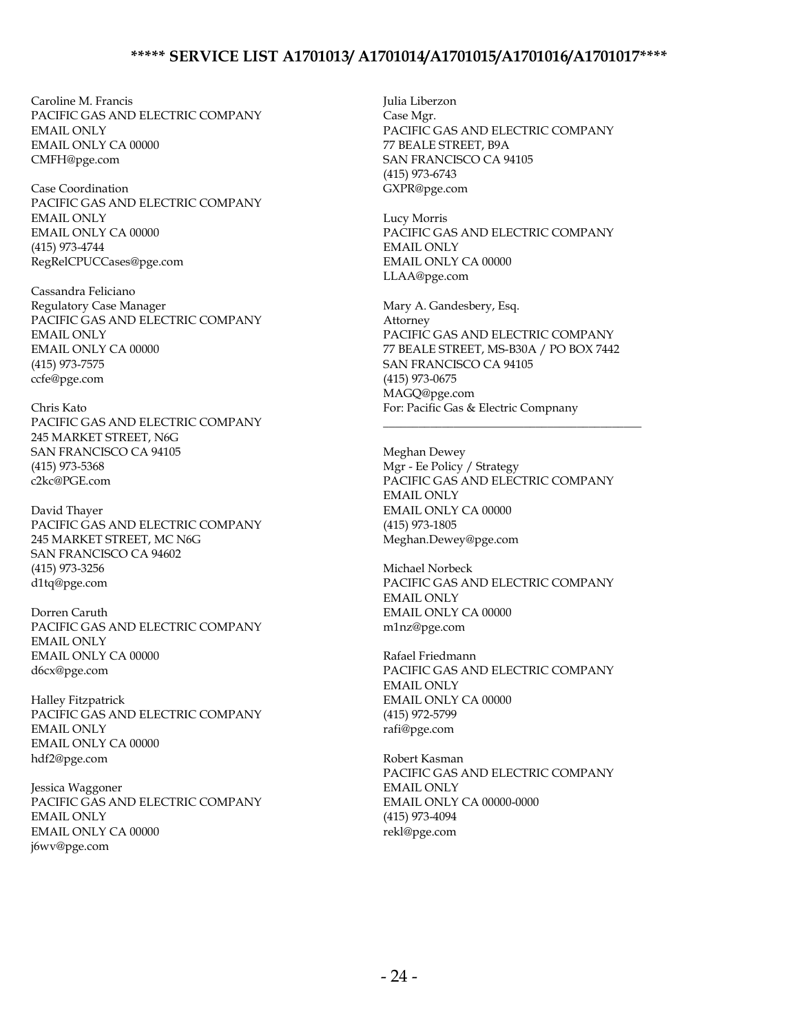**\*\*\*\*\* SERVICE LIST A1701013/ A1701014/A1701015/A1701016/A1701017\*\*\*\***

Caroline M. Francis
PACIFIC GAS AND ELECTRIC COMPANY
EMAIL ONLY
EMAIL ONLY CA 00000
CMFH@pge.com

Case Coordination
PACIFIC GAS AND ELECTRIC COMPANY
EMAIL ONLY
EMAIL ONLY CA 00000
(415) 973-4744
RegRelCPUCCases@pge.com

Cassandra Feliciano
Regulatory Case Manager
PACIFIC GAS AND ELECTRIC COMPANY
EMAIL ONLY
EMAIL ONLY CA 00000
(415) 973-7575
ccfe@pge.com

Chris Kato
PACIFIC GAS AND ELECTRIC COMPANY
245 MARKET STREET, N6G
SAN FRANCISCO CA 94105
(415) 973-5368
c2kc@PGE.com

David Thayer
PACIFIC GAS AND ELECTRIC COMPANY
245 MARKET STREET, MC N6G
SAN FRANCISCO CA 94602
(415) 973-3256
d1tq@pge.com

Dorren Caruth
PACIFIC GAS AND ELECTRIC COMPANY
EMAIL ONLY
EMAIL ONLY CA 00000
d6cx@pge.com

Halley Fitzpatrick
PACIFIC GAS AND ELECTRIC COMPANY
EMAIL ONLY
EMAIL ONLY CA 00000
hdf2@pge.com

Jessica Waggoner
PACIFIC GAS AND ELECTRIC COMPANY
EMAIL ONLY
EMAIL ONLY CA 00000
j6wv@pge.com

Julia Liberzon
Case Mgr.
PACIFIC GAS AND ELECTRIC COMPANY
77 BEALE STREET, B9A
SAN FRANCISCO CA 94105
(415) 973-6743
GXPR@pge.com

Lucy Morris
PACIFIC GAS AND ELECTRIC COMPANY
EMAIL ONLY
EMAIL ONLY CA 00000
LLAA@pge.com

Mary A. Gandesbery, Esq.
Attorney
PACIFIC GAS AND ELECTRIC COMPANY
77 BEALE STREET, MS-B30A / PO BOX 7442
SAN FRANCISCO CA 94105
(415) 973-0675
MAGQ@pge.com
For: Pacific Gas & Electric Compnany

---

Meghan Dewey
Mgr - Ee Policy / Strategy
PACIFIC GAS AND ELECTRIC COMPANY
EMAIL ONLY
EMAIL ONLY CA 00000
(415) 973-1805
Meghan.Dewey@pge.com

Michael Norbeck
PACIFIC GAS AND ELECTRIC COMPANY
EMAIL ONLY
EMAIL ONLY CA 00000
m1nz@pge.com

Rafael Friedmann
PACIFIC GAS AND ELECTRIC COMPANY
EMAIL ONLY
EMAIL ONLY CA 00000
(415) 972-5799
rafi@pge.com

Robert Kasman
PACIFIC GAS AND ELECTRIC COMPANY
EMAIL ONLY
EMAIL ONLY CA 00000-0000
(415) 973-4094
rekl@pge.com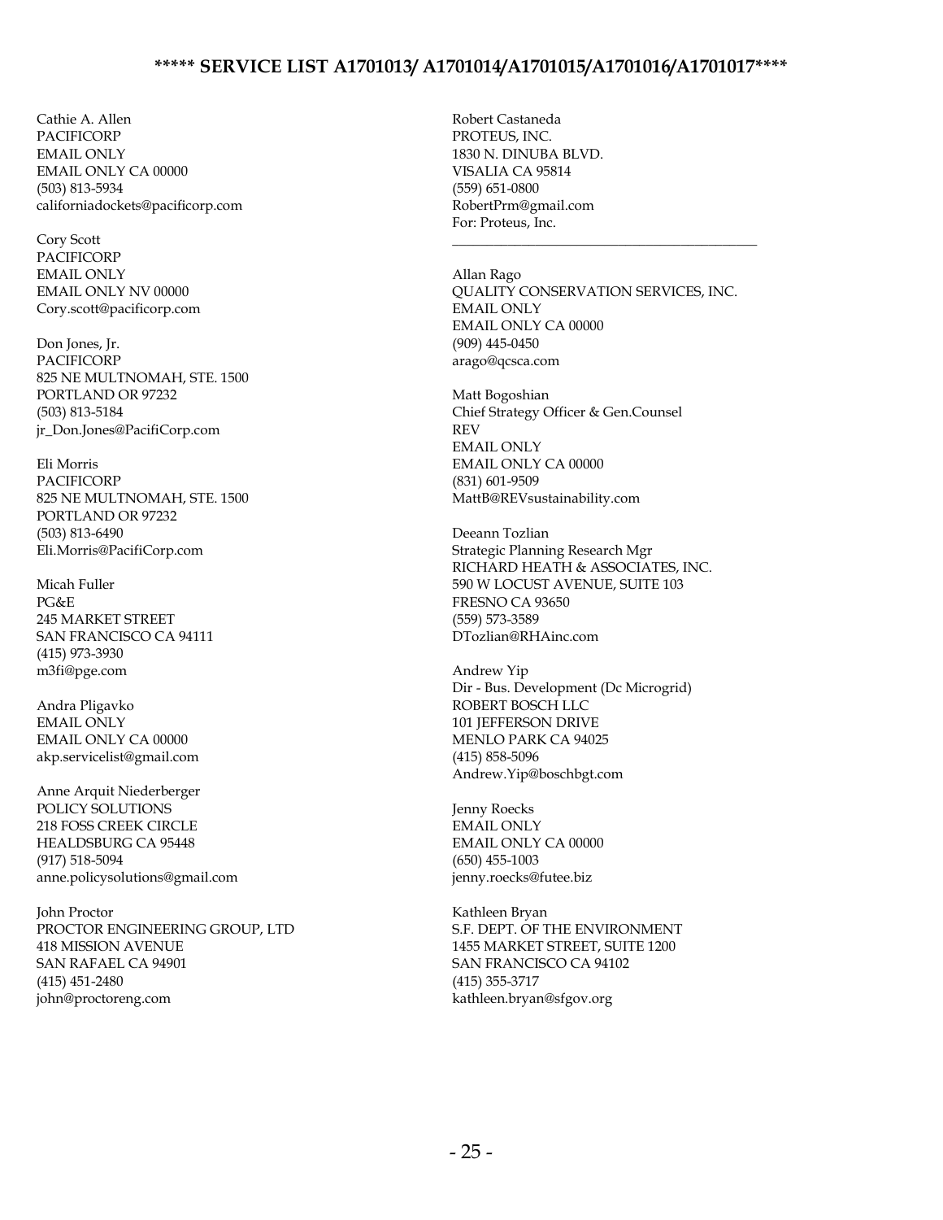**\*\*\*\*\* SERVICE LIST A1701013/ A1701014/A1701015/A1701016/A1701017\*\*\*\***

Cathie A. Allen
PACIFICORP
EMAIL ONLY
EMAIL ONLY CA 00000
(503) 813-5934
californiadockets@pacificorp.com

Cory Scott
PACIFICORP
EMAIL ONLY
EMAIL ONLY NV 00000
Cory.scott@pacificorp.com

Don Jones, Jr.
PACIFICORP
825 NE MULTNOMAH, STE. 1500
PORTLAND OR 97232
(503) 813-5184
jr_Don.Jones@PacifiCorp.com

Eli Morris
PACIFICORP
825 NE MULTNOMAH, STE. 1500
PORTLAND OR 97232
(503) 813-6490
Eli.Morris@PacifiCorp.com

Micah Fuller
PG&E
245 MARKET STREET
SAN FRANCISCO CA 94111
(415) 973-3930
m3fi@pge.com

Andra Pligavko
EMAIL ONLY
EMAIL ONLY CA 00000
akp.servicelist@gmail.com

Anne Arquit Niederberger
POLICY SOLUTIONS
218 FOSS CREEK CIRCLE
HEALDSBURG CA 95448
(917) 518-5094
anne.policysolutions@gmail.com

John Proctor
PROCTOR ENGINEERING GROUP, LTD
418 MISSION AVENUE
SAN RAFAEL CA 94901
(415) 451-2480
john@proctoreng.com

Robert Castaneda
PROTEUS, INC.
1830 N. DINUBA BLVD.
VISALIA CA 95814
(559) 651-0800
RobertPrm@gmail.com
For: Proteus, Inc.

---

Allan Rago
QUALITY CONSERVATION SERVICES, INC.
EMAIL ONLY
EMAIL ONLY CA 00000
(909) 445-0450
arago@qcsca.com

Matt Bogoshian
Chief Strategy Officer & Gen.Counsel
REV
EMAIL ONLY
EMAIL ONLY CA 00000
(831) 601-9509
MattB@REVsustainability.com

Deeann Tozlian
Strategic Planning Research Mgr
RICHARD HEATH & ASSOCIATES, INC.
590 W LOCUST AVENUE, SUITE 103
FRESNO CA 93650
(559) 573-3589
DTozlian@RHAinc.com

Andrew Yip
Dir - Bus. Development (Dc Microgrid)
ROBERT BOSCH LLC
101 JEFFERSON DRIVE
MENLO PARK CA 94025
(415) 858-5096
Andrew.Yip@boschbgt.com

Jenny Roecks
EMAIL ONLY
EMAIL ONLY CA 00000
(650) 455-1003
jenny.roecks@futee.biz

Kathleen Bryan
S.F. DEPT. OF THE ENVIRONMENT
1455 MARKET STREET, SUITE 1200
SAN FRANCISCO CA 94102
(415) 355-3717
kathleen.bryan@sfgov.org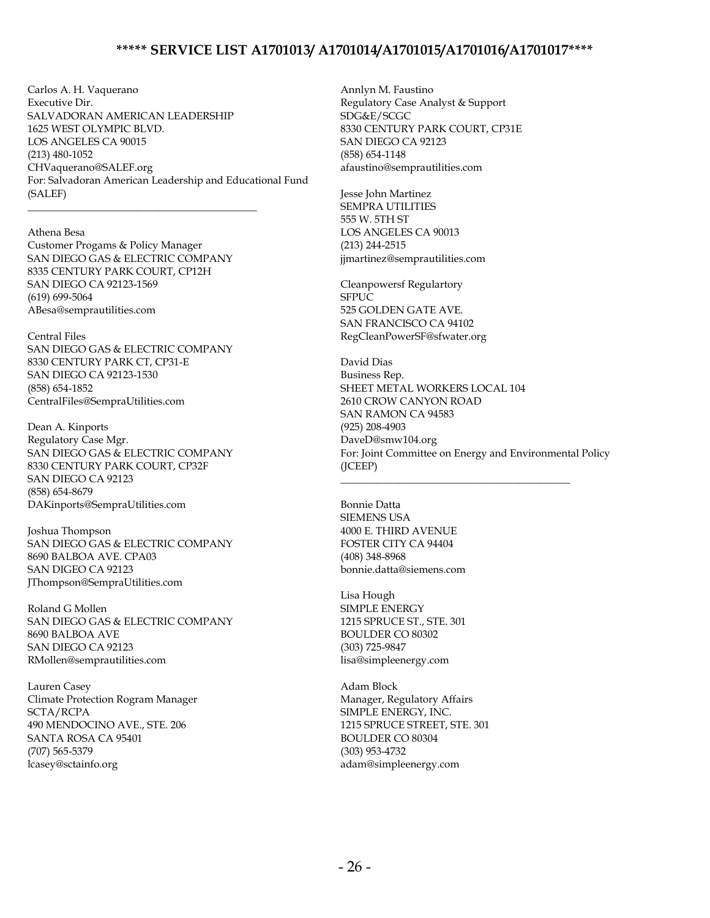**\*\*\*\*\* SERVICE LIST A1701013/ A1701014/A1701015/A1701016/A1701017\*\*\*\***

Carlos A. H. Vaquerano
Executive Dir.
SALVADORAN AMERICAN LEADERSHIP
1625 WEST OLYMPIC BLVD.
LOS ANGELES CA 90015
(213) 480-1052
CHVaquerano@SALEF.org
For: Salvadoran American Leadership and Educational Fund (SALEF)

---

Athena Besa
Customer Progams & Policy Manager
SAN DIEGO GAS & ELECTRIC COMPANY
8335 CENTURY PARK COURT, CP12H
SAN DIEGO CA 92123-1569
(619) 699-5064
ABesa@semprautilities.com

Central Files
SAN DIEGO GAS & ELECTRIC COMPANY
8330 CENTURY PARK CT, CP31-E
SAN DIEGO CA 92123-1530
(858) 654-1852
CentralFiles@SempraUtilities.com

Dean A. Kinports
Regulatory Case Mgr.
SAN DIEGO GAS & ELECTRIC COMPANY
8330 CENTURY PARK COURT, CP32F
SAN DIEGO CA 92123
(858) 654-8679
DAKinports@SempraUtilities.com

Joshua Thompson
SAN DIEGO GAS & ELECTRIC COMPANY
8690 BALBOA AVE. CPA03
SAN DIGEO CA 92123
JThompson@SempraUtilities.com

Roland G Mollen
SAN DIEGO GAS & ELECTRIC COMPANY
8690 BALBOA AVE
SAN DIEGO CA 92123
RMollen@semprautilities.com

Lauren Casey
Climate Protection Rogram Manager
SCTA/RCPA
490 MENDOCINO AVE., STE. 206
SANTA ROSA CA 95401
(707) 565-5379
lcasey@sctainfo.org

Annlyn M. Faustino
Regulatory Case Analyst & Support
SDG&E/SCGC
8330 CENTURY PARK COURT, CP31E
SAN DIEGO CA 92123
(858) 654-1148
afaustino@semprautilities.com

Jesse John Martinez
SEMPRA UTILITIES
555 W. 5TH ST
LOS ANGELES CA 90013
(213) 244-2515
jjmartinez@semprautilities.com

Cleanpowersf Regulartory
SFPUC
525 GOLDEN GATE AVE.
SAN FRANCISCO CA 94102
RegCleanPowerSF@sfwater.org

David Dias
Business Rep.
SHEET METAL WORKERS LOCAL 104
2610 CROW CANYON ROAD
SAN RAMON CA 94583
(925) 208-4903
DaveD@smw104.org
For: Joint Committee on Energy and Environmental Policy (JCEEP)

---

Bonnie Datta
SIEMENS USA
4000 E. THIRD AVENUE
FOSTER CITY CA 94404
(408) 348-8968
bonnie.datta@siemens.com

Lisa Hough
SIMPLE ENERGY
1215 SPRUCE ST., STE. 301
BOULDER CO 80302
(303) 725-9847
lisa@simpleenergy.com

Adam Block
Manager, Regulatory Affairs
SIMPLE ENERGY, INC.
1215 SPRUCE STREET, STE. 301
BOULDER CO 80304
(303) 953-4732
adam@simpleenergy.com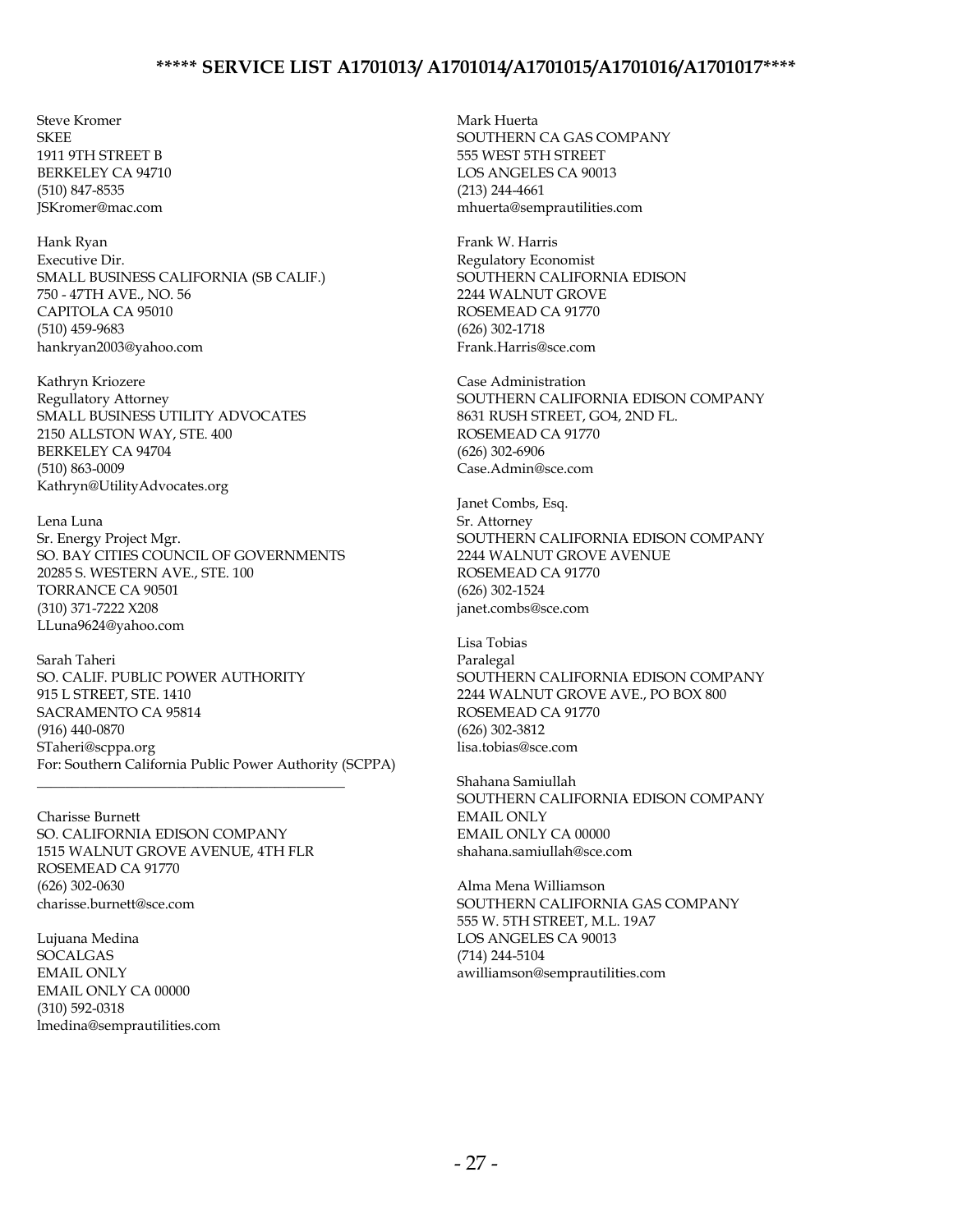# ***** SERVICE LIST A1701013/ A1701014/A1701015/A1701016/A1701017****

Steve Kromer
SKEE
1911 9TH STREET B
BERKELEY CA 94710
(510) 847-8535
JSKromer@mac.com

Hank Ryan
Executive Dir.
SMALL BUSINESS CALIFORNIA (SB CALIF.)
750 - 47TH AVE., NO. 56
CAPITOLA CA 95010
(510) 459-9683
hankryan2003@yahoo.com

Kathryn Kriozere
Regullatory Attorney
SMALL BUSINESS UTILITY ADVOCATES
2150 ALLSTON WAY, STE. 400
BERKELEY CA 94704
(510) 863-0009
Kathryn@UtilityAdvocates.org

Lena Luna
Sr. Energy Project Mgr.
SO. BAY CITIES COUNCIL OF GOVERNMENTS
20285 S. WESTERN AVE., STE. 100
TORRANCE CA 90501
(310) 371-7222 X208
LLuna9624@yahoo.com

Sarah Taheri
SO. CALIF. PUBLIC POWER AUTHORITY
915 L STREET, STE. 1410
SACRAMENTO CA 95814
(916) 440-0870
STaheri@scppa.org
For: Southern California Public Power Authority (SCPPA)

---

Charisse Burnett
SO. CALIFORNIA EDISON COMPANY
1515 WALNUT GROVE AVENUE, 4TH FLR
ROSEMEAD CA 91770
(626) 302-0630
charisse.burnett@sce.com

Lujuana Medina
SOCALGAS
EMAIL ONLY
EMAIL ONLY CA 00000
(310) 592-0318
lmedina@semprautilities.com

Mark Huerta
SOUTHERN CA GAS COMPANY
555 WEST 5TH STREET
LOS ANGELES CA 90013
(213) 244-4661
mhuerta@semprautilities.com

Frank W. Harris
Regulatory Economist
SOUTHERN CALIFORNIA EDISON
2244 WALNUT GROVE
ROSEMEAD CA 91770
(626) 302-1718
Frank.Harris@sce.com

Case Administration
SOUTHERN CALIFORNIA EDISON COMPANY
8631 RUSH STREET, GO4, 2ND FL.
ROSEMEAD CA 91770
(626) 302-6906
Case.Admin@sce.com

Janet Combs, Esq.
Sr. Attorney
SOUTHERN CALIFORNIA EDISON COMPANY
2244 WALNUT GROVE AVENUE
ROSEMEAD CA 91770
(626) 302-1524
janet.combs@sce.com

Lisa Tobias
Paralegal
SOUTHERN CALIFORNIA EDISON COMPANY
2244 WALNUT GROVE AVE., PO BOX 800
ROSEMEAD CA 91770
(626) 302-3812
lisa.tobias@sce.com

Shahana Samiullah
SOUTHERN CALIFORNIA EDISON COMPANY
EMAIL ONLY
EMAIL ONLY CA 00000
shahana.samiullah@sce.com

Alma Mena Williamson
SOUTHERN CALIFORNIA GAS COMPANY
555 W. 5TH STREET, M.L. 19A7
LOS ANGELES CA 90013
(714) 244-5104
awilliamson@semprautilities.com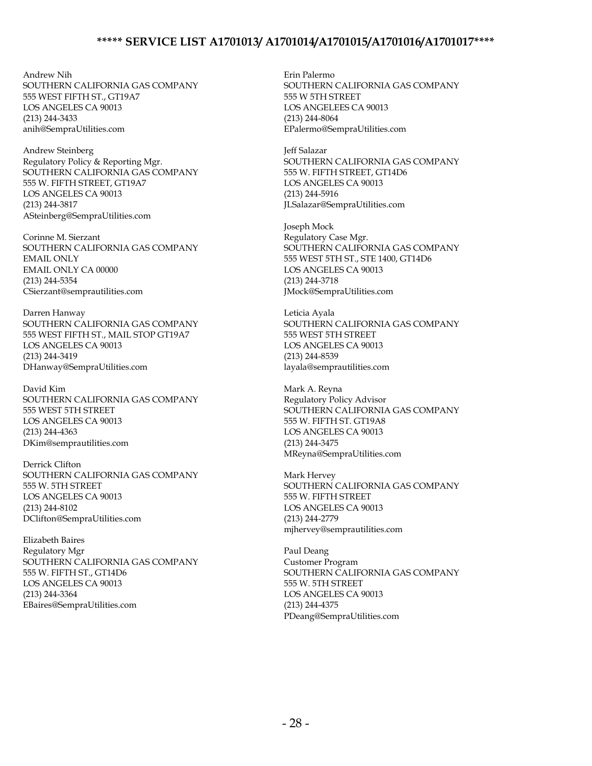**\*\*\*\*\* SERVICE LIST A1701013/ A1701014/A1701015/A1701016/A1701017\*\*\*\***

Andrew Nih
SOUTHERN CALIFORNIA GAS COMPANY
555 WEST FIFTH ST., GT19A7
LOS ANGELES CA 90013
(213) 244-3433
anih@SempraUtilities.com

Andrew Steinberg
Regulatory Policy & Reporting Mgr.
SOUTHERN CALIFORNIA GAS COMPANY
555 W. FIFTH STREET, GT19A7
LOS ANGELES CA 90013
(213) 244-3817
ASteinberg@SempraUtilities.com

Corinne M. Sierzant
SOUTHERN CALIFORNIA GAS COMPANY
EMAIL ONLY
EMAIL ONLY CA 00000
(213) 244-5354
CSierzant@semprautilities.com

Darren Hanway
SOUTHERN CALIFORNIA GAS COMPANY
555 WEST FIFTH ST., MAIL STOP GT19A7
LOS ANGELES CA 90013
(213) 244-3419
DHanway@SempraUtilities.com

David Kim
SOUTHERN CALIFORNIA GAS COMPANY
555 WEST 5TH STREET
LOS ANGELES CA 90013
(213) 244-4363
DKim@semprautilities.com

Derrick Clifton
SOUTHERN CALIFORNIA GAS COMPANY
555 W. 5TH STREET
LOS ANGELES CA 90013
(213) 244-8102
DClifton@SempraUtilities.com

Elizabeth Baires
Regulatory Mgr
SOUTHERN CALIFORNIA GAS COMPANY
555 W. FIFTH ST., GT14D6
LOS ANGELES CA 90013
(213) 244-3364
EBaires@SempraUtilities.com

Erin Palermo
SOUTHERN CALIFORNIA GAS COMPANY
555 W 5TH STREET
LOS ANGELEES CA 90013
(213) 244-8064
EPalermo@SempraUtilities.com

Jeff Salazar
SOUTHERN CALIFORNIA GAS COMPANY
555 W. FIFTH STREET, GT14D6
LOS ANGELES CA 90013
(213) 244-5916
JLSalazar@SempraUtilities.com

Joseph Mock
Regulatory Case Mgr.
SOUTHERN CALIFORNIA GAS COMPANY
555 WEST 5TH ST., STE 1400, GT14D6
LOS ANGELES CA 90013
(213) 244-3718
JMock@SempraUtilities.com

Leticia Ayala
SOUTHERN CALIFORNIA GAS COMPANY
555 WEST 5TH STREET
LOS ANGELES CA 90013
(213) 244-8539
layala@semprautilities.com

Mark A. Reyna
Regulatory Policy Advisor
SOUTHERN CALIFORNIA GAS COMPANY
555 W. FIFTH ST. GT19A8
LOS ANGELES CA 90013
(213) 244-3475
MReyna@SempraUtilities.com

Mark Hervey
SOUTHERN CALIFORNIA GAS COMPANY
555 W. FIFTH STREET
LOS ANGELES CA 90013
(213) 244-2779
mjhervey@semprautilities.com

Paul Deang
Customer Program
SOUTHERN CALIFORNIA GAS COMPANY
555 W. 5TH STREET
LOS ANGELES CA 90013
(213) 244-4375
PDeang@SempraUtilities.com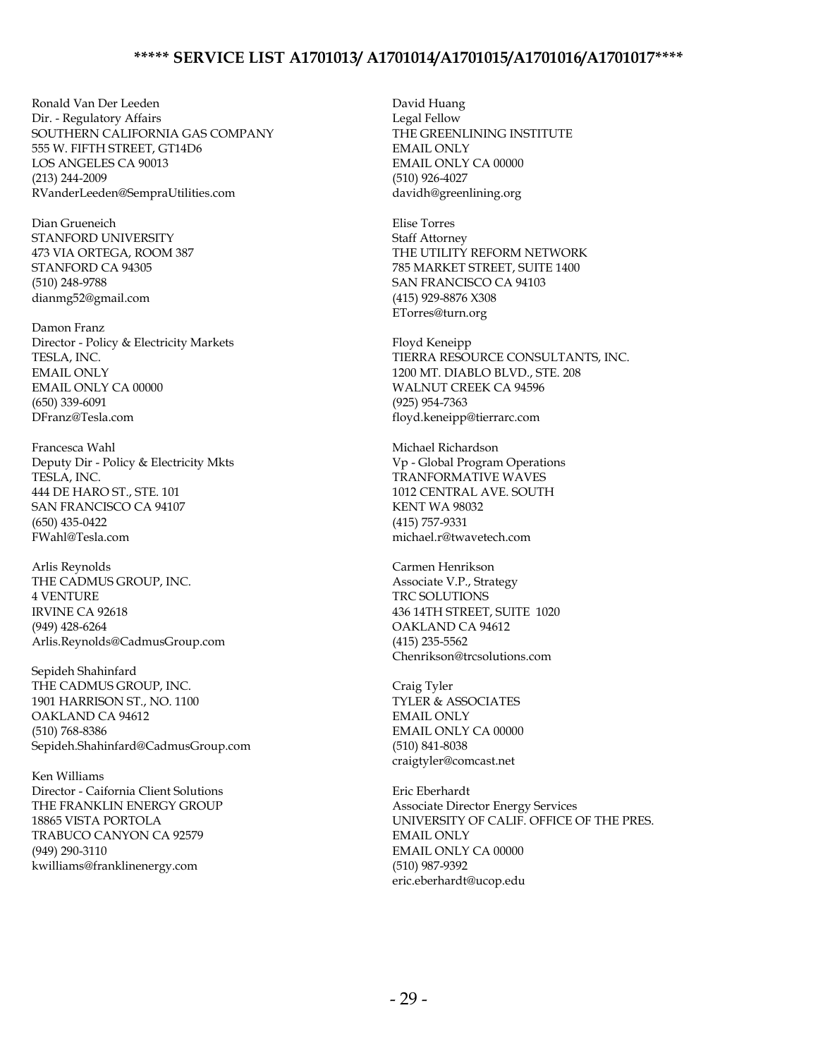**\*\*\*\*\* SERVICE LIST A1701013/ A1701014/A1701015/A1701016/A1701017\*\*\*\***

Ronald Van Der Leeden
Dir. - Regulatory Affairs
SOUTHERN CALIFORNIA GAS COMPANY
555 W. FIFTH STREET, GT14D6
LOS ANGELES CA 90013
(213) 244-2009
RVanderLeeden@SempraUtilities.com

Dian Grueneich
STANFORD UNIVERSITY
473 VIA ORTEGA, ROOM 387
STANFORD CA 94305
(510) 248-9788
dianmg52@gmail.com

Damon Franz
Director - Policy & Electricity Markets
TESLA, INC.
EMAIL ONLY
EMAIL ONLY CA 00000
(650) 339-6091
DFranz@Tesla.com

Francesca Wahl
Deputy Dir - Policy & Electricity Mkts
TESLA, INC.
444 DE HARO ST., STE. 101
SAN FRANCISCO CA 94107
(650) 435-0422
FWahl@Tesla.com

Arlis Reynolds
THE CADMUS GROUP, INC.
4 VENTURE
IRVINE CA 92618
(949) 428-6264
Arlis.Reynolds@CadmusGroup.com

Sepideh Shahinfard
THE CADMUS GROUP, INC.
1901 HARRISON ST., NO. 1100
OAKLAND CA 94612
(510) 768-8386
Sepideh.Shahinfard@CadmusGroup.com

Ken Williams
Director - Caifornia Client Solutions
THE FRANKLIN ENERGY GROUP
18865 VISTA PORTOLA
TRABUCO CANYON CA 92579
(949) 290-3110
kwilliams@franklinenergy.com

David Huang
Legal Fellow
THE GREENLINING INSTITUTE
EMAIL ONLY
EMAIL ONLY CA 00000
(510) 926-4027
davidh@greenlining.org

Elise Torres
Staff Attorney
THE UTILITY REFORM NETWORK
785 MARKET STREET, SUITE 1400
SAN FRANCISCO CA 94103
(415) 929-8876 X308
ETorres@turn.org

Floyd Keneipp
TIERRA RESOURCE CONSULTANTS, INC.
1200 MT. DIABLO BLVD., STE. 208
WALNUT CREEK CA 94596
(925) 954-7363
floyd.keneipp@tierrarc.com

Michael Richardson
Vp - Global Program Operations
TRANFORMATIVE WAVES
1012 CENTRAL AVE. SOUTH
KENT WA 98032
(415) 757-9331
michael.r@twavetech.com

Carmen Henrikson
Associate V.P., Strategy
TRC SOLUTIONS
436 14TH STREET, SUITE 1020
OAKLAND CA 94612
(415) 235-5562
Chenrikson@trcsolutions.com

Craig Tyler
TYLER & ASSOCIATES
EMAIL ONLY
EMAIL ONLY CA 00000
(510) 841-8038
craigtyler@comcast.net

Eric Eberhardt
Associate Director Energy Services
UNIVERSITY OF CALIF. OFFICE OF THE PRES.
EMAIL ONLY
EMAIL ONLY CA 00000
(510) 987-9392
eric.eberhardt@ucop.edu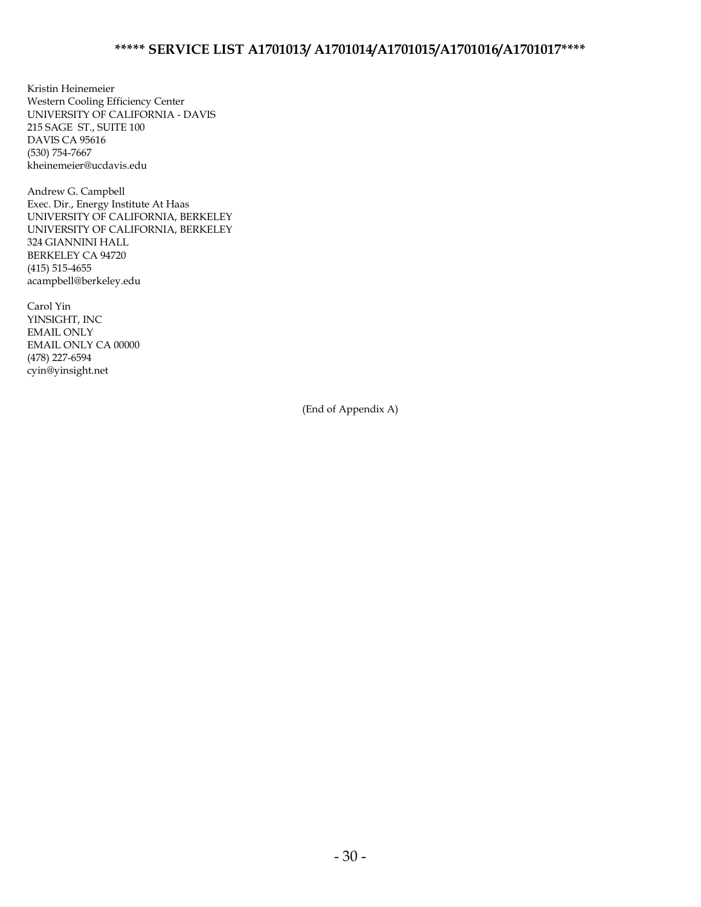**\*\*\*\*\* SERVICE LIST A1701013/ A1701014/A1701015/A1701016/A1701017\*\*\*\***

Kristin Heinemeier  
Western Cooling Efficiency Center  
UNIVERSITY OF CALIFORNIA - DAVIS  
215 SAGE ST., SUITE 100  
DAVIS CA 95616  
(530) 754-7667  
kheinemeier@ucdavis.edu

Andrew G. Campbell  
Exec. Dir., Energy Institute At Haas  
UNIVERSITY OF CALIFORNIA, BERKELEY  
UNIVERSITY OF CALIFORNIA, BERKELEY  
324 GIANNINI HALL  
BERKELEY CA 94720  
(415) 515-4655  
acampbell@berkeley.edu

Carol Yin  
YINSIGHT, INC  
EMAIL ONLY  
EMAIL ONLY CA 00000  
(478) 227-6594  
cyin@yinsight.net

(End of Appendix A)